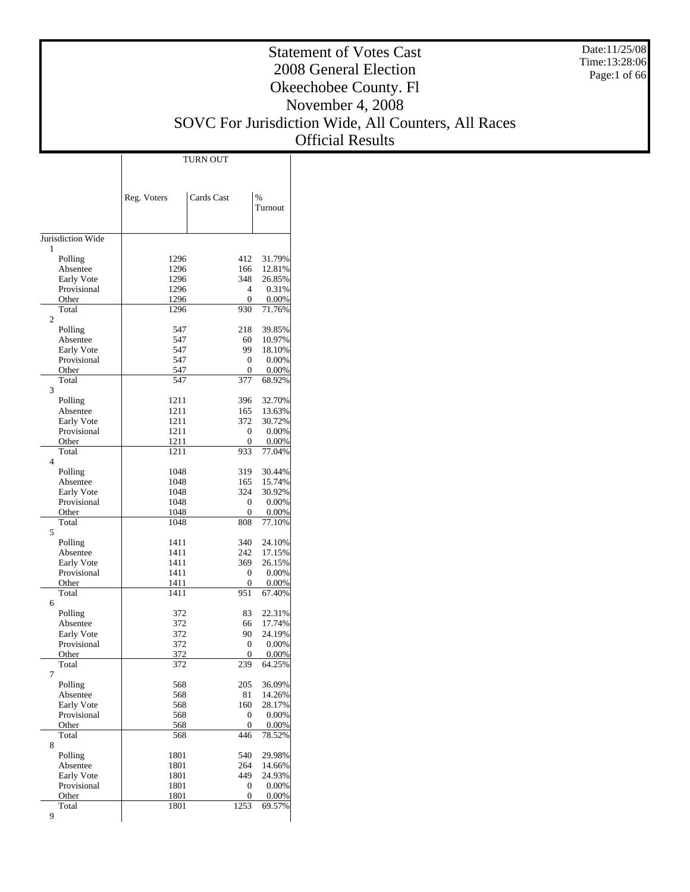# Statement of Votes Cast
# 2008 General Election
# Okeechobee County. Fl
# November 4, 2008
# SOVC For Jurisdiction Wide, All Counters, All Races
# Official Results

Date:11/25/08
Time:13:28:06

| | TURN OUT | | |
|---|---|---|---|
| | Reg. Voters | Cards Cast | % Turnout |
| **Jurisdiction Wide** | | | |
| **1** | | | |
| Polling | 1296 | 412 | 31.79% |
| Absentee | 1296 | 166 | 12.81% |
| Early Vote | 1296 | 348 | 26.85% |
| Provisional | 1296 | 4 | 0.31% |
| Other | 1296 | 0 | 0.00% |
| Total | 1296 | 930 | 71.76% |
| **2** | | | |
| Polling | 547 | 218 | 39.85% |
| Absentee | 547 | 60 | 10.97% |
| Early Vote | 547 | 99 | 18.10% |
| Provisional | 547 | 0 | 0.00% |
| Other | 547 | 0 | 0.00% |
| Total | 547 | 377 | 68.92% |
| **3** | | | |
| Polling | 1211 | 396 | 32.70% |
| Absentee | 1211 | 165 | 13.63% |
| Early Vote | 1211 | 372 | 30.72% |
| Provisional | 1211 | 0 | 0.00% |
| Other | 1211 | 0 | 0.00% |
| Total | 1211 | 933 | 77.04% |
| **4** | | | |
| Polling | 1048 | 319 | 30.44% |
| Absentee | 1048 | 165 | 15.74% |
| Early Vote | 1048 | 324 | 30.92% |
| Provisional | 1048 | 0 | 0.00% |
| Other | 1048 | 0 | 0.00% |
| Total | 1048 | 808 | 77.10% |
| **5** | | | |
| Polling | 1411 | 340 | 24.10% |
| Absentee | 1411 | 242 | 17.15% |
| Early Vote | 1411 | 369 | 26.15% |
| Provisional | 1411 | 0 | 0.00% |
| Other | 1411 | 0 | 0.00% |
| Total | 1411 | 951 | 67.40% |
| **6** | | | |
| Polling | 372 | 83 | 22.31% |
| Absentee | 372 | 66 | 17.74% |
| Early Vote | 372 | 90 | 24.19% |
| Provisional | 372 | 0 | 0.00% |
| Other | 372 | 0 | 0.00% |
| Total | 372 | 239 | 64.25% |
| **7** | | | |
| Polling | 568 | 205 | 36.09% |
| Absentee | 568 | 81 | 14.26% |
| Early Vote | 568 | 160 | 28.17% |
| Provisional | 568 | 0 | 0.00% |
| Other | 568 | 0 | 0.00% |
| Total | 568 | 446 | 78.52% |
| **8** | | | |
| Polling | 1801 | 540 | 29.98% |
| Absentee | 1801 | 264 | 14.66% |
| Early Vote | 1801 | 449 | 24.93% |
| Provisional | 1801 | 0 | 0.00% |
| Other | 1801 | 0 | 0.00% |
| Total | 1801 | 1253 | 69.57% |
| **9** | | | |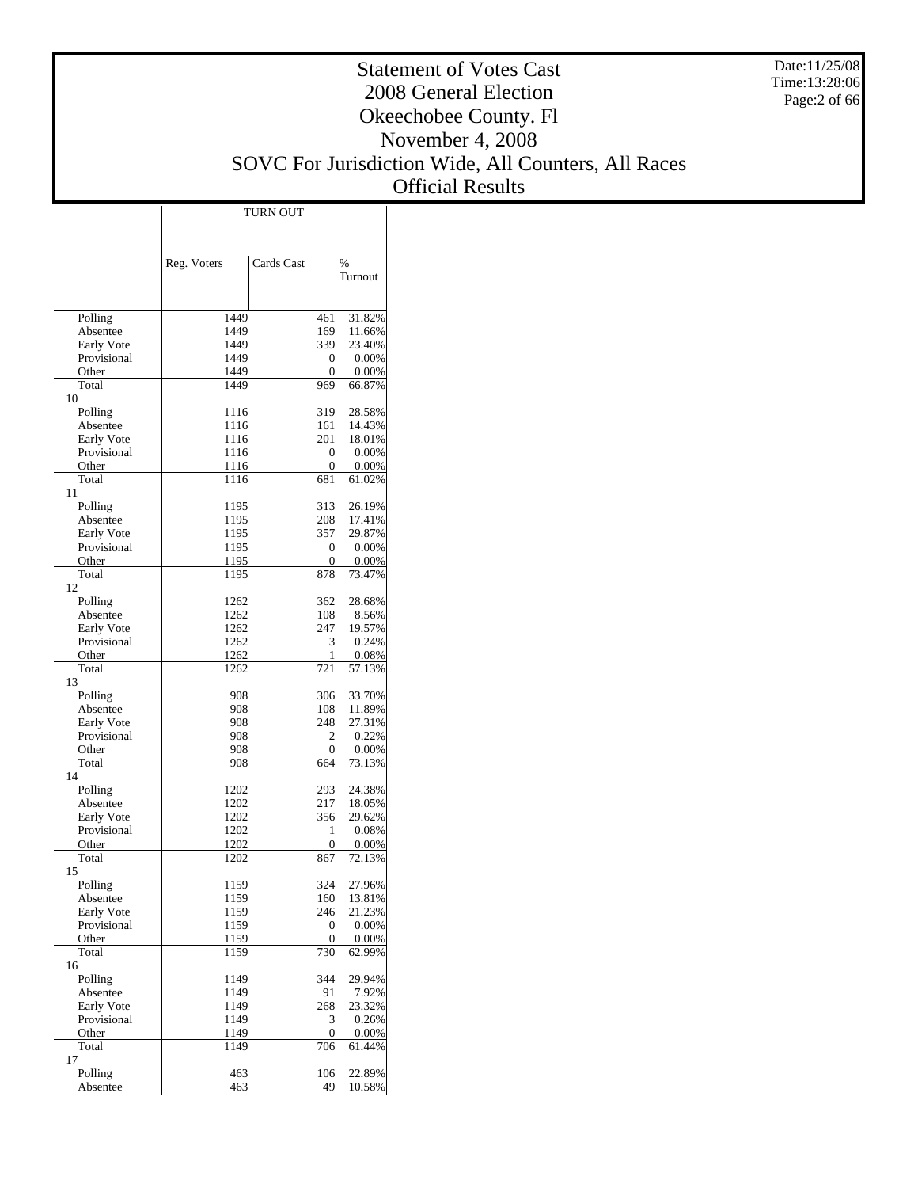# Statement of Votes Cast
# 2008 General Election
# Okeechobee County. Fl
# November 4, 2008
# SOVC For Jurisdiction Wide, All Counters, All Races
# Official Results

Date:11/25/08
Time:13:28:06

| | TURN OUT | | |
|---|---|---|---|
| | Reg. Voters | Cards Cast | % Turnout |
| Polling | 1449 | 461 | 31.82% |
| Absentee | 1449 | 169 | 11.66% |
| Early Vote | 1449 | 339 | 23.40% |
| Provisional | 1449 | 0 | 0.00% |
| Other | 1449 | 0 | 0.00% |
| Total | 1449 | 969 | 66.87% |
| 10 | | | |
| Polling | 1116 | 319 | 28.58% |
| Absentee | 1116 | 161 | 14.43% |
| Early Vote | 1116 | 201 | 18.01% |
| Provisional | 1116 | 0 | 0.00% |
| Other | 1116 | 0 | 0.00% |
| Total | 1116 | 681 | 61.02% |
| 11 | | | |
| Polling | 1195 | 313 | 26.19% |
| Absentee | 1195 | 208 | 17.41% |
| Early Vote | 1195 | 357 | 29.87% |
| Provisional | 1195 | 0 | 0.00% |
| Other | 1195 | 0 | 0.00% |
| Total | 1195 | 878 | 73.47% |
| 12 | | | |
| Polling | 1262 | 362 | 28.68% |
| Absentee | 1262 | 108 | 8.56% |
| Early Vote | 1262 | 247 | 19.57% |
| Provisional | 1262 | 3 | 0.24% |
| Other | 1262 | 1 | 0.08% |
| Total | 1262 | 721 | 57.13% |
| 13 | | | |
| Polling | 908 | 306 | 33.70% |
| Absentee | 908 | 108 | 11.89% |
| Early Vote | 908 | 248 | 27.31% |
| Provisional | 908 | 2 | 0.22% |
| Other | 908 | 0 | 0.00% |
| Total | 908 | 664 | 73.13% |
| 14 | | | |
| Polling | 1202 | 293 | 24.38% |
| Absentee | 1202 | 217 | 18.05% |
| Early Vote | 1202 | 356 | 29.62% |
| Provisional | 1202 | 1 | 0.08% |
| Other | 1202 | 0 | 0.00% |
| Total | 1202 | 867 | 72.13% |
| 15 | | | |
| Polling | 1159 | 324 | 27.96% |
| Absentee | 1159 | 160 | 13.81% |
| Early Vote | 1159 | 246 | 21.23% |
| Provisional | 1159 | 0 | 0.00% |
| Other | 1159 | 0 | 0.00% |
| Total | 1159 | 730 | 62.99% |
| 16 | | | |
| Polling | 1149 | 344 | 29.94% |
| Absentee | 1149 | 91 | 7.92% |
| Early Vote | 1149 | 268 | 23.32% |
| Provisional | 1149 | 3 | 0.26% |
| Other | 1149 | 0 | 0.00% |
| Total | 1149 | 706 | 61.44% |
| 17 | | | |
| Polling | 463 | 106 | 22.89% |
| Absentee | 463 | 49 | 10.58% |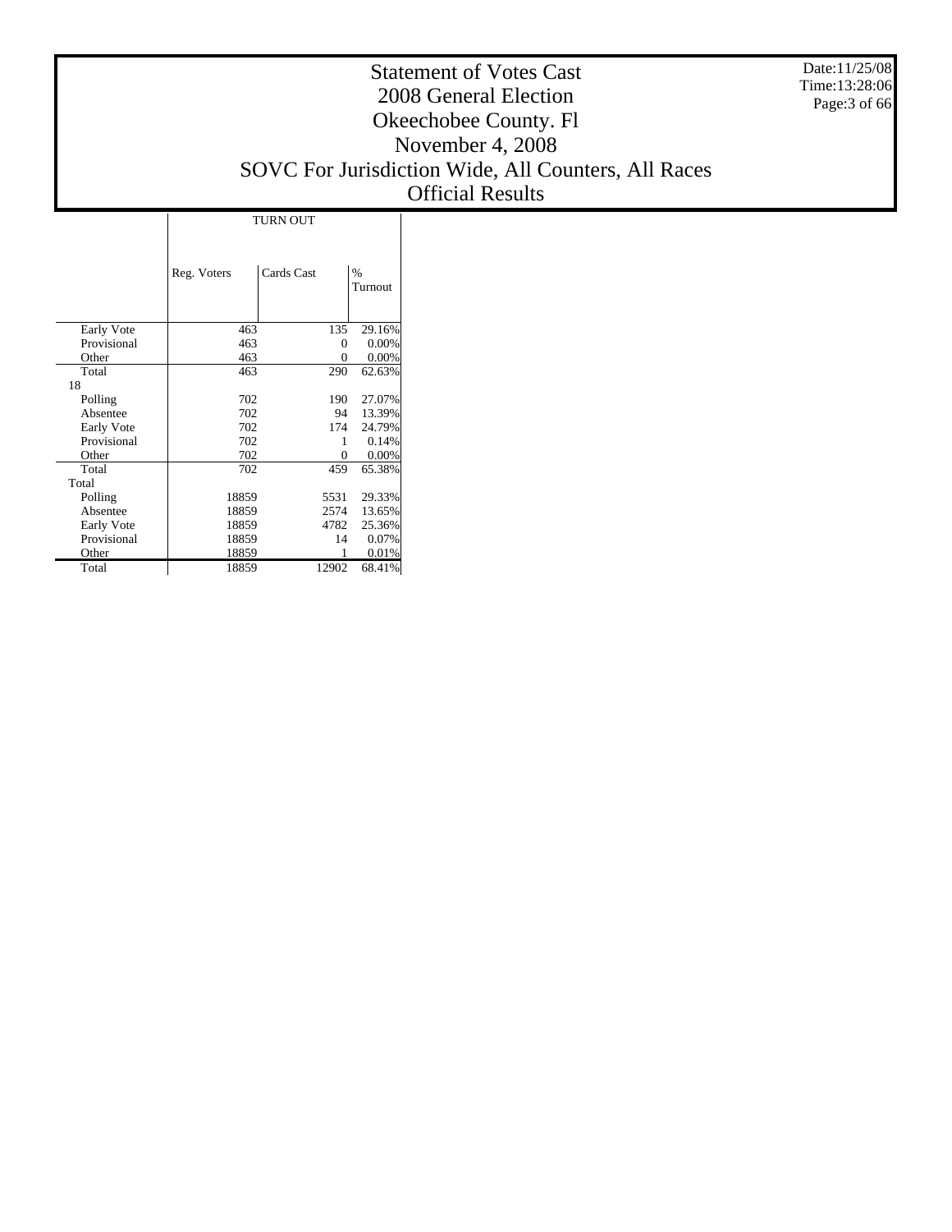# Statement of Votes Cast
# 2008 General Election
# Okeechobee County. Fl
# November 4, 2008
# SOVC For Jurisdiction Wide, All Counters, All Races
# Official Results

Date:11/25/08
Time:13:28:06

| | TURN OUT | | |
|---|---|---|---|
| | Reg. Voters | Cards Cast | % Turnout |
| Early Vote | 463 | 135 | 29.16% |
| Provisional | 463 | 0 | 0.00% |
| Other | 463 | 0 | 0.00% |
| Total | 463 | 290 | 62.63% |
| 18 | | | |
| Polling | 702 | 190 | 27.07% |
| Absentee | 702 | 94 | 13.39% |
| Early Vote | 702 | 174 | 24.79% |
| Provisional | 702 | 1 | 0.14% |
| Other | 702 | 0 | 0.00% |
| Total | 702 | 459 | 65.38% |
| Total | | | |
| Polling | 18859 | 5531 | 29.33% |
| Absentee | 18859 | 2574 | 13.65% |
| Early Vote | 18859 | 4782 | 25.36% |
| Provisional | 18859 | 14 | 0.07% |
| Other | 18859 | 1 | 0.01% |
| Total | 18859 | 12902 | 68.41% |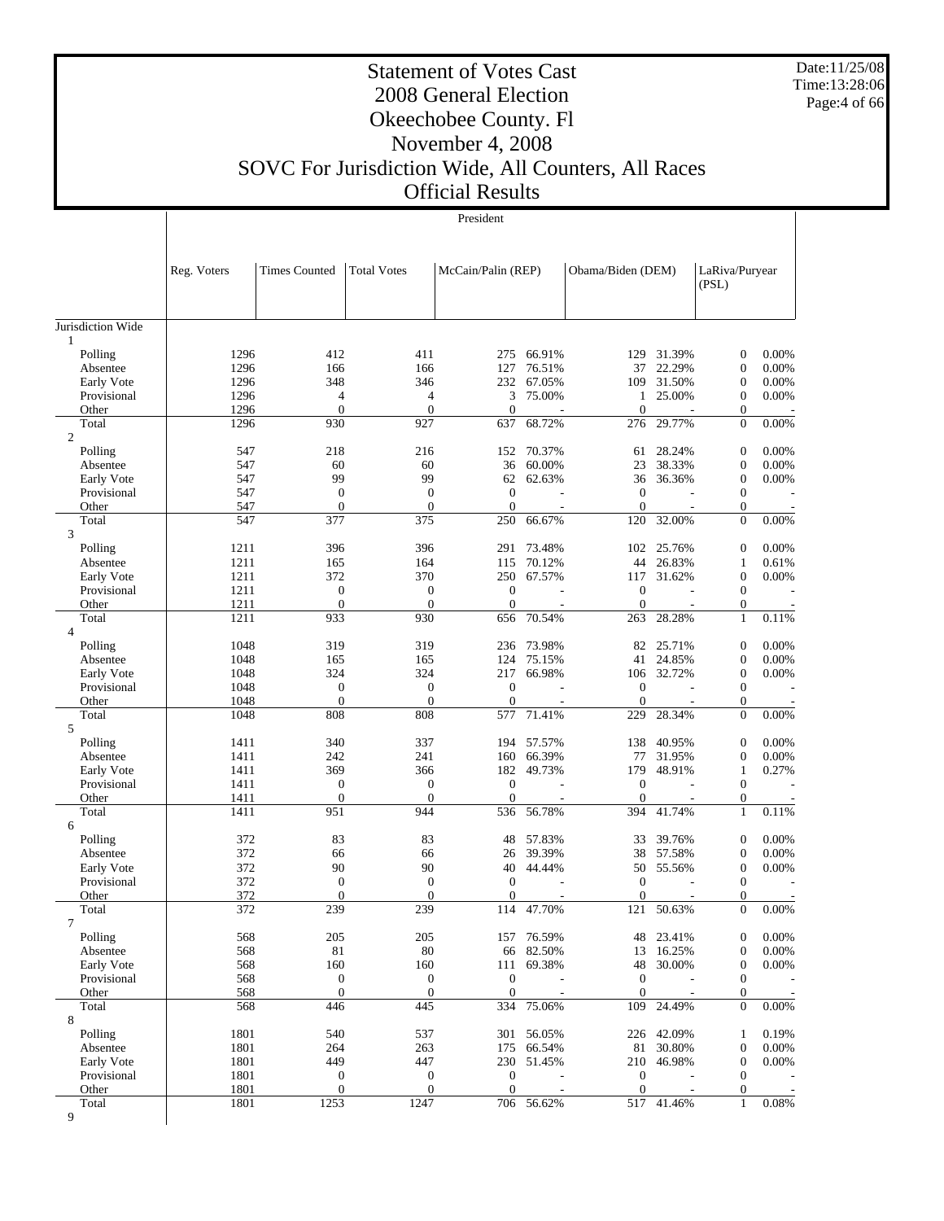# Statement of Votes Cast
# 2008 General Election
# Okeechobee County. Fl
# November 4, 2008
# SOVC For Jurisdiction Wide, All Counters, All Races
# Official Results

Date:11/25/08
Time:13:28:06

## President

| | Reg. Voters | Times Counted | Total Votes | McCain/Palin (REP) | | Obama/Biden (DEM) | | LaRiva/Puryear (PSL) | |
|---|---|---|---|---|---|---|---|---|---|
| Jurisdiction Wide | | | | | | | | | |
| 1 | | | | | | | | | |
| Polling | 1296 | 412 | 411 | 275 | 66.91% | 129 | 31.39% | 0 | 0.00% |
| Absentee | 1296 | 166 | 166 | 127 | 76.51% | 37 | 22.29% | 0 | 0.00% |
| Early Vote | 1296 | 348 | 346 | 232 | 67.05% | 109 | 31.50% | 0 | 0.00% |
| Provisional | 1296 | 4 | 4 | 3 | 75.00% | 1 | 25.00% | 0 | 0.00% |
| Other | 1296 | 0 | 0 | 0 | - | 0 | - | 0 | - |
| Total | 1296 | 930 | 927 | 637 | 68.72% | 276 | 29.77% | 0 | 0.00% |
| 2 | | | | | | | | | |
| Polling | 547 | 218 | 216 | 152 | 70.37% | 61 | 28.24% | 0 | 0.00% |
| Absentee | 547 | 60 | 60 | 36 | 60.00% | 23 | 38.33% | 0 | 0.00% |
| Early Vote | 547 | 99 | 99 | 62 | 62.63% | 36 | 36.36% | 0 | 0.00% |
| Provisional | 547 | 0 | 0 | 0 | - | 0 | - | 0 | - |
| Other | 547 | 0 | 0 | 0 | - | 0 | - | 0 | - |
| Total | 547 | 377 | 375 | 250 | 66.67% | 120 | 32.00% | 0 | 0.00% |
| 3 | | | | | | | | | |
| Polling | 1211 | 396 | 396 | 291 | 73.48% | 102 | 25.76% | 0 | 0.00% |
| Absentee | 1211 | 165 | 164 | 115 | 70.12% | 44 | 26.83% | 1 | 0.61% |
| Early Vote | 1211 | 372 | 370 | 250 | 67.57% | 117 | 31.62% | 0 | 0.00% |
| Provisional | 1211 | 0 | 0 | 0 | - | 0 | - | 0 | - |
| Other | 1211 | 0 | 0 | 0 | - | 0 | - | 0 | - |
| Total | 1211 | 933 | 930 | 656 | 70.54% | 263 | 28.28% | 1 | 0.11% |
| 4 | | | | | | | | | |
| Polling | 1048 | 319 | 319 | 236 | 73.98% | 82 | 25.71% | 0 | 0.00% |
| Absentee | 1048 | 165 | 165 | 124 | 75.15% | 41 | 24.85% | 0 | 0.00% |
| Early Vote | 1048 | 324 | 324 | 217 | 66.98% | 106 | 32.72% | 0 | 0.00% |
| Provisional | 1048 | 0 | 0 | 0 | - | 0 | - | 0 | - |
| Other | 1048 | 0 | 0 | 0 | - | 0 | - | 0 | - |
| Total | 1048 | 808 | 808 | 577 | 71.41% | 229 | 28.34% | 0 | 0.00% |
| 5 | | | | | | | | | |
| Polling | 1411 | 340 | 337 | 194 | 57.57% | 138 | 40.95% | 0 | 0.00% |
| Absentee | 1411 | 242 | 241 | 160 | 66.39% | 77 | 31.95% | 0 | 0.00% |
| Early Vote | 1411 | 369 | 366 | 182 | 49.73% | 179 | 48.91% | 1 | 0.27% |
| Provisional | 1411 | 0 | 0 | 0 | - | 0 | - | 0 | - |
| Other | 1411 | 0 | 0 | 0 | - | 0 | - | 0 | - |
| Total | 1411 | 951 | 944 | 536 | 56.78% | 394 | 41.74% | 1 | 0.11% |
| 6 | | | | | | | | | |
| Polling | 372 | 83 | 83 | 48 | 57.83% | 33 | 39.76% | 0 | 0.00% |
| Absentee | 372 | 66 | 66 | 26 | 39.39% | 38 | 57.58% | 0 | 0.00% |
| Early Vote | 372 | 90 | 90 | 40 | 44.44% | 50 | 55.56% | 0 | 0.00% |
| Provisional | 372 | 0 | 0 | 0 | - | 0 | - | 0 | - |
| Other | 372 | 0 | 0 | 0 | - | 0 | - | 0 | - |
| Total | 372 | 239 | 239 | 114 | 47.70% | 121 | 50.63% | 0 | 0.00% |
| 7 | | | | | | | | | |
| Polling | 568 | 205 | 205 | 157 | 76.59% | 48 | 23.41% | 0 | 0.00% |
| Absentee | 568 | 81 | 80 | 66 | 82.50% | 13 | 16.25% | 0 | 0.00% |
| Early Vote | 568 | 160 | 160 | 111 | 69.38% | 48 | 30.00% | 0 | 0.00% |
| Provisional | 568 | 0 | 0 | 0 | - | 0 | - | 0 | - |
| Other | 568 | 0 | 0 | 0 | - | 0 | - | 0 | - |
| Total | 568 | 446 | 445 | 334 | 75.06% | 109 | 24.49% | 0 | 0.00% |
| 8 | | | | | | | | | |
| Polling | 1801 | 540 | 537 | 301 | 56.05% | 226 | 42.09% | 1 | 0.19% |
| Absentee | 1801 | 264 | 263 | 175 | 66.54% | 81 | 30.80% | 0 | 0.00% |
| Early Vote | 1801 | 449 | 447 | 230 | 51.45% | 210 | 46.98% | 0 | 0.00% |
| Provisional | 1801 | 0 | 0 | 0 | - | 0 | - | 0 | - |
| Other | 1801 | 0 | 0 | 0 | - | 0 | - | 0 | - |
| Total | 1801 | 1253 | 1247 | 706 | 56.62% | 517 | 41.46% | 1 | 0.08% |
| 9 | | | | | | | | | |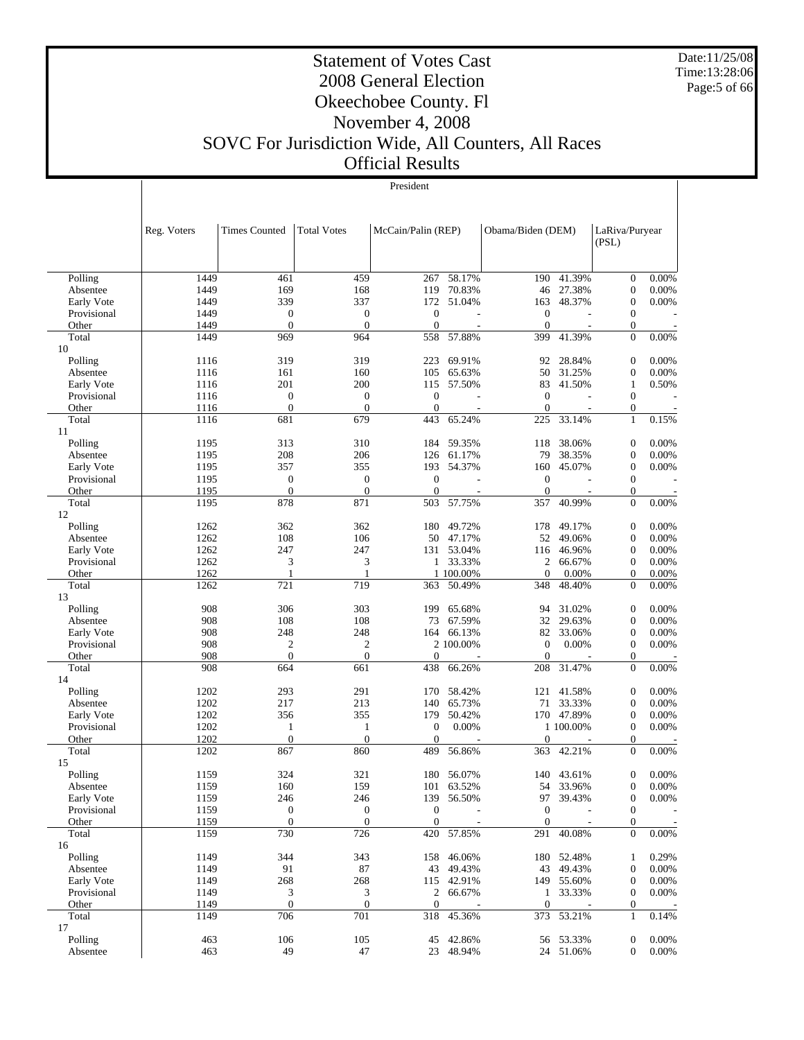# Statement of Votes Cast
## 2008 General Election
## Okeechobee County. Fl
## November 4, 2008
## SOVC For Jurisdiction Wide, All Counters, All Races
## Official Results

Date:11/25/08
Time:13:28:06

President

| | Reg. Voters | Times Counted | Total Votes | McCain/Palin (REP) | | Obama/Biden (DEM) | | LaRiva/Puryear (PSL) | |
|---|---|---|---|---|---|---|---|---|---|
| Polling | 1449 | 461 | 459 | 267 | 58.17% | 190 | 41.39% | 0 | 0.00% |
| Absentee | 1449 | 169 | 168 | 119 | 70.83% | 46 | 27.38% | 0 | 0.00% |
| Early Vote | 1449 | 339 | 337 | 172 | 51.04% | 163 | 48.37% | 0 | 0.00% |
| Provisional | 1449 | 0 | 0 | 0 | - | 0 | - | 0 | - |
| Other | 1449 | 0 | 0 | 0 | - | 0 | - | 0 | - |
| Total | 1449 | 969 | 964 | 558 | 57.88% | 399 | 41.39% | 0 | 0.00% |
| 10 | | | | | | | | | |
| Polling | 1116 | 319 | 319 | 223 | 69.91% | 92 | 28.84% | 0 | 0.00% |
| Absentee | 1116 | 161 | 160 | 105 | 65.63% | 50 | 31.25% | 0 | 0.00% |
| Early Vote | 1116 | 201 | 200 | 115 | 57.50% | 83 | 41.50% | 1 | 0.50% |
| Provisional | 1116 | 0 | 0 | 0 | - | 0 | - | 0 | - |
| Other | 1116 | 0 | 0 | 0 | - | 0 | - | 0 | - |
| Total | 1116 | 681 | 679 | 443 | 65.24% | 225 | 33.14% | 1 | 0.15% |
| 11 | | | | | | | | | |
| Polling | 1195 | 313 | 310 | 184 | 59.35% | 118 | 38.06% | 0 | 0.00% |
| Absentee | 1195 | 208 | 206 | 126 | 61.17% | 79 | 38.35% | 0 | 0.00% |
| Early Vote | 1195 | 357 | 355 | 193 | 54.37% | 160 | 45.07% | 0 | 0.00% |
| Provisional | 1195 | 0 | 0 | 0 | - | 0 | - | 0 | - |
| Other | 1195 | 0 | 0 | 0 | - | 0 | - | 0 | - |
| Total | 1195 | 878 | 871 | 503 | 57.75% | 357 | 40.99% | 0 | 0.00% |
| 12 | | | | | | | | | |
| Polling | 1262 | 362 | 362 | 180 | 49.72% | 178 | 49.17% | 0 | 0.00% |
| Absentee | 1262 | 108 | 106 | 50 | 47.17% | 52 | 49.06% | 0 | 0.00% |
| Early Vote | 1262 | 247 | 247 | 131 | 53.04% | 116 | 46.96% | 0 | 0.00% |
| Provisional | 1262 | 3 | 3 | 1 | 33.33% | 2 | 66.67% | 0 | 0.00% |
| Other | 1262 | 1 | 1 | 1 | 100.00% | 0 | 0.00% | 0 | 0.00% |
| Total | 1262 | 721 | 719 | 363 | 50.49% | 348 | 48.40% | 0 | 0.00% |
| 13 | | | | | | | | | |
| Polling | 908 | 306 | 303 | 199 | 65.68% | 94 | 31.02% | 0 | 0.00% |
| Absentee | 908 | 108 | 108 | 73 | 67.59% | 32 | 29.63% | 0 | 0.00% |
| Early Vote | 908 | 248 | 248 | 164 | 66.13% | 82 | 33.06% | 0 | 0.00% |
| Provisional | 908 | 2 | 2 | 2 | 100.00% | 0 | 0.00% | 0 | 0.00% |
| Other | 908 | 0 | 0 | 0 | - | 0 | - | 0 | - |
| Total | 908 | 664 | 661 | 438 | 66.26% | 208 | 31.47% | 0 | 0.00% |
| 14 | | | | | | | | | |
| Polling | 1202 | 293 | 291 | 170 | 58.42% | 121 | 41.58% | 0 | 0.00% |
| Absentee | 1202 | 217 | 213 | 140 | 65.73% | 71 | 33.33% | 0 | 0.00% |
| Early Vote | 1202 | 356 | 355 | 179 | 50.42% | 170 | 47.89% | 0 | 0.00% |
| Provisional | 1202 | 1 | 1 | 0 | 0.00% | 1 | 100.00% | 0 | 0.00% |
| Other | 1202 | 0 | 0 | 0 | - | 0 | - | 0 | - |
| Total | 1202 | 867 | 860 | 489 | 56.86% | 363 | 42.21% | 0 | 0.00% |
| 15 | | | | | | | | | |
| Polling | 1159 | 324 | 321 | 180 | 56.07% | 140 | 43.61% | 0 | 0.00% |
| Absentee | 1159 | 160 | 159 | 101 | 63.52% | 54 | 33.96% | 0 | 0.00% |
| Early Vote | 1159 | 246 | 246 | 139 | 56.50% | 97 | 39.43% | 0 | 0.00% |
| Provisional | 1159 | 0 | 0 | 0 | - | 0 | - | 0 | - |
| Other | 1159 | 0 | 0 | 0 | - | 0 | - | 0 | - |
| Total | 1159 | 730 | 726 | 420 | 57.85% | 291 | 40.08% | 0 | 0.00% |
| 16 | | | | | | | | | |
| Polling | 1149 | 344 | 343 | 158 | 46.06% | 180 | 52.48% | 1 | 0.29% |
| Absentee | 1149 | 91 | 87 | 43 | 49.43% | 43 | 49.43% | 0 | 0.00% |
| Early Vote | 1149 | 268 | 268 | 115 | 42.91% | 149 | 55.60% | 0 | 0.00% |
| Provisional | 1149 | 3 | 3 | 2 | 66.67% | 1 | 33.33% | 0 | 0.00% |
| Other | 1149 | 0 | 0 | 0 | - | 0 | - | 0 | - |
| Total | 1149 | 706 | 701 | 318 | 45.36% | 373 | 53.21% | 1 | 0.14% |
| 17 | | | | | | | | | |
| Polling | 463 | 106 | 105 | 45 | 42.86% | 56 | 53.33% | 0 | 0.00% |
| Absentee | 463 | 49 | 47 | 23 | 48.94% | 24 | 51.06% | 0 | 0.00% |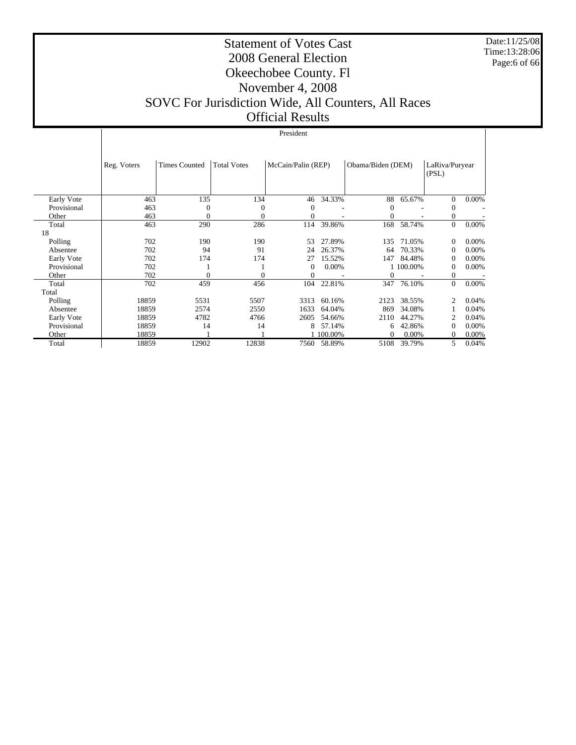# Statement of Votes Cast
# 2008 General Election
# Okeechobee County. Fl
# November 4, 2008
# SOVC For Jurisdiction Wide, All Counters, All Races
# Official Results

Date:11/25/08
Time:13:28:06

President

| | Reg. Voters | Times Counted | Total Votes | McCain/Palin (REP) | | Obama/Biden (DEM) | | LaRiva/Puryear (PSL) | |
|---|---|---|---|---|---|---|---|---|---|
| Early Vote | 463 | 135 | 134 | 46 | 34.33% | 88 | 65.67% | 0 | 0.00% |
| Provisional | 463 | 0 | 0 | 0 | - | 0 | - | 0 | - |
| Other | 463 | 0 | 0 | 0 | - | 0 | - | 0 | - |
| Total | 463 | 290 | 286 | 114 | 39.86% | 168 | 58.74% | 0 | 0.00% |
| 18 | | | | | | | | | |
| Polling | 702 | 190 | 190 | 53 | 27.89% | 135 | 71.05% | 0 | 0.00% |
| Absentee | 702 | 94 | 91 | 24 | 26.37% | 64 | 70.33% | 0 | 0.00% |
| Early Vote | 702 | 174 | 174 | 27 | 15.52% | 147 | 84.48% | 0 | 0.00% |
| Provisional | 702 | 1 | 1 | 0 | 0.00% | 1 | 100.00% | 0 | 0.00% |
| Other | 702 | 0 | 0 | 0 | - | 0 | - | 0 | - |
| Total | 702 | 459 | 456 | 104 | 22.81% | 347 | 76.10% | 0 | 0.00% |
| Total | | | | | | | | | |
| Polling | 18859 | 5531 | 5507 | 3313 | 60.16% | 2123 | 38.55% | 2 | 0.04% |
| Absentee | 18859 | 2574 | 2550 | 1633 | 64.04% | 869 | 34.08% | 1 | 0.04% |
| Early Vote | 18859 | 4782 | 4766 | 2605 | 54.66% | 2110 | 44.27% | 2 | 0.04% |
| Provisional | 18859 | 14 | 14 | 8 | 57.14% | 6 | 42.86% | 0 | 0.00% |
| Other | 18859 | 1 | 1 | 1 | 100.00% | 0 | 0.00% | 0 | 0.00% |
| Total | 18859 | 12902 | 12838 | 7560 | 58.89% | 5108 | 39.79% | 5 | 0.04% |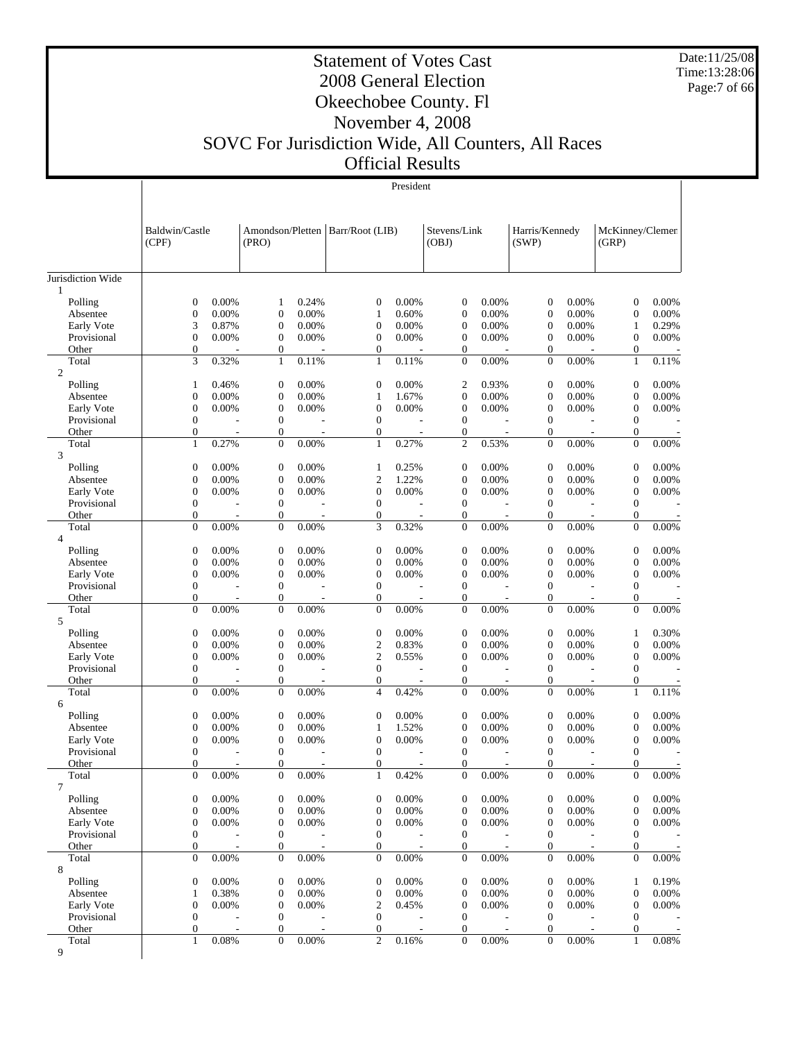# Statement of Votes Cast
## 2008 General Election
## Okeechobee County. Fl
## November 4, 2008
## SOVC For Jurisdiction Wide, All Counters, All Races
## Official Results

Date:11/25/08
Time:13:28:06

President

| | Baldwin/Castle (CPF) | | Amondson/Pletten (PRO) | | Barr/Root (LIB) | | Stevens/Link (OBJ) | | Harris/Kennedy (SWP) | | McKinney/Clemen (GRP) | |
|---|---|---|---|---|---|---|---|---|---|---|---|---|
| **Jurisdiction Wide** | | | | | | | | | | | | |
| **1** | | | | | | | | | | | | |
| Polling | 0 | 0.00% | 1 | 0.24% | 0 | 0.00% | 0 | 0.00% | 0 | 0.00% | 0 | 0.00% |
| Absentee | 0 | 0.00% | 0 | 0.00% | 1 | 0.60% | 0 | 0.00% | 0 | 0.00% | 0 | 0.00% |
| Early Vote | 3 | 0.87% | 0 | 0.00% | 0 | 0.00% | 0 | 0.00% | 0 | 0.00% | 1 | 0.29% |
| Provisional | 0 | 0.00% | 0 | 0.00% | 0 | 0.00% | 0 | 0.00% | 0 | 0.00% | 0 | 0.00% |
| Other | 0 | - | 0 | - | 0 | - | 0 | - | 0 | - | 0 | - |
| Total | 3 | 0.32% | 1 | 0.11% | 1 | 0.11% | 0 | 0.00% | 0 | 0.00% | 1 | 0.11% |
| **2** | | | | | | | | | | | | |
| Polling | 1 | 0.46% | 0 | 0.00% | 0 | 0.00% | 2 | 0.93% | 0 | 0.00% | 0 | 0.00% |
| Absentee | 0 | 0.00% | 0 | 0.00% | 1 | 1.67% | 0 | 0.00% | 0 | 0.00% | 0 | 0.00% |
| Early Vote | 0 | 0.00% | 0 | 0.00% | 0 | 0.00% | 0 | 0.00% | 0 | 0.00% | 0 | 0.00% |
| Provisional | 0 | - | 0 | - | 0 | - | 0 | - | 0 | - | 0 | - |
| Other | 0 | - | 0 | - | 0 | - | 0 | - | 0 | - | 0 | - |
| Total | 1 | 0.27% | 0 | 0.00% | 1 | 0.27% | 2 | 0.53% | 0 | 0.00% | 0 | 0.00% |
| **3** | | | | | | | | | | | | |
| Polling | 0 | 0.00% | 0 | 0.00% | 1 | 0.25% | 0 | 0.00% | 0 | 0.00% | 0 | 0.00% |
| Absentee | 0 | 0.00% | 0 | 0.00% | 2 | 1.22% | 0 | 0.00% | 0 | 0.00% | 0 | 0.00% |
| Early Vote | 0 | 0.00% | 0 | 0.00% | 0 | 0.00% | 0 | 0.00% | 0 | 0.00% | 0 | 0.00% |
| Provisional | 0 | - | 0 | - | 0 | - | 0 | - | 0 | - | 0 | - |
| Other | 0 | - | 0 | - | 0 | - | 0 | - | 0 | - | 0 | - |
| Total | 0 | 0.00% | 0 | 0.00% | 3 | 0.32% | 0 | 0.00% | 0 | 0.00% | 0 | 0.00% |
| **4** | | | | | | | | | | | | |
| Polling | 0 | 0.00% | 0 | 0.00% | 0 | 0.00% | 0 | 0.00% | 0 | 0.00% | 0 | 0.00% |
| Absentee | 0 | 0.00% | 0 | 0.00% | 0 | 0.00% | 0 | 0.00% | 0 | 0.00% | 0 | 0.00% |
| Early Vote | 0 | 0.00% | 0 | 0.00% | 0 | 0.00% | 0 | 0.00% | 0 | 0.00% | 0 | 0.00% |
| Provisional | 0 | - | 0 | - | 0 | - | 0 | - | 0 | - | 0 | - |
| Other | 0 | - | 0 | - | 0 | - | 0 | - | 0 | - | 0 | - |
| Total | 0 | 0.00% | 0 | 0.00% | 0 | 0.00% | 0 | 0.00% | 0 | 0.00% | 0 | 0.00% |
| **5** | | | | | | | | | | | | |
| Polling | 0 | 0.00% | 0 | 0.00% | 0 | 0.00% | 0 | 0.00% | 0 | 0.00% | 1 | 0.30% |
| Absentee | 0 | 0.00% | 0 | 0.00% | 2 | 0.83% | 0 | 0.00% | 0 | 0.00% | 0 | 0.00% |
| Early Vote | 0 | 0.00% | 0 | 0.00% | 2 | 0.55% | 0 | 0.00% | 0 | 0.00% | 0 | 0.00% |
| Provisional | 0 | - | 0 | - | 0 | - | 0 | - | 0 | - | 0 | - |
| Other | 0 | - | 0 | - | 0 | - | 0 | - | 0 | - | 0 | - |
| Total | 0 | 0.00% | 0 | 0.00% | 4 | 0.42% | 0 | 0.00% | 0 | 0.00% | 1 | 0.11% |
| **6** | | | | | | | | | | | | |
| Polling | 0 | 0.00% | 0 | 0.00% | 0 | 0.00% | 0 | 0.00% | 0 | 0.00% | 0 | 0.00% |
| Absentee | 0 | 0.00% | 0 | 0.00% | 1 | 1.52% | 0 | 0.00% | 0 | 0.00% | 0 | 0.00% |
| Early Vote | 0 | 0.00% | 0 | 0.00% | 0 | 0.00% | 0 | 0.00% | 0 | 0.00% | 0 | 0.00% |
| Provisional | 0 | - | 0 | - | 0 | - | 0 | - | 0 | - | 0 | - |
| Other | 0 | - | 0 | - | 0 | - | 0 | - | 0 | - | 0 | - |
| Total | 0 | 0.00% | 0 | 0.00% | 1 | 0.42% | 0 | 0.00% | 0 | 0.00% | 0 | 0.00% |
| **7** | | | | | | | | | | | | |
| Polling | 0 | 0.00% | 0 | 0.00% | 0 | 0.00% | 0 | 0.00% | 0 | 0.00% | 0 | 0.00% |
| Absentee | 0 | 0.00% | 0 | 0.00% | 0 | 0.00% | 0 | 0.00% | 0 | 0.00% | 0 | 0.00% |
| Early Vote | 0 | 0.00% | 0 | 0.00% | 0 | 0.00% | 0 | 0.00% | 0 | 0.00% | 0 | 0.00% |
| Provisional | 0 | - | 0 | - | 0 | - | 0 | - | 0 | - | 0 | - |
| Other | 0 | - | 0 | - | 0 | - | 0 | - | 0 | - | 0 | - |
| Total | 0 | 0.00% | 0 | 0.00% | 0 | 0.00% | 0 | 0.00% | 0 | 0.00% | 0 | 0.00% |
| **8** | | | | | | | | | | | | |
| Polling | 0 | 0.00% | 0 | 0.00% | 0 | 0.00% | 0 | 0.00% | 0 | 0.00% | 1 | 0.19% |
| Absentee | 1 | 0.38% | 0 | 0.00% | 0 | 0.00% | 0 | 0.00% | 0 | 0.00% | 0 | 0.00% |
| Early Vote | 0 | 0.00% | 0 | 0.00% | 2 | 0.45% | 0 | 0.00% | 0 | 0.00% | 0 | 0.00% |
| Provisional | 0 | - | 0 | - | 0 | - | 0 | - | 0 | - | 0 | - |
| Other | 0 | - | 0 | - | 0 | - | 0 | - | 0 | - | 0 | - |
| Total | 1 | 0.08% | 0 | 0.00% | 2 | 0.16% | 0 | 0.00% | 0 | 0.00% | 1 | 0.08% |
| **9** | | | | | | | | | | | | |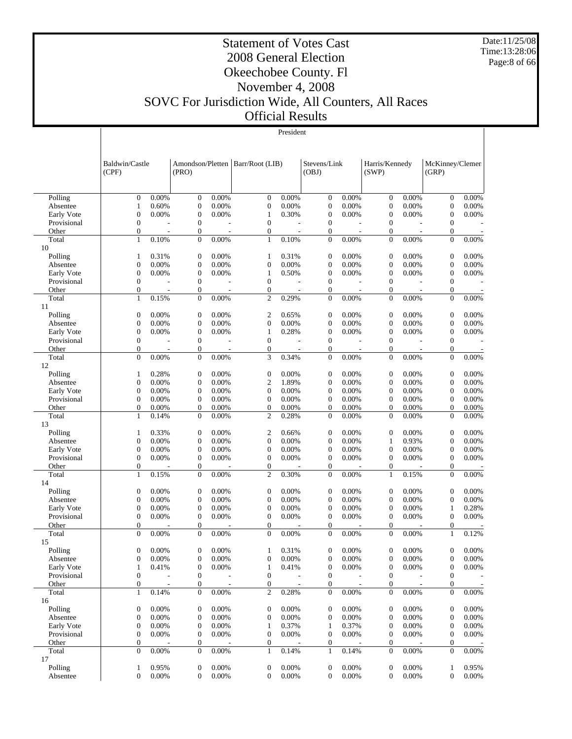# Statement of Votes Cast
## 2008 General Election
## Okeechobee County. Fl
## November 4, 2008
## SOVC For Jurisdiction Wide, All Counters, All Races
## Official Results

Date:11/25/08
Time:13:28:06

President

| | Baldwin/Castle (CPF) | | Amondson/Pletten (PRO) | | Barr/Root (LIB) | | Stevens/Link (OBJ) | | Harris/Kennedy (SWP) | | McKinney/Clemen (GRP) | |
|---|---|---|---|---|---|---|---|---|---|---|---|---|
| Polling | 0 | 0.00% | 0 | 0.00% | 0 | 0.00% | 0 | 0.00% | 0 | 0.00% | 0 | 0.00% |
| Absentee | 1 | 0.60% | 0 | 0.00% | 0 | 0.00% | 0 | 0.00% | 0 | 0.00% | 0 | 0.00% |
| Early Vote | 0 | 0.00% | 0 | 0.00% | 1 | 0.30% | 0 | 0.00% | 0 | 0.00% | 0 | 0.00% |
| Provisional | 0 | - | 0 | - | 0 | - | 0 | - | 0 | - | 0 | - |
| Other | 0 | - | 0 | - | 0 | - | 0 | - | 0 | - | 0 | - |
| Total | 1 | 0.10% | 0 | 0.00% | 1 | 0.10% | 0 | 0.00% | 0 | 0.00% | 0 | 0.00% |
| 10 | | | | | | | | | | | | |
| Polling | 1 | 0.31% | 0 | 0.00% | 1 | 0.31% | 0 | 0.00% | 0 | 0.00% | 0 | 0.00% |
| Absentee | 0 | 0.00% | 0 | 0.00% | 0 | 0.00% | 0 | 0.00% | 0 | 0.00% | 0 | 0.00% |
| Early Vote | 0 | 0.00% | 0 | 0.00% | 1 | 0.50% | 0 | 0.00% | 0 | 0.00% | 0 | 0.00% |
| Provisional | 0 | - | 0 | - | 0 | - | 0 | - | 0 | - | 0 | - |
| Other | 0 | - | 0 | - | 0 | - | 0 | - | 0 | - | 0 | - |
| Total | 1 | 0.15% | 0 | 0.00% | 2 | 0.29% | 0 | 0.00% | 0 | 0.00% | 0 | 0.00% |
| 11 | | | | | | | | | | | | |
| Polling | 0 | 0.00% | 0 | 0.00% | 2 | 0.65% | 0 | 0.00% | 0 | 0.00% | 0 | 0.00% |
| Absentee | 0 | 0.00% | 0 | 0.00% | 0 | 0.00% | 0 | 0.00% | 0 | 0.00% | 0 | 0.00% |
| Early Vote | 0 | 0.00% | 0 | 0.00% | 1 | 0.28% | 0 | 0.00% | 0 | 0.00% | 0 | 0.00% |
| Provisional | 0 | - | 0 | - | 0 | - | 0 | - | 0 | - | 0 | - |
| Other | 0 | - | 0 | - | 0 | - | 0 | - | 0 | - | 0 | - |
| Total | 0 | 0.00% | 0 | 0.00% | 3 | 0.34% | 0 | 0.00% | 0 | 0.00% | 0 | 0.00% |
| 12 | | | | | | | | | | | | |
| Polling | 1 | 0.28% | 0 | 0.00% | 0 | 0.00% | 0 | 0.00% | 0 | 0.00% | 0 | 0.00% |
| Absentee | 0 | 0.00% | 0 | 0.00% | 2 | 1.89% | 0 | 0.00% | 0 | 0.00% | 0 | 0.00% |
| Early Vote | 0 | 0.00% | 0 | 0.00% | 0 | 0.00% | 0 | 0.00% | 0 | 0.00% | 0 | 0.00% |
| Provisional | 0 | 0.00% | 0 | 0.00% | 0 | 0.00% | 0 | 0.00% | 0 | 0.00% | 0 | 0.00% |
| Other | 0 | 0.00% | 0 | 0.00% | 0 | 0.00% | 0 | 0.00% | 0 | 0.00% | 0 | 0.00% |
| Total | 1 | 0.14% | 0 | 0.00% | 2 | 0.28% | 0 | 0.00% | 0 | 0.00% | 0 | 0.00% |
| 13 | | | | | | | | | | | | |
| Polling | 1 | 0.33% | 0 | 0.00% | 2 | 0.66% | 0 | 0.00% | 0 | 0.00% | 0 | 0.00% |
| Absentee | 0 | 0.00% | 0 | 0.00% | 0 | 0.00% | 0 | 0.00% | 1 | 0.93% | 0 | 0.00% |
| Early Vote | 0 | 0.00% | 0 | 0.00% | 0 | 0.00% | 0 | 0.00% | 0 | 0.00% | 0 | 0.00% |
| Provisional | 0 | 0.00% | 0 | 0.00% | 0 | 0.00% | 0 | 0.00% | 0 | 0.00% | 0 | 0.00% |
| Other | 0 | - | 0 | - | 0 | - | 0 | - | 0 | - | 0 | - |
| Total | 1 | 0.15% | 0 | 0.00% | 2 | 0.30% | 0 | 0.00% | 1 | 0.15% | 0 | 0.00% |
| 14 | | | | | | | | | | | | |
| Polling | 0 | 0.00% | 0 | 0.00% | 0 | 0.00% | 0 | 0.00% | 0 | 0.00% | 0 | 0.00% |
| Absentee | 0 | 0.00% | 0 | 0.00% | 0 | 0.00% | 0 | 0.00% | 0 | 0.00% | 0 | 0.00% |
| Early Vote | 0 | 0.00% | 0 | 0.00% | 0 | 0.00% | 0 | 0.00% | 0 | 0.00% | 1 | 0.28% |
| Provisional | 0 | 0.00% | 0 | 0.00% | 0 | 0.00% | 0 | 0.00% | 0 | 0.00% | 0 | 0.00% |
| Other | 0 | - | 0 | - | 0 | - | 0 | - | 0 | - | 0 | - |
| Total | 0 | 0.00% | 0 | 0.00% | 0 | 0.00% | 0 | 0.00% | 0 | 0.00% | 1 | 0.12% |
| 15 | | | | | | | | | | | | |
| Polling | 0 | 0.00% | 0 | 0.00% | 1 | 0.31% | 0 | 0.00% | 0 | 0.00% | 0 | 0.00% |
| Absentee | 0 | 0.00% | 0 | 0.00% | 0 | 0.00% | 0 | 0.00% | 0 | 0.00% | 0 | 0.00% |
| Early Vote | 1 | 0.41% | 0 | 0.00% | 1 | 0.41% | 0 | 0.00% | 0 | 0.00% | 0 | 0.00% |
| Provisional | 0 | - | 0 | - | 0 | - | 0 | - | 0 | - | 0 | - |
| Other | 0 | - | 0 | - | 0 | - | 0 | - | 0 | - | 0 | - |
| Total | 1 | 0.14% | 0 | 0.00% | 2 | 0.28% | 0 | 0.00% | 0 | 0.00% | 0 | 0.00% |
| 16 | | | | | | | | | | | | |
| Polling | 0 | 0.00% | 0 | 0.00% | 0 | 0.00% | 0 | 0.00% | 0 | 0.00% | 0 | 0.00% |
| Absentee | 0 | 0.00% | 0 | 0.00% | 0 | 0.00% | 0 | 0.00% | 0 | 0.00% | 0 | 0.00% |
| Early Vote | 0 | 0.00% | 0 | 0.00% | 1 | 0.37% | 1 | 0.37% | 0 | 0.00% | 0 | 0.00% |
| Provisional | 0 | 0.00% | 0 | 0.00% | 0 | 0.00% | 0 | 0.00% | 0 | 0.00% | 0 | 0.00% |
| Other | 0 | - | 0 | - | 0 | - | 0 | - | 0 | - | 0 | - |
| Total | 0 | 0.00% | 0 | 0.00% | 1 | 0.14% | 1 | 0.14% | 0 | 0.00% | 0 | 0.00% |
| 17 | | | | | | | | | | | | |
| Polling | 1 | 0.95% | 0 | 0.00% | 0 | 0.00% | 0 | 0.00% | 0 | 0.00% | 1 | 0.95% |
| Absentee | 0 | 0.00% | 0 | 0.00% | 0 | 0.00% | 0 | 0.00% | 0 | 0.00% | 0 | 0.00% |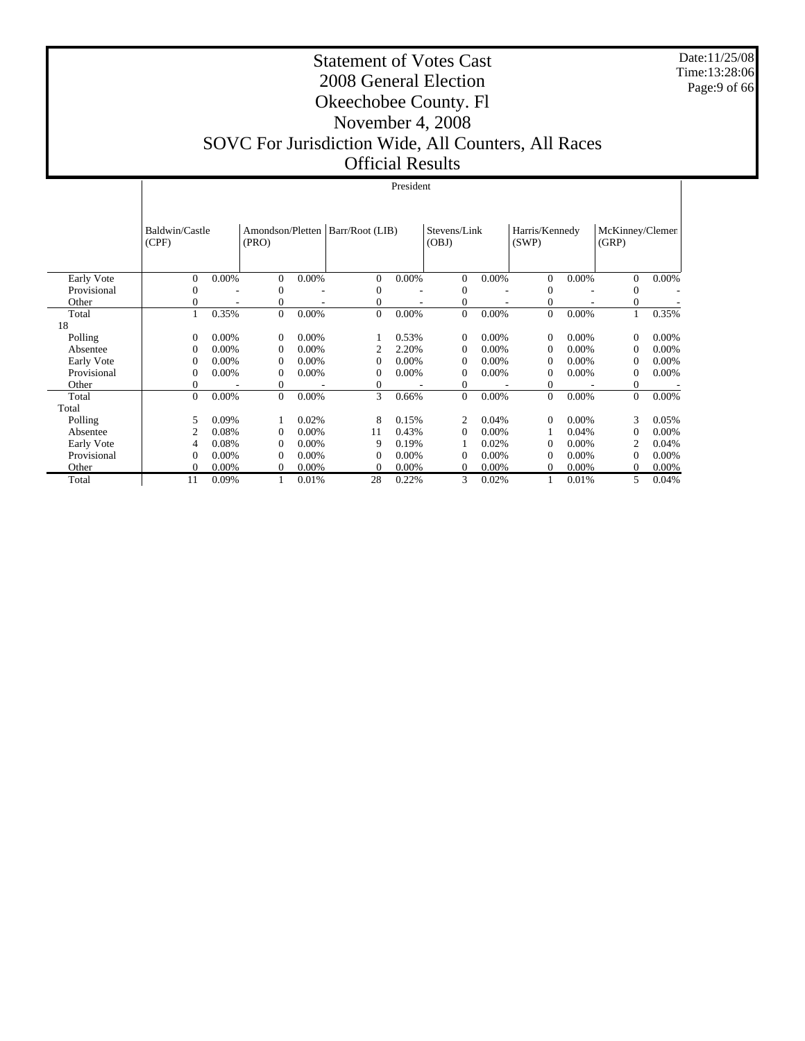# Statement of Votes Cast
# 2008 General Election
# Okeechobee County. Fl
# November 4, 2008
# SOVC For Jurisdiction Wide, All Counters, All Races
# Official Results

Date:11/25/08
Time:13:28:06

| | President | | | | | | | | | | | |
|---|---|---|---|---|---|---|---|---|---|---|---|---|
| | Baldwin/Castle (CPF) | | Amondson/Pletten (PRO) | | Barr/Root (LIB) | | Stevens/Link (OBJ) | | Harris/Kennedy (SWP) | | McKinney/Clemen (GRP) | |
| Early Vote | 0 | 0.00% | 0 | 0.00% | 0 | 0.00% | 0 | 0.00% | 0 | 0.00% | 0 | 0.00% |
| Provisional | 0 | - | 0 | - | 0 | - | 0 | - | 0 | - | 0 | - |
| Other | 0 | - | 0 | - | 0 | - | 0 | - | 0 | - | 0 | - |
| Total | 1 | 0.35% | 0 | 0.00% | 0 | 0.00% | 0 | 0.00% | 0 | 0.00% | 1 | 0.35% |
| 18 | | | | | | | | | | | | |
| Polling | 0 | 0.00% | 0 | 0.00% | 1 | 0.53% | 0 | 0.00% | 0 | 0.00% | 0 | 0.00% |
| Absentee | 0 | 0.00% | 0 | 0.00% | 2 | 2.20% | 0 | 0.00% | 0 | 0.00% | 0 | 0.00% |
| Early Vote | 0 | 0.00% | 0 | 0.00% | 0 | 0.00% | 0 | 0.00% | 0 | 0.00% | 0 | 0.00% |
| Provisional | 0 | 0.00% | 0 | 0.00% | 0 | 0.00% | 0 | 0.00% | 0 | 0.00% | 0 | 0.00% |
| Other | 0 | - | 0 | - | 0 | - | 0 | - | 0 | - | 0 | - |
| Total | 0 | 0.00% | 0 | 0.00% | 3 | 0.66% | 0 | 0.00% | 0 | 0.00% | 0 | 0.00% |
| Total | | | | | | | | | | | | |
| Polling | 5 | 0.09% | 1 | 0.02% | 8 | 0.15% | 2 | 0.04% | 0 | 0.00% | 3 | 0.05% |
| Absentee | 2 | 0.08% | 0 | 0.00% | 11 | 0.43% | 0 | 0.00% | 1 | 0.04% | 0 | 0.00% |
| Early Vote | 4 | 0.08% | 0 | 0.00% | 9 | 0.19% | 1 | 0.02% | 0 | 0.00% | 2 | 0.04% |
| Provisional | 0 | 0.00% | 0 | 0.00% | 0 | 0.00% | 0 | 0.00% | 0 | 0.00% | 0 | 0.00% |
| Other | 0 | 0.00% | 0 | 0.00% | 0 | 0.00% | 0 | 0.00% | 0 | 0.00% | 0 | 0.00% |
| Total | 11 | 0.09% | 1 | 0.01% | 28 | 0.22% | 3 | 0.02% | 1 | 0.01% | 5 | 0.04% |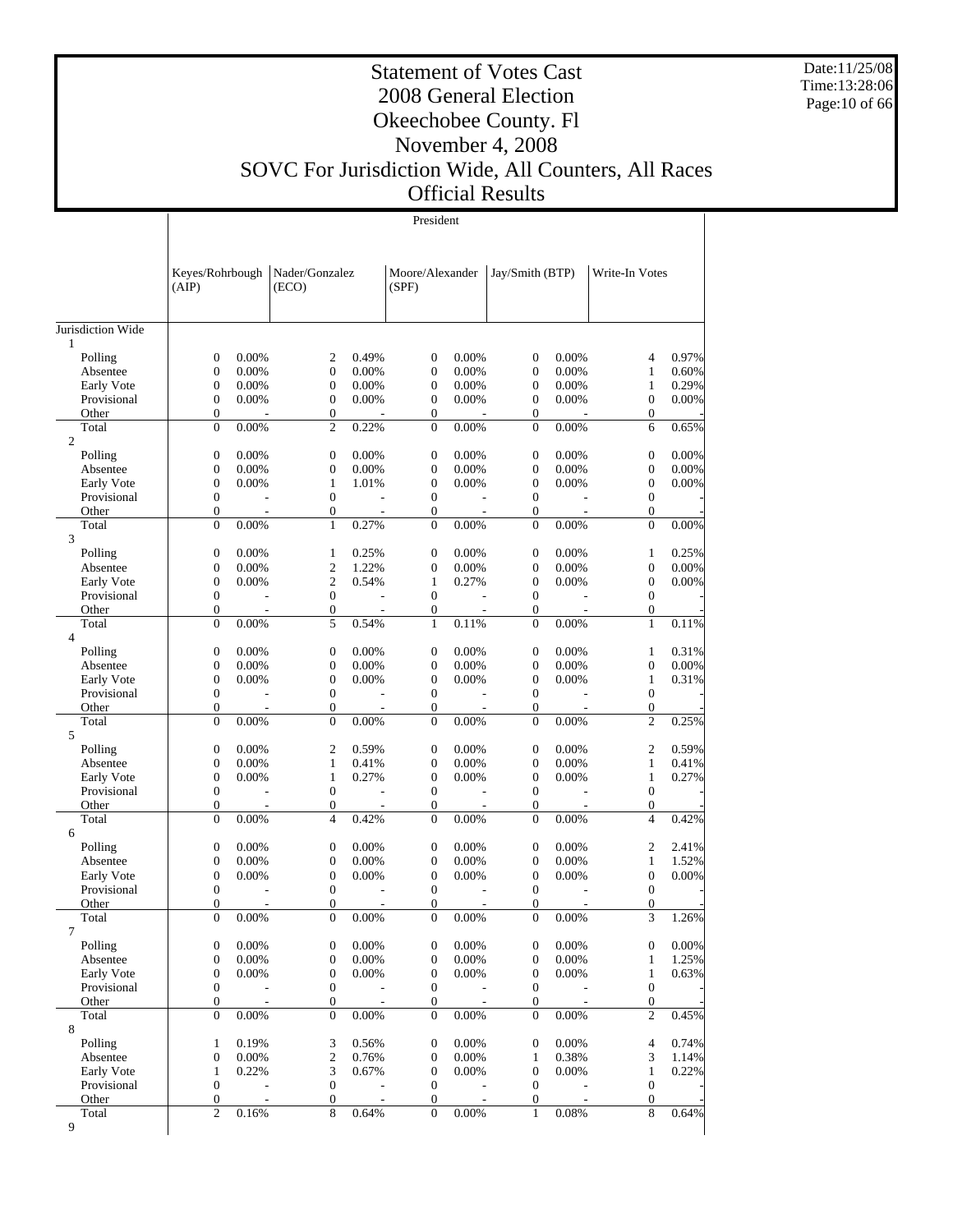# Statement of Votes Cast
## 2008 General Election
## Okeechobee County. Fl
## November 4, 2008
## SOVC For Jurisdiction Wide, All Counters, All Races
## Official Results

Date:11/25/08
Time:13:28:06

President

| | Keyes/Rohrbough (AIP) | | Nader/Gonzalez (ECO) | | Moore/Alexander (SPF) | | Jay/Smith (BTP) | | Write-In Votes | |
|---|---|---|---|---|---|---|---|---|---|---|
| Jurisdiction Wide | | | | | | | | | | |
| 1 | | | | | | | | | | |
| Polling | 0 | 0.00% | 2 | 0.49% | 0 | 0.00% | 0 | 0.00% | 4 | 0.97% |
| Absentee | 0 | 0.00% | 0 | 0.00% | 0 | 0.00% | 0 | 0.00% | 1 | 0.60% |
| Early Vote | 0 | 0.00% | 0 | 0.00% | 0 | 0.00% | 0 | 0.00% | 1 | 0.29% |
| Provisional | 0 | 0.00% | 0 | 0.00% | 0 | 0.00% | 0 | 0.00% | 0 | 0.00% |
| Other | 0 | - | 0 | - | 0 | - | 0 | - | 0 | - |
| Total | 0 | 0.00% | 2 | 0.22% | 0 | 0.00% | 0 | 0.00% | 6 | 0.65% |
| 2 | | | | | | | | | | |
| Polling | 0 | 0.00% | 0 | 0.00% | 0 | 0.00% | 0 | 0.00% | 0 | 0.00% |
| Absentee | 0 | 0.00% | 0 | 0.00% | 0 | 0.00% | 0 | 0.00% | 0 | 0.00% |
| Early Vote | 0 | 0.00% | 1 | 1.01% | 0 | 0.00% | 0 | 0.00% | 0 | 0.00% |
| Provisional | 0 | - | 0 | - | 0 | - | 0 | - | 0 | - |
| Other | 0 | - | 0 | - | 0 | - | 0 | - | 0 | - |
| Total | 0 | 0.00% | 1 | 0.27% | 0 | 0.00% | 0 | 0.00% | 0 | 0.00% |
| 3 | | | | | | | | | | |
| Polling | 0 | 0.00% | 1 | 0.25% | 0 | 0.00% | 0 | 0.00% | 1 | 0.25% |
| Absentee | 0 | 0.00% | 2 | 1.22% | 0 | 0.00% | 0 | 0.00% | 0 | 0.00% |
| Early Vote | 0 | 0.00% | 2 | 0.54% | 1 | 0.27% | 0 | 0.00% | 0 | 0.00% |
| Provisional | 0 | - | 0 | - | 0 | - | 0 | - | 0 | - |
| Other | 0 | - | 0 | - | 0 | - | 0 | - | 0 | - |
| Total | 0 | 0.00% | 5 | 0.54% | 1 | 0.11% | 0 | 0.00% | 1 | 0.11% |
| 4 | | | | | | | | | | |
| Polling | 0 | 0.00% | 0 | 0.00% | 0 | 0.00% | 0 | 0.00% | 1 | 0.31% |
| Absentee | 0 | 0.00% | 0 | 0.00% | 0 | 0.00% | 0 | 0.00% | 0 | 0.00% |
| Early Vote | 0 | 0.00% | 0 | 0.00% | 0 | 0.00% | 0 | 0.00% | 1 | 0.31% |
| Provisional | 0 | - | 0 | - | 0 | - | 0 | - | 0 | - |
| Other | 0 | - | 0 | - | 0 | - | 0 | - | 0 | - |
| Total | 0 | 0.00% | 0 | 0.00% | 0 | 0.00% | 0 | 0.00% | 2 | 0.25% |
| 5 | | | | | | | | | | |
| Polling | 0 | 0.00% | 2 | 0.59% | 0 | 0.00% | 0 | 0.00% | 2 | 0.59% |
| Absentee | 0 | 0.00% | 1 | 0.41% | 0 | 0.00% | 0 | 0.00% | 1 | 0.41% |
| Early Vote | 0 | 0.00% | 1 | 0.27% | 0 | 0.00% | 0 | 0.00% | 1 | 0.27% |
| Provisional | 0 | - | 0 | - | 0 | - | 0 | - | 0 | - |
| Other | 0 | - | 0 | - | 0 | - | 0 | - | 0 | - |
| Total | 0 | 0.00% | 4 | 0.42% | 0 | 0.00% | 0 | 0.00% | 4 | 0.42% |
| 6 | | | | | | | | | | |
| Polling | 0 | 0.00% | 0 | 0.00% | 0 | 0.00% | 0 | 0.00% | 2 | 2.41% |
| Absentee | 0 | 0.00% | 0 | 0.00% | 0 | 0.00% | 0 | 0.00% | 1 | 1.52% |
| Early Vote | 0 | 0.00% | 0 | 0.00% | 0 | 0.00% | 0 | 0.00% | 0 | 0.00% |
| Provisional | 0 | - | 0 | - | 0 | - | 0 | - | 0 | - |
| Other | 0 | - | 0 | - | 0 | - | 0 | - | 0 | - |
| Total | 0 | 0.00% | 0 | 0.00% | 0 | 0.00% | 0 | 0.00% | 3 | 1.26% |
| 7 | | | | | | | | | | |
| Polling | 0 | 0.00% | 0 | 0.00% | 0 | 0.00% | 0 | 0.00% | 0 | 0.00% |
| Absentee | 0 | 0.00% | 0 | 0.00% | 0 | 0.00% | 0 | 0.00% | 1 | 1.25% |
| Early Vote | 0 | 0.00% | 0 | 0.00% | 0 | 0.00% | 0 | 0.00% | 1 | 0.63% |
| Provisional | 0 | - | 0 | - | 0 | - | 0 | - | 0 | - |
| Other | 0 | - | 0 | - | 0 | - | 0 | - | 0 | - |
| Total | 0 | 0.00% | 0 | 0.00% | 0 | 0.00% | 0 | 0.00% | 2 | 0.45% |
| 8 | | | | | | | | | | |
| Polling | 1 | 0.19% | 3 | 0.56% | 0 | 0.00% | 0 | 0.00% | 4 | 0.74% |
| Absentee | 0 | 0.00% | 2 | 0.76% | 0 | 0.00% | 1 | 0.38% | 3 | 1.14% |
| Early Vote | 1 | 0.22% | 3 | 0.67% | 0 | 0.00% | 0 | 0.00% | 1 | 0.22% |
| Provisional | 0 | - | 0 | - | 0 | - | 0 | - | 0 | - |
| Other | 0 | - | 0 | - | 0 | - | 0 | - | 0 | - |
| Total | 2 | 0.16% | 8 | 0.64% | 0 | 0.00% | 1 | 0.08% | 8 | 0.64% |
| 9 | | | | | | | | | | |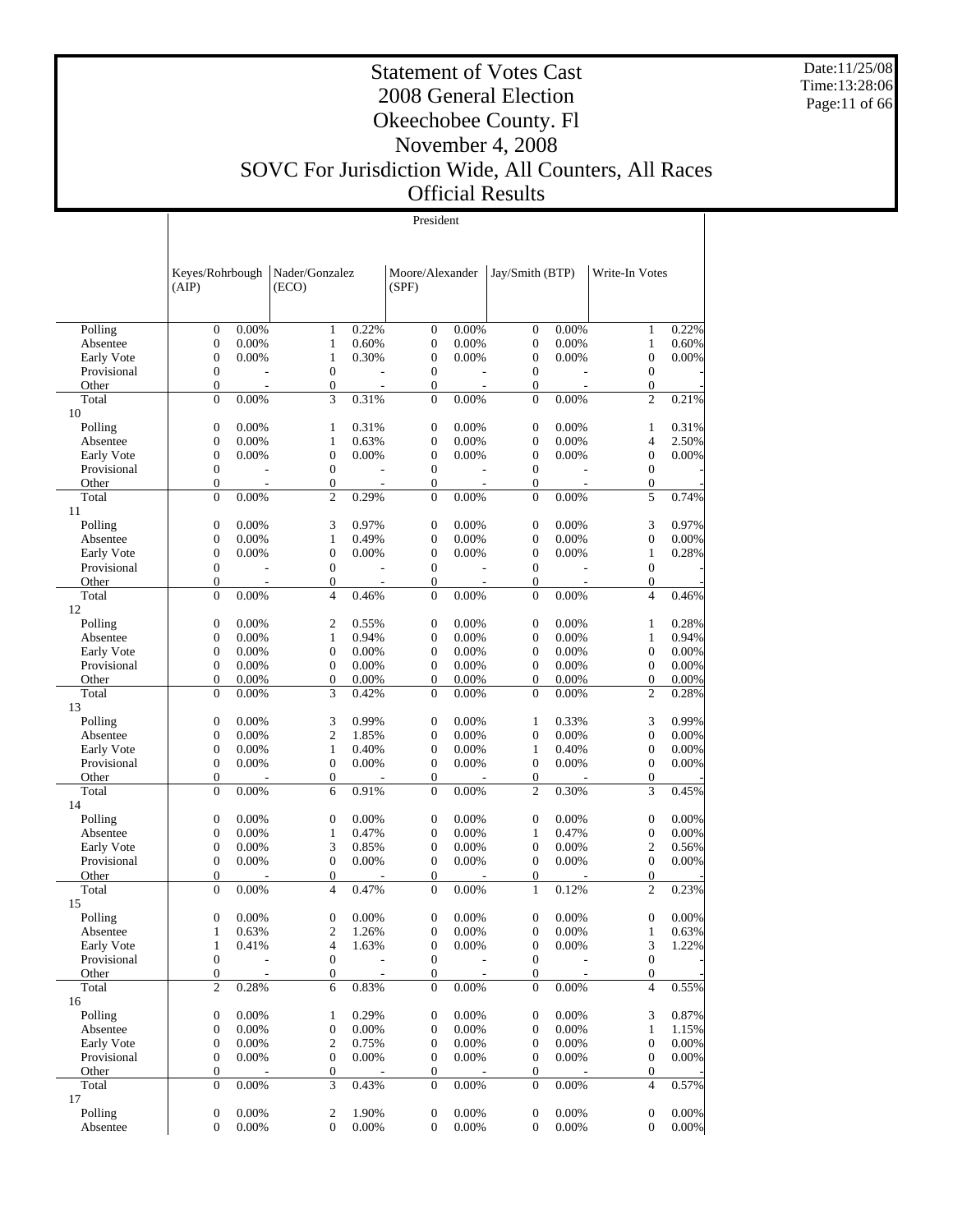# Statement of Votes Cast
# 2008 General Election
# Okeechobee County. Fl
# November 4, 2008
# SOVC For Jurisdiction Wide, All Counters, All Races
# Official Results

Date:11/25/08
Time:13:28:06

President

| | Keyes/Rohrbough (AIP) | | Nader/Gonzalez (ECO) | | Moore/Alexander (SPF) | | Jay/Smith (BTP) | | Write-In Votes | |
|---|---|---|---|---|---|---|---|---|---|---|
| Polling | 0 | 0.00% | 1 | 0.22% | 0 | 0.00% | 0 | 0.00% | 1 | 0.22% |
| Absentee | 0 | 0.00% | 1 | 0.60% | 0 | 0.00% | 0 | 0.00% | 1 | 0.60% |
| Early Vote | 0 | 0.00% | 1 | 0.30% | 0 | 0.00% | 0 | 0.00% | 0 | 0.00% |
| Provisional | 0 | - | 0 | - | 0 | - | 0 | - | 0 | - |
| Other | 0 | - | 0 | - | 0 | - | 0 | - | 0 | - |
| Total | 0 | 0.00% | 3 | 0.31% | 0 | 0.00% | 0 | 0.00% | 2 | 0.21% |
| 10 | | | | | | | | | | |
| Polling | 0 | 0.00% | 1 | 0.31% | 0 | 0.00% | 0 | 0.00% | 1 | 0.31% |
| Absentee | 0 | 0.00% | 1 | 0.63% | 0 | 0.00% | 0 | 0.00% | 4 | 2.50% |
| Early Vote | 0 | 0.00% | 0 | 0.00% | 0 | 0.00% | 0 | 0.00% | 0 | 0.00% |
| Provisional | 0 | - | 0 | - | 0 | - | 0 | - | 0 | - |
| Other | 0 | - | 0 | - | 0 | - | 0 | - | 0 | - |
| Total | 0 | 0.00% | 2 | 0.29% | 0 | 0.00% | 0 | 0.00% | 5 | 0.74% |
| 11 | | | | | | | | | | |
| Polling | 0 | 0.00% | 3 | 0.97% | 0 | 0.00% | 0 | 0.00% | 3 | 0.97% |
| Absentee | 0 | 0.00% | 1 | 0.49% | 0 | 0.00% | 0 | 0.00% | 0 | 0.00% |
| Early Vote | 0 | 0.00% | 0 | 0.00% | 0 | 0.00% | 0 | 0.00% | 1 | 0.28% |
| Provisional | 0 | - | 0 | - | 0 | - | 0 | - | 0 | - |
| Other | 0 | - | 0 | - | 0 | - | 0 | - | 0 | - |
| Total | 0 | 0.00% | 4 | 0.46% | 0 | 0.00% | 0 | 0.00% | 4 | 0.46% |
| 12 | | | | | | | | | | |
| Polling | 0 | 0.00% | 2 | 0.55% | 0 | 0.00% | 0 | 0.00% | 1 | 0.28% |
| Absentee | 0 | 0.00% | 1 | 0.94% | 0 | 0.00% | 0 | 0.00% | 1 | 0.94% |
| Early Vote | 0 | 0.00% | 0 | 0.00% | 0 | 0.00% | 0 | 0.00% | 0 | 0.00% |
| Provisional | 0 | 0.00% | 0 | 0.00% | 0 | 0.00% | 0 | 0.00% | 0 | 0.00% |
| Other | 0 | 0.00% | 0 | 0.00% | 0 | 0.00% | 0 | 0.00% | 0 | 0.00% |
| Total | 0 | 0.00% | 3 | 0.42% | 0 | 0.00% | 0 | 0.00% | 2 | 0.28% |
| 13 | | | | | | | | | | |
| Polling | 0 | 0.00% | 3 | 0.99% | 0 | 0.00% | 1 | 0.33% | 3 | 0.99% |
| Absentee | 0 | 0.00% | 2 | 1.85% | 0 | 0.00% | 0 | 0.00% | 0 | 0.00% |
| Early Vote | 0 | 0.00% | 1 | 0.40% | 0 | 0.00% | 1 | 0.40% | 0 | 0.00% |
| Provisional | 0 | 0.00% | 0 | 0.00% | 0 | 0.00% | 0 | 0.00% | 0 | 0.00% |
| Other | 0 | - | 0 | - | 0 | - | 0 | - | 0 | - |
| Total | 0 | 0.00% | 6 | 0.91% | 0 | 0.00% | 2 | 0.30% | 3 | 0.45% |
| 14 | | | | | | | | | | |
| Polling | 0 | 0.00% | 0 | 0.00% | 0 | 0.00% | 0 | 0.00% | 0 | 0.00% |
| Absentee | 0 | 0.00% | 1 | 0.47% | 0 | 0.00% | 1 | 0.47% | 0 | 0.00% |
| Early Vote | 0 | 0.00% | 3 | 0.85% | 0 | 0.00% | 0 | 0.00% | 2 | 0.56% |
| Provisional | 0 | 0.00% | 0 | 0.00% | 0 | 0.00% | 0 | 0.00% | 0 | 0.00% |
| Other | 0 | - | 0 | - | 0 | - | 0 | - | 0 | - |
| Total | 0 | 0.00% | 4 | 0.47% | 0 | 0.00% | 1 | 0.12% | 2 | 0.23% |
| 15 | | | | | | | | | | |
| Polling | 0 | 0.00% | 0 | 0.00% | 0 | 0.00% | 0 | 0.00% | 0 | 0.00% |
| Absentee | 1 | 0.63% | 2 | 1.26% | 0 | 0.00% | 0 | 0.00% | 1 | 0.63% |
| Early Vote | 1 | 0.41% | 4 | 1.63% | 0 | 0.00% | 0 | 0.00% | 3 | 1.22% |
| Provisional | 0 | - | 0 | - | 0 | - | 0 | - | 0 | - |
| Other | 0 | - | 0 | - | 0 | - | 0 | - | 0 | - |
| Total | 2 | 0.28% | 6 | 0.83% | 0 | 0.00% | 0 | 0.00% | 4 | 0.55% |
| 16 | | | | | | | | | | |
| Polling | 0 | 0.00% | 1 | 0.29% | 0 | 0.00% | 0 | 0.00% | 3 | 0.87% |
| Absentee | 0 | 0.00% | 0 | 0.00% | 0 | 0.00% | 0 | 0.00% | 1 | 1.15% |
| Early Vote | 0 | 0.00% | 2 | 0.75% | 0 | 0.00% | 0 | 0.00% | 0 | 0.00% |
| Provisional | 0 | 0.00% | 0 | 0.00% | 0 | 0.00% | 0 | 0.00% | 0 | 0.00% |
| Other | 0 | - | 0 | - | 0 | - | 0 | - | 0 | - |
| Total | 0 | 0.00% | 3 | 0.43% | 0 | 0.00% | 0 | 0.00% | 4 | 0.57% |
| 17 | | | | | | | | | | |
| Polling | 0 | 0.00% | 2 | 1.90% | 0 | 0.00% | 0 | 0.00% | 0 | 0.00% |
| Absentee | 0 | 0.00% | 0 | 0.00% | 0 | 0.00% | 0 | 0.00% | 0 | 0.00% |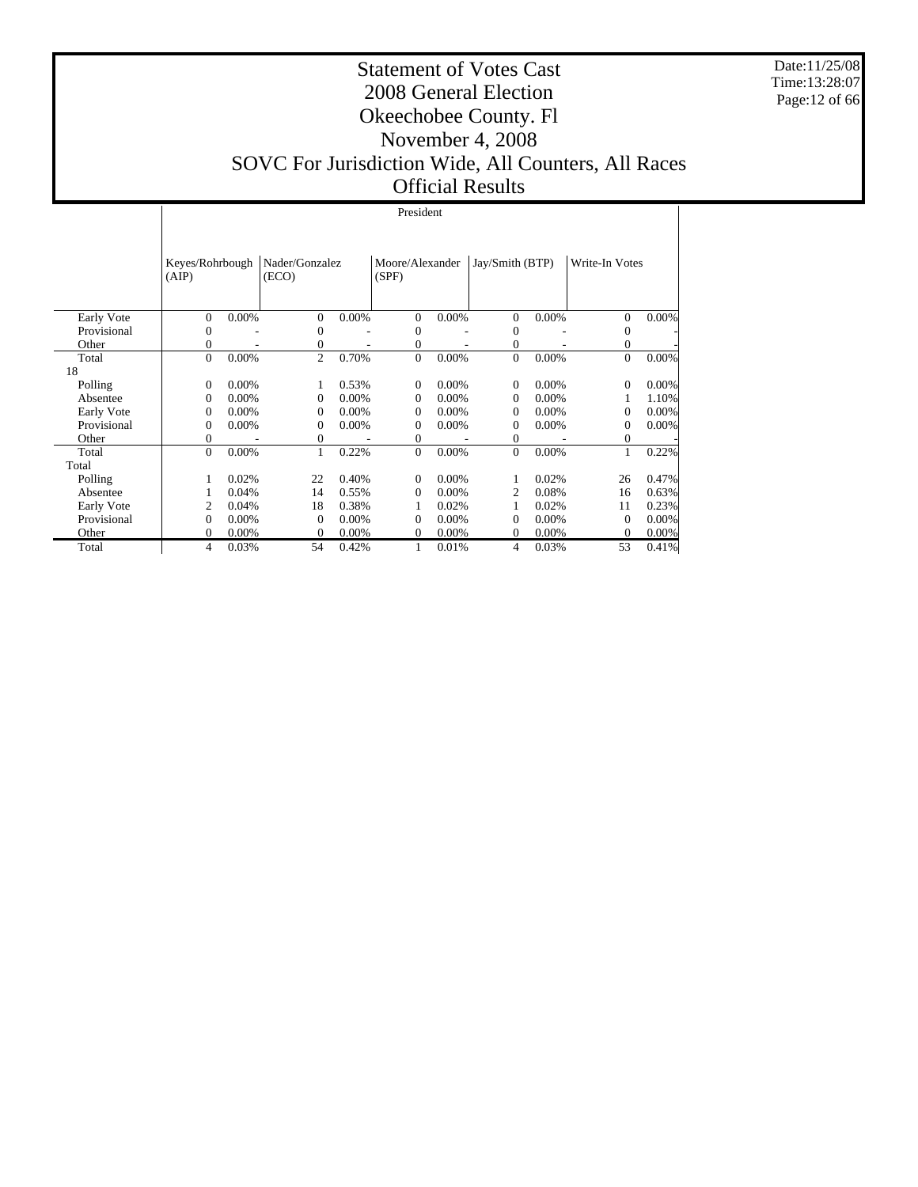# Statement of Votes Cast
# 2008 General Election
# Okeechobee County. Fl
# November 4, 2008
# SOVC For Jurisdiction Wide, All Counters, All Races
# Official Results

Date:11/25/08
Time:13:28:07

President

| | Keyes/Rohrbough (AIP) | | Nader/Gonzalez (ECO) | | Moore/Alexander (SPF) | | Jay/Smith (BTP) | | Write-In Votes | |
|---|---|---|---|---|---|---|---|---|---|---|
| Early Vote | 0 | 0.00% | 0 | 0.00% | 0 | 0.00% | 0 | 0.00% | 0 | 0.00% |
| Provisional | 0 | - | 0 | - | 0 | - | 0 | - | 0 | - |
| Other | 0 | - | 0 | - | 0 | - | 0 | - | 0 | - |
| Total | 0 | 0.00% | 2 | 0.70% | 0 | 0.00% | 0 | 0.00% | 0 | 0.00% |
| 18 | | | | | | | | | | |
| Polling | 0 | 0.00% | 1 | 0.53% | 0 | 0.00% | 0 | 0.00% | 0 | 0.00% |
| Absentee | 0 | 0.00% | 0 | 0.00% | 0 | 0.00% | 0 | 0.00% | 1 | 1.10% |
| Early Vote | 0 | 0.00% | 0 | 0.00% | 0 | 0.00% | 0 | 0.00% | 0 | 0.00% |
| Provisional | 0 | 0.00% | 0 | 0.00% | 0 | 0.00% | 0 | 0.00% | 0 | 0.00% |
| Other | 0 | - | 0 | - | 0 | - | 0 | - | 0 | - |
| Total | 0 | 0.00% | 1 | 0.22% | 0 | 0.00% | 0 | 0.00% | 1 | 0.22% |
| Total | | | | | | | | | | |
| Polling | 1 | 0.02% | 22 | 0.40% | 0 | 0.00% | 1 | 0.02% | 26 | 0.47% |
| Absentee | 1 | 0.04% | 14 | 0.55% | 0 | 0.00% | 2 | 0.08% | 16 | 0.63% |
| Early Vote | 2 | 0.04% | 18 | 0.38% | 1 | 0.02% | 1 | 0.02% | 11 | 0.23% |
| Provisional | 0 | 0.00% | 0 | 0.00% | 0 | 0.00% | 0 | 0.00% | 0 | 0.00% |
| Other | 0 | 0.00% | 0 | 0.00% | 0 | 0.00% | 0 | 0.00% | 0 | 0.00% |
| Total | 4 | 0.03% | 54 | 0.42% | 1 | 0.01% | 4 | 0.03% | 53 | 0.41% |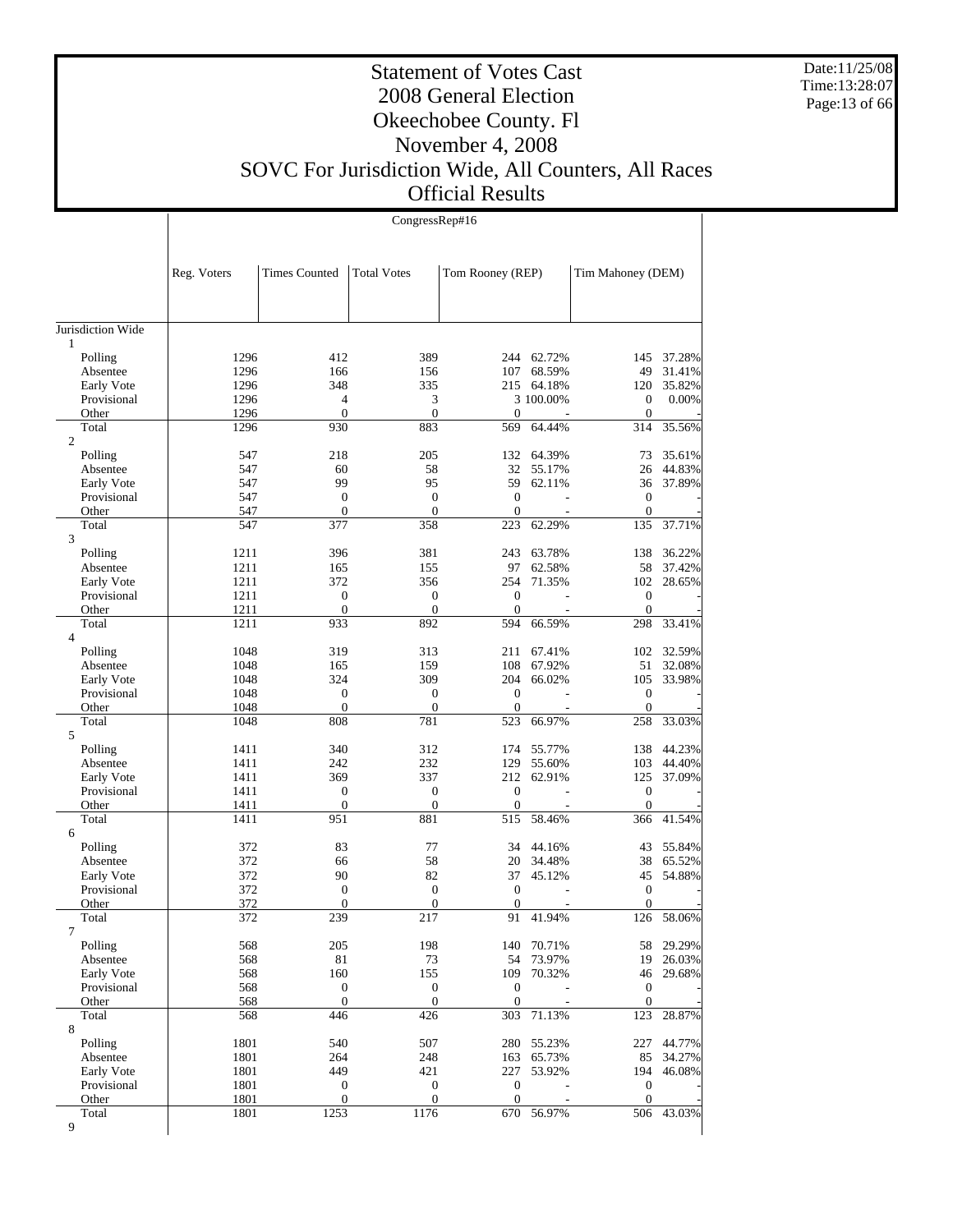# Statement of Votes Cast
## 2008 General Election
## Okeechobee County. Fl
## November 4, 2008
## SOVC For Jurisdiction Wide, All Counters, All Races
## Official Results

Date:11/25/08
Time:13:28:07

CongressRep#16

| | Reg. Voters | Times Counted | Total Votes | Tom Rooney (REP) | | Tim Mahoney (DEM) | |
|---|---|---|---|---|---|---|---|
| Jurisdiction Wide | | | | | | | |
| 1 | | | | | | | |
| Polling | 1296 | 412 | 389 | 244 | 62.72% | 145 | 37.28% |
| Absentee | 1296 | 166 | 156 | 107 | 68.59% | 49 | 31.41% |
| Early Vote | 1296 | 348 | 335 | 215 | 64.18% | 120 | 35.82% |
| Provisional | 1296 | 4 | 3 | 3 | 100.00% | 0 | 0.00% |
| Other | 1296 | 0 | 0 | 0 | - | 0 | - |
| Total | 1296 | 930 | 883 | 569 | 64.44% | 314 | 35.56% |
| 2 | | | | | | | |
| Polling | 547 | 218 | 205 | 132 | 64.39% | 73 | 35.61% |
| Absentee | 547 | 60 | 58 | 32 | 55.17% | 26 | 44.83% |
| Early Vote | 547 | 99 | 95 | 59 | 62.11% | 36 | 37.89% |
| Provisional | 547 | 0 | 0 | 0 | - | 0 | - |
| Other | 547 | 0 | 0 | 0 | - | 0 | - |
| Total | 547 | 377 | 358 | 223 | 62.29% | 135 | 37.71% |
| 3 | | | | | | | |
| Polling | 1211 | 396 | 381 | 243 | 63.78% | 138 | 36.22% |
| Absentee | 1211 | 165 | 155 | 97 | 62.58% | 58 | 37.42% |
| Early Vote | 1211 | 372 | 356 | 254 | 71.35% | 102 | 28.65% |
| Provisional | 1211 | 0 | 0 | 0 | - | 0 | - |
| Other | 1211 | 0 | 0 | 0 | - | 0 | - |
| Total | 1211 | 933 | 892 | 594 | 66.59% | 298 | 33.41% |
| 4 | | | | | | | |
| Polling | 1048 | 319 | 313 | 211 | 67.41% | 102 | 32.59% |
| Absentee | 1048 | 165 | 159 | 108 | 67.92% | 51 | 32.08% |
| Early Vote | 1048 | 324 | 309 | 204 | 66.02% | 105 | 33.98% |
| Provisional | 1048 | 0 | 0 | 0 | - | 0 | - |
| Other | 1048 | 0 | 0 | 0 | - | 0 | - |
| Total | 1048 | 808 | 781 | 523 | 66.97% | 258 | 33.03% |
| 5 | | | | | | | |
| Polling | 1411 | 340 | 312 | 174 | 55.77% | 138 | 44.23% |
| Absentee | 1411 | 242 | 232 | 129 | 55.60% | 103 | 44.40% |
| Early Vote | 1411 | 369 | 337 | 212 | 62.91% | 125 | 37.09% |
| Provisional | 1411 | 0 | 0 | 0 | - | 0 | - |
| Other | 1411 | 0 | 0 | 0 | - | 0 | - |
| Total | 1411 | 951 | 881 | 515 | 58.46% | 366 | 41.54% |
| 6 | | | | | | | |
| Polling | 372 | 83 | 77 | 34 | 44.16% | 43 | 55.84% |
| Absentee | 372 | 66 | 58 | 20 | 34.48% | 38 | 65.52% |
| Early Vote | 372 | 90 | 82 | 37 | 45.12% | 45 | 54.88% |
| Provisional | 372 | 0 | 0 | 0 | - | 0 | - |
| Other | 372 | 0 | 0 | 0 | - | 0 | - |
| Total | 372 | 239 | 217 | 91 | 41.94% | 126 | 58.06% |
| 7 | | | | | | | |
| Polling | 568 | 205 | 198 | 140 | 70.71% | 58 | 29.29% |
| Absentee | 568 | 81 | 73 | 54 | 73.97% | 19 | 26.03% |
| Early Vote | 568 | 160 | 155 | 109 | 70.32% | 46 | 29.68% |
| Provisional | 568 | 0 | 0 | 0 | - | 0 | - |
| Other | 568 | 0 | 0 | 0 | - | 0 | - |
| Total | 568 | 446 | 426 | 303 | 71.13% | 123 | 28.87% |
| 8 | | | | | | | |
| Polling | 1801 | 540 | 507 | 280 | 55.23% | 227 | 44.77% |
| Absentee | 1801 | 264 | 248 | 163 | 65.73% | 85 | 34.27% |
| Early Vote | 1801 | 449 | 421 | 227 | 53.92% | 194 | 46.08% |
| Provisional | 1801 | 0 | 0 | 0 | - | 0 | - |
| Other | 1801 | 0 | 0 | 0 | - | 0 | - |
| Total | 1801 | 1253 | 1176 | 670 | 56.97% | 506 | 43.03% |
| 9 | | | | | | | |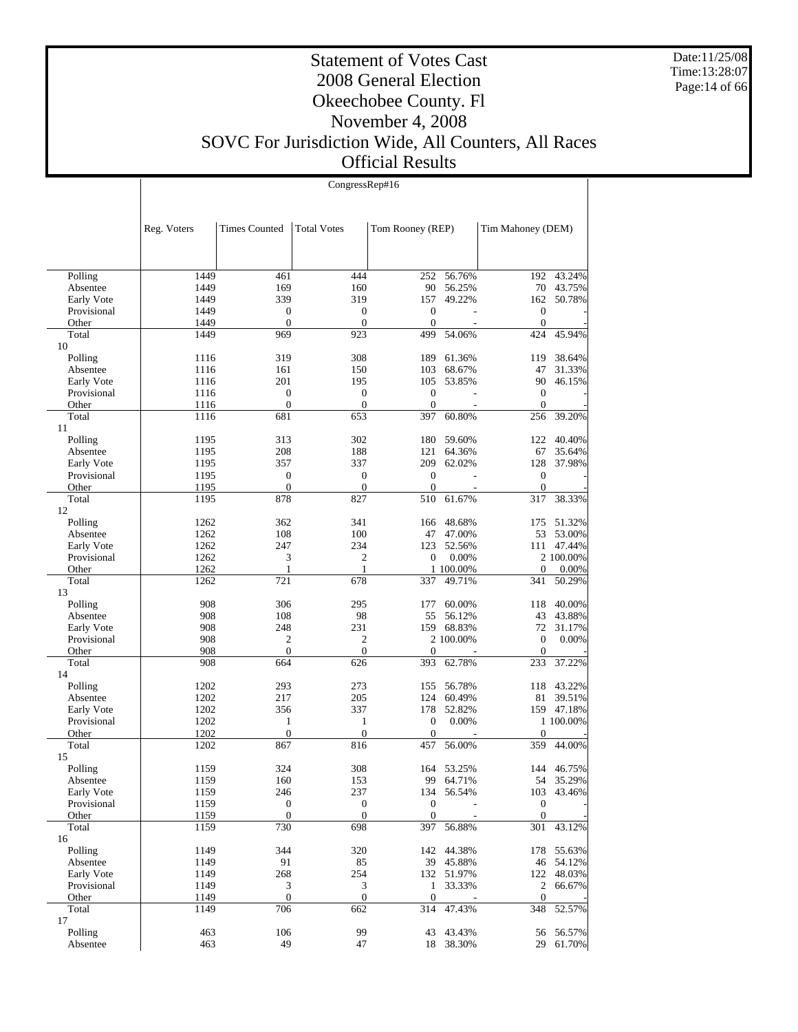# Statement of Votes Cast
# 2008 General Election
# Okeechobee County. Fl
# November 4, 2008
# SOVC For Jurisdiction Wide, All Counters, All Races
# Official Results

Date:11/25/08
Time:13:28:07

CongressRep#16

| | Reg. Voters | Times Counted | Total Votes | Tom Rooney (REP) | | Tim Mahoney (DEM) | |
|---|---|---|---|---|---|---|---|
| Polling | 1449 | 461 | 444 | 252 | 56.76% | 192 | 43.24% |
| Absentee | 1449 | 169 | 160 | 90 | 56.25% | 70 | 43.75% |
| Early Vote | 1449 | 339 | 319 | 157 | 49.22% | 162 | 50.78% |
| Provisional | 1449 | 0 | 0 | 0 | - | 0 | - |
| Other | 1449 | 0 | 0 | 0 | - | 0 | - |
| Total | 1449 | 969 | 923 | 499 | 54.06% | 424 | 45.94% |
| 10 | | | | | | | |
| Polling | 1116 | 319 | 308 | 189 | 61.36% | 119 | 38.64% |
| Absentee | 1116 | 161 | 150 | 103 | 68.67% | 47 | 31.33% |
| Early Vote | 1116 | 201 | 195 | 105 | 53.85% | 90 | 46.15% |
| Provisional | 1116 | 0 | 0 | 0 | - | 0 | - |
| Other | 1116 | 0 | 0 | 0 | - | 0 | - |
| Total | 1116 | 681 | 653 | 397 | 60.80% | 256 | 39.20% |
| 11 | | | | | | | |
| Polling | 1195 | 313 | 302 | 180 | 59.60% | 122 | 40.40% |
| Absentee | 1195 | 208 | 188 | 121 | 64.36% | 67 | 35.64% |
| Early Vote | 1195 | 357 | 337 | 209 | 62.02% | 128 | 37.98% |
| Provisional | 1195 | 0 | 0 | 0 | - | 0 | - |
| Other | 1195 | 0 | 0 | 0 | - | 0 | - |
| Total | 1195 | 878 | 827 | 510 | 61.67% | 317 | 38.33% |
| 12 | | | | | | | |
| Polling | 1262 | 362 | 341 | 166 | 48.68% | 175 | 51.32% |
| Absentee | 1262 | 108 | 100 | 47 | 47.00% | 53 | 53.00% |
| Early Vote | 1262 | 247 | 234 | 123 | 52.56% | 111 | 47.44% |
| Provisional | 1262 | 3 | 2 | 0 | 0.00% | 2 | 100.00% |
| Other | 1262 | 1 | 1 | 1 | 100.00% | 0 | 0.00% |
| Total | 1262 | 721 | 678 | 337 | 49.71% | 341 | 50.29% |
| 13 | | | | | | | |
| Polling | 908 | 306 | 295 | 177 | 60.00% | 118 | 40.00% |
| Absentee | 908 | 108 | 98 | 55 | 56.12% | 43 | 43.88% |
| Early Vote | 908 | 248 | 231 | 159 | 68.83% | 72 | 31.17% |
| Provisional | 908 | 2 | 2 | 2 | 100.00% | 0 | 0.00% |
| Other | 908 | 0 | 0 | 0 | - | 0 | - |
| Total | 908 | 664 | 626 | 393 | 62.78% | 233 | 37.22% |
| 14 | | | | | | | |
| Polling | 1202 | 293 | 273 | 155 | 56.78% | 118 | 43.22% |
| Absentee | 1202 | 217 | 205 | 124 | 60.49% | 81 | 39.51% |
| Early Vote | 1202 | 356 | 337 | 178 | 52.82% | 159 | 47.18% |
| Provisional | 1202 | 1 | 1 | 0 | 0.00% | 1 | 100.00% |
| Other | 1202 | 0 | 0 | 0 | - | 0 | - |
| Total | 1202 | 867 | 816 | 457 | 56.00% | 359 | 44.00% |
| 15 | | | | | | | |
| Polling | 1159 | 324 | 308 | 164 | 53.25% | 144 | 46.75% |
| Absentee | 1159 | 160 | 153 | 99 | 64.71% | 54 | 35.29% |
| Early Vote | 1159 | 246 | 237 | 134 | 56.54% | 103 | 43.46% |
| Provisional | 1159 | 0 | 0 | 0 | - | 0 | - |
| Other | 1159 | 0 | 0 | 0 | - | 0 | - |
| Total | 1159 | 730 | 698 | 397 | 56.88% | 301 | 43.12% |
| 16 | | | | | | | |
| Polling | 1149 | 344 | 320 | 142 | 44.38% | 178 | 55.63% |
| Absentee | 1149 | 91 | 85 | 39 | 45.88% | 46 | 54.12% |
| Early Vote | 1149 | 268 | 254 | 132 | 51.97% | 122 | 48.03% |
| Provisional | 1149 | 3 | 3 | 1 | 33.33% | 2 | 66.67% |
| Other | 1149 | 0 | 0 | 0 | - | 0 | - |
| Total | 1149 | 706 | 662 | 314 | 47.43% | 348 | 52.57% |
| 17 | | | | | | | |
| Polling | 463 | 106 | 99 | 43 | 43.43% | 56 | 56.57% |
| Absentee | 463 | 49 | 47 | 18 | 38.30% | 29 | 61.70% |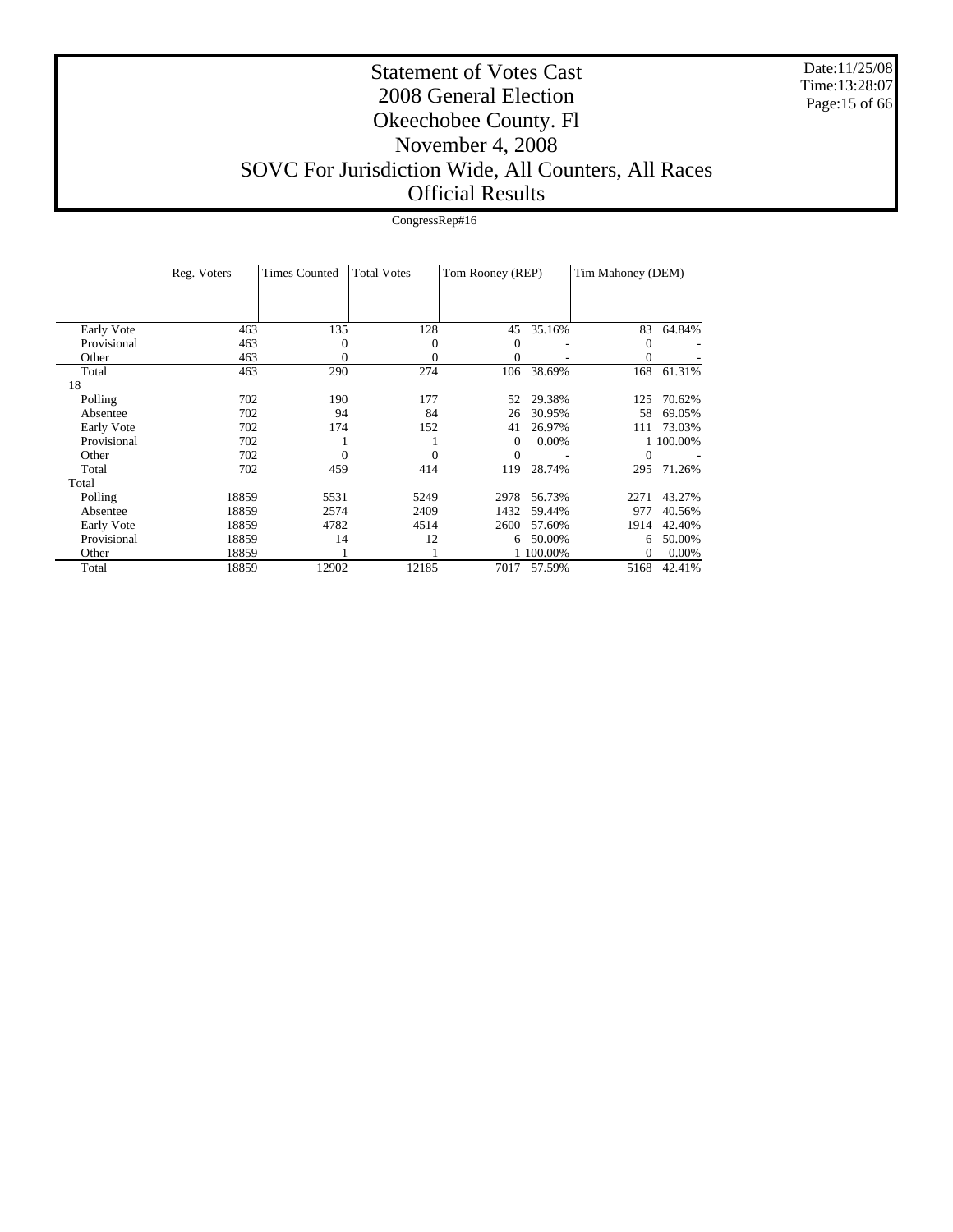# Statement of Votes Cast
# 2008 General Election
# Okeechobee County. Fl
# November 4, 2008
# SOVC For Jurisdiction Wide, All Counters, All Races
# Official Results

Date:11/25/08
Time:13:28:07

CongressRep#16

| | Reg. Voters | Times Counted | Total Votes | Tom Rooney (REP) | | Tim Mahoney (DEM) | |
|---|---|---|---|---|---|---|---|
| Early Vote | 463 | 135 | 128 | 45 | 35.16% | 83 | 64.84% |
| Provisional | 463 | 0 | 0 | 0 | - | 0 | - |
| Other | 463 | 0 | 0 | 0 | - | 0 | - |
| Total | 463 | 290 | 274 | 106 | 38.69% | 168 | 61.31% |
| 18 | | | | | | | |
| Polling | 702 | 190 | 177 | 52 | 29.38% | 125 | 70.62% |
| Absentee | 702 | 94 | 84 | 26 | 30.95% | 58 | 69.05% |
| Early Vote | 702 | 174 | 152 | 41 | 26.97% | 111 | 73.03% |
| Provisional | 702 | 1 | 1 | 0 | 0.00% | 1 | 100.00% |
| Other | 702 | 0 | 0 | 0 | - | 0 | - |
| Total | 702 | 459 | 414 | 119 | 28.74% | 295 | 71.26% |
| Total | | | | | | | |
| Polling | 18859 | 5531 | 5249 | 2978 | 56.73% | 2271 | 43.27% |
| Absentee | 18859 | 2574 | 2409 | 1432 | 59.44% | 977 | 40.56% |
| Early Vote | 18859 | 4782 | 4514 | 2600 | 57.60% | 1914 | 42.40% |
| Provisional | 18859 | 14 | 12 | 6 | 50.00% | 6 | 50.00% |
| Other | 18859 | 1 | 1 | 1 | 100.00% | 0 | 0.00% |
| Total | 18859 | 12902 | 12185 | 7017 | 57.59% | 5168 | 42.41% |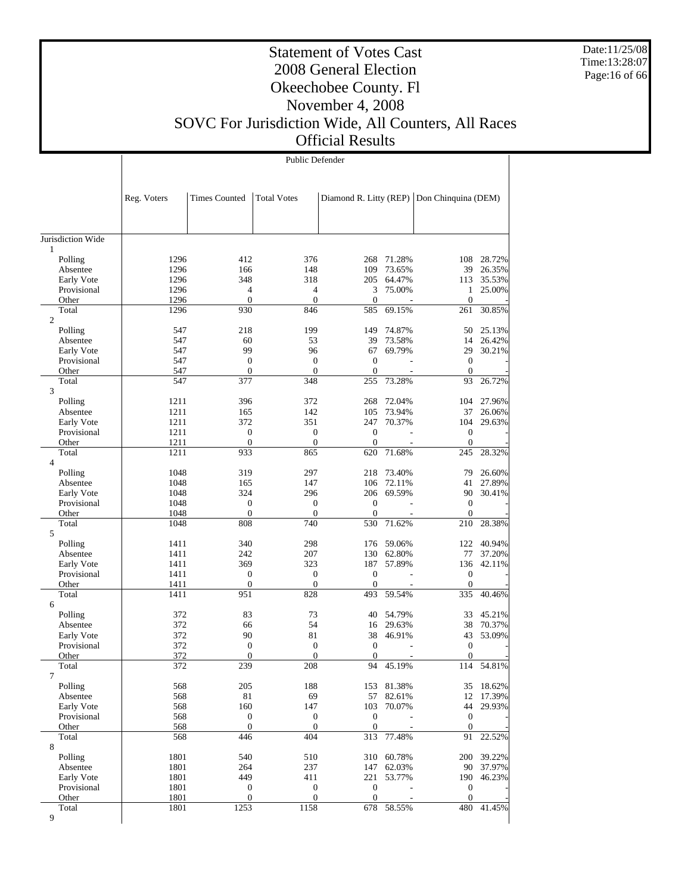# Statement of Votes Cast
# 2008 General Election
# Okeechobee County. Fl
# November 4, 2008
# SOVC For Jurisdiction Wide, All Counters, All Races
# Official Results

## Public Defender

| | Reg. Voters | Times Counted | Total Votes | Diamond R. Litty (REP) | | Don Chinquina (DEM) | |
|---|---|---|---|---|---|---|---|
| Jurisdiction Wide | | | | | | | |
| 1 | | | | | | | |
| Polling | 1296 | 412 | 376 | 268 | 71.28% | 108 | 28.72% |
| Absentee | 1296 | 166 | 148 | 109 | 73.65% | 39 | 26.35% |
| Early Vote | 1296 | 348 | 318 | 205 | 64.47% | 113 | 35.53% |
| Provisional | 1296 | 4 | 4 | 3 | 75.00% | 1 | 25.00% |
| Other | 1296 | 0 | 0 | 0 | - | 0 | - |
| Total | 1296 | 930 | 846 | 585 | 69.15% | 261 | 30.85% |
| 2 | | | | | | | |
| Polling | 547 | 218 | 199 | 149 | 74.87% | 50 | 25.13% |
| Absentee | 547 | 60 | 53 | 39 | 73.58% | 14 | 26.42% |
| Early Vote | 547 | 99 | 96 | 67 | 69.79% | 29 | 30.21% |
| Provisional | 547 | 0 | 0 | 0 | - | 0 | - |
| Other | 547 | 0 | 0 | 0 | - | 0 | - |
| Total | 547 | 377 | 348 | 255 | 73.28% | 93 | 26.72% |
| 3 | | | | | | | |
| Polling | 1211 | 396 | 372 | 268 | 72.04% | 104 | 27.96% |
| Absentee | 1211 | 165 | 142 | 105 | 73.94% | 37 | 26.06% |
| Early Vote | 1211 | 372 | 351 | 247 | 70.37% | 104 | 29.63% |
| Provisional | 1211 | 0 | 0 | 0 | - | 0 | - |
| Other | 1211 | 0 | 0 | 0 | - | 0 | - |
| Total | 1211 | 933 | 865 | 620 | 71.68% | 245 | 28.32% |
| 4 | | | | | | | |
| Polling | 1048 | 319 | 297 | 218 | 73.40% | 79 | 26.60% |
| Absentee | 1048 | 165 | 147 | 106 | 72.11% | 41 | 27.89% |
| Early Vote | 1048 | 324 | 296 | 206 | 69.59% | 90 | 30.41% |
| Provisional | 1048 | 0 | 0 | 0 | - | 0 | - |
| Other | 1048 | 0 | 0 | 0 | - | 0 | - |
| Total | 1048 | 808 | 740 | 530 | 71.62% | 210 | 28.38% |
| 5 | | | | | | | |
| Polling | 1411 | 340 | 298 | 176 | 59.06% | 122 | 40.94% |
| Absentee | 1411 | 242 | 207 | 130 | 62.80% | 77 | 37.20% |
| Early Vote | 1411 | 369 | 323 | 187 | 57.89% | 136 | 42.11% |
| Provisional | 1411 | 0 | 0 | 0 | - | 0 | - |
| Other | 1411 | 0 | 0 | 0 | - | 0 | - |
| Total | 1411 | 951 | 828 | 493 | 59.54% | 335 | 40.46% |
| 6 | | | | | | | |
| Polling | 372 | 83 | 73 | 40 | 54.79% | 33 | 45.21% |
| Absentee | 372 | 66 | 54 | 16 | 29.63% | 38 | 70.37% |
| Early Vote | 372 | 90 | 81 | 38 | 46.91% | 43 | 53.09% |
| Provisional | 372 | 0 | 0 | 0 | - | 0 | - |
| Other | 372 | 0 | 0 | 0 | - | 0 | - |
| Total | 372 | 239 | 208 | 94 | 45.19% | 114 | 54.81% |
| 7 | | | | | | | |
| Polling | 568 | 205 | 188 | 153 | 81.38% | 35 | 18.62% |
| Absentee | 568 | 81 | 69 | 57 | 82.61% | 12 | 17.39% |
| Early Vote | 568 | 160 | 147 | 103 | 70.07% | 44 | 29.93% |
| Provisional | 568 | 0 | 0 | 0 | - | 0 | - |
| Other | 568 | 0 | 0 | 0 | - | 0 | - |
| Total | 568 | 446 | 404 | 313 | 77.48% | 91 | 22.52% |
| 8 | | | | | | | |
| Polling | 1801 | 540 | 510 | 310 | 60.78% | 200 | 39.22% |
| Absentee | 1801 | 264 | 237 | 147 | 62.03% | 90 | 37.97% |
| Early Vote | 1801 | 449 | 411 | 221 | 53.77% | 190 | 46.23% |
| Provisional | 1801 | 0 | 0 | 0 | - | 0 | - |
| Other | 1801 | 0 | 0 | 0 | - | 0 | - |
| Total | 1801 | 1253 | 1158 | 678 | 58.55% | 480 | 41.45% |
| 9 | | | | | | | |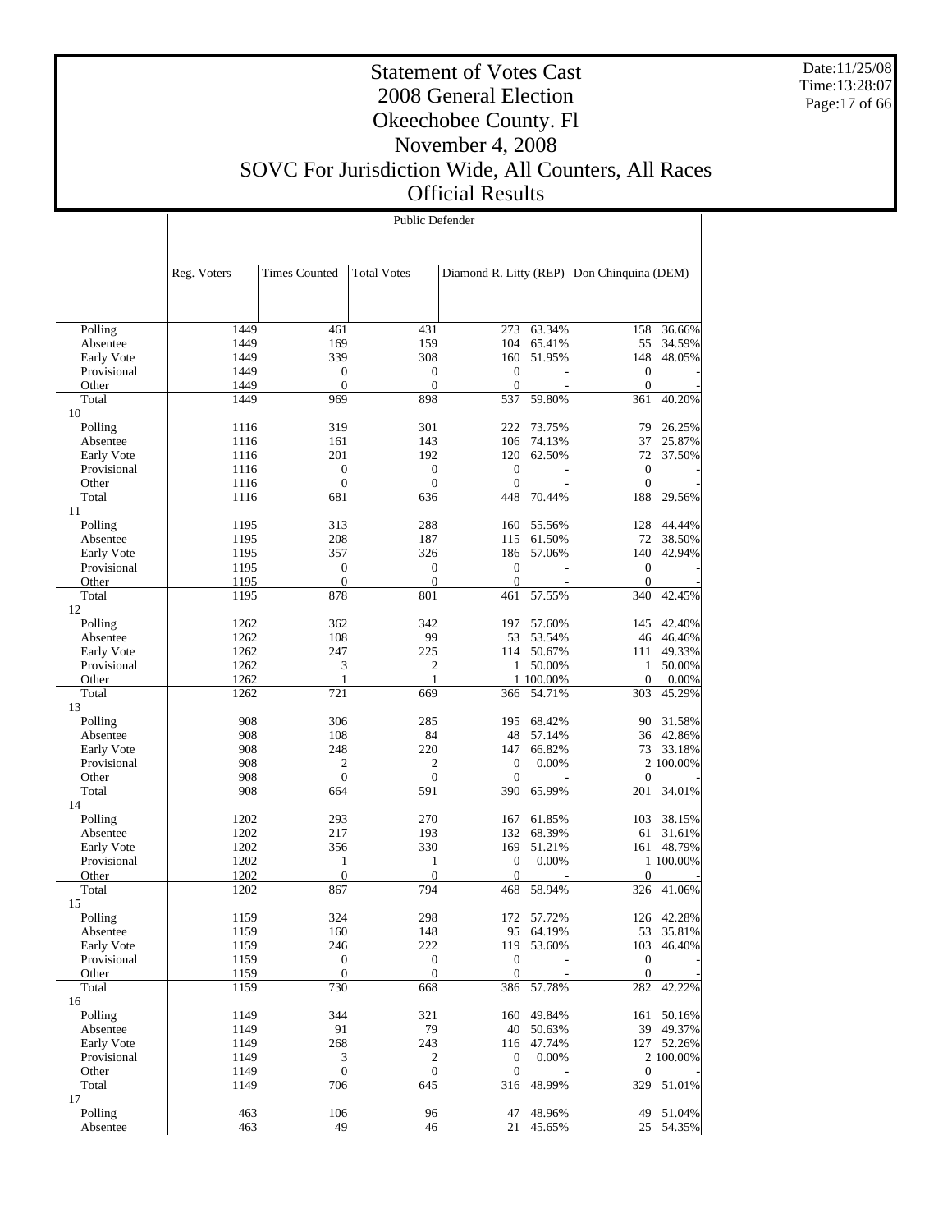# Statement of Votes Cast
# 2008 General Election
# Okeechobee County. Fl
# November 4, 2008
# SOVC For Jurisdiction Wide, All Counters, All Races
# Official Results

Date:11/25/08
Time:13:28:07

## Public Defender

| | Reg. Voters | Times Counted | Total Votes | Diamond R. Litty (REP) | | Don Chinquina (DEM) | |
|---|---|---|---|---|---|---|---|
| Polling | 1449 | 461 | 431 | 273 | 63.34% | 158 | 36.66% |
| Absentee | 1449 | 169 | 159 | 104 | 65.41% | 55 | 34.59% |
| Early Vote | 1449 | 339 | 308 | 160 | 51.95% | 148 | 48.05% |
| Provisional | 1449 | 0 | 0 | 0 | - | 0 | - |
| Other | 1449 | 0 | 0 | 0 | - | 0 | - |
| Total | 1449 | 969 | 898 | 537 | 59.80% | 361 | 40.20% |
| 10 | | | | | | | |
| Polling | 1116 | 319 | 301 | 222 | 73.75% | 79 | 26.25% |
| Absentee | 1116 | 161 | 143 | 106 | 74.13% | 37 | 25.87% |
| Early Vote | 1116 | 201 | 192 | 120 | 62.50% | 72 | 37.50% |
| Provisional | 1116 | 0 | 0 | 0 | - | 0 | - |
| Other | 1116 | 0 | 0 | 0 | - | 0 | - |
| Total | 1116 | 681 | 636 | 448 | 70.44% | 188 | 29.56% |
| 11 | | | | | | | |
| Polling | 1195 | 313 | 288 | 160 | 55.56% | 128 | 44.44% |
| Absentee | 1195 | 208 | 187 | 115 | 61.50% | 72 | 38.50% |
| Early Vote | 1195 | 357 | 326 | 186 | 57.06% | 140 | 42.94% |
| Provisional | 1195 | 0 | 0 | 0 | - | 0 | - |
| Other | 1195 | 0 | 0 | 0 | - | 0 | - |
| Total | 1195 | 878 | 801 | 461 | 57.55% | 340 | 42.45% |
| 12 | | | | | | | |
| Polling | 1262 | 362 | 342 | 197 | 57.60% | 145 | 42.40% |
| Absentee | 1262 | 108 | 99 | 53 | 53.54% | 46 | 46.46% |
| Early Vote | 1262 | 247 | 225 | 114 | 50.67% | 111 | 49.33% |
| Provisional | 1262 | 3 | 2 | 1 | 50.00% | 1 | 50.00% |
| Other | 1262 | 1 | 1 | 1 | 100.00% | 0 | 0.00% |
| Total | 1262 | 721 | 669 | 366 | 54.71% | 303 | 45.29% |
| 13 | | | | | | | |
| Polling | 908 | 306 | 285 | 195 | 68.42% | 90 | 31.58% |
| Absentee | 908 | 108 | 84 | 48 | 57.14% | 36 | 42.86% |
| Early Vote | 908 | 248 | 220 | 147 | 66.82% | 73 | 33.18% |
| Provisional | 908 | 2 | 2 | 0 | 0.00% | 2 | 100.00% |
| Other | 908 | 0 | 0 | 0 | - | 0 | - |
| Total | 908 | 664 | 591 | 390 | 65.99% | 201 | 34.01% |
| 14 | | | | | | | |
| Polling | 1202 | 293 | 270 | 167 | 61.85% | 103 | 38.15% |
| Absentee | 1202 | 217 | 193 | 132 | 68.39% | 61 | 31.61% |
| Early Vote | 1202 | 356 | 330 | 169 | 51.21% | 161 | 48.79% |
| Provisional | 1202 | 1 | 1 | 0 | 0.00% | 1 | 100.00% |
| Other | 1202 | 0 | 0 | 0 | - | 0 | - |
| Total | 1202 | 867 | 794 | 468 | 58.94% | 326 | 41.06% |
| 15 | | | | | | | |
| Polling | 1159 | 324 | 298 | 172 | 57.72% | 126 | 42.28% |
| Absentee | 1159 | 160 | 148 | 95 | 64.19% | 53 | 35.81% |
| Early Vote | 1159 | 246 | 222 | 119 | 53.60% | 103 | 46.40% |
| Provisional | 1159 | 0 | 0 | 0 | - | 0 | - |
| Other | 1159 | 0 | 0 | 0 | - | 0 | - |
| Total | 1159 | 730 | 668 | 386 | 57.78% | 282 | 42.22% |
| 16 | | | | | | | |
| Polling | 1149 | 344 | 321 | 160 | 49.84% | 161 | 50.16% |
| Absentee | 1149 | 91 | 79 | 40 | 50.63% | 39 | 49.37% |
| Early Vote | 1149 | 268 | 243 | 116 | 47.74% | 127 | 52.26% |
| Provisional | 1149 | 3 | 2 | 0 | 0.00% | 2 | 100.00% |
| Other | 1149 | 0 | 0 | 0 | - | 0 | - |
| Total | 1149 | 706 | 645 | 316 | 48.99% | 329 | 51.01% |
| 17 | | | | | | | |
| Polling | 463 | 106 | 96 | 47 | 48.96% | 49 | 51.04% |
| Absentee | 463 | 49 | 46 | 21 | 45.65% | 25 | 54.35% |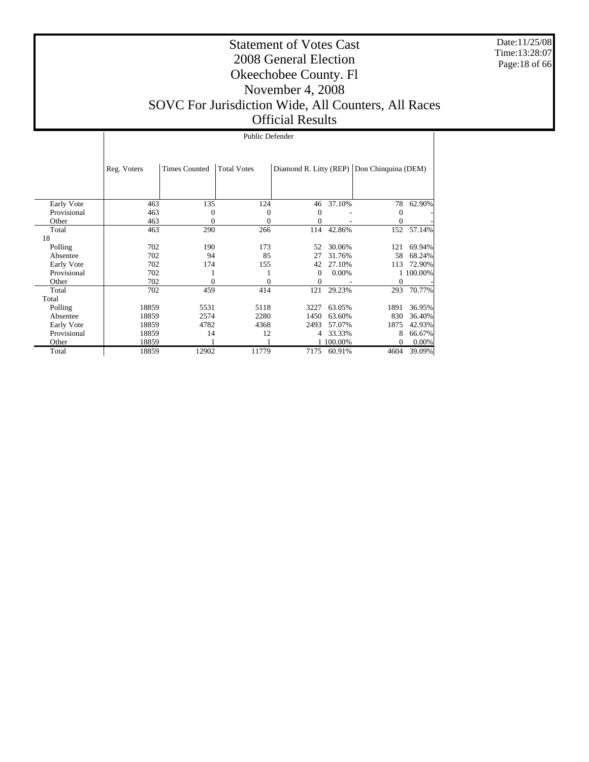# Statement of Votes Cast
# 2008 General Election
# Okeechobee County. Fl
# November 4, 2008
# SOVC For Jurisdiction Wide, All Counters, All Races
# Official Results

Public Defender

| | Reg. Voters | Times Counted | Total Votes | Diamond R. Litty (REP) | | Don Chinquina (DEM) | |
|---|---|---|---|---|---|---|---|
| Early Vote | 463 | 135 | 124 | 46 | 37.10% | 78 | 62.90% |
| Provisional | 463 | 0 | 0 | 0 | - | 0 | - |
| Other | 463 | 0 | 0 | 0 | - | 0 | - |
| Total | 463 | 290 | 266 | 114 | 42.86% | 152 | 57.14% |
| 18 | | | | | | | |
| Polling | 702 | 190 | 173 | 52 | 30.06% | 121 | 69.94% |
| Absentee | 702 | 94 | 85 | 27 | 31.76% | 58 | 68.24% |
| Early Vote | 702 | 174 | 155 | 42 | 27.10% | 113 | 72.90% |
| Provisional | 702 | 1 | 1 | 0 | 0.00% | 1 | 100.00% |
| Other | 702 | 0 | 0 | 0 | - | 0 | - |
| Total | 702 | 459 | 414 | 121 | 29.23% | 293 | 70.77% |
| Total | | | | | | | |
| Polling | 18859 | 5531 | 5118 | 3227 | 63.05% | 1891 | 36.95% |
| Absentee | 18859 | 2574 | 2280 | 1450 | 63.60% | 830 | 36.40% |
| Early Vote | 18859 | 4782 | 4368 | 2493 | 57.07% | 1875 | 42.93% |
| Provisional | 18859 | 14 | 12 | 4 | 33.33% | 8 | 66.67% |
| Other | 18859 | 1 | 1 | 1 | 100.00% | 0 | 0.00% |
| Total | 18859 | 12902 | 11779 | 7175 | 60.91% | 4604 | 39.09% |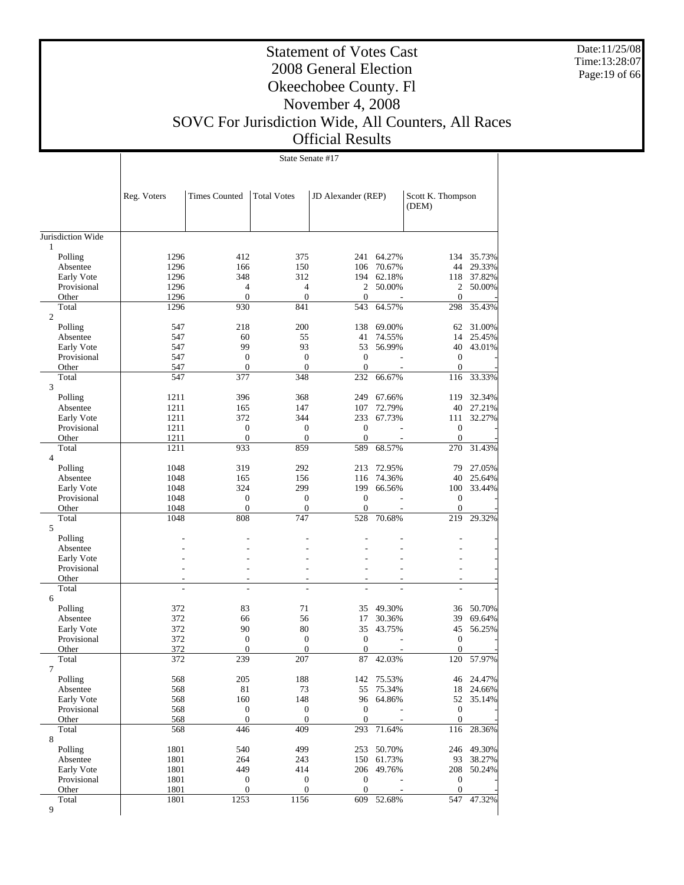# Statement of Votes Cast
## 2008 General Election
## Okeechobee County. Fl
## November 4, 2008
## SOVC For Jurisdiction Wide, All Counters, All Races
## Official Results

Date:11/25/08
Time:13:28:07

State Senate #17

| | Reg. Voters | Times Counted | Total Votes | JD Alexander (REP) | | Scott K. Thompson (DEM) | |
|---|---|---|---|---|---|---|---|
| Jurisdiction Wide | | | | | | | |
| 1 | | | | | | | |
| Polling | 1296 | 412 | 375 | 241 | 64.27% | 134 | 35.73% |
| Absentee | 1296 | 166 | 150 | 106 | 70.67% | 44 | 29.33% |
| Early Vote | 1296 | 348 | 312 | 194 | 62.18% | 118 | 37.82% |
| Provisional | 1296 | 4 | 4 | 2 | 50.00% | 2 | 50.00% |
| Other | 1296 | 0 | 0 | 0 | - | 0 | - |
| Total | 1296 | 930 | 841 | 543 | 64.57% | 298 | 35.43% |
| 2 | | | | | | | |
| Polling | 547 | 218 | 200 | 138 | 69.00% | 62 | 31.00% |
| Absentee | 547 | 60 | 55 | 41 | 74.55% | 14 | 25.45% |
| Early Vote | 547 | 99 | 93 | 53 | 56.99% | 40 | 43.01% |
| Provisional | 547 | 0 | 0 | 0 | - | 0 | - |
| Other | 547 | 0 | 0 | 0 | - | 0 | - |
| Total | 547 | 377 | 348 | 232 | 66.67% | 116 | 33.33% |
| 3 | | | | | | | |
| Polling | 1211 | 396 | 368 | 249 | 67.66% | 119 | 32.34% |
| Absentee | 1211 | 165 | 147 | 107 | 72.79% | 40 | 27.21% |
| Early Vote | 1211 | 372 | 344 | 233 | 67.73% | 111 | 32.27% |
| Provisional | 1211 | 0 | 0 | 0 | - | 0 | - |
| Other | 1211 | 0 | 0 | 0 | - | 0 | - |
| Total | 1211 | 933 | 859 | 589 | 68.57% | 270 | 31.43% |
| 4 | | | | | | | |
| Polling | 1048 | 319 | 292 | 213 | 72.95% | 79 | 27.05% |
| Absentee | 1048 | 165 | 156 | 116 | 74.36% | 40 | 25.64% |
| Early Vote | 1048 | 324 | 299 | 199 | 66.56% | 100 | 33.44% |
| Provisional | 1048 | 0 | 0 | 0 | - | 0 | - |
| Other | 1048 | 0 | 0 | 0 | - | 0 | - |
| Total | 1048 | 808 | 747 | 528 | 70.68% | 219 | 29.32% |
| 5 | | | | | | | |
| Polling | - | - | - | - | - | - | - |
| Absentee | - | - | - | - | - | - | - |
| Early Vote | - | - | - | - | - | - | - |
| Provisional | - | - | - | - | - | - | - |
| Other | - | - | - | - | - | - | - |
| Total | - | - | - | - | - | - | - |
| 6 | | | | | | | |
| Polling | 372 | 83 | 71 | 35 | 49.30% | 36 | 50.70% |
| Absentee | 372 | 66 | 56 | 17 | 30.36% | 39 | 69.64% |
| Early Vote | 372 | 90 | 80 | 35 | 43.75% | 45 | 56.25% |
| Provisional | 372 | 0 | 0 | 0 | - | 0 | - |
| Other | 372 | 0 | 0 | 0 | - | 0 | - |
| Total | 372 | 239 | 207 | 87 | 42.03% | 120 | 57.97% |
| 7 | | | | | | | |
| Polling | 568 | 205 | 188 | 142 | 75.53% | 46 | 24.47% |
| Absentee | 568 | 81 | 73 | 55 | 75.34% | 18 | 24.66% |
| Early Vote | 568 | 160 | 148 | 96 | 64.86% | 52 | 35.14% |
| Provisional | 568 | 0 | 0 | 0 | - | 0 | - |
| Other | 568 | 0 | 0 | 0 | - | 0 | - |
| Total | 568 | 446 | 409 | 293 | 71.64% | 116 | 28.36% |
| 8 | | | | | | | |
| Polling | 1801 | 540 | 499 | 253 | 50.70% | 246 | 49.30% |
| Absentee | 1801 | 264 | 243 | 150 | 61.73% | 93 | 38.27% |
| Early Vote | 1801 | 449 | 414 | 206 | 49.76% | 208 | 50.24% |
| Provisional | 1801 | 0 | 0 | 0 | - | 0 | - |
| Other | 1801 | 0 | 0 | 0 | - | 0 | - |
| Total | 1801 | 1253 | 1156 | 609 | 52.68% | 547 | 47.32% |
| 9 | | | | | | | |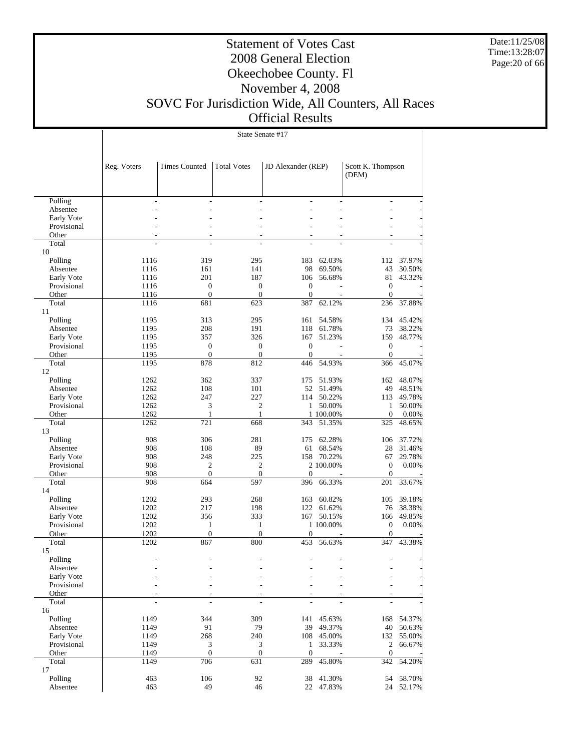# Statement of Votes Cast
# 2008 General Election
# Okeechobee County. Fl
# November 4, 2008
# SOVC For Jurisdiction Wide, All Counters, All Races
# Official Results

Date:11/25/08
Time:13:28:07

## State Senate #17

| | Reg. Voters | Times Counted | Total Votes | JD Alexander (REP) | | Scott K. Thompson (DEM) | |
|---|---|---|---|---|---|---|---|
| Polling | - | - | - | - | - | - | - |
| Absentee | - | - | - | - | - | - | - |
| Early Vote | - | - | - | - | - | - | - |
| Provisional | - | - | - | - | - | - | - |
| Other | - | - | - | - | - | - | - |
| Total | - | - | - | - | - | - | - |
| **10** | | | | | | | |
| Polling | 1116 | 319 | 295 | 183 | 62.03% | 112 | 37.97% |
| Absentee | 1116 | 161 | 141 | 98 | 69.50% | 43 | 30.50% |
| Early Vote | 1116 | 201 | 187 | 106 | 56.68% | 81 | 43.32% |
| Provisional | 1116 | 0 | 0 | 0 | - | 0 | - |
| Other | 1116 | 0 | 0 | 0 | - | 0 | - |
| Total | 1116 | 681 | 623 | 387 | 62.12% | 236 | 37.88% |
| **11** | | | | | | | |
| Polling | 1195 | 313 | 295 | 161 | 54.58% | 134 | 45.42% |
| Absentee | 1195 | 208 | 191 | 118 | 61.78% | 73 | 38.22% |
| Early Vote | 1195 | 357 | 326 | 167 | 51.23% | 159 | 48.77% |
| Provisional | 1195 | 0 | 0 | 0 | - | 0 | - |
| Other | 1195 | 0 | 0 | 0 | - | 0 | - |
| Total | 1195 | 878 | 812 | 446 | 54.93% | 366 | 45.07% |
| **12** | | | | | | | |
| Polling | 1262 | 362 | 337 | 175 | 51.93% | 162 | 48.07% |
| Absentee | 1262 | 108 | 101 | 52 | 51.49% | 49 | 48.51% |
| Early Vote | 1262 | 247 | 227 | 114 | 50.22% | 113 | 49.78% |
| Provisional | 1262 | 3 | 2 | 1 | 50.00% | 1 | 50.00% |
| Other | 1262 | 1 | 1 | 1 | 100.00% | 0 | 0.00% |
| Total | 1262 | 721 | 668 | 343 | 51.35% | 325 | 48.65% |
| **13** | | | | | | | |
| Polling | 908 | 306 | 281 | 175 | 62.28% | 106 | 37.72% |
| Absentee | 908 | 108 | 89 | 61 | 68.54% | 28 | 31.46% |
| Early Vote | 908 | 248 | 225 | 158 | 70.22% | 67 | 29.78% |
| Provisional | 908 | 2 | 2 | 2 | 100.00% | 0 | 0.00% |
| Other | 908 | 0 | 0 | 0 | - | 0 | - |
| Total | 908 | 664 | 597 | 396 | 66.33% | 201 | 33.67% |
| **14** | | | | | | | |
| Polling | 1202 | 293 | 268 | 163 | 60.82% | 105 | 39.18% |
| Absentee | 1202 | 217 | 198 | 122 | 61.62% | 76 | 38.38% |
| Early Vote | 1202 | 356 | 333 | 167 | 50.15% | 166 | 49.85% |
| Provisional | 1202 | 1 | 1 | 1 | 100.00% | 0 | 0.00% |
| Other | 1202 | 0 | 0 | 0 | - | 0 | - |
| Total | 1202 | 867 | 800 | 453 | 56.63% | 347 | 43.38% |
| **15** | | | | | | | |
| Polling | - | - | - | - | - | - | - |
| Absentee | - | - | - | - | - | - | - |
| Early Vote | - | - | - | - | - | - | - |
| Provisional | - | - | - | - | - | - | - |
| Other | - | - | - | - | - | - | - |
| Total | - | - | - | - | - | - | - |
| **16** | | | | | | | |
| Polling | 1149 | 344 | 309 | 141 | 45.63% | 168 | 54.37% |
| Absentee | 1149 | 91 | 79 | 39 | 49.37% | 40 | 50.63% |
| Early Vote | 1149 | 268 | 240 | 108 | 45.00% | 132 | 55.00% |
| Provisional | 1149 | 3 | 3 | 1 | 33.33% | 2 | 66.67% |
| Other | 1149 | 0 | 0 | 0 | - | 0 | - |
| Total | 1149 | 706 | 631 | 289 | 45.80% | 342 | 54.20% |
| **17** | | | | | | | |
| Polling | 463 | 106 | 92 | 38 | 41.30% | 54 | 58.70% |
| Absentee | 463 | 49 | 46 | 22 | 47.83% | 24 | 52.17% |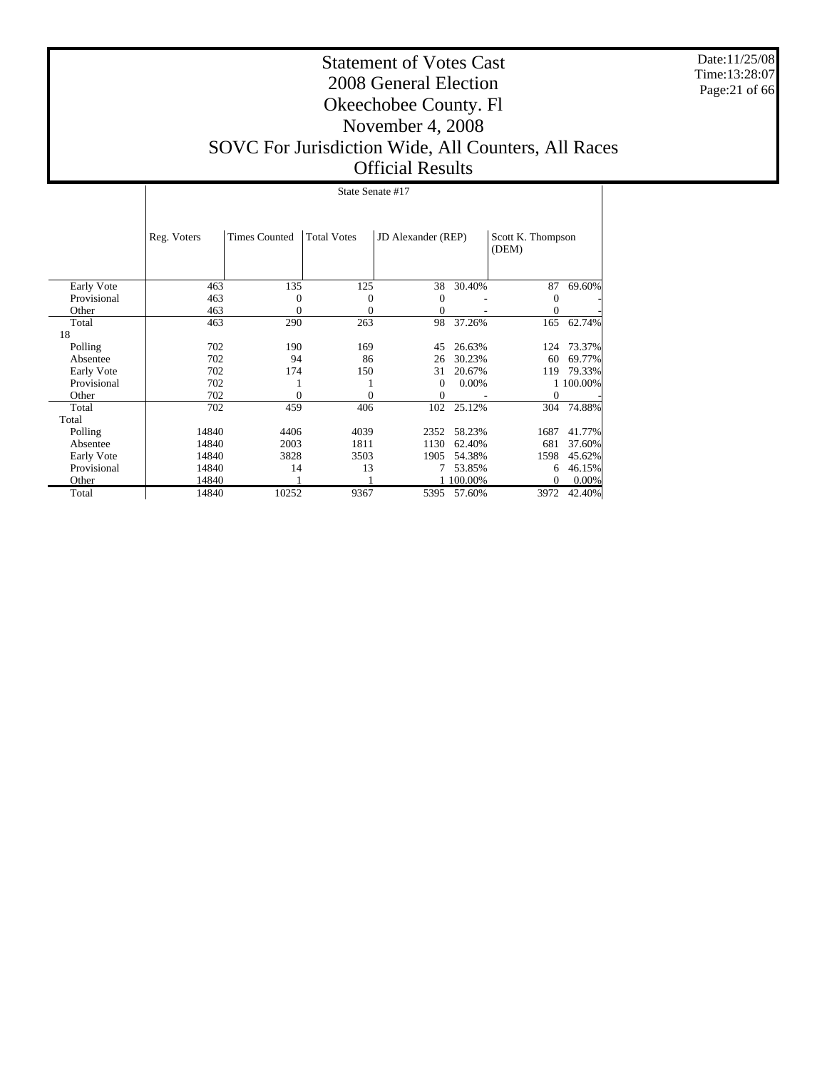# Statement of Votes Cast
## 2008 General Election
## Okeechobee County. Fl
## November 4, 2008
## SOVC For Jurisdiction Wide, All Counters, All Races
## Official Results

Date:11/25/08
Time:13:28:07

State Senate #17

| | Reg. Voters | Times Counted | Total Votes | JD Alexander (REP) | | Scott K. Thompson (DEM) | |
|---|---|---|---|---|---|---|---|
| Early Vote | 463 | 135 | 125 | 38 | 30.40% | 87 | 69.60% |
| Provisional | 463 | 0 | 0 | 0 | - | 0 | - |
| Other | 463 | 0 | 0 | 0 | - | 0 | - |
| Total | 463 | 290 | 263 | 98 | 37.26% | 165 | 62.74% |
| 18 | | | | | | | |
| Polling | 702 | 190 | 169 | 45 | 26.63% | 124 | 73.37% |
| Absentee | 702 | 94 | 86 | 26 | 30.23% | 60 | 69.77% |
| Early Vote | 702 | 174 | 150 | 31 | 20.67% | 119 | 79.33% |
| Provisional | 702 | 1 | 1 | 0 | 0.00% | 1 | 100.00% |
| Other | 702 | 0 | 0 | 0 | - | 0 | - |
| Total | 702 | 459 | 406 | 102 | 25.12% | 304 | 74.88% |
| Total | | | | | | | |
| Polling | 14840 | 4406 | 4039 | 2352 | 58.23% | 1687 | 41.77% |
| Absentee | 14840 | 2003 | 1811 | 1130 | 62.40% | 681 | 37.60% |
| Early Vote | 14840 | 3828 | 3503 | 1905 | 54.38% | 1598 | 45.62% |
| Provisional | 14840 | 14 | 13 | 7 | 53.85% | 6 | 46.15% |
| Other | 14840 | 1 | 1 | 1 | 100.00% | 0 | 0.00% |
| Total | 14840 | 10252 | 9367 | 5395 | 57.60% | 3972 | 42.40% |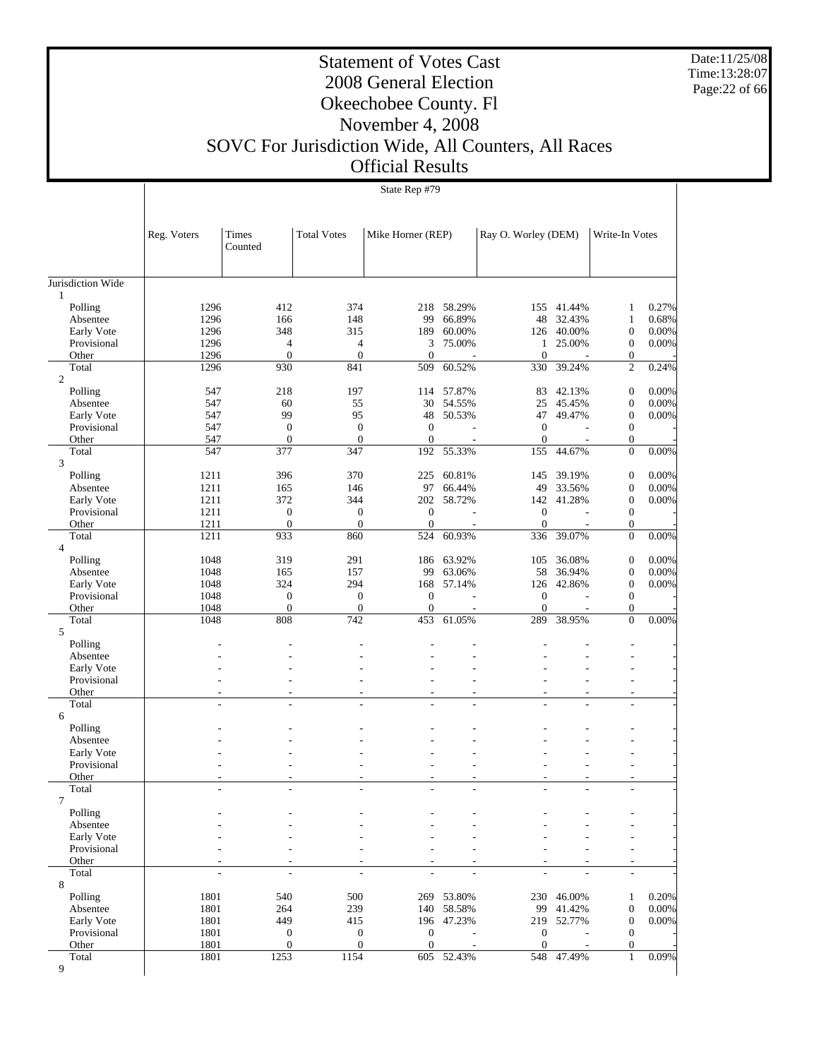# Statement of Votes Cast
## 2008 General Election
## Okeechobee County. Fl
## November 4, 2008
## SOVC For Jurisdiction Wide, All Counters, All Races
## Official Results

Date:11/25/08
Time:13:28:07

State Rep #79

| | Reg. Voters | Times Counted | Total Votes | Mike Horner (REP) | | Ray O. Worley (DEM) | | Write-In Votes | |
|---|---|---|---|---|---|---|---|---|---|
| Jurisdiction Wide | | | | | | | | | |
| 1 | | | | | | | | | |
| Polling | 1296 | 412 | 374 | 218 | 58.29% | 155 | 41.44% | 1 | 0.27% |
| Absentee | 1296 | 166 | 148 | 99 | 66.89% | 48 | 32.43% | 1 | 0.68% |
| Early Vote | 1296 | 348 | 315 | 189 | 60.00% | 126 | 40.00% | 0 | 0.00% |
| Provisional | 1296 | 4 | 4 | 3 | 75.00% | 1 | 25.00% | 0 | 0.00% |
| Other | 1296 | 0 | 0 | 0 | - | 0 | - | 0 | - |
| Total | 1296 | 930 | 841 | 509 | 60.52% | 330 | 39.24% | 2 | 0.24% |
| 2 | | | | | | | | | |
| Polling | 547 | 218 | 197 | 114 | 57.87% | 83 | 42.13% | 0 | 0.00% |
| Absentee | 547 | 60 | 55 | 30 | 54.55% | 25 | 45.45% | 0 | 0.00% |
| Early Vote | 547 | 99 | 95 | 48 | 50.53% | 47 | 49.47% | 0 | 0.00% |
| Provisional | 547 | 0 | 0 | 0 | - | 0 | - | 0 | - |
| Other | 547 | 0 | 0 | 0 | - | 0 | - | 0 | - |
| Total | 547 | 377 | 347 | 192 | 55.33% | 155 | 44.67% | 0 | 0.00% |
| 3 | | | | | | | | | |
| Polling | 1211 | 396 | 370 | 225 | 60.81% | 145 | 39.19% | 0 | 0.00% |
| Absentee | 1211 | 165 | 146 | 97 | 66.44% | 49 | 33.56% | 0 | 0.00% |
| Early Vote | 1211 | 372 | 344 | 202 | 58.72% | 142 | 41.28% | 0 | 0.00% |
| Provisional | 1211 | 0 | 0 | 0 | - | 0 | - | 0 | - |
| Other | 1211 | 0 | 0 | 0 | - | 0 | - | 0 | - |
| Total | 1211 | 933 | 860 | 524 | 60.93% | 336 | 39.07% | 0 | 0.00% |
| 4 | | | | | | | | | |
| Polling | 1048 | 319 | 291 | 186 | 63.92% | 105 | 36.08% | 0 | 0.00% |
| Absentee | 1048 | 165 | 157 | 99 | 63.06% | 58 | 36.94% | 0 | 0.00% |
| Early Vote | 1048 | 324 | 294 | 168 | 57.14% | 126 | 42.86% | 0 | 0.00% |
| Provisional | 1048 | 0 | 0 | 0 | - | 0 | - | 0 | - |
| Other | 1048 | 0 | 0 | 0 | - | 0 | - | 0 | - |
| Total | 1048 | 808 | 742 | 453 | 61.05% | 289 | 38.95% | 0 | 0.00% |
| 5 | | | | | | | | | |
| Polling | - | - | - | - | - | - | - | - | - |
| Absentee | - | - | - | - | - | - | - | - | - |
| Early Vote | - | - | - | - | - | - | - | - | - |
| Provisional | - | - | - | - | - | - | - | - | - |
| Other | - | - | - | - | - | - | - | - | - |
| Total | - | - | - | - | - | - | - | - | - |
| 6 | | | | | | | | | |
| Polling | - | - | - | - | - | - | - | - | - |
| Absentee | - | - | - | - | - | - | - | - | - |
| Early Vote | - | - | - | - | - | - | - | - | - |
| Provisional | - | - | - | - | - | - | - | - | - |
| Other | - | - | - | - | - | - | - | - | - |
| Total | - | - | - | - | - | - | - | - | - |
| 7 | | | | | | | | | |
| Polling | - | - | - | - | - | - | - | - | - |
| Absentee | - | - | - | - | - | - | - | - | - |
| Early Vote | - | - | - | - | - | - | - | - | - |
| Provisional | - | - | - | - | - | - | - | - | - |
| Other | - | - | - | - | - | - | - | - | - |
| Total | - | - | - | - | - | - | - | - | - |
| 8 | | | | | | | | | |
| Polling | 1801 | 540 | 500 | 269 | 53.80% | 230 | 46.00% | 1 | 0.20% |
| Absentee | 1801 | 264 | 239 | 140 | 58.58% | 99 | 41.42% | 0 | 0.00% |
| Early Vote | 1801 | 449 | 415 | 196 | 47.23% | 219 | 52.77% | 0 | 0.00% |
| Provisional | 1801 | 0 | 0 | 0 | - | 0 | - | 0 | - |
| Other | 1801 | 0 | 0 | 0 | - | 0 | - | 0 | - |
| Total | 1801 | 1253 | 1154 | 605 | 52.43% | 548 | 47.49% | 1 | 0.09% |
| 9 | | | | | | | | | |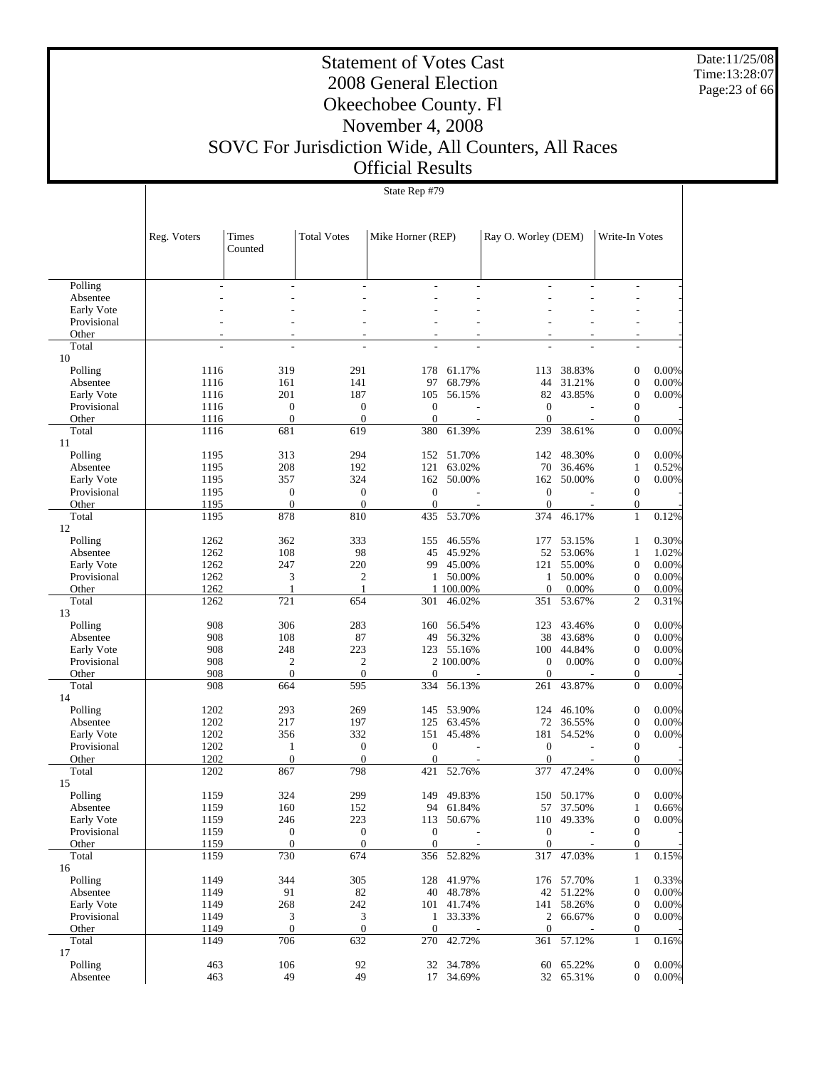# Statement of Votes Cast
## 2008 General Election
## Okeechobee County. Fl
## November 4, 2008
## SOVC For Jurisdiction Wide, All Counters, All Races
## Official Results

Date:11/25/08
Time:13:28:07

State Rep #79

| | Reg. Voters | Times Counted | Total Votes | Mike Horner (REP) | | Ray O. Worley (DEM) | | Write-In Votes | |
|---|---|---|---|---|---|---|---|---|---|
| Polling | - | - | - | - | - | - | - | - | - |
| Absentee | - | - | - | - | - | - | - | - | - |
| Early Vote | - | - | - | - | - | - | - | - | - |
| Provisional | - | - | - | - | - | - | - | - | - |
| Other | - | - | - | - | - | - | - | - | - |
| Total | - | - | - | - | - | - | - | - | - |
| 10 | | | | | | | | | |
| Polling | 1116 | 319 | 291 | 178 | 61.17% | 113 | 38.83% | 0 | 0.00% |
| Absentee | 1116 | 161 | 141 | 97 | 68.79% | 44 | 31.21% | 0 | 0.00% |
| Early Vote | 1116 | 201 | 187 | 105 | 56.15% | 82 | 43.85% | 0 | 0.00% |
| Provisional | 1116 | 0 | 0 | 0 | - | 0 | - | 0 | - |
| Other | 1116 | 0 | 0 | 0 | - | 0 | - | 0 | - |
| Total | 1116 | 681 | 619 | 380 | 61.39% | 239 | 38.61% | 0 | 0.00% |
| 11 | | | | | | | | | |
| Polling | 1195 | 313 | 294 | 152 | 51.70% | 142 | 48.30% | 0 | 0.00% |
| Absentee | 1195 | 208 | 192 | 121 | 63.02% | 70 | 36.46% | 1 | 0.52% |
| Early Vote | 1195 | 357 | 324 | 162 | 50.00% | 162 | 50.00% | 0 | 0.00% |
| Provisional | 1195 | 0 | 0 | 0 | - | 0 | - | 0 | - |
| Other | 1195 | 0 | 0 | 0 | - | 0 | - | 0 | - |
| Total | 1195 | 878 | 810 | 435 | 53.70% | 374 | 46.17% | 1 | 0.12% |
| 12 | | | | | | | | | |
| Polling | 1262 | 362 | 333 | 155 | 46.55% | 177 | 53.15% | 1 | 0.30% |
| Absentee | 1262 | 108 | 98 | 45 | 45.92% | 52 | 53.06% | 1 | 1.02% |
| Early Vote | 1262 | 247 | 220 | 99 | 45.00% | 121 | 55.00% | 0 | 0.00% |
| Provisional | 1262 | 3 | 2 | 1 | 50.00% | 1 | 50.00% | 0 | 0.00% |
| Other | 1262 | 1 | 1 | 1 | 100.00% | 0 | 0.00% | 0 | 0.00% |
| Total | 1262 | 721 | 654 | 301 | 46.02% | 351 | 53.67% | 2 | 0.31% |
| 13 | | | | | | | | | |
| Polling | 908 | 306 | 283 | 160 | 56.54% | 123 | 43.46% | 0 | 0.00% |
| Absentee | 908 | 108 | 87 | 49 | 56.32% | 38 | 43.68% | 0 | 0.00% |
| Early Vote | 908 | 248 | 223 | 123 | 55.16% | 100 | 44.84% | 0 | 0.00% |
| Provisional | 908 | 2 | 2 | 2 | 100.00% | 0 | 0.00% | 0 | 0.00% |
| Other | 908 | 0 | 0 | 0 | - | 0 | - | 0 | - |
| Total | 908 | 664 | 595 | 334 | 56.13% | 261 | 43.87% | 0 | 0.00% |
| 14 | | | | | | | | | |
| Polling | 1202 | 293 | 269 | 145 | 53.90% | 124 | 46.10% | 0 | 0.00% |
| Absentee | 1202 | 217 | 197 | 125 | 63.45% | 72 | 36.55% | 0 | 0.00% |
| Early Vote | 1202 | 356 | 332 | 151 | 45.48% | 181 | 54.52% | 0 | 0.00% |
| Provisional | 1202 | 1 | 0 | 0 | - | 0 | - | 0 | - |
| Other | 1202 | 0 | 0 | 0 | - | 0 | - | 0 | - |
| Total | 1202 | 867 | 798 | 421 | 52.76% | 377 | 47.24% | 0 | 0.00% |
| 15 | | | | | | | | | |
| Polling | 1159 | 324 | 299 | 149 | 49.83% | 150 | 50.17% | 0 | 0.00% |
| Absentee | 1159 | 160 | 152 | 94 | 61.84% | 57 | 37.50% | 1 | 0.66% |
| Early Vote | 1159 | 246 | 223 | 113 | 50.67% | 110 | 49.33% | 0 | 0.00% |
| Provisional | 1159 | 0 | 0 | 0 | - | 0 | - | 0 | - |
| Other | 1159 | 0 | 0 | 0 | - | 0 | - | 0 | - |
| Total | 1159 | 730 | 674 | 356 | 52.82% | 317 | 47.03% | 1 | 0.15% |
| 16 | | | | | | | | | |
| Polling | 1149 | 344 | 305 | 128 | 41.97% | 176 | 57.70% | 1 | 0.33% |
| Absentee | 1149 | 91 | 82 | 40 | 48.78% | 42 | 51.22% | 0 | 0.00% |
| Early Vote | 1149 | 268 | 242 | 101 | 41.74% | 141 | 58.26% | 0 | 0.00% |
| Provisional | 1149 | 3 | 3 | 1 | 33.33% | 2 | 66.67% | 0 | 0.00% |
| Other | 1149 | 0 | 0 | 0 | - | 0 | - | 0 | - |
| Total | 1149 | 706 | 632 | 270 | 42.72% | 361 | 57.12% | 1 | 0.16% |
| 17 | | | | | | | | | |
| Polling | 463 | 106 | 92 | 32 | 34.78% | 60 | 65.22% | 0 | 0.00% |
| Absentee | 463 | 49 | 49 | 17 | 34.69% | 32 | 65.31% | 0 | 0.00% |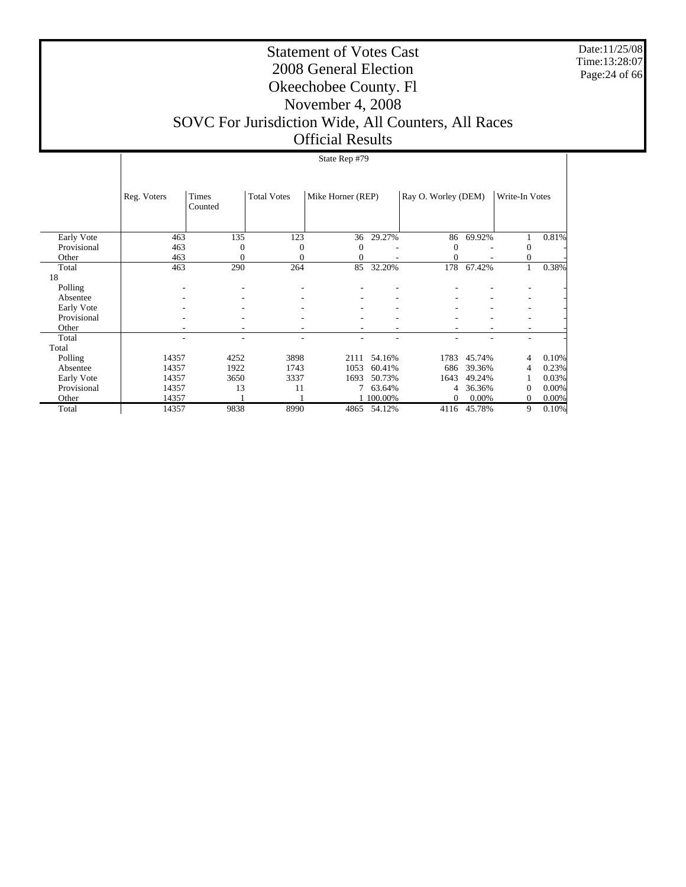# Statement of Votes Cast
## 2008 General Election
## Okeechobee County. Fl
## November 4, 2008
## SOVC For Jurisdiction Wide, All Counters, All Races
## Official Results

Date:11/25/08
Time:13:28:07

State Rep #79

| | Reg. Voters | Times Counted | Total Votes | Mike Horner (REP) | | Ray O. Worley (DEM) | | Write-In Votes | |
|---|---|---|---|---|---|---|---|---|---|
| Early Vote | 463 | 135 | 123 | 36 | 29.27% | 86 | 69.92% | 1 | 0.81% |
| Provisional | 463 | 0 | 0 | 0 | - | 0 | - | 0 | - |
| Other | 463 | 0 | 0 | 0 | - | 0 | - | 0 | - |
| Total | 463 | 290 | 264 | 85 | 32.20% | 178 | 67.42% | 1 | 0.38% |
| 18 | | | | | | | | | |
| Polling | - | - | - | - | - | - | - | - | - |
| Absentee | - | - | - | - | - | - | - | - | - |
| Early Vote | - | - | - | - | - | - | - | - | - |
| Provisional | - | - | - | - | - | - | - | - | - |
| Other | - | - | - | - | - | - | - | - | - |
| Total | - | - | - | - | - | - | - | - | - |
| Total | | | | | | | | | |
| Polling | 14357 | 4252 | 3898 | 2111 | 54.16% | 1783 | 45.74% | 4 | 0.10% |
| Absentee | 14357 | 1922 | 1743 | 1053 | 60.41% | 686 | 39.36% | 4 | 0.23% |
| Early Vote | 14357 | 3650 | 3337 | 1693 | 50.73% | 1643 | 49.24% | 1 | 0.03% |
| Provisional | 14357 | 13 | 11 | 7 | 63.64% | 4 | 36.36% | 0 | 0.00% |
| Other | 14357 | 1 | 1 | 1 | 100.00% | 0 | 0.00% | 0 | 0.00% |
| Total | 14357 | 9838 | 8990 | 4865 | 54.12% | 4116 | 45.78% | 9 | 0.10% |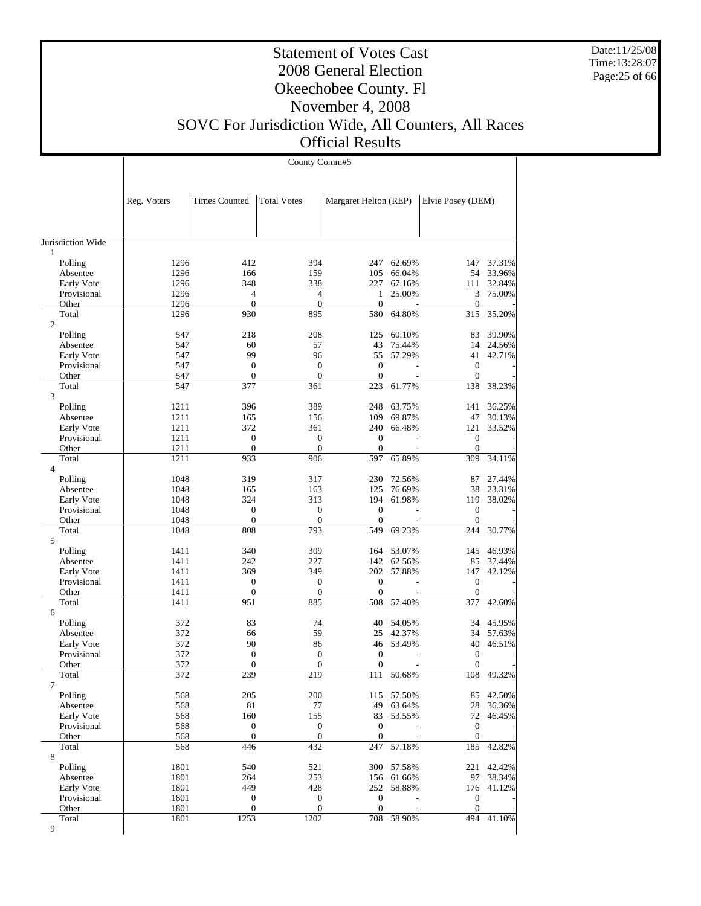# Statement of Votes Cast
# 2008 General Election
# Okeechobee County. Fl
# November 4, 2008
# SOVC For Jurisdiction Wide, All Counters, All Races
# Official Results

Date:11/25/08
Time:13:28:07

**County Comm#5**

| | Reg. Voters | Times Counted | Total Votes | Margaret Helton (REP) | | Elvie Posey (DEM) | |
|---|---|---|---|---|---|---|---|
| Jurisdiction Wide | | | | | | | |
| 1 | | | | | | | |
| Polling | 1296 | 412 | 394 | 247 | 62.69% | 147 | 37.31% |
| Absentee | 1296 | 166 | 159 | 105 | 66.04% | 54 | 33.96% |
| Early Vote | 1296 | 348 | 338 | 227 | 67.16% | 111 | 32.84% |
| Provisional | 1296 | 4 | 4 | 1 | 25.00% | 3 | 75.00% |
| Other | 1296 | 0 | 0 | 0 | - | 0 | - |
| Total | 1296 | 930 | 895 | 580 | 64.80% | 315 | 35.20% |
| 2 | | | | | | | |
| Polling | 547 | 218 | 208 | 125 | 60.10% | 83 | 39.90% |
| Absentee | 547 | 60 | 57 | 43 | 75.44% | 14 | 24.56% |
| Early Vote | 547 | 99 | 96 | 55 | 57.29% | 41 | 42.71% |
| Provisional | 547 | 0 | 0 | 0 | - | 0 | - |
| Other | 547 | 0 | 0 | 0 | - | 0 | - |
| Total | 547 | 377 | 361 | 223 | 61.77% | 138 | 38.23% |
| 3 | | | | | | | |
| Polling | 1211 | 396 | 389 | 248 | 63.75% | 141 | 36.25% |
| Absentee | 1211 | 165 | 156 | 109 | 69.87% | 47 | 30.13% |
| Early Vote | 1211 | 372 | 361 | 240 | 66.48% | 121 | 33.52% |
| Provisional | 1211 | 0 | 0 | 0 | - | 0 | - |
| Other | 1211 | 0 | 0 | 0 | - | 0 | - |
| Total | 1211 | 933 | 906 | 597 | 65.89% | 309 | 34.11% |
| 4 | | | | | | | |
| Polling | 1048 | 319 | 317 | 230 | 72.56% | 87 | 27.44% |
| Absentee | 1048 | 165 | 163 | 125 | 76.69% | 38 | 23.31% |
| Early Vote | 1048 | 324 | 313 | 194 | 61.98% | 119 | 38.02% |
| Provisional | 1048 | 0 | 0 | 0 | - | 0 | - |
| Other | 1048 | 0 | 0 | 0 | - | 0 | - |
| Total | 1048 | 808 | 793 | 549 | 69.23% | 244 | 30.77% |
| 5 | | | | | | | |
| Polling | 1411 | 340 | 309 | 164 | 53.07% | 145 | 46.93% |
| Absentee | 1411 | 242 | 227 | 142 | 62.56% | 85 | 37.44% |
| Early Vote | 1411 | 369 | 349 | 202 | 57.88% | 147 | 42.12% |
| Provisional | 1411 | 0 | 0 | 0 | - | 0 | - |
| Other | 1411 | 0 | 0 | 0 | - | 0 | - |
| Total | 1411 | 951 | 885 | 508 | 57.40% | 377 | 42.60% |
| 6 | | | | | | | |
| Polling | 372 | 83 | 74 | 40 | 54.05% | 34 | 45.95% |
| Absentee | 372 | 66 | 59 | 25 | 42.37% | 34 | 57.63% |
| Early Vote | 372 | 90 | 86 | 46 | 53.49% | 40 | 46.51% |
| Provisional | 372 | 0 | 0 | 0 | - | 0 | - |
| Other | 372 | 0 | 0 | 0 | - | 0 | - |
| Total | 372 | 239 | 219 | 111 | 50.68% | 108 | 49.32% |
| 7 | | | | | | | |
| Polling | 568 | 205 | 200 | 115 | 57.50% | 85 | 42.50% |
| Absentee | 568 | 81 | 77 | 49 | 63.64% | 28 | 36.36% |
| Early Vote | 568 | 160 | 155 | 83 | 53.55% | 72 | 46.45% |
| Provisional | 568 | 0 | 0 | 0 | - | 0 | - |
| Other | 568 | 0 | 0 | 0 | - | 0 | - |
| Total | 568 | 446 | 432 | 247 | 57.18% | 185 | 42.82% |
| 8 | | | | | | | |
| Polling | 1801 | 540 | 521 | 300 | 57.58% | 221 | 42.42% |
| Absentee | 1801 | 264 | 253 | 156 | 61.66% | 97 | 38.34% |
| Early Vote | 1801 | 449 | 428 | 252 | 58.88% | 176 | 41.12% |
| Provisional | 1801 | 0 | 0 | 0 | - | 0 | - |
| Other | 1801 | 0 | 0 | 0 | - | 0 | - |
| Total | 1801 | 1253 | 1202 | 708 | 58.90% | 494 | 41.10% |
| 9 | | | | | | | |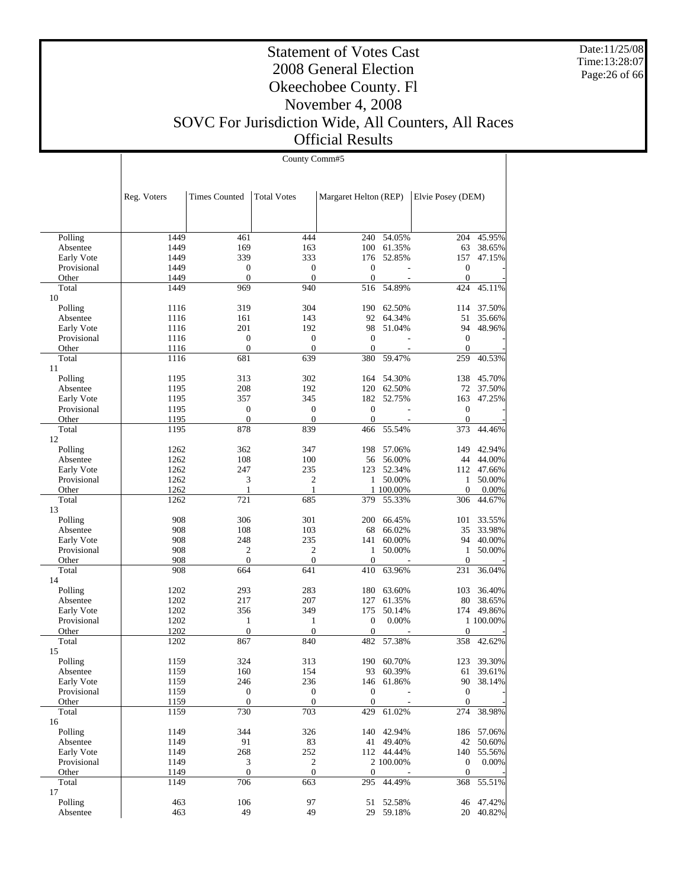# Statement of Votes Cast
# 2008 General Election
# Okeechobee County. Fl
# November 4, 2008
# SOVC For Jurisdiction Wide, All Counters, All Races
# Official Results

Date:11/25/08
Time:13:28:07

County Comm#5

| | Reg. Voters | Times Counted | Total Votes | Margaret Helton (REP) | | Elvie Posey (DEM) | |
|---|---|---|---|---|---|---|---|
| Polling | 1449 | 461 | 444 | 240 | 54.05% | 204 | 45.95% |
| Absentee | 1449 | 169 | 163 | 100 | 61.35% | 63 | 38.65% |
| Early Vote | 1449 | 339 | 333 | 176 | 52.85% | 157 | 47.15% |
| Provisional | 1449 | 0 | 0 | 0 | - | 0 | - |
| Other | 1449 | 0 | 0 | 0 | - | 0 | - |
| Total | 1449 | 969 | 940 | 516 | 54.89% | 424 | 45.11% |
| 10 | | | | | | | |
| Polling | 1116 | 319 | 304 | 190 | 62.50% | 114 | 37.50% |
| Absentee | 1116 | 161 | 143 | 92 | 64.34% | 51 | 35.66% |
| Early Vote | 1116 | 201 | 192 | 98 | 51.04% | 94 | 48.96% |
| Provisional | 1116 | 0 | 0 | 0 | - | 0 | - |
| Other | 1116 | 0 | 0 | 0 | - | 0 | - |
| Total | 1116 | 681 | 639 | 380 | 59.47% | 259 | 40.53% |
| 11 | | | | | | | |
| Polling | 1195 | 313 | 302 | 164 | 54.30% | 138 | 45.70% |
| Absentee | 1195 | 208 | 192 | 120 | 62.50% | 72 | 37.50% |
| Early Vote | 1195 | 357 | 345 | 182 | 52.75% | 163 | 47.25% |
| Provisional | 1195 | 0 | 0 | 0 | - | 0 | - |
| Other | 1195 | 0 | 0 | 0 | - | 0 | - |
| Total | 1195 | 878 | 839 | 466 | 55.54% | 373 | 44.46% |
| 12 | | | | | | | |
| Polling | 1262 | 362 | 347 | 198 | 57.06% | 149 | 42.94% |
| Absentee | 1262 | 108 | 100 | 56 | 56.00% | 44 | 44.00% |
| Early Vote | 1262 | 247 | 235 | 123 | 52.34% | 112 | 47.66% |
| Provisional | 1262 | 3 | 2 | 1 | 50.00% | 1 | 50.00% |
| Other | 1262 | 1 | 1 | 1 | 100.00% | 0 | 0.00% |
| Total | 1262 | 721 | 685 | 379 | 55.33% | 306 | 44.67% |
| 13 | | | | | | | |
| Polling | 908 | 306 | 301 | 200 | 66.45% | 101 | 33.55% |
| Absentee | 908 | 108 | 103 | 68 | 66.02% | 35 | 33.98% |
| Early Vote | 908 | 248 | 235 | 141 | 60.00% | 94 | 40.00% |
| Provisional | 908 | 2 | 2 | 1 | 50.00% | 1 | 50.00% |
| Other | 908 | 0 | 0 | 0 | - | 0 | - |
| Total | 908 | 664 | 641 | 410 | 63.96% | 231 | 36.04% |
| 14 | | | | | | | |
| Polling | 1202 | 293 | 283 | 180 | 63.60% | 103 | 36.40% |
| Absentee | 1202 | 217 | 207 | 127 | 61.35% | 80 | 38.65% |
| Early Vote | 1202 | 356 | 349 | 175 | 50.14% | 174 | 49.86% |
| Provisional | 1202 | 1 | 1 | 0 | 0.00% | 1 | 100.00% |
| Other | 1202 | 0 | 0 | 0 | - | 0 | - |
| Total | 1202 | 867 | 840 | 482 | 57.38% | 358 | 42.62% |
| 15 | | | | | | | |
| Polling | 1159 | 324 | 313 | 190 | 60.70% | 123 | 39.30% |
| Absentee | 1159 | 160 | 154 | 93 | 60.39% | 61 | 39.61% |
| Early Vote | 1159 | 246 | 236 | 146 | 61.86% | 90 | 38.14% |
| Provisional | 1159 | 0 | 0 | 0 | - | 0 | - |
| Other | 1159 | 0 | 0 | 0 | - | 0 | - |
| Total | 1159 | 730 | 703 | 429 | 61.02% | 274 | 38.98% |
| 16 | | | | | | | |
| Polling | 1149 | 344 | 326 | 140 | 42.94% | 186 | 57.06% |
| Absentee | 1149 | 91 | 83 | 41 | 49.40% | 42 | 50.60% |
| Early Vote | 1149 | 268 | 252 | 112 | 44.44% | 140 | 55.56% |
| Provisional | 1149 | 3 | 2 | 2 | 100.00% | 0 | 0.00% |
| Other | 1149 | 0 | 0 | 0 | - | 0 | - |
| Total | 1149 | 706 | 663 | 295 | 44.49% | 368 | 55.51% |
| 17 | | | | | | | |
| Polling | 463 | 106 | 97 | 51 | 52.58% | 46 | 47.42% |
| Absentee | 463 | 49 | 49 | 29 | 59.18% | 20 | 40.82% |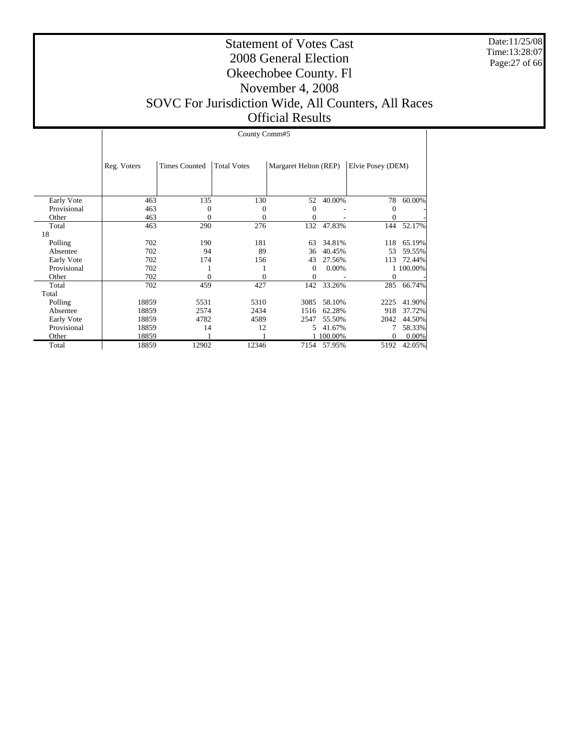# Statement of Votes Cast
# 2008 General Election
# Okeechobee County. Fl
# November 4, 2008
# SOVC For Jurisdiction Wide, All Counters, All Races
# Official Results

Date:11/25/08
Time:13:28:07

| | County Comm#5 | | | | | | |
|---|---|---|---|---|---|---|---|
| | Reg. Voters | Times Counted | Total Votes | Margaret Helton (REP) | | Elvie Posey (DEM) | |
| Early Vote | 463 | 135 | 130 | 52 | 40.00% | 78 | 60.00% |
| Provisional | 463 | 0 | 0 | 0 | - | 0 | - |
| Other | 463 | 0 | 0 | 0 | - | 0 | - |
| Total | 463 | 290 | 276 | 132 | 47.83% | 144 | 52.17% |
| 18 | | | | | | | |
| Polling | 702 | 190 | 181 | 63 | 34.81% | 118 | 65.19% |
| Absentee | 702 | 94 | 89 | 36 | 40.45% | 53 | 59.55% |
| Early Vote | 702 | 174 | 156 | 43 | 27.56% | 113 | 72.44% |
| Provisional | 702 | 1 | 1 | 0 | 0.00% | 1 | 100.00% |
| Other | 702 | 0 | 0 | 0 | - | 0 | - |
| Total | 702 | 459 | 427 | 142 | 33.26% | 285 | 66.74% |
| Total | | | | | | | |
| Polling | 18859 | 5531 | 5310 | 3085 | 58.10% | 2225 | 41.90% |
| Absentee | 18859 | 2574 | 2434 | 1516 | 62.28% | 918 | 37.72% |
| Early Vote | 18859 | 4782 | 4589 | 2547 | 55.50% | 2042 | 44.50% |
| Provisional | 18859 | 14 | 12 | 5 | 41.67% | 7 | 58.33% |
| Other | 18859 | 1 | 1 | 1 | 100.00% | 0 | 0.00% |
| Total | 18859 | 12902 | 12346 | 7154 | 57.95% | 5192 | 42.05% |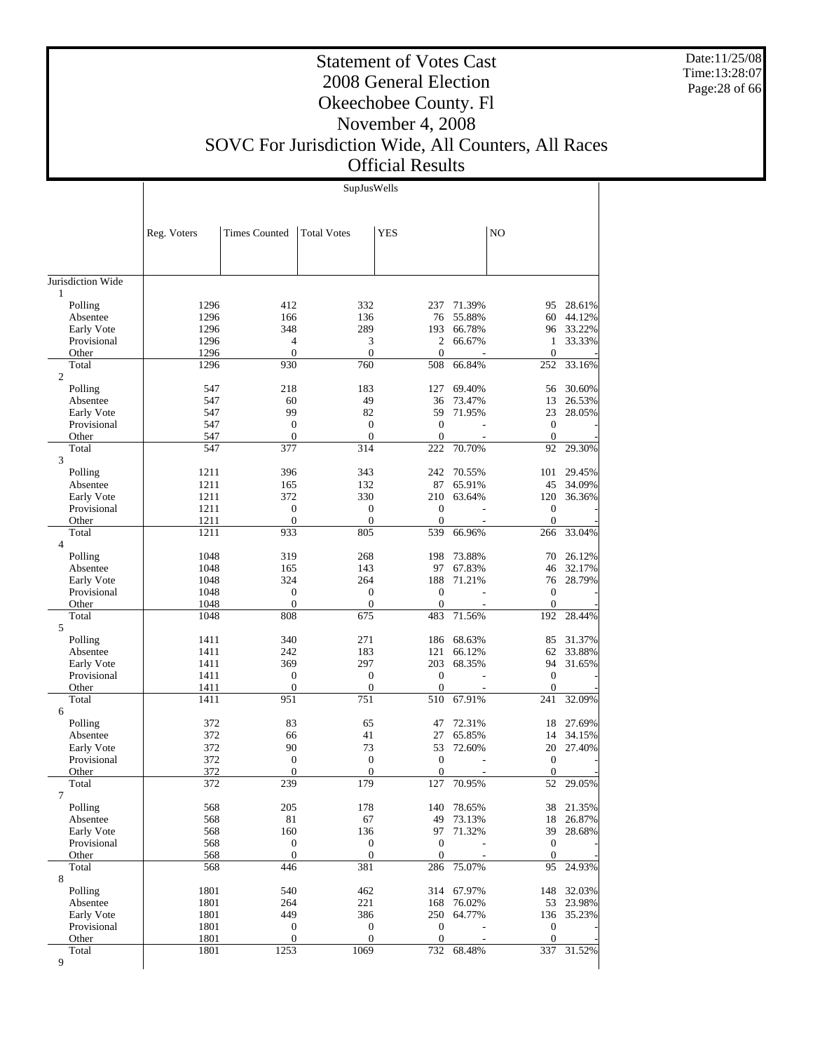# Statement of Votes Cast
## 2008 General Election
## Okeechobee County. Fl
## November 4, 2008
## SOVC For Jurisdiction Wide, All Counters, All Races
## Official Results

SupJusWells

| | Reg. Voters | Times Counted | Total Votes | YES | | NO | |
|---|---|---|---|---|---|---|---|
| Jurisdiction Wide | | | | | | | |
| 1 | | | | | | | |
| Polling | 1296 | 412 | 332 | 237 | 71.39% | 95 | 28.61% |
| Absentee | 1296 | 166 | 136 | 76 | 55.88% | 60 | 44.12% |
| Early Vote | 1296 | 348 | 289 | 193 | 66.78% | 96 | 33.22% |
| Provisional | 1296 | 4 | 3 | 2 | 66.67% | 1 | 33.33% |
| Other | 1296 | 0 | 0 | 0 | - | 0 | - |
| Total | 1296 | 930 | 760 | 508 | 66.84% | 252 | 33.16% |
| 2 | | | | | | | |
| Polling | 547 | 218 | 183 | 127 | 69.40% | 56 | 30.60% |
| Absentee | 547 | 60 | 49 | 36 | 73.47% | 13 | 26.53% |
| Early Vote | 547 | 99 | 82 | 59 | 71.95% | 23 | 28.05% |
| Provisional | 547 | 0 | 0 | 0 | - | 0 | - |
| Other | 547 | 0 | 0 | 0 | - | 0 | - |
| Total | 547 | 377 | 314 | 222 | 70.70% | 92 | 29.30% |
| 3 | | | | | | | |
| Polling | 1211 | 396 | 343 | 242 | 70.55% | 101 | 29.45% |
| Absentee | 1211 | 165 | 132 | 87 | 65.91% | 45 | 34.09% |
| Early Vote | 1211 | 372 | 330 | 210 | 63.64% | 120 | 36.36% |
| Provisional | 1211 | 0 | 0 | 0 | - | 0 | - |
| Other | 1211 | 0 | 0 | 0 | - | 0 | - |
| Total | 1211 | 933 | 805 | 539 | 66.96% | 266 | 33.04% |
| 4 | | | | | | | |
| Polling | 1048 | 319 | 268 | 198 | 73.88% | 70 | 26.12% |
| Absentee | 1048 | 165 | 143 | 97 | 67.83% | 46 | 32.17% |
| Early Vote | 1048 | 324 | 264 | 188 | 71.21% | 76 | 28.79% |
| Provisional | 1048 | 0 | 0 | 0 | - | 0 | - |
| Other | 1048 | 0 | 0 | 0 | - | 0 | - |
| Total | 1048 | 808 | 675 | 483 | 71.56% | 192 | 28.44% |
| 5 | | | | | | | |
| Polling | 1411 | 340 | 271 | 186 | 68.63% | 85 | 31.37% |
| Absentee | 1411 | 242 | 183 | 121 | 66.12% | 62 | 33.88% |
| Early Vote | 1411 | 369 | 297 | 203 | 68.35% | 94 | 31.65% |
| Provisional | 1411 | 0 | 0 | 0 | - | 0 | - |
| Other | 1411 | 0 | 0 | 0 | - | 0 | - |
| Total | 1411 | 951 | 751 | 510 | 67.91% | 241 | 32.09% |
| 6 | | | | | | | |
| Polling | 372 | 83 | 65 | 47 | 72.31% | 18 | 27.69% |
| Absentee | 372 | 66 | 41 | 27 | 65.85% | 14 | 34.15% |
| Early Vote | 372 | 90 | 73 | 53 | 72.60% | 20 | 27.40% |
| Provisional | 372 | 0 | 0 | 0 | - | 0 | - |
| Other | 372 | 0 | 0 | 0 | - | 0 | - |
| Total | 372 | 239 | 179 | 127 | 70.95% | 52 | 29.05% |
| 7 | | | | | | | |
| Polling | 568 | 205 | 178 | 140 | 78.65% | 38 | 21.35% |
| Absentee | 568 | 81 | 67 | 49 | 73.13% | 18 | 26.87% |
| Early Vote | 568 | 160 | 136 | 97 | 71.32% | 39 | 28.68% |
| Provisional | 568 | 0 | 0 | 0 | - | 0 | - |
| Other | 568 | 0 | 0 | 0 | - | 0 | - |
| Total | 568 | 446 | 381 | 286 | 75.07% | 95 | 24.93% |
| 8 | | | | | | | |
| Polling | 1801 | 540 | 462 | 314 | 67.97% | 148 | 32.03% |
| Absentee | 1801 | 264 | 221 | 168 | 76.02% | 53 | 23.98% |
| Early Vote | 1801 | 449 | 386 | 250 | 64.77% | 136 | 35.23% |
| Provisional | 1801 | 0 | 0 | 0 | - | 0 | - |
| Other | 1801 | 0 | 0 | 0 | - | 0 | - |
| Total | 1801 | 1253 | 1069 | 732 | 68.48% | 337 | 31.52% |
| 9 | | | | | | | |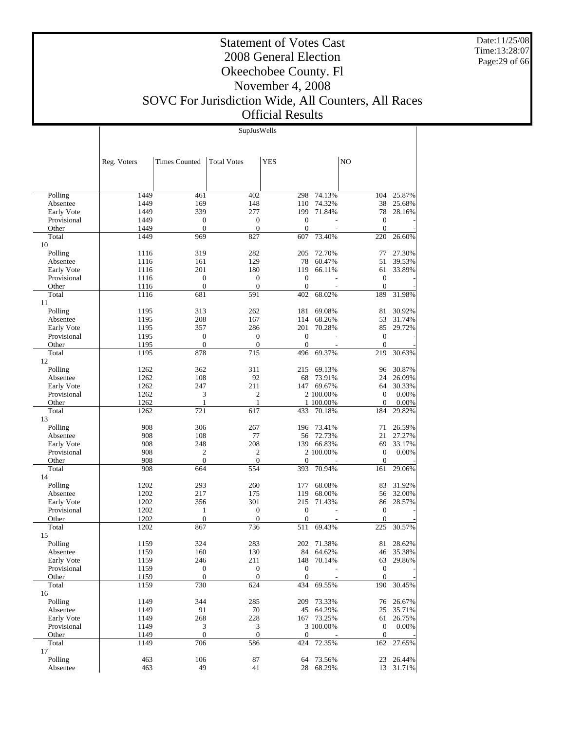# Statement of Votes Cast
# 2008 General Election
# Okeechobee County. Fl
# November 4, 2008
# SOVC For Jurisdiction Wide, All Counters, All Races
# Official Results

Date:11/25/08
Time:13:28:07

SupJusWells

| | Reg. Voters | Times Counted | Total Votes | YES | | NO | |
|---|---|---|---|---|---|---|---|
| Polling | 1449 | 461 | 402 | 298 | 74.13% | 104 | 25.87% |
| Absentee | 1449 | 169 | 148 | 110 | 74.32% | 38 | 25.68% |
| Early Vote | 1449 | 339 | 277 | 199 | 71.84% | 78 | 28.16% |
| Provisional | 1449 | 0 | 0 | 0 | - | 0 | - |
| Other | 1449 | 0 | 0 | 0 | - | 0 | - |
| Total | 1449 | 969 | 827 | 607 | 73.40% | 220 | 26.60% |
| 10 | | | | | | | |
| Polling | 1116 | 319 | 282 | 205 | 72.70% | 77 | 27.30% |
| Absentee | 1116 | 161 | 129 | 78 | 60.47% | 51 | 39.53% |
| Early Vote | 1116 | 201 | 180 | 119 | 66.11% | 61 | 33.89% |
| Provisional | 1116 | 0 | 0 | 0 | - | 0 | - |
| Other | 1116 | 0 | 0 | 0 | - | 0 | - |
| Total | 1116 | 681 | 591 | 402 | 68.02% | 189 | 31.98% |
| 11 | | | | | | | |
| Polling | 1195 | 313 | 262 | 181 | 69.08% | 81 | 30.92% |
| Absentee | 1195 | 208 | 167 | 114 | 68.26% | 53 | 31.74% |
| Early Vote | 1195 | 357 | 286 | 201 | 70.28% | 85 | 29.72% |
| Provisional | 1195 | 0 | 0 | 0 | - | 0 | - |
| Other | 1195 | 0 | 0 | 0 | - | 0 | - |
| Total | 1195 | 878 | 715 | 496 | 69.37% | 219 | 30.63% |
| 12 | | | | | | | |
| Polling | 1262 | 362 | 311 | 215 | 69.13% | 96 | 30.87% |
| Absentee | 1262 | 108 | 92 | 68 | 73.91% | 24 | 26.09% |
| Early Vote | 1262 | 247 | 211 | 147 | 69.67% | 64 | 30.33% |
| Provisional | 1262 | 3 | 2 | 2 | 100.00% | 0 | 0.00% |
| Other | 1262 | 1 | 1 | 1 | 100.00% | 0 | 0.00% |
| Total | 1262 | 721 | 617 | 433 | 70.18% | 184 | 29.82% |
| 13 | | | | | | | |
| Polling | 908 | 306 | 267 | 196 | 73.41% | 71 | 26.59% |
| Absentee | 908 | 108 | 77 | 56 | 72.73% | 21 | 27.27% |
| Early Vote | 908 | 248 | 208 | 139 | 66.83% | 69 | 33.17% |
| Provisional | 908 | 2 | 2 | 2 | 100.00% | 0 | 0.00% |
| Other | 908 | 0 | 0 | 0 | - | 0 | - |
| Total | 908 | 664 | 554 | 393 | 70.94% | 161 | 29.06% |
| 14 | | | | | | | |
| Polling | 1202 | 293 | 260 | 177 | 68.08% | 83 | 31.92% |
| Absentee | 1202 | 217 | 175 | 119 | 68.00% | 56 | 32.00% |
| Early Vote | 1202 | 356 | 301 | 215 | 71.43% | 86 | 28.57% |
| Provisional | 1202 | 1 | 0 | 0 | - | 0 | - |
| Other | 1202 | 0 | 0 | 0 | - | 0 | - |
| Total | 1202 | 867 | 736 | 511 | 69.43% | 225 | 30.57% |
| 15 | | | | | | | |
| Polling | 1159 | 324 | 283 | 202 | 71.38% | 81 | 28.62% |
| Absentee | 1159 | 160 | 130 | 84 | 64.62% | 46 | 35.38% |
| Early Vote | 1159 | 246 | 211 | 148 | 70.14% | 63 | 29.86% |
| Provisional | 1159 | 0 | 0 | 0 | - | 0 | - |
| Other | 1159 | 0 | 0 | 0 | - | 0 | - |
| Total | 1159 | 730 | 624 | 434 | 69.55% | 190 | 30.45% |
| 16 | | | | | | | |
| Polling | 1149 | 344 | 285 | 209 | 73.33% | 76 | 26.67% |
| Absentee | 1149 | 91 | 70 | 45 | 64.29% | 25 | 35.71% |
| Early Vote | 1149 | 268 | 228 | 167 | 73.25% | 61 | 26.75% |
| Provisional | 1149 | 3 | 3 | 3 | 100.00% | 0 | 0.00% |
| Other | 1149 | 0 | 0 | 0 | - | 0 | - |
| Total | 1149 | 706 | 586 | 424 | 72.35% | 162 | 27.65% |
| 17 | | | | | | | |
| Polling | 463 | 106 | 87 | 64 | 73.56% | 23 | 26.44% |
| Absentee | 463 | 49 | 41 | 28 | 68.29% | 13 | 31.71% |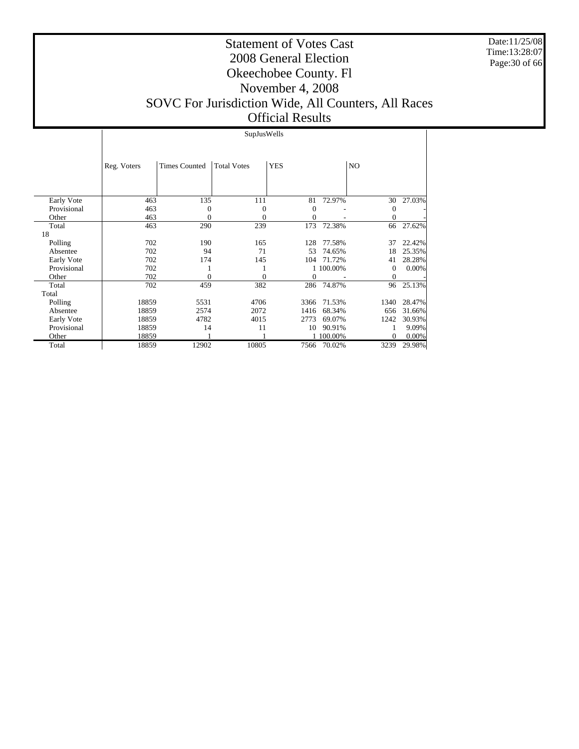# Statement of Votes Cast
# 2008 General Election
# Okeechobee County. Fl
# November 4, 2008
# SOVC For Jurisdiction Wide, All Counters, All Races
# Official Results

Date:11/25/08
Time:13:28:07

| | SupJusWells | | | | | | |
|---|---|---|---|---|---|---|---|
| | Reg. Voters | Times Counted | Total Votes | YES | | NO | |
| Early Vote | 463 | 135 | 111 | 81 | 72.97% | 30 | 27.03% |
| Provisional | 463 | 0 | 0 | 0 | - | 0 | - |
| Other | 463 | 0 | 0 | 0 | - | 0 | - |
| Total | 463 | 290 | 239 | 173 | 72.38% | 66 | 27.62% |
| 18 | | | | | | | |
| Polling | 702 | 190 | 165 | 128 | 77.58% | 37 | 22.42% |
| Absentee | 702 | 94 | 71 | 53 | 74.65% | 18 | 25.35% |
| Early Vote | 702 | 174 | 145 | 104 | 71.72% | 41 | 28.28% |
| Provisional | 702 | 1 | 1 | 1 | 100.00% | 0 | 0.00% |
| Other | 702 | 0 | 0 | 0 | - | 0 | - |
| Total | 702 | 459 | 382 | 286 | 74.87% | 96 | 25.13% |
| Total | | | | | | | |
| Polling | 18859 | 5531 | 4706 | 3366 | 71.53% | 1340 | 28.47% |
| Absentee | 18859 | 2574 | 2072 | 1416 | 68.34% | 656 | 31.66% |
| Early Vote | 18859 | 4782 | 4015 | 2773 | 69.07% | 1242 | 30.93% |
| Provisional | 18859 | 14 | 11 | 10 | 90.91% | 1 | 9.09% |
| Other | 18859 | 1 | 1 | 1 | 100.00% | 0 | 0.00% |
| Total | 18859 | 12902 | 10805 | 7566 | 70.02% | 3239 | 29.98% |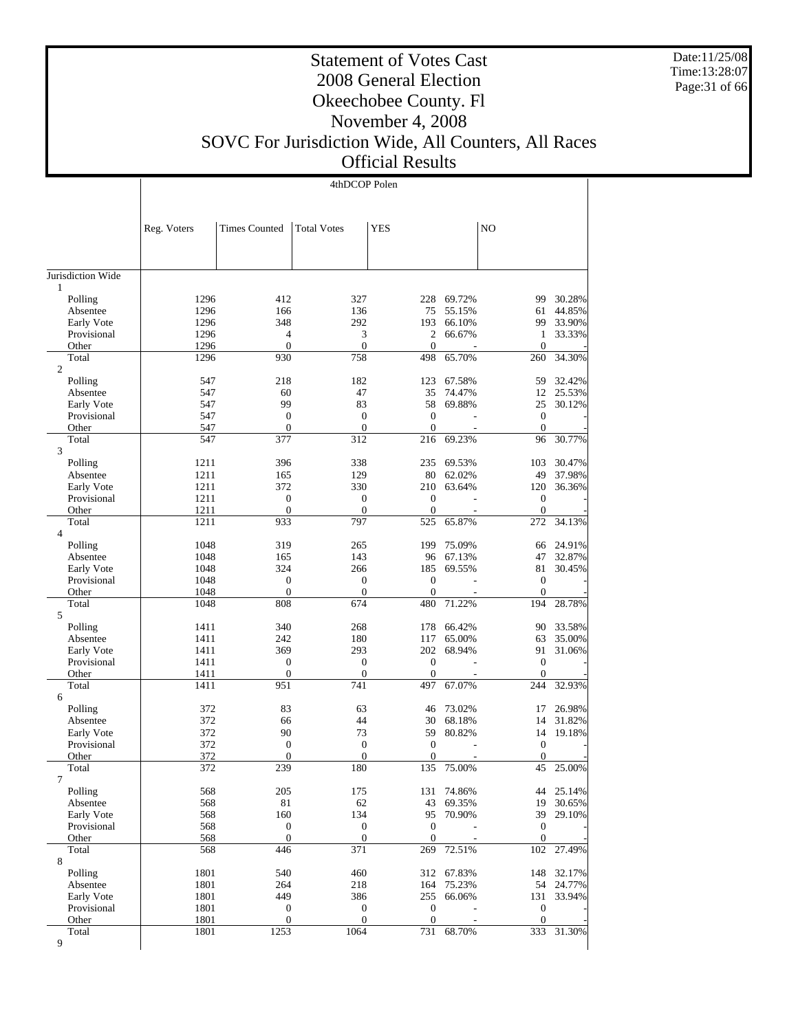# Statement of Votes Cast
# 2008 General Election
# Okeechobee County. Fl
# November 4, 2008
# SOVC For Jurisdiction Wide, All Counters, All Races
# Official Results

Date:11/25/08
Time:13:28:07

4thDCOP Polen

| | Reg. Voters | Times Counted | Total Votes | YES | | NO | |
|---|---|---|---|---|---|---|---|
| Jurisdiction Wide | | | | | | | |
| 1 | | | | | | | |
| Polling | 1296 | 412 | 327 | 228 | 69.72% | 99 | 30.28% |
| Absentee | 1296 | 166 | 136 | 75 | 55.15% | 61 | 44.85% |
| Early Vote | 1296 | 348 | 292 | 193 | 66.10% | 99 | 33.90% |
| Provisional | 1296 | 4 | 3 | 2 | 66.67% | 1 | 33.33% |
| Other | 1296 | 0 | 0 | 0 | - | 0 | - |
| Total | 1296 | 930 | 758 | 498 | 65.70% | 260 | 34.30% |
| 2 | | | | | | | |
| Polling | 547 | 218 | 182 | 123 | 67.58% | 59 | 32.42% |
| Absentee | 547 | 60 | 47 | 35 | 74.47% | 12 | 25.53% |
| Early Vote | 547 | 99 | 83 | 58 | 69.88% | 25 | 30.12% |
| Provisional | 547 | 0 | 0 | 0 | - | 0 | - |
| Other | 547 | 0 | 0 | 0 | - | 0 | - |
| Total | 547 | 377 | 312 | 216 | 69.23% | 96 | 30.77% |
| 3 | | | | | | | |
| Polling | 1211 | 396 | 338 | 235 | 69.53% | 103 | 30.47% |
| Absentee | 1211 | 165 | 129 | 80 | 62.02% | 49 | 37.98% |
| Early Vote | 1211 | 372 | 330 | 210 | 63.64% | 120 | 36.36% |
| Provisional | 1211 | 0 | 0 | 0 | - | 0 | - |
| Other | 1211 | 0 | 0 | 0 | - | 0 | - |
| Total | 1211 | 933 | 797 | 525 | 65.87% | 272 | 34.13% |
| 4 | | | | | | | |
| Polling | 1048 | 319 | 265 | 199 | 75.09% | 66 | 24.91% |
| Absentee | 1048 | 165 | 143 | 96 | 67.13% | 47 | 32.87% |
| Early Vote | 1048 | 324 | 266 | 185 | 69.55% | 81 | 30.45% |
| Provisional | 1048 | 0 | 0 | 0 | - | 0 | - |
| Other | 1048 | 0 | 0 | 0 | - | 0 | - |
| Total | 1048 | 808 | 674 | 480 | 71.22% | 194 | 28.78% |
| 5 | | | | | | | |
| Polling | 1411 | 340 | 268 | 178 | 66.42% | 90 | 33.58% |
| Absentee | 1411 | 242 | 180 | 117 | 65.00% | 63 | 35.00% |
| Early Vote | 1411 | 369 | 293 | 202 | 68.94% | 91 | 31.06% |
| Provisional | 1411 | 0 | 0 | 0 | - | 0 | - |
| Other | 1411 | 0 | 0 | 0 | - | 0 | - |
| Total | 1411 | 951 | 741 | 497 | 67.07% | 244 | 32.93% |
| 6 | | | | | | | |
| Polling | 372 | 83 | 63 | 46 | 73.02% | 17 | 26.98% |
| Absentee | 372 | 66 | 44 | 30 | 68.18% | 14 | 31.82% |
| Early Vote | 372 | 90 | 73 | 59 | 80.82% | 14 | 19.18% |
| Provisional | 372 | 0 | 0 | 0 | - | 0 | - |
| Other | 372 | 0 | 0 | 0 | - | 0 | - |
| Total | 372 | 239 | 180 | 135 | 75.00% | 45 | 25.00% |
| 7 | | | | | | | |
| Polling | 568 | 205 | 175 | 131 | 74.86% | 44 | 25.14% |
| Absentee | 568 | 81 | 62 | 43 | 69.35% | 19 | 30.65% |
| Early Vote | 568 | 160 | 134 | 95 | 70.90% | 39 | 29.10% |
| Provisional | 568 | 0 | 0 | 0 | - | 0 | - |
| Other | 568 | 0 | 0 | 0 | - | 0 | - |
| Total | 568 | 446 | 371 | 269 | 72.51% | 102 | 27.49% |
| 8 | | | | | | | |
| Polling | 1801 | 540 | 460 | 312 | 67.83% | 148 | 32.17% |
| Absentee | 1801 | 264 | 218 | 164 | 75.23% | 54 | 24.77% |
| Early Vote | 1801 | 449 | 386 | 255 | 66.06% | 131 | 33.94% |
| Provisional | 1801 | 0 | 0 | 0 | - | 0 | - |
| Other | 1801 | 0 | 0 | 0 | - | 0 | - |
| Total | 1801 | 1253 | 1064 | 731 | 68.70% | 333 | 31.30% |
| 9 | | | | | | | |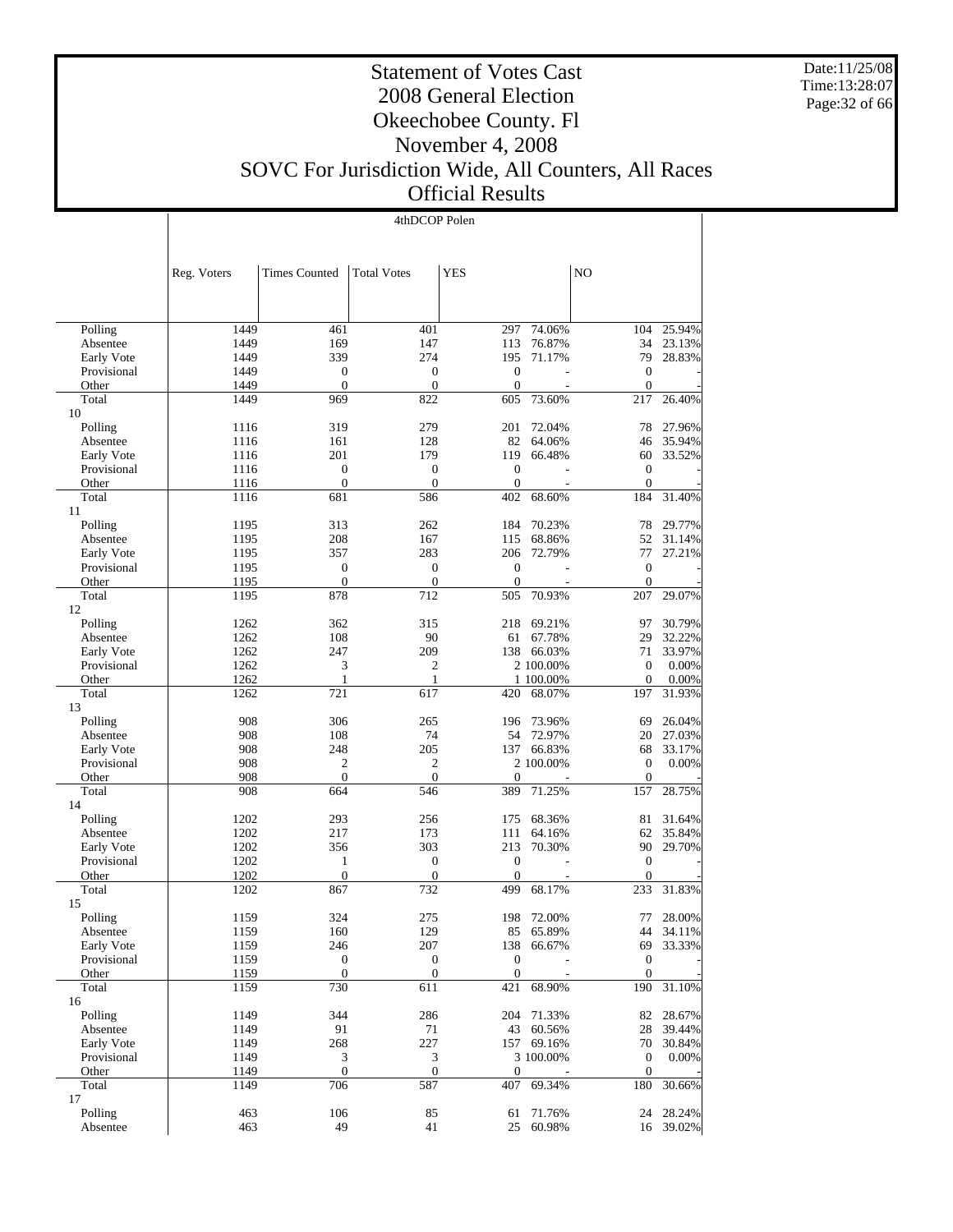# Statement of Votes Cast
# 2008 General Election
# Okeechobee County. Fl
# November 4, 2008
# SOVC For Jurisdiction Wide, All Counters, All Races
# Official Results

Date:11/25/08
Time:13:28:07

4thDCOP Polen

| | Reg. Voters | Times Counted | Total Votes | YES | | NO | |
|---|---|---|---|---|---|---|---|
| Polling | 1449 | 461 | 401 | 297 | 74.06% | 104 | 25.94% |
| Absentee | 1449 | 169 | 147 | 113 | 76.87% | 34 | 23.13% |
| Early Vote | 1449 | 339 | 274 | 195 | 71.17% | 79 | 28.83% |
| Provisional | 1449 | 0 | 0 | 0 | - | 0 | - |
| Other | 1449 | 0 | 0 | 0 | - | 0 | - |
| Total | 1449 | 969 | 822 | 605 | 73.60% | 217 | 26.40% |
| 10 | | | | | | | |
| Polling | 1116 | 319 | 279 | 201 | 72.04% | 78 | 27.96% |
| Absentee | 1116 | 161 | 128 | 82 | 64.06% | 46 | 35.94% |
| Early Vote | 1116 | 201 | 179 | 119 | 66.48% | 60 | 33.52% |
| Provisional | 1116 | 0 | 0 | 0 | - | 0 | - |
| Other | 1116 | 0 | 0 | 0 | - | 0 | - |
| Total | 1116 | 681 | 586 | 402 | 68.60% | 184 | 31.40% |
| 11 | | | | | | | |
| Polling | 1195 | 313 | 262 | 184 | 70.23% | 78 | 29.77% |
| Absentee | 1195 | 208 | 167 | 115 | 68.86% | 52 | 31.14% |
| Early Vote | 1195 | 357 | 283 | 206 | 72.79% | 77 | 27.21% |
| Provisional | 1195 | 0 | 0 | 0 | - | 0 | - |
| Other | 1195 | 0 | 0 | 0 | - | 0 | - |
| Total | 1195 | 878 | 712 | 505 | 70.93% | 207 | 29.07% |
| 12 | | | | | | | |
| Polling | 1262 | 362 | 315 | 218 | 69.21% | 97 | 30.79% |
| Absentee | 1262 | 108 | 90 | 61 | 67.78% | 29 | 32.22% |
| Early Vote | 1262 | 247 | 209 | 138 | 66.03% | 71 | 33.97% |
| Provisional | 1262 | 3 | 2 | 2 | 100.00% | 0 | 0.00% |
| Other | 1262 | 1 | 1 | 1 | 100.00% | 0 | 0.00% |
| Total | 1262 | 721 | 617 | 420 | 68.07% | 197 | 31.93% |
| 13 | | | | | | | |
| Polling | 908 | 306 | 265 | 196 | 73.96% | 69 | 26.04% |
| Absentee | 908 | 108 | 74 | 54 | 72.97% | 20 | 27.03% |
| Early Vote | 908 | 248 | 205 | 137 | 66.83% | 68 | 33.17% |
| Provisional | 908 | 2 | 2 | 2 | 100.00% | 0 | 0.00% |
| Other | 908 | 0 | 0 | 0 | - | 0 | - |
| Total | 908 | 664 | 546 | 389 | 71.25% | 157 | 28.75% |
| 14 | | | | | | | |
| Polling | 1202 | 293 | 256 | 175 | 68.36% | 81 | 31.64% |
| Absentee | 1202 | 217 | 173 | 111 | 64.16% | 62 | 35.84% |
| Early Vote | 1202 | 356 | 303 | 213 | 70.30% | 90 | 29.70% |
| Provisional | 1202 | 1 | 0 | 0 | - | 0 | - |
| Other | 1202 | 0 | 0 | 0 | - | 0 | - |
| Total | 1202 | 867 | 732 | 499 | 68.17% | 233 | 31.83% |
| 15 | | | | | | | |
| Polling | 1159 | 324 | 275 | 198 | 72.00% | 77 | 28.00% |
| Absentee | 1159 | 160 | 129 | 85 | 65.89% | 44 | 34.11% |
| Early Vote | 1159 | 246 | 207 | 138 | 66.67% | 69 | 33.33% |
| Provisional | 1159 | 0 | 0 | 0 | - | 0 | - |
| Other | 1159 | 0 | 0 | 0 | - | 0 | - |
| Total | 1159 | 730 | 611 | 421 | 68.90% | 190 | 31.10% |
| 16 | | | | | | | |
| Polling | 1149 | 344 | 286 | 204 | 71.33% | 82 | 28.67% |
| Absentee | 1149 | 91 | 71 | 43 | 60.56% | 28 | 39.44% |
| Early Vote | 1149 | 268 | 227 | 157 | 69.16% | 70 | 30.84% |
| Provisional | 1149 | 3 | 3 | 3 | 100.00% | 0 | 0.00% |
| Other | 1149 | 0 | 0 | 0 | - | 0 | - |
| Total | 1149 | 706 | 587 | 407 | 69.34% | 180 | 30.66% |
| 17 | | | | | | | |
| Polling | 463 | 106 | 85 | 61 | 71.76% | 24 | 28.24% |
| Absentee | 463 | 49 | 41 | 25 | 60.98% | 16 | 39.02% |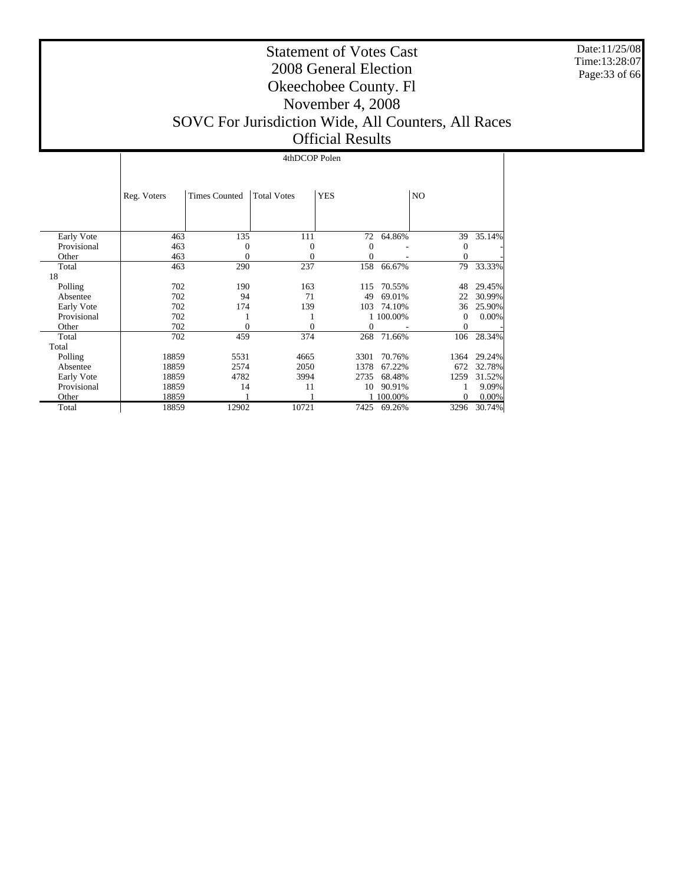# Statement of Votes Cast
# 2008 General Election
# Okeechobee County. Fl
# November 4, 2008
# SOVC For Jurisdiction Wide, All Counters, All Races
# Official Results

Date:11/25/08
Time:13:28:07

| | 4thDCOP Polen | | | | | | |
|---|---|---|---|---|---|---|---|
| | Reg. Voters | Times Counted | Total Votes | YES | | NO | |
| Early Vote | 463 | 135 | 111 | 72 | 64.86% | 39 | 35.14% |
| Provisional | 463 | 0 | 0 | 0 | - | 0 | - |
| Other | 463 | 0 | 0 | 0 | - | 0 | - |
| Total | 463 | 290 | 237 | 158 | 66.67% | 79 | 33.33% |
| 18 | | | | | | | |
| Polling | 702 | 190 | 163 | 115 | 70.55% | 48 | 29.45% |
| Absentee | 702 | 94 | 71 | 49 | 69.01% | 22 | 30.99% |
| Early Vote | 702 | 174 | 139 | 103 | 74.10% | 36 | 25.90% |
| Provisional | 702 | 1 | 1 | 1 | 100.00% | 0 | 0.00% |
| Other | 702 | 0 | 0 | 0 | - | 0 | - |
| Total | 702 | 459 | 374 | 268 | 71.66% | 106 | 28.34% |
| Total | | | | | | | |
| Polling | 18859 | 5531 | 4665 | 3301 | 70.76% | 1364 | 29.24% |
| Absentee | 18859 | 2574 | 2050 | 1378 | 67.22% | 672 | 32.78% |
| Early Vote | 18859 | 4782 | 3994 | 2735 | 68.48% | 1259 | 31.52% |
| Provisional | 18859 | 14 | 11 | 10 | 90.91% | 1 | 9.09% |
| Other | 18859 | 1 | 1 | 1 | 100.00% | 0 | 0.00% |
| Total | 18859 | 12902 | 10721 | 7425 | 69.26% | 3296 | 30.74% |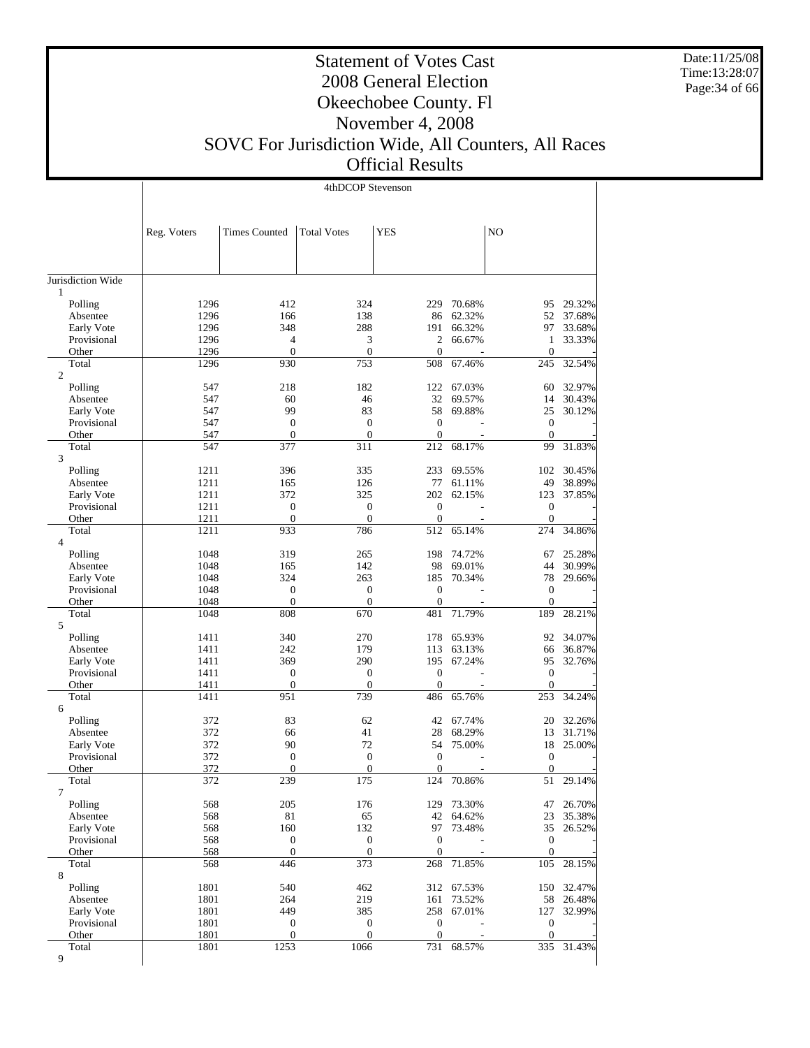# Statement of Votes Cast
## 2008 General Election
## Okeechobee County. Fl
## November 4, 2008
## SOVC For Jurisdiction Wide, All Counters, All Races
## Official Results

Date:11/25/08
Time:13:28:07

**4thDCOP Stevenson**

| | Reg. Voters | Times Counted | Total Votes | YES | | NO | |
|---|---|---|---|---|---|---|---|
| Jurisdiction Wide | | | | | | | |
| 1 | | | | | | | |
| Polling | 1296 | 412 | 324 | 229 | 70.68% | 95 | 29.32% |
| Absentee | 1296 | 166 | 138 | 86 | 62.32% | 52 | 37.68% |
| Early Vote | 1296 | 348 | 288 | 191 | 66.32% | 97 | 33.68% |
| Provisional | 1296 | 4 | 3 | 2 | 66.67% | 1 | 33.33% |
| Other | 1296 | 0 | 0 | 0 | - | 0 | - |
| Total | 1296 | 930 | 753 | 508 | 67.46% | 245 | 32.54% |
| 2 | | | | | | | |
| Polling | 547 | 218 | 182 | 122 | 67.03% | 60 | 32.97% |
| Absentee | 547 | 60 | 46 | 32 | 69.57% | 14 | 30.43% |
| Early Vote | 547 | 99 | 83 | 58 | 69.88% | 25 | 30.12% |
| Provisional | 547 | 0 | 0 | 0 | - | 0 | - |
| Other | 547 | 0 | 0 | 0 | - | 0 | - |
| Total | 547 | 377 | 311 | 212 | 68.17% | 99 | 31.83% |
| 3 | | | | | | | |
| Polling | 1211 | 396 | 335 | 233 | 69.55% | 102 | 30.45% |
| Absentee | 1211 | 165 | 126 | 77 | 61.11% | 49 | 38.89% |
| Early Vote | 1211 | 372 | 325 | 202 | 62.15% | 123 | 37.85% |
| Provisional | 1211 | 0 | 0 | 0 | - | 0 | - |
| Other | 1211 | 0 | 0 | 0 | - | 0 | - |
| Total | 1211 | 933 | 786 | 512 | 65.14% | 274 | 34.86% |
| 4 | | | | | | | |
| Polling | 1048 | 319 | 265 | 198 | 74.72% | 67 | 25.28% |
| Absentee | 1048 | 165 | 142 | 98 | 69.01% | 44 | 30.99% |
| Early Vote | 1048 | 324 | 263 | 185 | 70.34% | 78 | 29.66% |
| Provisional | 1048 | 0 | 0 | 0 | - | 0 | - |
| Other | 1048 | 0 | 0 | 0 | - | 0 | - |
| Total | 1048 | 808 | 670 | 481 | 71.79% | 189 | 28.21% |
| 5 | | | | | | | |
| Polling | 1411 | 340 | 270 | 178 | 65.93% | 92 | 34.07% |
| Absentee | 1411 | 242 | 179 | 113 | 63.13% | 66 | 36.87% |
| Early Vote | 1411 | 369 | 290 | 195 | 67.24% | 95 | 32.76% |
| Provisional | 1411 | 0 | 0 | 0 | - | 0 | - |
| Other | 1411 | 0 | 0 | 0 | - | 0 | - |
| Total | 1411 | 951 | 739 | 486 | 65.76% | 253 | 34.24% |
| 6 | | | | | | | |
| Polling | 372 | 83 | 62 | 42 | 67.74% | 20 | 32.26% |
| Absentee | 372 | 66 | 41 | 28 | 68.29% | 13 | 31.71% |
| Early Vote | 372 | 90 | 72 | 54 | 75.00% | 18 | 25.00% |
| Provisional | 372 | 0 | 0 | 0 | - | 0 | - |
| Other | 372 | 0 | 0 | 0 | - | 0 | - |
| Total | 372 | 239 | 175 | 124 | 70.86% | 51 | 29.14% |
| 7 | | | | | | | |
| Polling | 568 | 205 | 176 | 129 | 73.30% | 47 | 26.70% |
| Absentee | 568 | 81 | 65 | 42 | 64.62% | 23 | 35.38% |
| Early Vote | 568 | 160 | 132 | 97 | 73.48% | 35 | 26.52% |
| Provisional | 568 | 0 | 0 | 0 | - | 0 | - |
| Other | 568 | 0 | 0 | 0 | - | 0 | - |
| Total | 568 | 446 | 373 | 268 | 71.85% | 105 | 28.15% |
| 8 | | | | | | | |
| Polling | 1801 | 540 | 462 | 312 | 67.53% | 150 | 32.47% |
| Absentee | 1801 | 264 | 219 | 161 | 73.52% | 58 | 26.48% |
| Early Vote | 1801 | 449 | 385 | 258 | 67.01% | 127 | 32.99% |
| Provisional | 1801 | 0 | 0 | 0 | - | 0 | - |
| Other | 1801 | 0 | 0 | 0 | - | 0 | - |
| Total | 1801 | 1253 | 1066 | 731 | 68.57% | 335 | 31.43% |
| 9 | | | | | | | |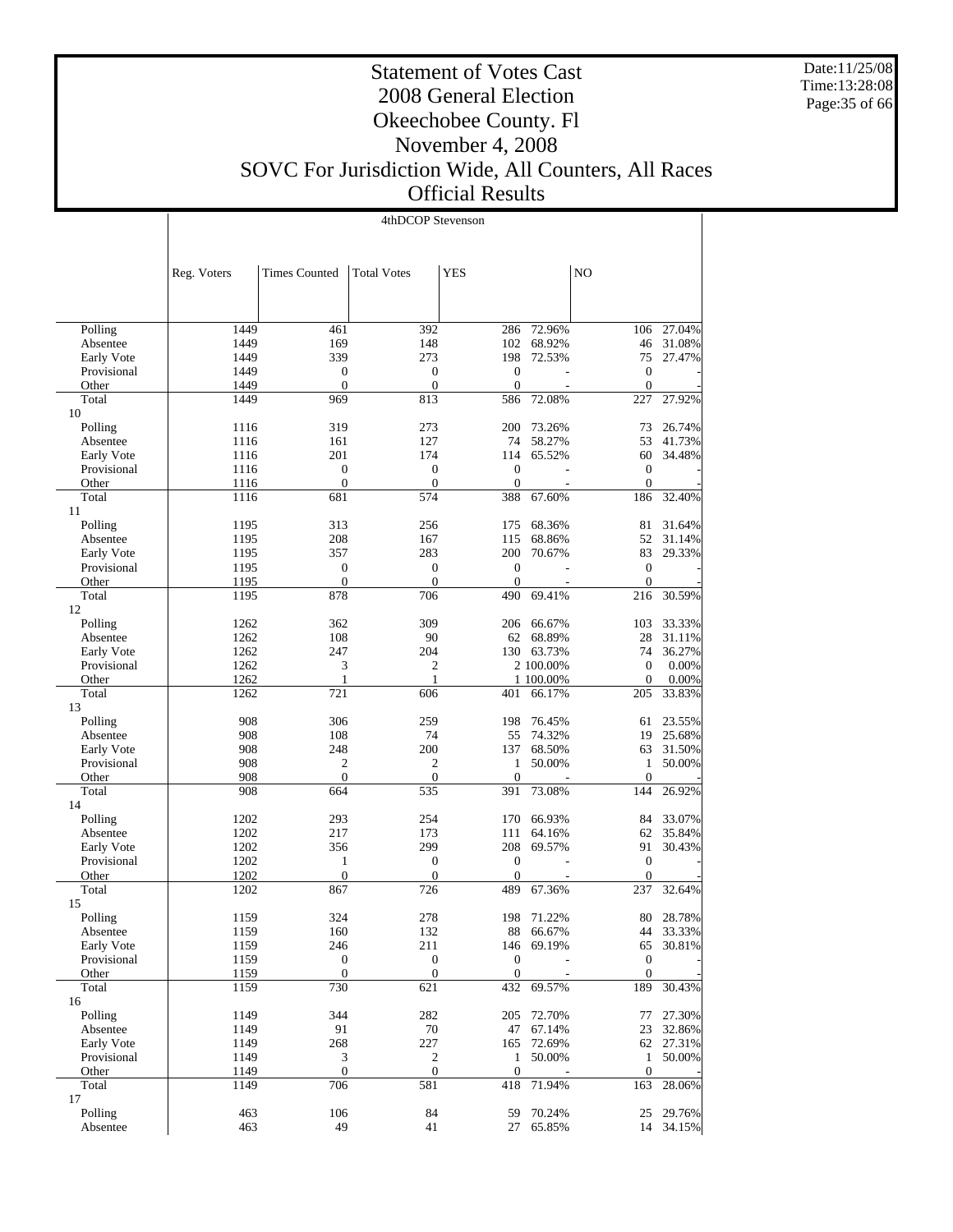# Statement of Votes Cast
# 2008 General Election
# Okeechobee County. Fl
# November 4, 2008
# SOVC For Jurisdiction Wide, All Counters, All Races
# Official Results

Date:11/25/08
Time:13:28:08

4thDCOP Stevenson

| | Reg. Voters | Times Counted | Total Votes | YES | | NO | |
|---|---|---|---|---|---|---|---|
| Polling | 1449 | 461 | 392 | 286 | 72.96% | 106 | 27.04% |
| Absentee | 1449 | 169 | 148 | 102 | 68.92% | 46 | 31.08% |
| Early Vote | 1449 | 339 | 273 | 198 | 72.53% | 75 | 27.47% |
| Provisional | 1449 | 0 | 0 | 0 | - | 0 | - |
| Other | 1449 | 0 | 0 | 0 | - | 0 | - |
| Total | 1449 | 969 | 813 | 586 | 72.08% | 227 | 27.92% |
| 10 | | | | | | | |
| Polling | 1116 | 319 | 273 | 200 | 73.26% | 73 | 26.74% |
| Absentee | 1116 | 161 | 127 | 74 | 58.27% | 53 | 41.73% |
| Early Vote | 1116 | 201 | 174 | 114 | 65.52% | 60 | 34.48% |
| Provisional | 1116 | 0 | 0 | 0 | - | 0 | - |
| Other | 1116 | 0 | 0 | 0 | - | 0 | - |
| Total | 1116 | 681 | 574 | 388 | 67.60% | 186 | 32.40% |
| 11 | | | | | | | |
| Polling | 1195 | 313 | 256 | 175 | 68.36% | 81 | 31.64% |
| Absentee | 1195 | 208 | 167 | 115 | 68.86% | 52 | 31.14% |
| Early Vote | 1195 | 357 | 283 | 200 | 70.67% | 83 | 29.33% |
| Provisional | 1195 | 0 | 0 | 0 | - | 0 | - |
| Other | 1195 | 0 | 0 | 0 | - | 0 | - |
| Total | 1195 | 878 | 706 | 490 | 69.41% | 216 | 30.59% |
| 12 | | | | | | | |
| Polling | 1262 | 362 | 309 | 206 | 66.67% | 103 | 33.33% |
| Absentee | 1262 | 108 | 90 | 62 | 68.89% | 28 | 31.11% |
| Early Vote | 1262 | 247 | 204 | 130 | 63.73% | 74 | 36.27% |
| Provisional | 1262 | 3 | 2 | 2 | 100.00% | 0 | 0.00% |
| Other | 1262 | 1 | 1 | 1 | 100.00% | 0 | 0.00% |
| Total | 1262 | 721 | 606 | 401 | 66.17% | 205 | 33.83% |
| 13 | | | | | | | |
| Polling | 908 | 306 | 259 | 198 | 76.45% | 61 | 23.55% |
| Absentee | 908 | 108 | 74 | 55 | 74.32% | 19 | 25.68% |
| Early Vote | 908 | 248 | 200 | 137 | 68.50% | 63 | 31.50% |
| Provisional | 908 | 2 | 2 | 1 | 50.00% | 1 | 50.00% |
| Other | 908 | 0 | 0 | 0 | - | 0 | - |
| Total | 908 | 664 | 535 | 391 | 73.08% | 144 | 26.92% |
| 14 | | | | | | | |
| Polling | 1202 | 293 | 254 | 170 | 66.93% | 84 | 33.07% |
| Absentee | 1202 | 217 | 173 | 111 | 64.16% | 62 | 35.84% |
| Early Vote | 1202 | 356 | 299 | 208 | 69.57% | 91 | 30.43% |
| Provisional | 1202 | 1 | 0 | 0 | - | 0 | - |
| Other | 1202 | 0 | 0 | 0 | - | 0 | - |
| Total | 1202 | 867 | 726 | 489 | 67.36% | 237 | 32.64% |
| 15 | | | | | | | |
| Polling | 1159 | 324 | 278 | 198 | 71.22% | 80 | 28.78% |
| Absentee | 1159 | 160 | 132 | 88 | 66.67% | 44 | 33.33% |
| Early Vote | 1159 | 246 | 211 | 146 | 69.19% | 65 | 30.81% |
| Provisional | 1159 | 0 | 0 | 0 | - | 0 | - |
| Other | 1159 | 0 | 0 | 0 | - | 0 | - |
| Total | 1159 | 730 | 621 | 432 | 69.57% | 189 | 30.43% |
| 16 | | | | | | | |
| Polling | 1149 | 344 | 282 | 205 | 72.70% | 77 | 27.30% |
| Absentee | 1149 | 91 | 70 | 47 | 67.14% | 23 | 32.86% |
| Early Vote | 1149 | 268 | 227 | 165 | 72.69% | 62 | 27.31% |
| Provisional | 1149 | 3 | 2 | 1 | 50.00% | 1 | 50.00% |
| Other | 1149 | 0 | 0 | 0 | - | 0 | - |
| Total | 1149 | 706 | 581 | 418 | 71.94% | 163 | 28.06% |
| 17 | | | | | | | |
| Polling | 463 | 106 | 84 | 59 | 70.24% | 25 | 29.76% |
| Absentee | 463 | 49 | 41 | 27 | 65.85% | 14 | 34.15% |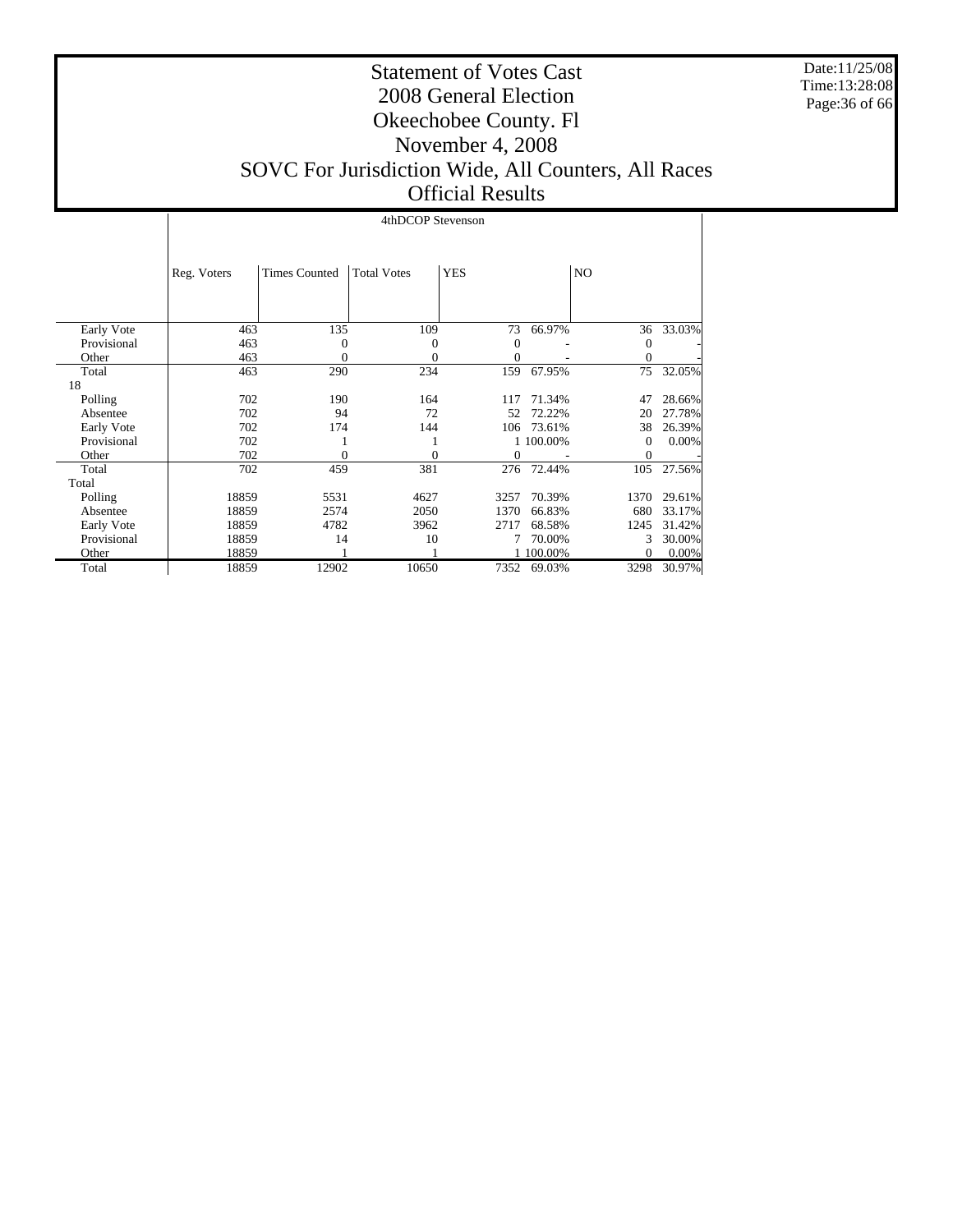# Statement of Votes Cast
# 2008 General Election
# Okeechobee County. Fl
# November 4, 2008
# SOVC For Jurisdiction Wide, All Counters, All Races
# Official Results

Date:11/25/08
Time:13:28:08

| | 4thDCOP Stevenson | | | | | | |
|---|---|---|---|---|---|---|---|
| | Reg. Voters | Times Counted | Total Votes | YES | | NO | |
| Early Vote | 463 | 135 | 109 | 73 | 66.97% | 36 | 33.03% |
| Provisional | 463 | 0 | 0 | 0 | - | 0 | - |
| Other | 463 | 0 | 0 | 0 | - | 0 | - |
| Total | 463 | 290 | 234 | 159 | 67.95% | 75 | 32.05% |
| 18 | | | | | | | |
| Polling | 702 | 190 | 164 | 117 | 71.34% | 47 | 28.66% |
| Absentee | 702 | 94 | 72 | 52 | 72.22% | 20 | 27.78% |
| Early Vote | 702 | 174 | 144 | 106 | 73.61% | 38 | 26.39% |
| Provisional | 702 | 1 | 1 | 1 | 100.00% | 0 | 0.00% |
| Other | 702 | 0 | 0 | 0 | - | 0 | - |
| Total | 702 | 459 | 381 | 276 | 72.44% | 105 | 27.56% |
| Total | | | | | | | |
| Polling | 18859 | 5531 | 4627 | 3257 | 70.39% | 1370 | 29.61% |
| Absentee | 18859 | 2574 | 2050 | 1370 | 66.83% | 680 | 33.17% |
| Early Vote | 18859 | 4782 | 3962 | 2717 | 68.58% | 1245 | 31.42% |
| Provisional | 18859 | 14 | 10 | 7 | 70.00% | 3 | 30.00% |
| Other | 18859 | 1 | 1 | 1 | 100.00% | 0 | 0.00% |
| Total | 18859 | 12902 | 10650 | 7352 | 69.03% | 3298 | 30.97% |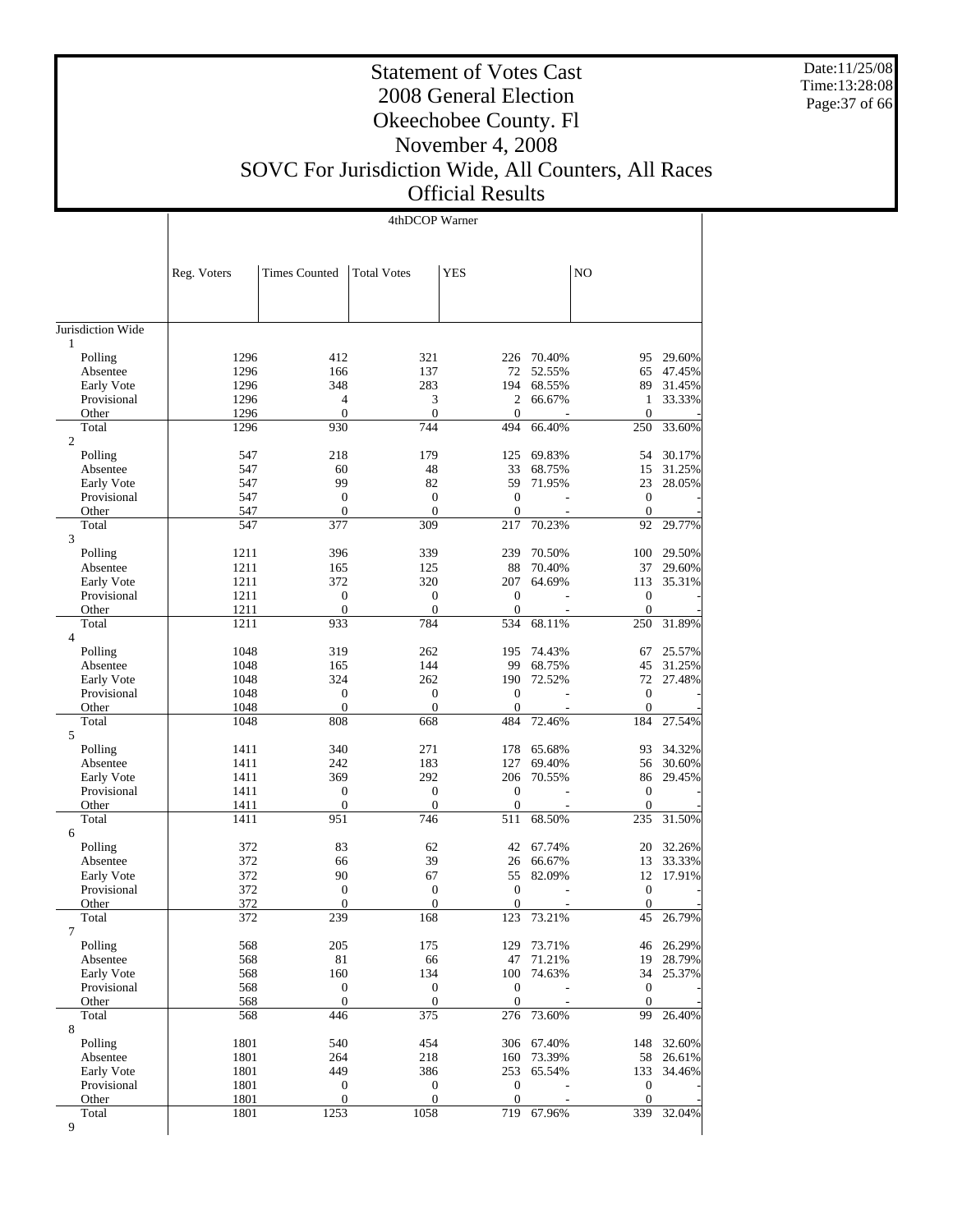# Statement of Votes Cast
# 2008 General Election
# Okeechobee County. Fl
# November 4, 2008
# SOVC For Jurisdiction Wide, All Counters, All Races
# Official Results

Date:11/25/08
Time:13:28:08

4thDCOP Warner

| | Reg. Voters | Times Counted | Total Votes | YES | | NO | |
|---|---|---|---|---|---|---|---|
| Jurisdiction Wide | | | | | | | |
| 1 | | | | | | | |
| Polling | 1296 | 412 | 321 | 226 | 70.40% | 95 | 29.60% |
| Absentee | 1296 | 166 | 137 | 72 | 52.55% | 65 | 47.45% |
| Early Vote | 1296 | 348 | 283 | 194 | 68.55% | 89 | 31.45% |
| Provisional | 1296 | 4 | 3 | 2 | 66.67% | 1 | 33.33% |
| Other | 1296 | 0 | 0 | 0 | - | 0 | - |
| Total | 1296 | 930 | 744 | 494 | 66.40% | 250 | 33.60% |
| 2 | | | | | | | |
| Polling | 547 | 218 | 179 | 125 | 69.83% | 54 | 30.17% |
| Absentee | 547 | 60 | 48 | 33 | 68.75% | 15 | 31.25% |
| Early Vote | 547 | 99 | 82 | 59 | 71.95% | 23 | 28.05% |
| Provisional | 547 | 0 | 0 | 0 | - | 0 | - |
| Other | 547 | 0 | 0 | 0 | - | 0 | - |
| Total | 547 | 377 | 309 | 217 | 70.23% | 92 | 29.77% |
| 3 | | | | | | | |
| Polling | 1211 | 396 | 339 | 239 | 70.50% | 100 | 29.50% |
| Absentee | 1211 | 165 | 125 | 88 | 70.40% | 37 | 29.60% |
| Early Vote | 1211 | 372 | 320 | 207 | 64.69% | 113 | 35.31% |
| Provisional | 1211 | 0 | 0 | 0 | - | 0 | - |
| Other | 1211 | 0 | 0 | 0 | - | 0 | - |
| Total | 1211 | 933 | 784 | 534 | 68.11% | 250 | 31.89% |
| 4 | | | | | | | |
| Polling | 1048 | 319 | 262 | 195 | 74.43% | 67 | 25.57% |
| Absentee | 1048 | 165 | 144 | 99 | 68.75% | 45 | 31.25% |
| Early Vote | 1048 | 324 | 262 | 190 | 72.52% | 72 | 27.48% |
| Provisional | 1048 | 0 | 0 | 0 | - | 0 | - |
| Other | 1048 | 0 | 0 | 0 | - | 0 | - |
| Total | 1048 | 808 | 668 | 484 | 72.46% | 184 | 27.54% |
| 5 | | | | | | | |
| Polling | 1411 | 340 | 271 | 178 | 65.68% | 93 | 34.32% |
| Absentee | 1411 | 242 | 183 | 127 | 69.40% | 56 | 30.60% |
| Early Vote | 1411 | 369 | 292 | 206 | 70.55% | 86 | 29.45% |
| Provisional | 1411 | 0 | 0 | 0 | - | 0 | - |
| Other | 1411 | 0 | 0 | 0 | - | 0 | - |
| Total | 1411 | 951 | 746 | 511 | 68.50% | 235 | 31.50% |
| 6 | | | | | | | |
| Polling | 372 | 83 | 62 | 42 | 67.74% | 20 | 32.26% |
| Absentee | 372 | 66 | 39 | 26 | 66.67% | 13 | 33.33% |
| Early Vote | 372 | 90 | 67 | 55 | 82.09% | 12 | 17.91% |
| Provisional | 372 | 0 | 0 | 0 | - | 0 | - |
| Other | 372 | 0 | 0 | 0 | - | 0 | - |
| Total | 372 | 239 | 168 | 123 | 73.21% | 45 | 26.79% |
| 7 | | | | | | | |
| Polling | 568 | 205 | 175 | 129 | 73.71% | 46 | 26.29% |
| Absentee | 568 | 81 | 66 | 47 | 71.21% | 19 | 28.79% |
| Early Vote | 568 | 160 | 134 | 100 | 74.63% | 34 | 25.37% |
| Provisional | 568 | 0 | 0 | 0 | - | 0 | - |
| Other | 568 | 0 | 0 | 0 | - | 0 | - |
| Total | 568 | 446 | 375 | 276 | 73.60% | 99 | 26.40% |
| 8 | | | | | | | |
| Polling | 1801 | 540 | 454 | 306 | 67.40% | 148 | 32.60% |
| Absentee | 1801 | 264 | 218 | 160 | 73.39% | 58 | 26.61% |
| Early Vote | 1801 | 449 | 386 | 253 | 65.54% | 133 | 34.46% |
| Provisional | 1801 | 0 | 0 | 0 | - | 0 | - |
| Other | 1801 | 0 | 0 | 0 | - | 0 | - |
| Total | 1801 | 1253 | 1058 | 719 | 67.96% | 339 | 32.04% |
| 9 | | | | | | | |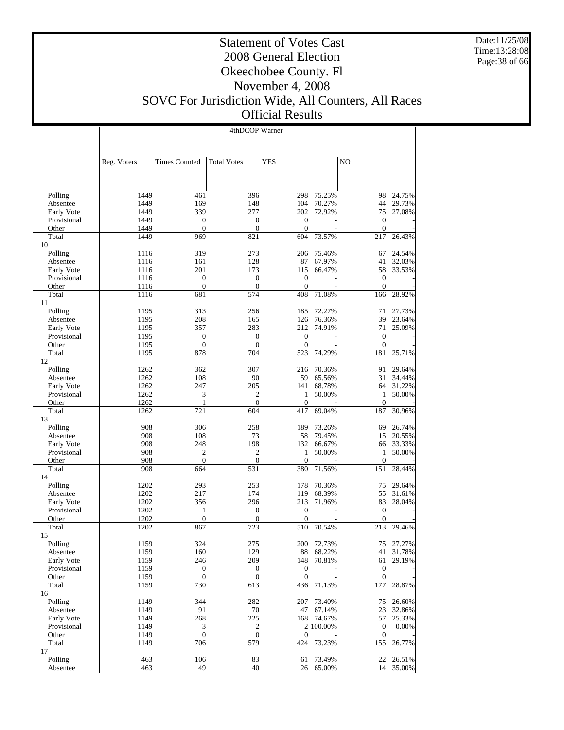# Statement of Votes Cast
# 2008 General Election
# Okeechobee County. Fl
# November 4, 2008
# SOVC For Jurisdiction Wide, All Counters, All Races
# Official Results

Date:11/25/08
Time:13:28:08

4thDCOP Warner

| | Reg. Voters | Times Counted | Total Votes | YES | | NO | |
|---|---|---|---|---|---|---|---|
| Polling | 1449 | 461 | 396 | 298 | 75.25% | 98 | 24.75% |
| Absentee | 1449 | 169 | 148 | 104 | 70.27% | 44 | 29.73% |
| Early Vote | 1449 | 339 | 277 | 202 | 72.92% | 75 | 27.08% |
| Provisional | 1449 | 0 | 0 | 0 | - | 0 | - |
| Other | 1449 | 0 | 0 | 0 | - | 0 | - |
| Total | 1449 | 969 | 821 | 604 | 73.57% | 217 | 26.43% |
| 10 | | | | | | | |
| Polling | 1116 | 319 | 273 | 206 | 75.46% | 67 | 24.54% |
| Absentee | 1116 | 161 | 128 | 87 | 67.97% | 41 | 32.03% |
| Early Vote | 1116 | 201 | 173 | 115 | 66.47% | 58 | 33.53% |
| Provisional | 1116 | 0 | 0 | 0 | - | 0 | - |
| Other | 1116 | 0 | 0 | 0 | - | 0 | - |
| Total | 1116 | 681 | 574 | 408 | 71.08% | 166 | 28.92% |
| 11 | | | | | | | |
| Polling | 1195 | 313 | 256 | 185 | 72.27% | 71 | 27.73% |
| Absentee | 1195 | 208 | 165 | 126 | 76.36% | 39 | 23.64% |
| Early Vote | 1195 | 357 | 283 | 212 | 74.91% | 71 | 25.09% |
| Provisional | 1195 | 0 | 0 | 0 | - | 0 | - |
| Other | 1195 | 0 | 0 | 0 | - | 0 | - |
| Total | 1195 | 878 | 704 | 523 | 74.29% | 181 | 25.71% |
| 12 | | | | | | | |
| Polling | 1262 | 362 | 307 | 216 | 70.36% | 91 | 29.64% |
| Absentee | 1262 | 108 | 90 | 59 | 65.56% | 31 | 34.44% |
| Early Vote | 1262 | 247 | 205 | 141 | 68.78% | 64 | 31.22% |
| Provisional | 1262 | 3 | 2 | 1 | 50.00% | 1 | 50.00% |
| Other | 1262 | 1 | 0 | 0 | - | 0 | - |
| Total | 1262 | 721 | 604 | 417 | 69.04% | 187 | 30.96% |
| 13 | | | | | | | |
| Polling | 908 | 306 | 258 | 189 | 73.26% | 69 | 26.74% |
| Absentee | 908 | 108 | 73 | 58 | 79.45% | 15 | 20.55% |
| Early Vote | 908 | 248 | 198 | 132 | 66.67% | 66 | 33.33% |
| Provisional | 908 | 2 | 2 | 1 | 50.00% | 1 | 50.00% |
| Other | 908 | 0 | 0 | 0 | - | 0 | - |
| Total | 908 | 664 | 531 | 380 | 71.56% | 151 | 28.44% |
| 14 | | | | | | | |
| Polling | 1202 | 293 | 253 | 178 | 70.36% | 75 | 29.64% |
| Absentee | 1202 | 217 | 174 | 119 | 68.39% | 55 | 31.61% |
| Early Vote | 1202 | 356 | 296 | 213 | 71.96% | 83 | 28.04% |
| Provisional | 1202 | 1 | 0 | 0 | - | 0 | - |
| Other | 1202 | 0 | 0 | 0 | - | 0 | - |
| Total | 1202 | 867 | 723 | 510 | 70.54% | 213 | 29.46% |
| 15 | | | | | | | |
| Polling | 1159 | 324 | 275 | 200 | 72.73% | 75 | 27.27% |
| Absentee | 1159 | 160 | 129 | 88 | 68.22% | 41 | 31.78% |
| Early Vote | 1159 | 246 | 209 | 148 | 70.81% | 61 | 29.19% |
| Provisional | 1159 | 0 | 0 | 0 | - | 0 | - |
| Other | 1159 | 0 | 0 | 0 | - | 0 | - |
| Total | 1159 | 730 | 613 | 436 | 71.13% | 177 | 28.87% |
| 16 | | | | | | | |
| Polling | 1149 | 344 | 282 | 207 | 73.40% | 75 | 26.60% |
| Absentee | 1149 | 91 | 70 | 47 | 67.14% | 23 | 32.86% |
| Early Vote | 1149 | 268 | 225 | 168 | 74.67% | 57 | 25.33% |
| Provisional | 1149 | 3 | 2 | 2 | 100.00% | 0 | 0.00% |
| Other | 1149 | 0 | 0 | 0 | - | 0 | - |
| Total | 1149 | 706 | 579 | 424 | 73.23% | 155 | 26.77% |
| 17 | | | | | | | |
| Polling | 463 | 106 | 83 | 61 | 73.49% | 22 | 26.51% |
| Absentee | 463 | 49 | 40 | 26 | 65.00% | 14 | 35.00% |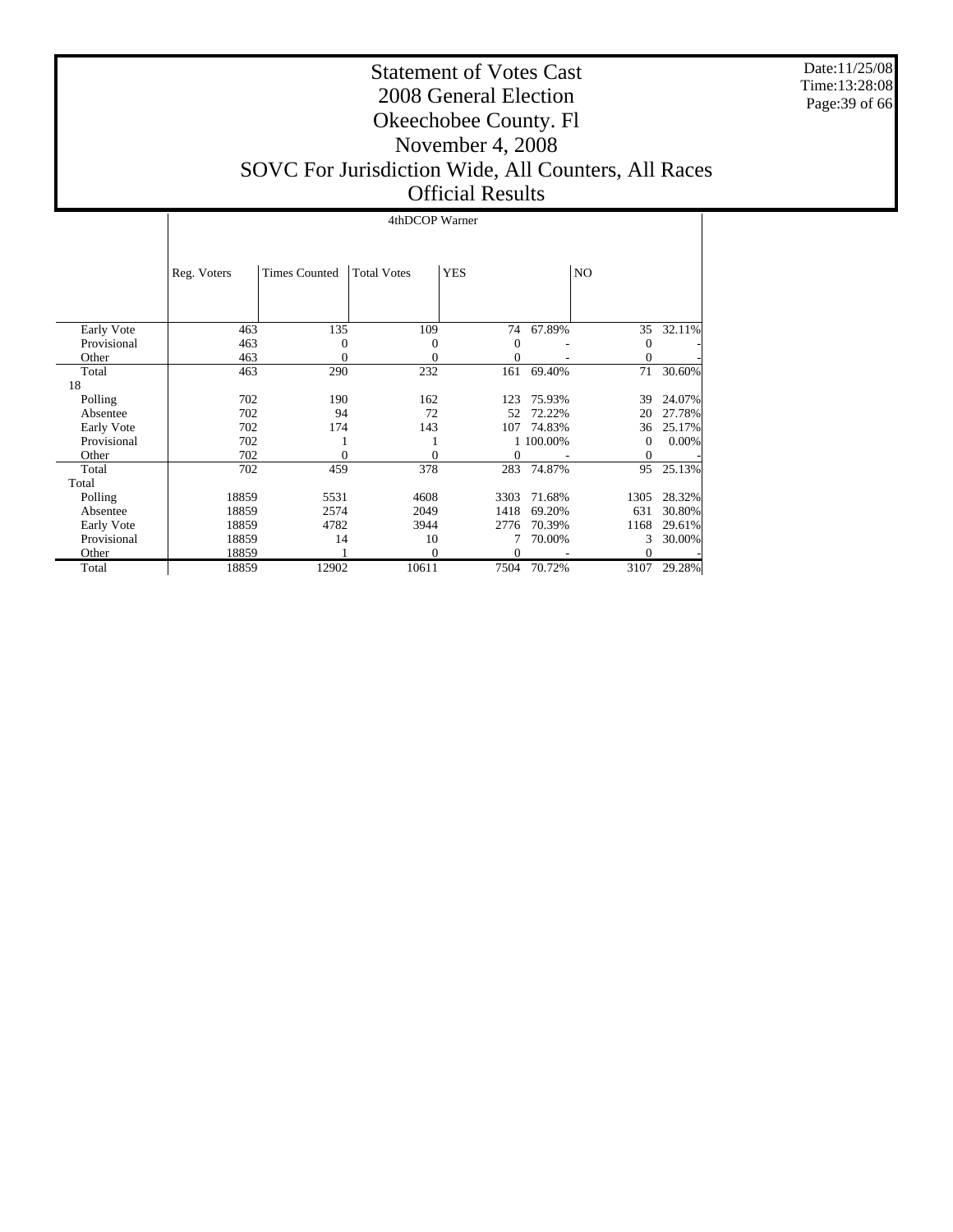# Statement of Votes Cast
## 2008 General Election
## Okeechobee County. Fl
## November 4, 2008
## SOVC For Jurisdiction Wide, All Counters, All Races
## Official Results

Date:11/25/08
Time:13:28:08

| | 4thDCOP Warner | | | | | | |
|---|---|---|---|---|---|---|---|
| | Reg. Voters | Times Counted | Total Votes | YES | | NO | |
| Early Vote | 463 | 135 | 109 | 74 | 67.89% | 35 | 32.11% |
| Provisional | 463 | 0 | 0 | 0 | - | 0 | - |
| Other | 463 | 0 | 0 | 0 | - | 0 | - |
| Total | 463 | 290 | 232 | 161 | 69.40% | 71 | 30.60% |
| 18 | | | | | | | |
| Polling | 702 | 190 | 162 | 123 | 75.93% | 39 | 24.07% |
| Absentee | 702 | 94 | 72 | 52 | 72.22% | 20 | 27.78% |
| Early Vote | 702 | 174 | 143 | 107 | 74.83% | 36 | 25.17% |
| Provisional | 702 | 1 | 1 | 1 | 100.00% | 0 | 0.00% |
| Other | 702 | 0 | 0 | 0 | - | 0 | - |
| Total | 702 | 459 | 378 | 283 | 74.87% | 95 | 25.13% |
| Total | | | | | | | |
| Polling | 18859 | 5531 | 4608 | 3303 | 71.68% | 1305 | 28.32% |
| Absentee | 18859 | 2574 | 2049 | 1418 | 69.20% | 631 | 30.80% |
| Early Vote | 18859 | 4782 | 3944 | 2776 | 70.39% | 1168 | 29.61% |
| Provisional | 18859 | 14 | 10 | 7 | 70.00% | 3 | 30.00% |
| Other | 18859 | 1 | 0 | 0 | - | 0 | - |
| Total | 18859 | 12902 | 10611 | 7504 | 70.72% | 3107 | 29.28% |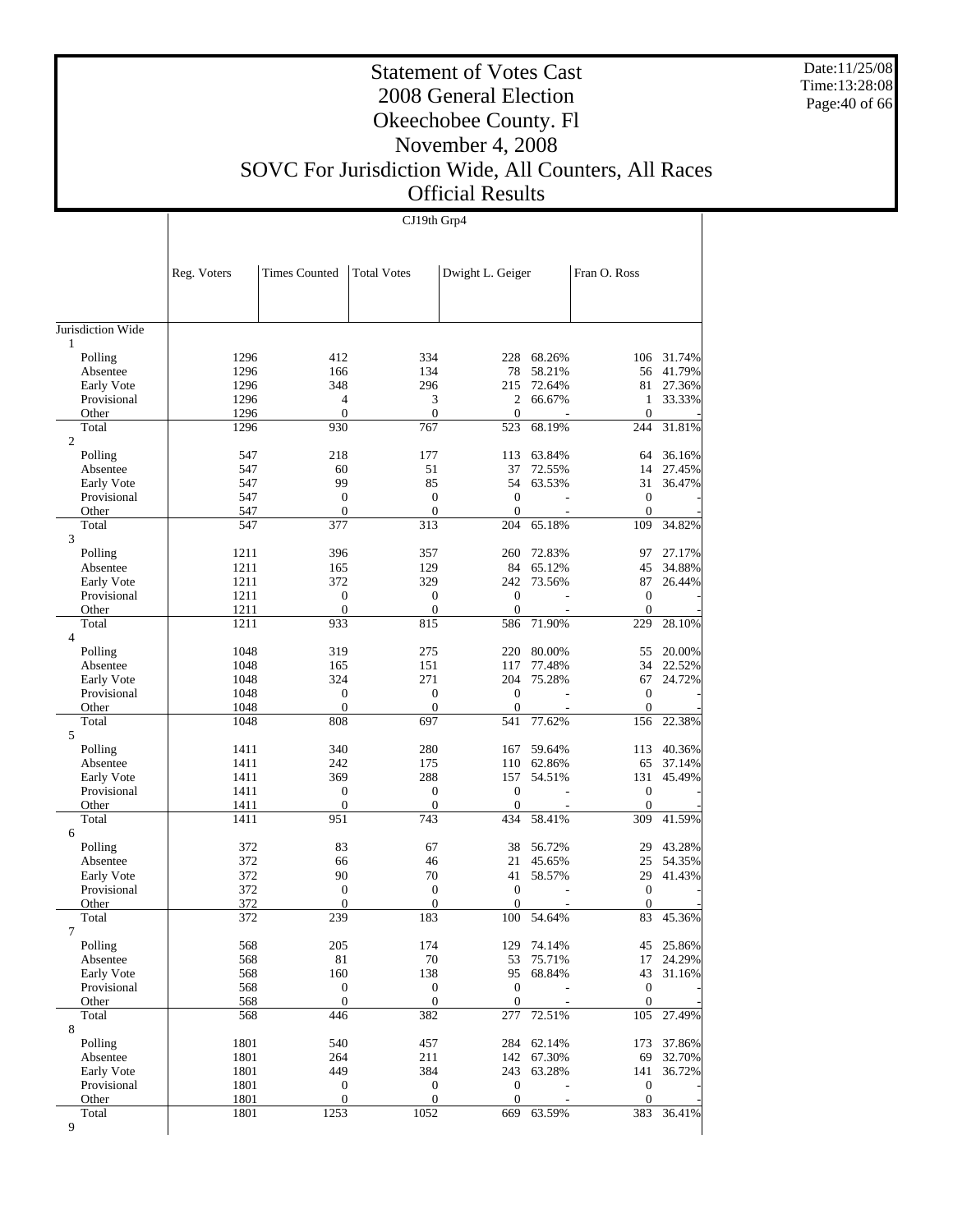# Statement of Votes Cast
## 2008 General Election
## Okeechobee County. Fl
## November 4, 2008
## SOVC For Jurisdiction Wide, All Counters, All Races
## Official Results

Date:11/25/08
Time:13:28:08

CJ19th Grp4

| | Reg. Voters | Times Counted | Total Votes | Dwight L. Geiger | | Fran O. Ross | |
|---|---|---|---|---|---|---|---|
| Jurisdiction Wide | | | | | | | |
| 1 | | | | | | | |
| Polling | 1296 | 412 | 334 | 228 | 68.26% | 106 | 31.74% |
| Absentee | 1296 | 166 | 134 | 78 | 58.21% | 56 | 41.79% |
| Early Vote | 1296 | 348 | 296 | 215 | 72.64% | 81 | 27.36% |
| Provisional | 1296 | 4 | 3 | 2 | 66.67% | 1 | 33.33% |
| Other | 1296 | 0 | 0 | 0 | - | 0 | - |
| Total | 1296 | 930 | 767 | 523 | 68.19% | 244 | 31.81% |
| 2 | | | | | | | |
| Polling | 547 | 218 | 177 | 113 | 63.84% | 64 | 36.16% |
| Absentee | 547 | 60 | 51 | 37 | 72.55% | 14 | 27.45% |
| Early Vote | 547 | 99 | 85 | 54 | 63.53% | 31 | 36.47% |
| Provisional | 547 | 0 | 0 | 0 | - | 0 | - |
| Other | 547 | 0 | 0 | 0 | - | 0 | - |
| Total | 547 | 377 | 313 | 204 | 65.18% | 109 | 34.82% |
| 3 | | | | | | | |
| Polling | 1211 | 396 | 357 | 260 | 72.83% | 97 | 27.17% |
| Absentee | 1211 | 165 | 129 | 84 | 65.12% | 45 | 34.88% |
| Early Vote | 1211 | 372 | 329 | 242 | 73.56% | 87 | 26.44% |
| Provisional | 1211 | 0 | 0 | 0 | - | 0 | - |
| Other | 1211 | 0 | 0 | 0 | - | 0 | - |
| Total | 1211 | 933 | 815 | 586 | 71.90% | 229 | 28.10% |
| 4 | | | | | | | |
| Polling | 1048 | 319 | 275 | 220 | 80.00% | 55 | 20.00% |
| Absentee | 1048 | 165 | 151 | 117 | 77.48% | 34 | 22.52% |
| Early Vote | 1048 | 324 | 271 | 204 | 75.28% | 67 | 24.72% |
| Provisional | 1048 | 0 | 0 | 0 | - | 0 | - |
| Other | 1048 | 0 | 0 | 0 | - | 0 | - |
| Total | 1048 | 808 | 697 | 541 | 77.62% | 156 | 22.38% |
| 5 | | | | | | | |
| Polling | 1411 | 340 | 280 | 167 | 59.64% | 113 | 40.36% |
| Absentee | 1411 | 242 | 175 | 110 | 62.86% | 65 | 37.14% |
| Early Vote | 1411 | 369 | 288 | 157 | 54.51% | 131 | 45.49% |
| Provisional | 1411 | 0 | 0 | 0 | - | 0 | - |
| Other | 1411 | 0 | 0 | 0 | - | 0 | - |
| Total | 1411 | 951 | 743 | 434 | 58.41% | 309 | 41.59% |
| 6 | | | | | | | |
| Polling | 372 | 83 | 67 | 38 | 56.72% | 29 | 43.28% |
| Absentee | 372 | 66 | 46 | 21 | 45.65% | 25 | 54.35% |
| Early Vote | 372 | 90 | 70 | 41 | 58.57% | 29 | 41.43% |
| Provisional | 372 | 0 | 0 | 0 | - | 0 | - |
| Other | 372 | 0 | 0 | 0 | - | 0 | - |
| Total | 372 | 239 | 183 | 100 | 54.64% | 83 | 45.36% |
| 7 | | | | | | | |
| Polling | 568 | 205 | 174 | 129 | 74.14% | 45 | 25.86% |
| Absentee | 568 | 81 | 70 | 53 | 75.71% | 17 | 24.29% |
| Early Vote | 568 | 160 | 138 | 95 | 68.84% | 43 | 31.16% |
| Provisional | 568 | 0 | 0 | 0 | - | 0 | - |
| Other | 568 | 0 | 0 | 0 | - | 0 | - |
| Total | 568 | 446 | 382 | 277 | 72.51% | 105 | 27.49% |
| 8 | | | | | | | |
| Polling | 1801 | 540 | 457 | 284 | 62.14% | 173 | 37.86% |
| Absentee | 1801 | 264 | 211 | 142 | 67.30% | 69 | 32.70% |
| Early Vote | 1801 | 449 | 384 | 243 | 63.28% | 141 | 36.72% |
| Provisional | 1801 | 0 | 0 | 0 | - | 0 | - |
| Other | 1801 | 0 | 0 | 0 | - | 0 | - |
| Total | 1801 | 1253 | 1052 | 669 | 63.59% | 383 | 36.41% |
| 9 | | | | | | | |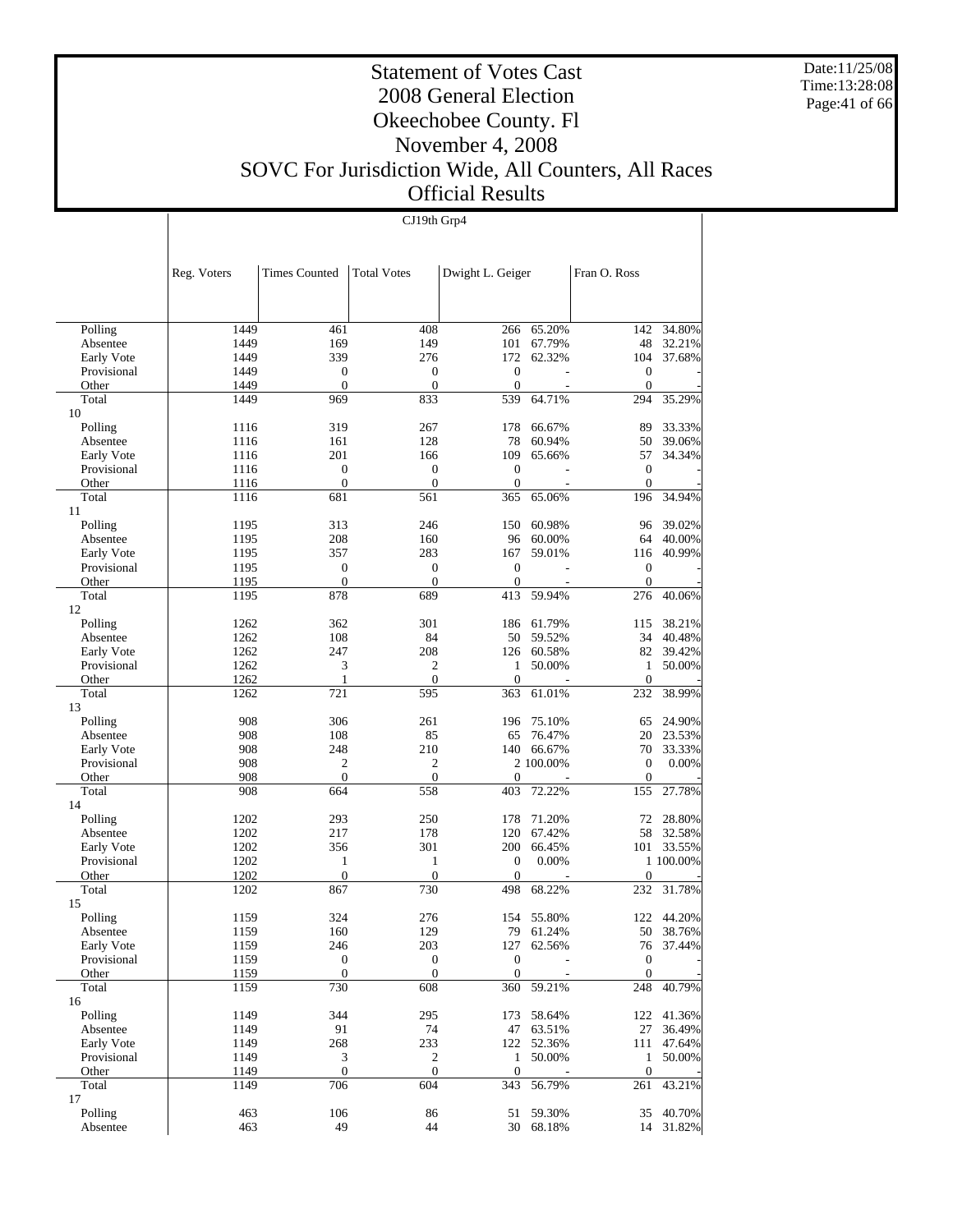# Statement of Votes Cast
# 2008 General Election
# Okeechobee County. Fl
# November 4, 2008
# SOVC For Jurisdiction Wide, All Counters, All Races
# Official Results

Date:11/25/08
Time:13:28:08

CJ19th Grp4

| | Reg. Voters | Times Counted | Total Votes | Dwight L. Geiger | | Fran O. Ross | |
|---|---|---|---|---|---|---|---|
| Polling | 1449 | 461 | 408 | 266 | 65.20% | 142 | 34.80% |
| Absentee | 1449 | 169 | 149 | 101 | 67.79% | 48 | 32.21% |
| Early Vote | 1449 | 339 | 276 | 172 | 62.32% | 104 | 37.68% |
| Provisional | 1449 | 0 | 0 | 0 | - | 0 | - |
| Other | 1449 | 0 | 0 | 0 | - | 0 | - |
| Total | 1449 | 969 | 833 | 539 | 64.71% | 294 | 35.29% |
| 10 | | | | | | | |
| Polling | 1116 | 319 | 267 | 178 | 66.67% | 89 | 33.33% |
| Absentee | 1116 | 161 | 128 | 78 | 60.94% | 50 | 39.06% |
| Early Vote | 1116 | 201 | 166 | 109 | 65.66% | 57 | 34.34% |
| Provisional | 1116 | 0 | 0 | 0 | - | 0 | - |
| Other | 1116 | 0 | 0 | 0 | - | 0 | - |
| Total | 1116 | 681 | 561 | 365 | 65.06% | 196 | 34.94% |
| 11 | | | | | | | |
| Polling | 1195 | 313 | 246 | 150 | 60.98% | 96 | 39.02% |
| Absentee | 1195 | 208 | 160 | 96 | 60.00% | 64 | 40.00% |
| Early Vote | 1195 | 357 | 283 | 167 | 59.01% | 116 | 40.99% |
| Provisional | 1195 | 0 | 0 | 0 | - | 0 | - |
| Other | 1195 | 0 | 0 | 0 | - | 0 | - |
| Total | 1195 | 878 | 689 | 413 | 59.94% | 276 | 40.06% |
| 12 | | | | | | | |
| Polling | 1262 | 362 | 301 | 186 | 61.79% | 115 | 38.21% |
| Absentee | 1262 | 108 | 84 | 50 | 59.52% | 34 | 40.48% |
| Early Vote | 1262 | 247 | 208 | 126 | 60.58% | 82 | 39.42% |
| Provisional | 1262 | 3 | 2 | 1 | 50.00% | 1 | 50.00% |
| Other | 1262 | 1 | 0 | 0 | - | 0 | - |
| Total | 1262 | 721 | 595 | 363 | 61.01% | 232 | 38.99% |
| 13 | | | | | | | |
| Polling | 908 | 306 | 261 | 196 | 75.10% | 65 | 24.90% |
| Absentee | 908 | 108 | 85 | 65 | 76.47% | 20 | 23.53% |
| Early Vote | 908 | 248 | 210 | 140 | 66.67% | 70 | 33.33% |
| Provisional | 908 | 2 | 2 | 2 | 100.00% | 0 | 0.00% |
| Other | 908 | 0 | 0 | 0 | - | 0 | - |
| Total | 908 | 664 | 558 | 403 | 72.22% | 155 | 27.78% |
| 14 | | | | | | | |
| Polling | 1202 | 293 | 250 | 178 | 71.20% | 72 | 28.80% |
| Absentee | 1202 | 217 | 178 | 120 | 67.42% | 58 | 32.58% |
| Early Vote | 1202 | 356 | 301 | 200 | 66.45% | 101 | 33.55% |
| Provisional | 1202 | 1 | 1 | 0 | 0.00% | 1 | 100.00% |
| Other | 1202 | 0 | 0 | 0 | - | 0 | - |
| Total | 1202 | 867 | 730 | 498 | 68.22% | 232 | 31.78% |
| 15 | | | | | | | |
| Polling | 1159 | 324 | 276 | 154 | 55.80% | 122 | 44.20% |
| Absentee | 1159 | 160 | 129 | 79 | 61.24% | 50 | 38.76% |
| Early Vote | 1159 | 246 | 203 | 127 | 62.56% | 76 | 37.44% |
| Provisional | 1159 | 0 | 0 | 0 | - | 0 | - |
| Other | 1159 | 0 | 0 | 0 | - | 0 | - |
| Total | 1159 | 730 | 608 | 360 | 59.21% | 248 | 40.79% |
| 16 | | | | | | | |
| Polling | 1149 | 344 | 295 | 173 | 58.64% | 122 | 41.36% |
| Absentee | 1149 | 91 | 74 | 47 | 63.51% | 27 | 36.49% |
| Early Vote | 1149 | 268 | 233 | 122 | 52.36% | 111 | 47.64% |
| Provisional | 1149 | 3 | 2 | 1 | 50.00% | 1 | 50.00% |
| Other | 1149 | 0 | 0 | 0 | - | 0 | - |
| Total | 1149 | 706 | 604 | 343 | 56.79% | 261 | 43.21% |
| 17 | | | | | | | |
| Polling | 463 | 106 | 86 | 51 | 59.30% | 35 | 40.70% |
| Absentee | 463 | 49 | 44 | 30 | 68.18% | 14 | 31.82% |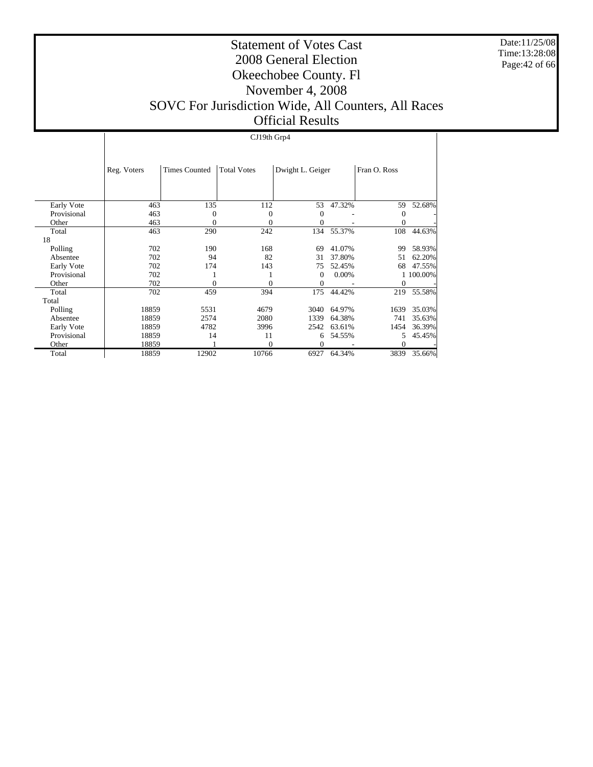# Statement of Votes Cast
# 2008 General Election
# Okeechobee County. Fl
# November 4, 2008
# SOVC For Jurisdiction Wide, All Counters, All Races
# Official Results

Date:11/25/08
Time:13:28:08

| | CJ19th Grp4 | | | | | | |
|---|---|---|---|---|---|---|---|
| | Reg. Voters | Times Counted | Total Votes | Dwight L. Geiger | | Fran O. Ross | |
| Early Vote | 463 | 135 | 112 | 53 | 47.32% | 59 | 52.68% |
| Provisional | 463 | 0 | 0 | 0 | - | 0 | - |
| Other | 463 | 0 | 0 | 0 | - | 0 | - |
| Total | 463 | 290 | 242 | 134 | 55.37% | 108 | 44.63% |
| 18 | | | | | | | |
| Polling | 702 | 190 | 168 | 69 | 41.07% | 99 | 58.93% |
| Absentee | 702 | 94 | 82 | 31 | 37.80% | 51 | 62.20% |
| Early Vote | 702 | 174 | 143 | 75 | 52.45% | 68 | 47.55% |
| Provisional | 702 | 1 | 1 | 0 | 0.00% | 1 | 100.00% |
| Other | 702 | 0 | 0 | 0 | - | 0 | - |
| Total | 702 | 459 | 394 | 175 | 44.42% | 219 | 55.58% |
| Total | | | | | | | |
| Polling | 18859 | 5531 | 4679 | 3040 | 64.97% | 1639 | 35.03% |
| Absentee | 18859 | 2574 | 2080 | 1339 | 64.38% | 741 | 35.63% |
| Early Vote | 18859 | 4782 | 3996 | 2542 | 63.61% | 1454 | 36.39% |
| Provisional | 18859 | 14 | 11 | 6 | 54.55% | 5 | 45.45% |
| Other | 18859 | 1 | 0 | 0 | - | 0 | - |
| Total | 18859 | 12902 | 10766 | 6927 | 64.34% | 3839 | 35.66% |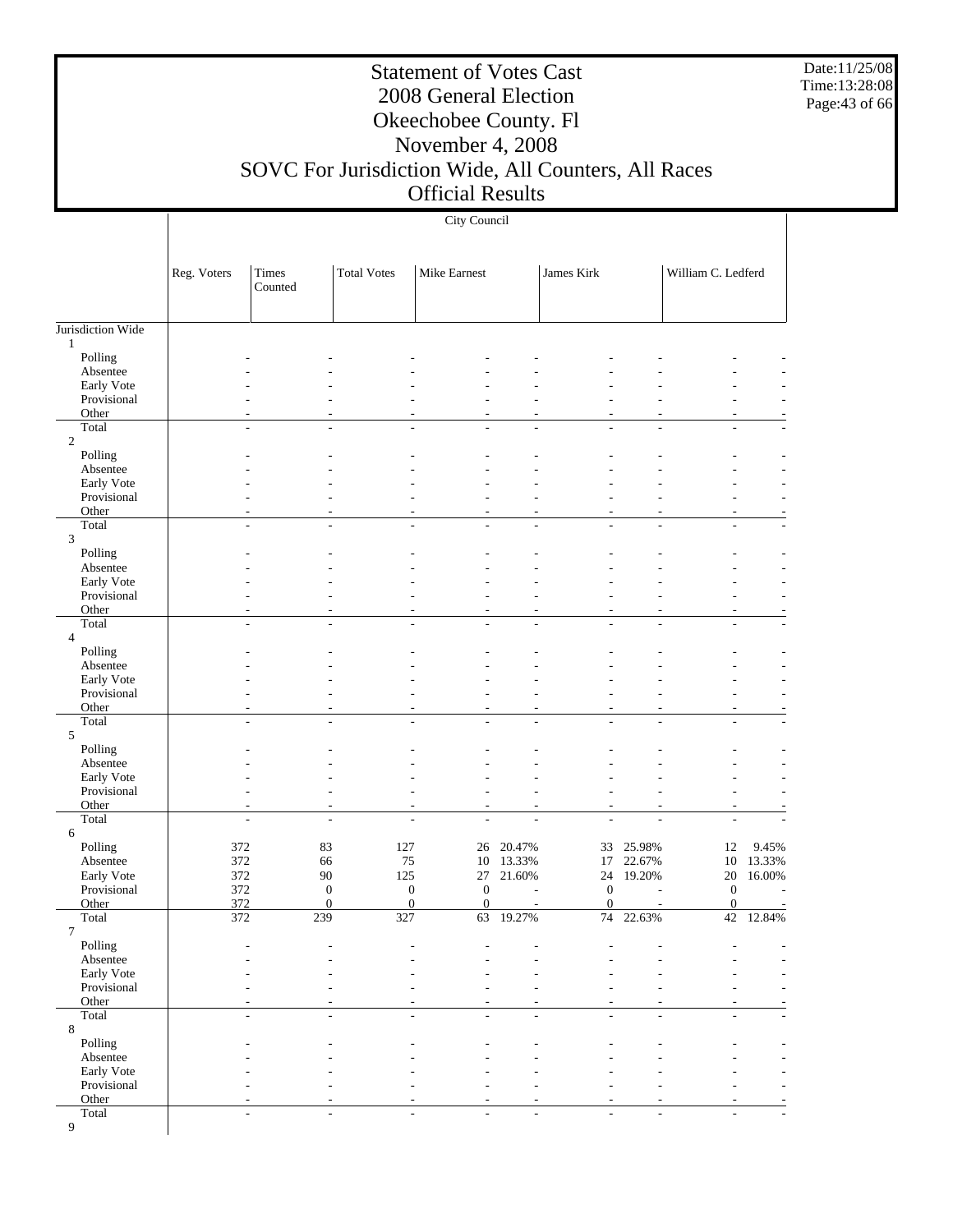# Statement of Votes Cast
## 2008 General Election
## Okeechobee County. Fl
## November 4, 2008
## SOVC For Jurisdiction Wide, All Counters, All Races
## Official Results

Date:11/25/08
Time:13:28:08

City Council

| | Reg. Voters | Times Counted | Total Votes | Mike Earnest | | James Kirk | | William C. Ledferd | |
|---|---|---|---|---|---|---|---|---|---|
| Jurisdiction Wide | | | | | | | | | |
| 1 | | | | | | | | | |
| Polling | - | - | - | - | - | - | - | - | - |
| Absentee | - | - | - | - | - | - | - | - | - |
| Early Vote | - | - | - | - | - | - | - | - | - |
| Provisional | - | - | - | - | - | - | - | - | - |
| Other | - | - | - | - | - | - | - | - | - |
| Total | - | - | - | - | - | - | - | - | - |
| 2 | | | | | | | | | |
| Polling | - | - | - | - | - | - | - | - | - |
| Absentee | - | - | - | - | - | - | - | - | - |
| Early Vote | - | - | - | - | - | - | - | - | - |
| Provisional | - | - | - | - | - | - | - | - | - |
| Other | - | - | - | - | - | - | - | - | - |
| Total | - | - | - | - | - | - | - | - | - |
| 3 | | | | | | | | | |
| Polling | - | - | - | - | - | - | - | - | - |
| Absentee | - | - | - | - | - | - | - | - | - |
| Early Vote | - | - | - | - | - | - | - | - | - |
| Provisional | - | - | - | - | - | - | - | - | - |
| Other | - | - | - | - | - | - | - | - | - |
| Total | - | - | - | - | - | - | - | - | - |
| 4 | | | | | | | | | |
| Polling | - | - | - | - | - | - | - | - | - |
| Absentee | - | - | - | - | - | - | - | - | - |
| Early Vote | - | - | - | - | - | - | - | - | - |
| Provisional | - | - | - | - | - | - | - | - | - |
| Other | - | - | - | - | - | - | - | - | - |
| Total | - | - | - | - | - | - | - | - | - |
| 5 | | | | | | | | | |
| Polling | - | - | - | - | - | - | - | - | - |
| Absentee | - | - | - | - | - | - | - | - | - |
| Early Vote | - | - | - | - | - | - | - | - | - |
| Provisional | - | - | - | - | - | - | - | - | - |
| Other | - | - | - | - | - | - | - | - | - |
| Total | - | - | - | - | - | - | - | - | - |
| 6 | | | | | | | | | |
| Polling | 372 | 83 | 127 | 26 | 20.47% | 33 | 25.98% | 12 | 9.45% |
| Absentee | 372 | 66 | 75 | 10 | 13.33% | 17 | 22.67% | 10 | 13.33% |
| Early Vote | 372 | 90 | 125 | 27 | 21.60% | 24 | 19.20% | 20 | 16.00% |
| Provisional | 372 | 0 | 0 | 0 | - | 0 | - | 0 | - |
| Other | 372 | 0 | 0 | 0 | - | 0 | - | 0 | - |
| Total | 372 | 239 | 327 | 63 | 19.27% | 74 | 22.63% | 42 | 12.84% |
| 7 | | | | | | | | | |
| Polling | - | - | - | - | - | - | - | - | - |
| Absentee | - | - | - | - | - | - | - | - | - |
| Early Vote | - | - | - | - | - | - | - | - | - |
| Provisional | - | - | - | - | - | - | - | - | - |
| Other | - | - | - | - | - | - | - | - | - |
| Total | - | - | - | - | - | - | - | - | - |
| 8 | | | | | | | | | |
| Polling | - | - | - | - | - | - | - | - | - |
| Absentee | - | - | - | - | - | - | - | - | - |
| Early Vote | - | - | - | - | - | - | - | - | - |
| Provisional | - | - | - | - | - | - | - | - | - |
| Other | - | - | - | - | - | - | - | - | - |
| Total | - | - | - | - | - | - | - | - | - |
| 9 | | | | | | | | | |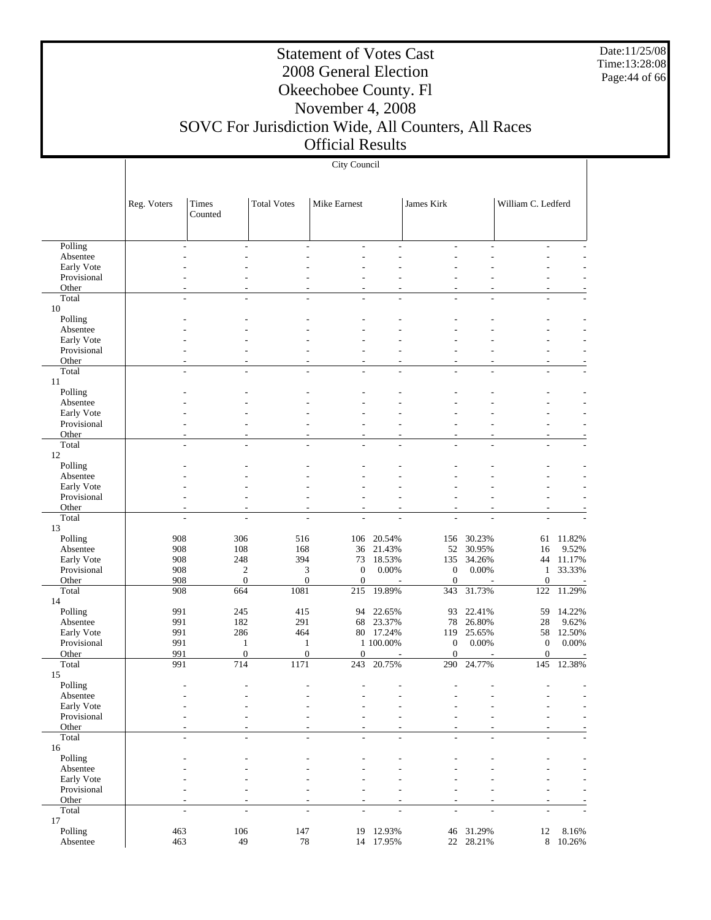# Statement of Votes Cast
## 2008 General Election
## Okeechobee County. Fl
## November 4, 2008
## SOVC For Jurisdiction Wide, All Counters, All Races
## Official Results

Date:11/25/08
Time:13:28:08

City Council

| | Reg. Voters | Times Counted | Total Votes | Mike Earnest | | James Kirk | | William C. Ledferd | |
|---|---|---|---|---|---|---|---|---|---|
| Polling | - | - | - | - | - | - | - | - | - |
| Absentee | - | - | - | - | - | - | - | - | - |
| Early Vote | - | - | - | - | - | - | - | - | - |
| Provisional | - | - | - | - | - | - | - | - | - |
| Other | - | - | - | - | - | - | - | - | - |
| Total | - | - | - | - | - | - | - | - | - |
| 10 | | | | | | | | | |
| Polling | - | - | - | - | - | - | - | - | - |
| Absentee | - | - | - | - | - | - | - | - | - |
| Early Vote | - | - | - | - | - | - | - | - | - |
| Provisional | - | - | - | - | - | - | - | - | - |
| Other | - | - | - | - | - | - | - | - | - |
| Total | - | - | - | - | - | - | - | - | - |
| 11 | | | | | | | | | |
| Polling | - | - | - | - | - | - | - | - | - |
| Absentee | - | - | - | - | - | - | - | - | - |
| Early Vote | - | - | - | - | - | - | - | - | - |
| Provisional | - | - | - | - | - | - | - | - | - |
| Other | - | - | - | - | - | - | - | - | - |
| Total | - | - | - | - | - | - | - | - | - |
| 12 | | | | | | | | | |
| Polling | - | - | - | - | - | - | - | - | - |
| Absentee | - | - | - | - | - | - | - | - | - |
| Early Vote | - | - | - | - | - | - | - | - | - |
| Provisional | - | - | - | - | - | - | - | - | - |
| Other | - | - | - | - | - | - | - | - | - |
| Total | - | - | - | - | - | - | - | - | - |
| 13 | | | | | | | | | |
| Polling | 908 | 306 | 516 | 106 | 20.54% | 156 | 30.23% | 61 | 11.82% |
| Absentee | 908 | 108 | 168 | 36 | 21.43% | 52 | 30.95% | 16 | 9.52% |
| Early Vote | 908 | 248 | 394 | 73 | 18.53% | 135 | 34.26% | 44 | 11.17% |
| Provisional | 908 | 2 | 3 | 0 | 0.00% | 0 | 0.00% | 1 | 33.33% |
| Other | 908 | 0 | 0 | 0 | - | 0 | - | 0 | - |
| Total | 908 | 664 | 1081 | 215 | 19.89% | 343 | 31.73% | 122 | 11.29% |
| 14 | | | | | | | | | |
| Polling | 991 | 245 | 415 | 94 | 22.65% | 93 | 22.41% | 59 | 14.22% |
| Absentee | 991 | 182 | 291 | 68 | 23.37% | 78 | 26.80% | 28 | 9.62% |
| Early Vote | 991 | 286 | 464 | 80 | 17.24% | 119 | 25.65% | 58 | 12.50% |
| Provisional | 991 | 1 | 1 | 1 | 100.00% | 0 | 0.00% | 0 | 0.00% |
| Other | 991 | 0 | 0 | 0 | - | 0 | - | 0 | - |
| Total | 991 | 714 | 1171 | 243 | 20.75% | 290 | 24.77% | 145 | 12.38% |
| 15 | | | | | | | | | |
| Polling | - | - | - | - | - | - | - | - | - |
| Absentee | - | - | - | - | - | - | - | - | - |
| Early Vote | - | - | - | - | - | - | - | - | - |
| Provisional | - | - | - | - | - | - | - | - | - |
| Other | - | - | - | - | - | - | - | - | - |
| Total | - | - | - | - | - | - | - | - | - |
| 16 | | | | | | | | | |
| Polling | - | - | - | - | - | - | - | - | - |
| Absentee | - | - | - | - | - | - | - | - | - |
| Early Vote | - | - | - | - | - | - | - | - | - |
| Provisional | - | - | - | - | - | - | - | - | - |
| Other | - | - | - | - | - | - | - | - | - |
| Total | - | - | - | - | - | - | - | - | - |
| 17 | | | | | | | | | |
| Polling | 463 | 106 | 147 | 19 | 12.93% | 46 | 31.29% | 12 | 8.16% |
| Absentee | 463 | 49 | 78 | 14 | 17.95% | 22 | 28.21% | 8 | 10.26% |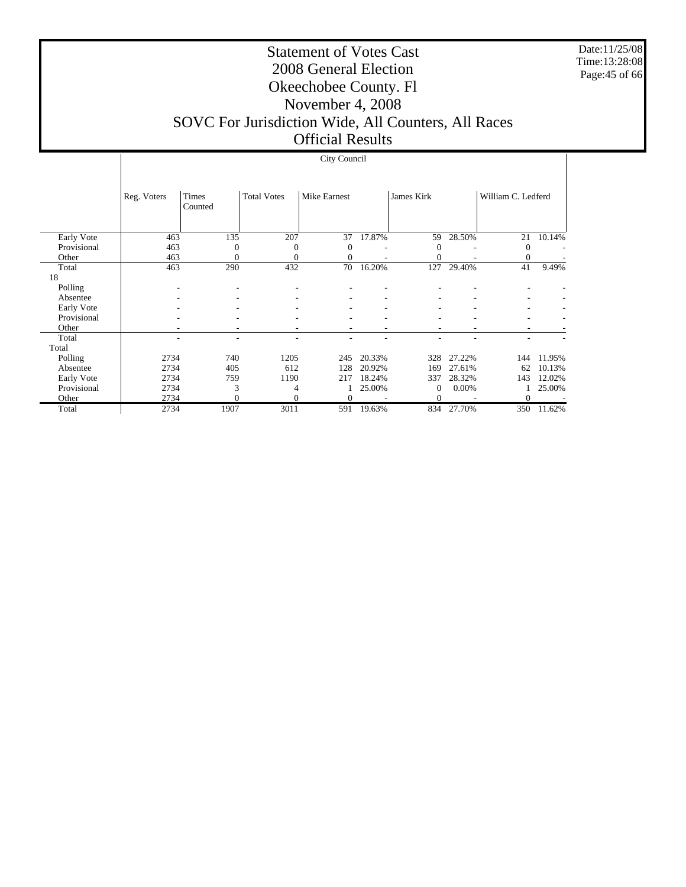# Statement of Votes Cast
# 2008 General Election
# Okeechobee County. Fl
# November 4, 2008
# SOVC For Jurisdiction Wide, All Counters, All Races
# Official Results

Date:11/25/08
Time:13:28:08

| | City Council | | | | | | | | |
|---|---|---|---|---|---|---|---|---|---|
| | Reg. Voters | Times Counted | Total Votes | Mike Earnest | | James Kirk | | William C. Ledferd | |
| Early Vote | 463 | 135 | 207 | 37 | 17.87% | 59 | 28.50% | 21 | 10.14% |
| Provisional | 463 | 0 | 0 | 0 | - | 0 | - | 0 | - |
| Other | 463 | 0 | 0 | 0 | - | 0 | - | 0 | - |
| Total | 463 | 290 | 432 | 70 | 16.20% | 127 | 29.40% | 41 | 9.49% |
| 18 | | | | | | | | | |
| Polling | - | - | - | - | - | - | - | - | - |
| Absentee | - | - | - | - | - | - | - | - | - |
| Early Vote | - | - | - | - | - | - | - | - | - |
| Provisional | - | - | - | - | - | - | - | - | - |
| Other | - | - | - | - | - | - | - | - | - |
| Total | - | - | - | - | - | - | - | - | - |
| Total | | | | | | | | | |
| Polling | 2734 | 740 | 1205 | 245 | 20.33% | 328 | 27.22% | 144 | 11.95% |
| Absentee | 2734 | 405 | 612 | 128 | 20.92% | 169 | 27.61% | 62 | 10.13% |
| Early Vote | 2734 | 759 | 1190 | 217 | 18.24% | 337 | 28.32% | 143 | 12.02% |
| Provisional | 2734 | 3 | 4 | 1 | 25.00% | 0 | 0.00% | 1 | 25.00% |
| Other | 2734 | 0 | 0 | 0 | - | 0 | - | 0 | - |
| Total | 2734 | 1907 | 3011 | 591 | 19.63% | 834 | 27.70% | 350 | 11.62% |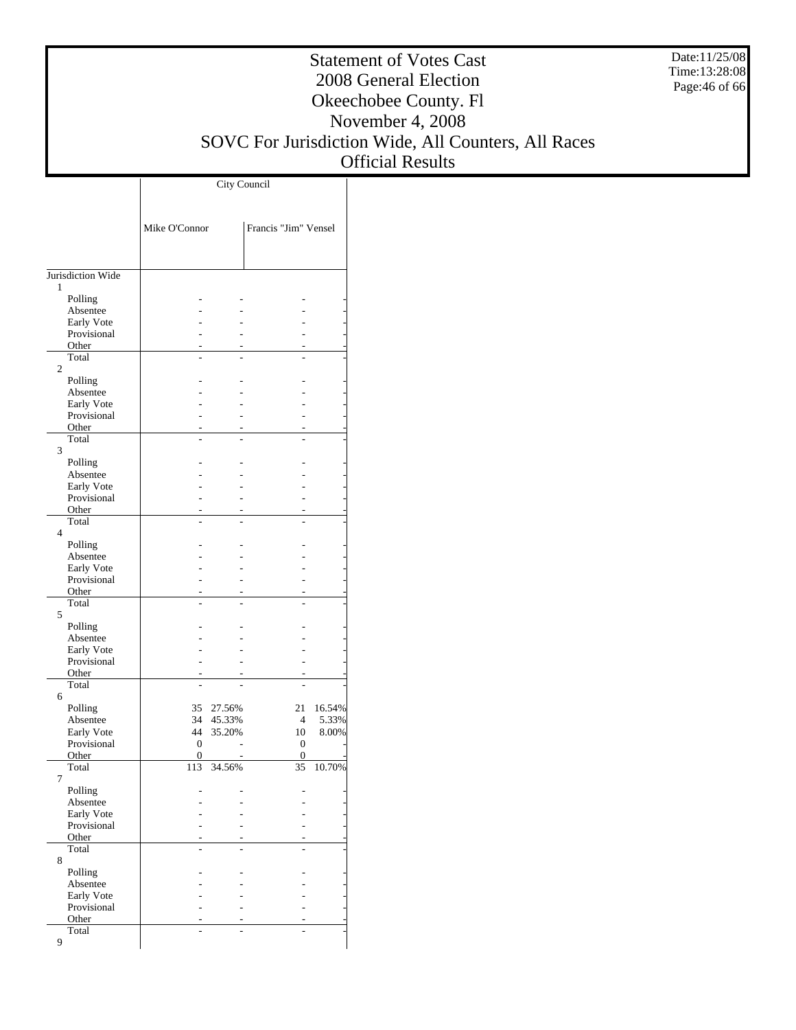# Statement of Votes Cast
## 2008 General Election
## Okeechobee County. Fl
## November 4, 2008
## SOVC For Jurisdiction Wide, All Counters, All Races
## Official Results

Date:11/25/08
Time:13:28:08

| | City Council | | | |
|---|---|---|---|---|
| | Mike O'Connor | | Francis "Jim" Vensel | |
| **Jurisdiction Wide** | | | | |
| **1** | | | | |
| Polling | - | - | - | - |
| Absentee | - | - | - | - |
| Early Vote | - | - | - | - |
| Provisional | - | - | - | - |
| Other | - | - | - | - |
| Total | - | - | - | - |
| **2** | | | | |
| Polling | - | - | - | - |
| Absentee | - | - | - | - |
| Early Vote | - | - | - | - |
| Provisional | - | - | - | - |
| Other | - | - | - | - |
| Total | - | - | - | - |
| **3** | | | | |
| Polling | - | - | - | - |
| Absentee | - | - | - | - |
| Early Vote | - | - | - | - |
| Provisional | - | - | - | - |
| Other | - | - | - | - |
| Total | - | - | - | - |
| **4** | | | | |
| Polling | - | - | - | - |
| Absentee | - | - | - | - |
| Early Vote | - | - | - | - |
| Provisional | - | - | - | - |
| Other | - | - | - | - |
| Total | - | - | - | - |
| **5** | | | | |
| Polling | - | - | - | - |
| Absentee | - | - | - | - |
| Early Vote | - | - | - | - |
| Provisional | - | - | - | - |
| Other | - | - | - | - |
| Total | - | - | - | - |
| **6** | | | | |
| Polling | 35 | 27.56% | 21 | 16.54% |
| Absentee | 34 | 45.33% | 4 | 5.33% |
| Early Vote | 44 | 35.20% | 10 | 8.00% |
| Provisional | 0 | - | 0 | - |
| Other | 0 | - | 0 | - |
| Total | 113 | 34.56% | 35 | 10.70% |
| **7** | | | | |
| Polling | - | - | - | - |
| Absentee | - | - | - | - |
| Early Vote | - | - | - | - |
| Provisional | - | - | - | - |
| Other | - | - | - | - |
| Total | - | - | - | - |
| **8** | | | | |
| Polling | - | - | - | - |
| Absentee | - | - | - | - |
| Early Vote | - | - | - | - |
| Provisional | - | - | - | - |
| Other | - | - | - | - |
| Total | - | - | - | - |
| **9** | | | | |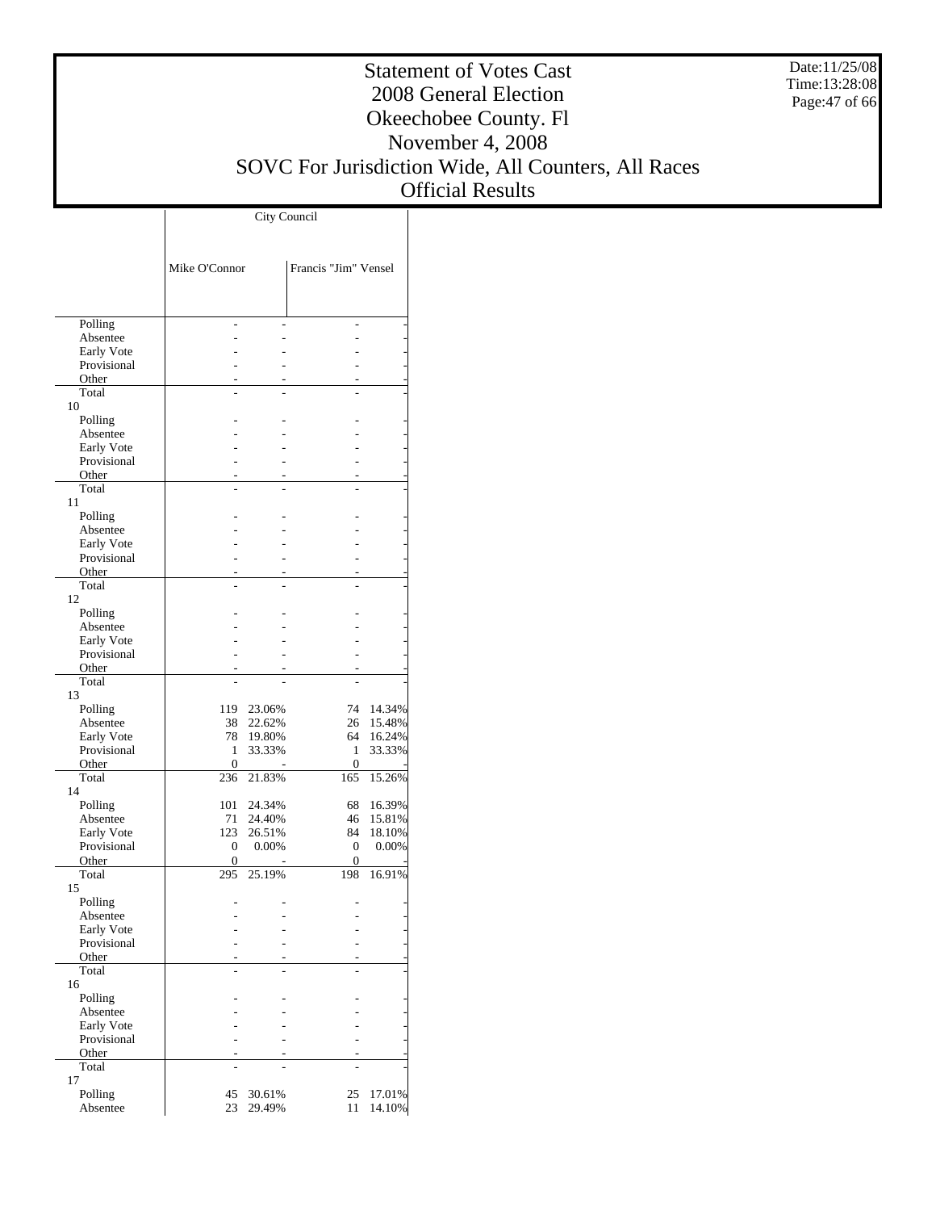# Statement of Votes Cast
## 2008 General Election
## Okeechobee County. Fl
## November 4, 2008
## SOVC For Jurisdiction Wide, All Counters, All Races
## Official Results

Date:11/25/08
Time:13:28:08

| | City Council | | | |
|---|---|---|---|---|
| | Mike O'Connor | | Francis "Jim" Vensel | |
| Polling | - | - | - | - |
| Absentee | - | - | - | - |
| Early Vote | - | - | - | - |
| Provisional | - | - | - | - |
| Other | - | - | - | - |
| Total | - | - | - | - |
| 10 | | | | |
| Polling | - | - | - | - |
| Absentee | - | - | - | - |
| Early Vote | - | - | - | - |
| Provisional | - | - | - | - |
| Other | - | - | - | - |
| Total | - | - | - | - |
| 11 | | | | |
| Polling | - | - | - | - |
| Absentee | - | - | - | - |
| Early Vote | - | - | - | - |
| Provisional | - | - | - | - |
| Other | - | - | - | - |
| Total | - | - | - | - |
| 12 | | | | |
| Polling | - | - | - | - |
| Absentee | - | - | - | - |
| Early Vote | - | - | - | - |
| Provisional | - | - | - | - |
| Other | - | - | - | - |
| Total | - | - | - | - |
| 13 | | | | |
| Polling | 119 | 23.06% | 74 | 14.34% |
| Absentee | 38 | 22.62% | 26 | 15.48% |
| Early Vote | 78 | 19.80% | 64 | 16.24% |
| Provisional | 1 | 33.33% | 1 | 33.33% |
| Other | 0 | - | 0 | - |
| Total | 236 | 21.83% | 165 | 15.26% |
| 14 | | | | |
| Polling | 101 | 24.34% | 68 | 16.39% |
| Absentee | 71 | 24.40% | 46 | 15.81% |
| Early Vote | 123 | 26.51% | 84 | 18.10% |
| Provisional | 0 | 0.00% | 0 | 0.00% |
| Other | 0 | - | 0 | - |
| Total | 295 | 25.19% | 198 | 16.91% |
| 15 | | | | |
| Polling | - | - | - | - |
| Absentee | - | - | - | - |
| Early Vote | - | - | - | - |
| Provisional | - | - | - | - |
| Other | - | - | - | - |
| Total | - | - | - | - |
| 16 | | | | |
| Polling | - | - | - | - |
| Absentee | - | - | - | - |
| Early Vote | - | - | - | - |
| Provisional | - | - | - | - |
| Other | - | - | - | - |
| Total | - | - | - | - |
| 17 | | | | |
| Polling | 45 | 30.61% | 25 | 17.01% |
| Absentee | 23 | 29.49% | 11 | 14.10% |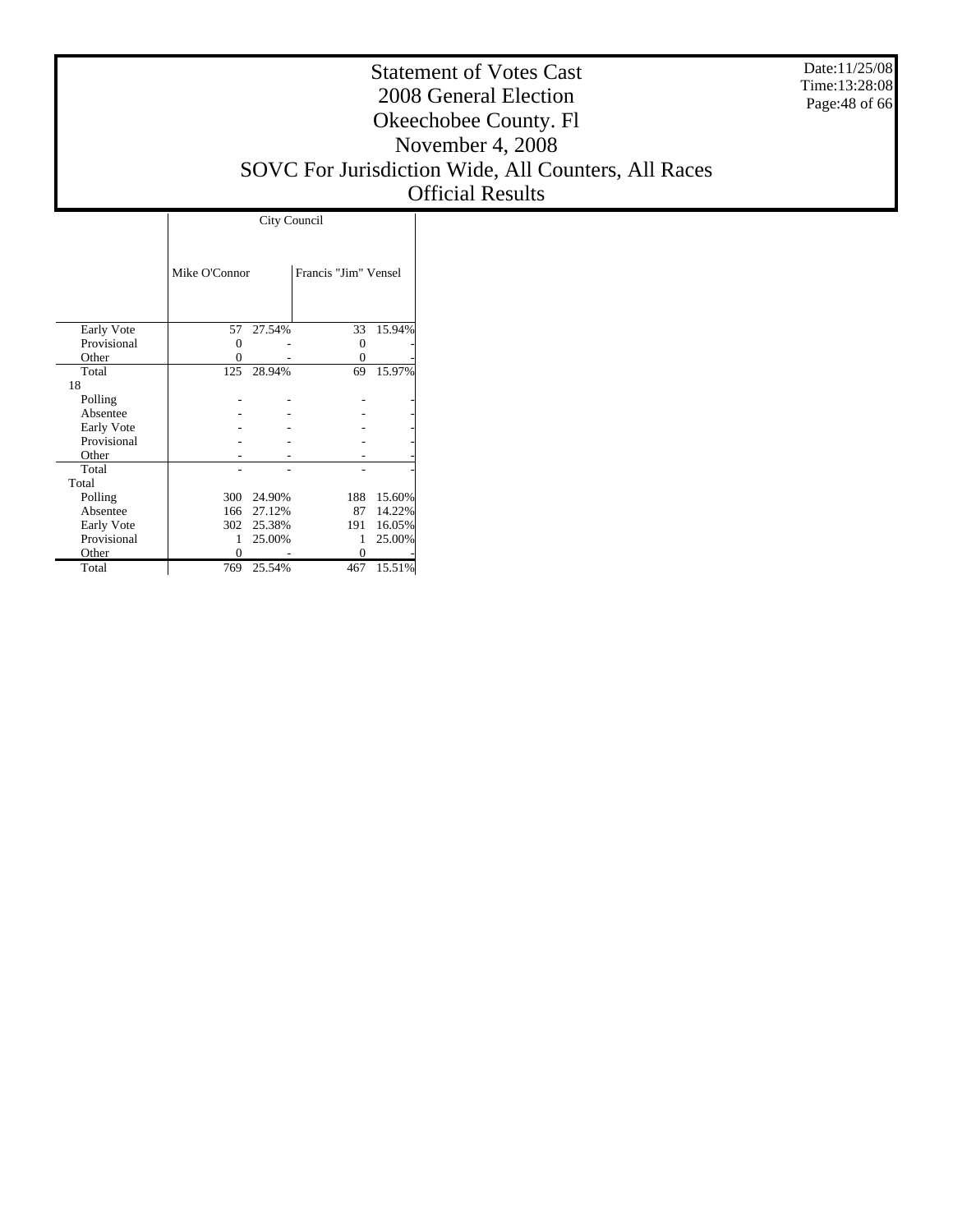# Statement of Votes Cast
## 2008 General Election
## Okeechobee County. Fl
## November 4, 2008
## SOVC For Jurisdiction Wide, All Counters, All Races
## Official Results

Date:11/25/08
Time:13:28:08

| | City Council | | | |
|---|---|---|---|---|
| | Mike O'Connor | | Francis "Jim" Vensel | |
| Early Vote | 57 | 27.54% | 33 | 15.94% |
| Provisional | 0 | - | 0 | - |
| Other | 0 | - | 0 | - |
| Total | 125 | 28.94% | 69 | 15.97% |
| 18 | | | | |
| Polling | - | - | - | - |
| Absentee | - | - | - | - |
| Early Vote | - | - | - | - |
| Provisional | - | - | - | - |
| Other | - | - | - | - |
| Total | - | - | - | - |
| Total | | | | |
| Polling | 300 | 24.90% | 188 | 15.60% |
| Absentee | 166 | 27.12% | 87 | 14.22% |
| Early Vote | 302 | 25.38% | 191 | 16.05% |
| Provisional | 1 | 25.00% | 1 | 25.00% |
| Other | 0 | - | 0 | - |
| Total | 769 | 25.54% | 467 | 15.51% |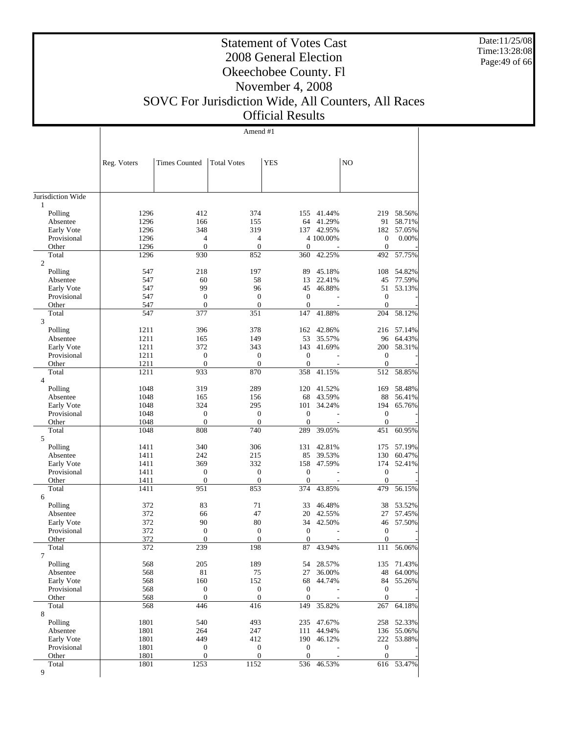# Statement of Votes Cast
# 2008 General Election
# Okeechobee County. Fl
# November 4, 2008
# SOVC For Jurisdiction Wide, All Counters, All Races
# Official Results

Date:11/25/08
Time:13:28:08

## Amend #1

| | Reg. Voters | Times Counted | Total Votes | YES | | NO | |
|---|---|---|---|---|---|---|---|
| Jurisdiction Wide | | | | | | | |
| 1 | | | | | | | |
| Polling | 1296 | 412 | 374 | 155 | 41.44% | 219 | 58.56% |
| Absentee | 1296 | 166 | 155 | 64 | 41.29% | 91 | 58.71% |
| Early Vote | 1296 | 348 | 319 | 137 | 42.95% | 182 | 57.05% |
| Provisional | 1296 | 4 | 4 | 4 | 100.00% | 0 | 0.00% |
| Other | 1296 | 0 | 0 | 0 | - | 0 | - |
| Total | 1296 | 930 | 852 | 360 | 42.25% | 492 | 57.75% |
| 2 | | | | | | | |
| Polling | 547 | 218 | 197 | 89 | 45.18% | 108 | 54.82% |
| Absentee | 547 | 60 | 58 | 13 | 22.41% | 45 | 77.59% |
| Early Vote | 547 | 99 | 96 | 45 | 46.88% | 51 | 53.13% |
| Provisional | 547 | 0 | 0 | 0 | - | 0 | - |
| Other | 547 | 0 | 0 | 0 | - | 0 | - |
| Total | 547 | 377 | 351 | 147 | 41.88% | 204 | 58.12% |
| 3 | | | | | | | |
| Polling | 1211 | 396 | 378 | 162 | 42.86% | 216 | 57.14% |
| Absentee | 1211 | 165 | 149 | 53 | 35.57% | 96 | 64.43% |
| Early Vote | 1211 | 372 | 343 | 143 | 41.69% | 200 | 58.31% |
| Provisional | 1211 | 0 | 0 | 0 | - | 0 | - |
| Other | 1211 | 0 | 0 | 0 | - | 0 | - |
| Total | 1211 | 933 | 870 | 358 | 41.15% | 512 | 58.85% |
| 4 | | | | | | | |
| Polling | 1048 | 319 | 289 | 120 | 41.52% | 169 | 58.48% |
| Absentee | 1048 | 165 | 156 | 68 | 43.59% | 88 | 56.41% |
| Early Vote | 1048 | 324 | 295 | 101 | 34.24% | 194 | 65.76% |
| Provisional | 1048 | 0 | 0 | 0 | - | 0 | - |
| Other | 1048 | 0 | 0 | 0 | - | 0 | - |
| Total | 1048 | 808 | 740 | 289 | 39.05% | 451 | 60.95% |
| 5 | | | | | | | |
| Polling | 1411 | 340 | 306 | 131 | 42.81% | 175 | 57.19% |
| Absentee | 1411 | 242 | 215 | 85 | 39.53% | 130 | 60.47% |
| Early Vote | 1411 | 369 | 332 | 158 | 47.59% | 174 | 52.41% |
| Provisional | 1411 | 0 | 0 | 0 | - | 0 | - |
| Other | 1411 | 0 | 0 | 0 | - | 0 | - |
| Total | 1411 | 951 | 853 | 374 | 43.85% | 479 | 56.15% |
| 6 | | | | | | | |
| Polling | 372 | 83 | 71 | 33 | 46.48% | 38 | 53.52% |
| Absentee | 372 | 66 | 47 | 20 | 42.55% | 27 | 57.45% |
| Early Vote | 372 | 90 | 80 | 34 | 42.50% | 46 | 57.50% |
| Provisional | 372 | 0 | 0 | 0 | - | 0 | - |
| Other | 372 | 0 | 0 | 0 | - | 0 | - |
| Total | 372 | 239 | 198 | 87 | 43.94% | 111 | 56.06% |
| 7 | | | | | | | |
| Polling | 568 | 205 | 189 | 54 | 28.57% | 135 | 71.43% |
| Absentee | 568 | 81 | 75 | 27 | 36.00% | 48 | 64.00% |
| Early Vote | 568 | 160 | 152 | 68 | 44.74% | 84 | 55.26% |
| Provisional | 568 | 0 | 0 | 0 | - | 0 | - |
| Other | 568 | 0 | 0 | 0 | - | 0 | - |
| Total | 568 | 446 | 416 | 149 | 35.82% | 267 | 64.18% |
| 8 | | | | | | | |
| Polling | 1801 | 540 | 493 | 235 | 47.67% | 258 | 52.33% |
| Absentee | 1801 | 264 | 247 | 111 | 44.94% | 136 | 55.06% |
| Early Vote | 1801 | 449 | 412 | 190 | 46.12% | 222 | 53.88% |
| Provisional | 1801 | 0 | 0 | 0 | - | 0 | - |
| Other | 1801 | 0 | 0 | 0 | - | 0 | - |
| Total | 1801 | 1253 | 1152 | 536 | 46.53% | 616 | 53.47% |
| 9 | | | | | | | |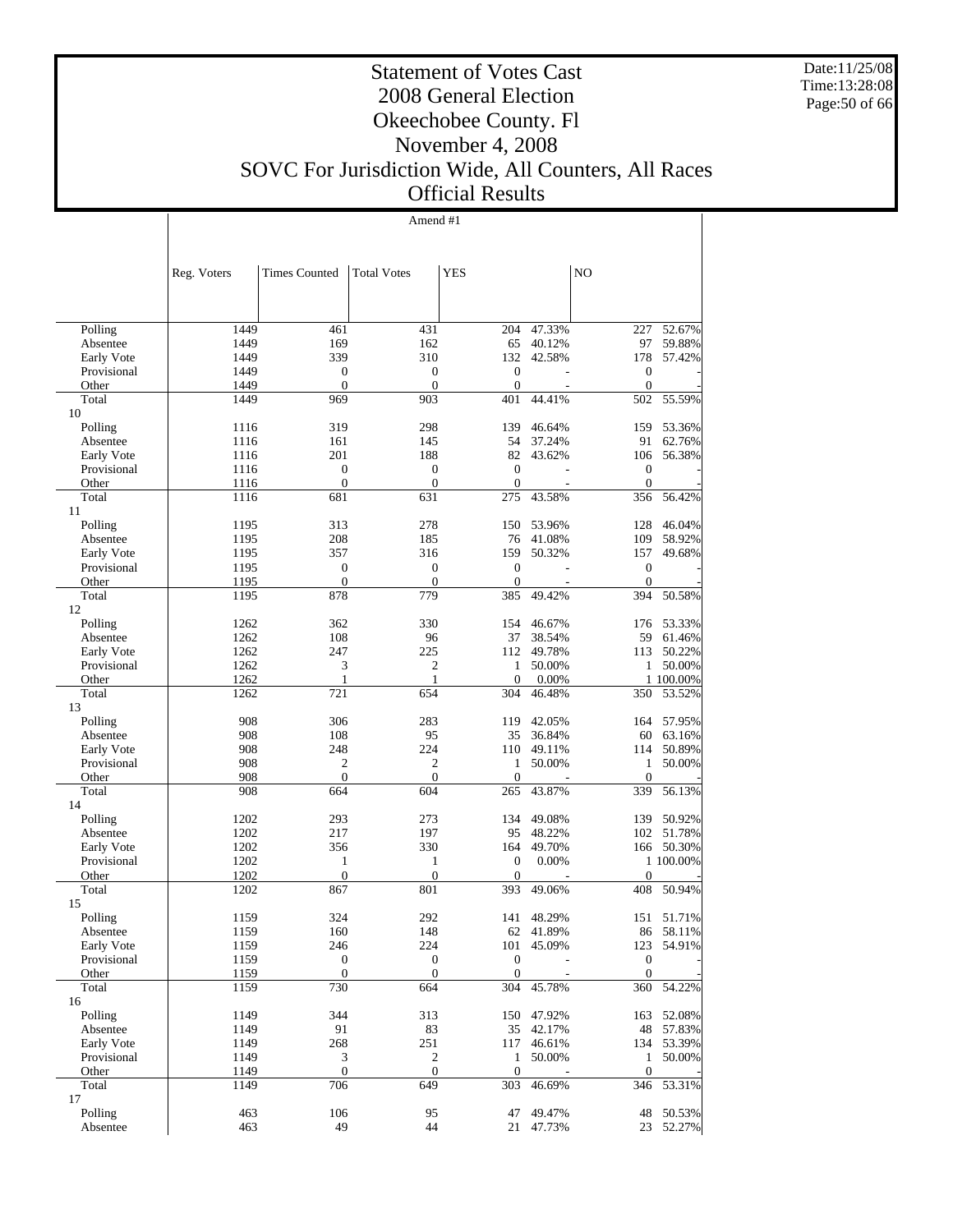# Statement of Votes Cast
# 2008 General Election
# Okeechobee County. Fl
# November 4, 2008
# SOVC For Jurisdiction Wide, All Counters, All Races
# Official Results

Date:11/25/08
Time:13:28:08

Amend #1

| | Reg. Voters | Times Counted | Total Votes | YES | | NO | |
|---|---|---|---|---|---|---|---|
| Polling | 1449 | 461 | 431 | 204 | 47.33% | 227 | 52.67% |
| Absentee | 1449 | 169 | 162 | 65 | 40.12% | 97 | 59.88% |
| Early Vote | 1449 | 339 | 310 | 132 | 42.58% | 178 | 57.42% |
| Provisional | 1449 | 0 | 0 | 0 | - | 0 | - |
| Other | 1449 | 0 | 0 | 0 | - | 0 | - |
| Total | 1449 | 969 | 903 | 401 | 44.41% | 502 | 55.59% |
| 10 | | | | | | | |
| Polling | 1116 | 319 | 298 | 139 | 46.64% | 159 | 53.36% |
| Absentee | 1116 | 161 | 145 | 54 | 37.24% | 91 | 62.76% |
| Early Vote | 1116 | 201 | 188 | 82 | 43.62% | 106 | 56.38% |
| Provisional | 1116 | 0 | 0 | 0 | - | 0 | - |
| Other | 1116 | 0 | 0 | 0 | - | 0 | - |
| Total | 1116 | 681 | 631 | 275 | 43.58% | 356 | 56.42% |
| 11 | | | | | | | |
| Polling | 1195 | 313 | 278 | 150 | 53.96% | 128 | 46.04% |
| Absentee | 1195 | 208 | 185 | 76 | 41.08% | 109 | 58.92% |
| Early Vote | 1195 | 357 | 316 | 159 | 50.32% | 157 | 49.68% |
| Provisional | 1195 | 0 | 0 | 0 | - | 0 | - |
| Other | 1195 | 0 | 0 | 0 | - | 0 | - |
| Total | 1195 | 878 | 779 | 385 | 49.42% | 394 | 50.58% |
| 12 | | | | | | | |
| Polling | 1262 | 362 | 330 | 154 | 46.67% | 176 | 53.33% |
| Absentee | 1262 | 108 | 96 | 37 | 38.54% | 59 | 61.46% |
| Early Vote | 1262 | 247 | 225 | 112 | 49.78% | 113 | 50.22% |
| Provisional | 1262 | 3 | 2 | 1 | 50.00% | 1 | 50.00% |
| Other | 1262 | 1 | 1 | 0 | 0.00% | 1 | 100.00% |
| Total | 1262 | 721 | 654 | 304 | 46.48% | 350 | 53.52% |
| 13 | | | | | | | |
| Polling | 908 | 306 | 283 | 119 | 42.05% | 164 | 57.95% |
| Absentee | 908 | 108 | 95 | 35 | 36.84% | 60 | 63.16% |
| Early Vote | 908 | 248 | 224 | 110 | 49.11% | 114 | 50.89% |
| Provisional | 908 | 2 | 2 | 1 | 50.00% | 1 | 50.00% |
| Other | 908 | 0 | 0 | 0 | - | 0 | - |
| Total | 908 | 664 | 604 | 265 | 43.87% | 339 | 56.13% |
| 14 | | | | | | | |
| Polling | 1202 | 293 | 273 | 134 | 49.08% | 139 | 50.92% |
| Absentee | 1202 | 217 | 197 | 95 | 48.22% | 102 | 51.78% |
| Early Vote | 1202 | 356 | 330 | 164 | 49.70% | 166 | 50.30% |
| Provisional | 1202 | 1 | 1 | 0 | 0.00% | 1 | 100.00% |
| Other | 1202 | 0 | 0 | 0 | - | 0 | - |
| Total | 1202 | 867 | 801 | 393 | 49.06% | 408 | 50.94% |
| 15 | | | | | | | |
| Polling | 1159 | 324 | 292 | 141 | 48.29% | 151 | 51.71% |
| Absentee | 1159 | 160 | 148 | 62 | 41.89% | 86 | 58.11% |
| Early Vote | 1159 | 246 | 224 | 101 | 45.09% | 123 | 54.91% |
| Provisional | 1159 | 0 | 0 | 0 | - | 0 | - |
| Other | 1159 | 0 | 0 | 0 | - | 0 | - |
| Total | 1159 | 730 | 664 | 304 | 45.78% | 360 | 54.22% |
| 16 | | | | | | | |
| Polling | 1149 | 344 | 313 | 150 | 47.92% | 163 | 52.08% |
| Absentee | 1149 | 91 | 83 | 35 | 42.17% | 48 | 57.83% |
| Early Vote | 1149 | 268 | 251 | 117 | 46.61% | 134 | 53.39% |
| Provisional | 1149 | 3 | 2 | 1 | 50.00% | 1 | 50.00% |
| Other | 1149 | 0 | 0 | 0 | - | 0 | - |
| Total | 1149 | 706 | 649 | 303 | 46.69% | 346 | 53.31% |
| 17 | | | | | | | |
| Polling | 463 | 106 | 95 | 47 | 49.47% | 48 | 50.53% |
| Absentee | 463 | 49 | 44 | 21 | 47.73% | 23 | 52.27% |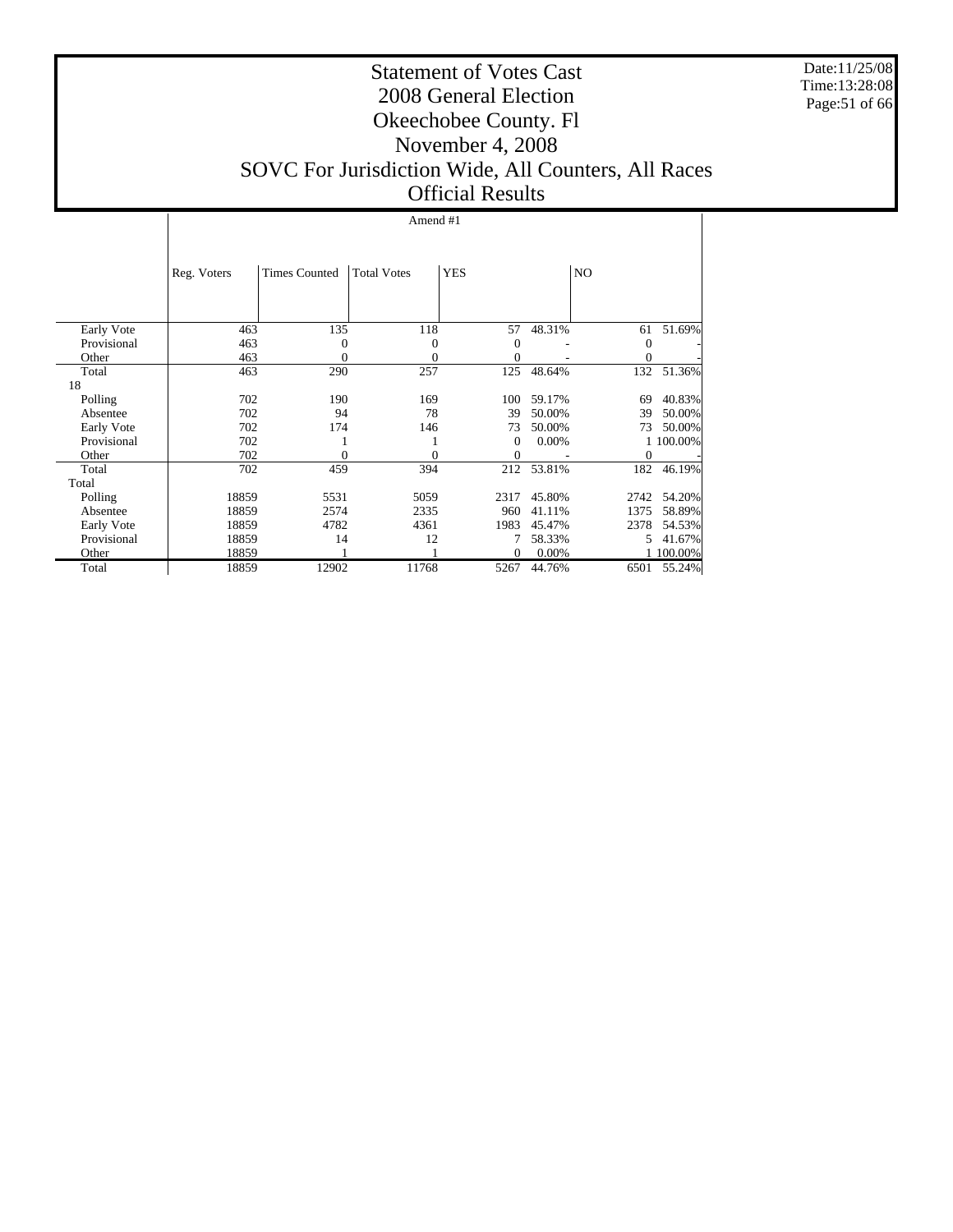# Statement of Votes Cast
## 2008 General Election
## Okeechobee County. Fl
## November 4, 2008
## SOVC For Jurisdiction Wide, All Counters, All Races
## Official Results

Date:11/25/08
Time:13:28:08

| | Amend #1 | | | | | | |
|---|---|---|---|---|---|---|---|
| | Reg. Voters | Times Counted | Total Votes | YES | | NO | |
| Early Vote | 463 | 135 | 118 | 57 | 48.31% | 61 | 51.69% |
| Provisional | 463 | 0 | 0 | 0 | - | 0 | - |
| Other | 463 | 0 | 0 | 0 | - | 0 | - |
| Total | 463 | 290 | 257 | 125 | 48.64% | 132 | 51.36% |
| 18 | | | | | | | |
| Polling | 702 | 190 | 169 | 100 | 59.17% | 69 | 40.83% |
| Absentee | 702 | 94 | 78 | 39 | 50.00% | 39 | 50.00% |
| Early Vote | 702 | 174 | 146 | 73 | 50.00% | 73 | 50.00% |
| Provisional | 702 | 1 | 1 | 0 | 0.00% | 1 | 100.00% |
| Other | 702 | 0 | 0 | 0 | - | 0 | - |
| Total | 702 | 459 | 394 | 212 | 53.81% | 182 | 46.19% |
| Total | | | | | | | |
| Polling | 18859 | 5531 | 5059 | 2317 | 45.80% | 2742 | 54.20% |
| Absentee | 18859 | 2574 | 2335 | 960 | 41.11% | 1375 | 58.89% |
| Early Vote | 18859 | 4782 | 4361 | 1983 | 45.47% | 2378 | 54.53% |
| Provisional | 18859 | 14 | 12 | 7 | 58.33% | 5 | 41.67% |
| Other | 18859 | 1 | 1 | 0 | 0.00% | 1 | 100.00% |
| Total | 18859 | 12902 | 11768 | 5267 | 44.76% | 6501 | 55.24% |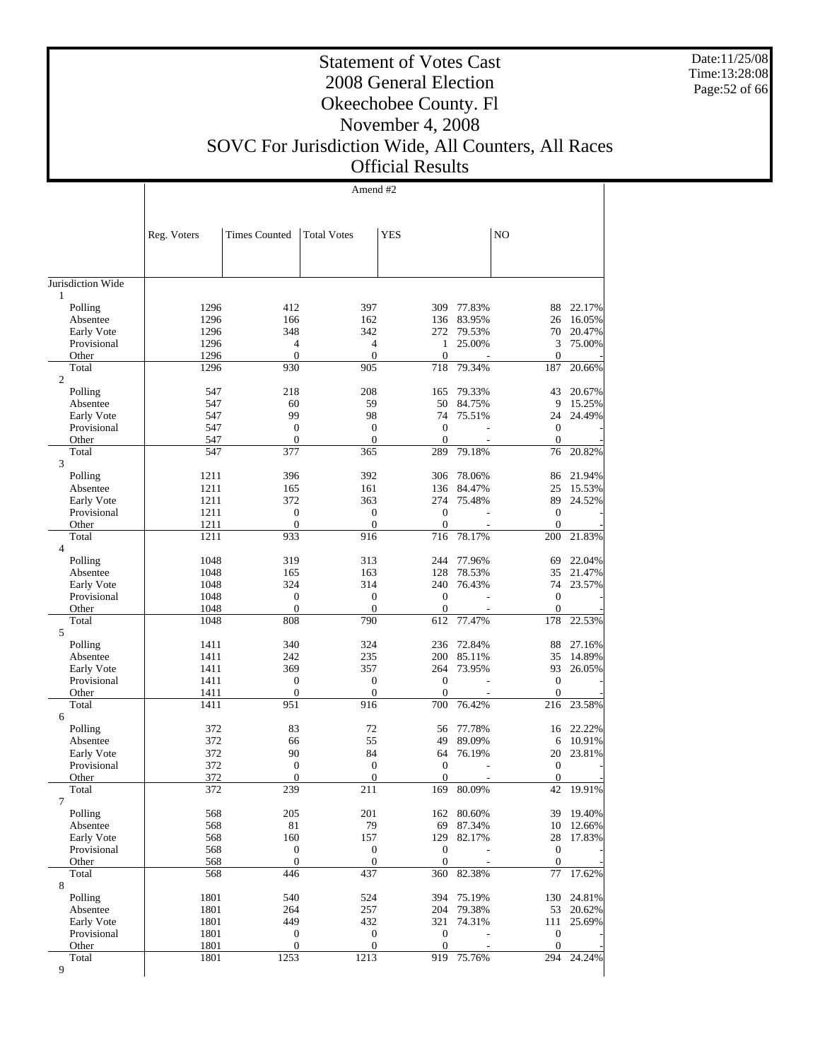# Statement of Votes Cast
## 2008 General Election
## Okeechobee County. Fl
## November 4, 2008
## SOVC For Jurisdiction Wide, All Counters, All Races
## Official Results

Date:11/25/08
Time:13:28:08

### Amend #2

| | Reg. Voters | Times Counted | Total Votes | YES | | NO | |
|---|---|---|---|---|---|---|---|
| Jurisdiction Wide | | | | | | | |
| 1 | | | | | | | |
| Polling | 1296 | 412 | 397 | 309 | 77.83% | 88 | 22.17% |
| Absentee | 1296 | 166 | 162 | 136 | 83.95% | 26 | 16.05% |
| Early Vote | 1296 | 348 | 342 | 272 | 79.53% | 70 | 20.47% |
| Provisional | 1296 | 4 | 4 | 1 | 25.00% | 3 | 75.00% |
| Other | 1296 | 0 | 0 | 0 | - | 0 | - |
| Total | 1296 | 930 | 905 | 718 | 79.34% | 187 | 20.66% |
| 2 | | | | | | | |
| Polling | 547 | 218 | 208 | 165 | 79.33% | 43 | 20.67% |
| Absentee | 547 | 60 | 59 | 50 | 84.75% | 9 | 15.25% |
| Early Vote | 547 | 99 | 98 | 74 | 75.51% | 24 | 24.49% |
| Provisional | 547 | 0 | 0 | 0 | - | 0 | - |
| Other | 547 | 0 | 0 | 0 | - | 0 | - |
| Total | 547 | 377 | 365 | 289 | 79.18% | 76 | 20.82% |
| 3 | | | | | | | |
| Polling | 1211 | 396 | 392 | 306 | 78.06% | 86 | 21.94% |
| Absentee | 1211 | 165 | 161 | 136 | 84.47% | 25 | 15.53% |
| Early Vote | 1211 | 372 | 363 | 274 | 75.48% | 89 | 24.52% |
| Provisional | 1211 | 0 | 0 | 0 | - | 0 | - |
| Other | 1211 | 0 | 0 | 0 | - | 0 | - |
| Total | 1211 | 933 | 916 | 716 | 78.17% | 200 | 21.83% |
| 4 | | | | | | | |
| Polling | 1048 | 319 | 313 | 244 | 77.96% | 69 | 22.04% |
| Absentee | 1048 | 165 | 163 | 128 | 78.53% | 35 | 21.47% |
| Early Vote | 1048 | 324 | 314 | 240 | 76.43% | 74 | 23.57% |
| Provisional | 1048 | 0 | 0 | 0 | - | 0 | - |
| Other | 1048 | 0 | 0 | 0 | - | 0 | - |
| Total | 1048 | 808 | 790 | 612 | 77.47% | 178 | 22.53% |
| 5 | | | | | | | |
| Polling | 1411 | 340 | 324 | 236 | 72.84% | 88 | 27.16% |
| Absentee | 1411 | 242 | 235 | 200 | 85.11% | 35 | 14.89% |
| Early Vote | 1411 | 369 | 357 | 264 | 73.95% | 93 | 26.05% |
| Provisional | 1411 | 0 | 0 | 0 | - | 0 | - |
| Other | 1411 | 0 | 0 | 0 | - | 0 | - |
| Total | 1411 | 951 | 916 | 700 | 76.42% | 216 | 23.58% |
| 6 | | | | | | | |
| Polling | 372 | 83 | 72 | 56 | 77.78% | 16 | 22.22% |
| Absentee | 372 | 66 | 55 | 49 | 89.09% | 6 | 10.91% |
| Early Vote | 372 | 90 | 84 | 64 | 76.19% | 20 | 23.81% |
| Provisional | 372 | 0 | 0 | 0 | - | 0 | - |
| Other | 372 | 0 | 0 | 0 | - | 0 | - |
| Total | 372 | 239 | 211 | 169 | 80.09% | 42 | 19.91% |
| 7 | | | | | | | |
| Polling | 568 | 205 | 201 | 162 | 80.60% | 39 | 19.40% |
| Absentee | 568 | 81 | 79 | 69 | 87.34% | 10 | 12.66% |
| Early Vote | 568 | 160 | 157 | 129 | 82.17% | 28 | 17.83% |
| Provisional | 568 | 0 | 0 | 0 | - | 0 | - |
| Other | 568 | 0 | 0 | 0 | - | 0 | - |
| Total | 568 | 446 | 437 | 360 | 82.38% | 77 | 17.62% |
| 8 | | | | | | | |
| Polling | 1801 | 540 | 524 | 394 | 75.19% | 130 | 24.81% |
| Absentee | 1801 | 264 | 257 | 204 | 79.38% | 53 | 20.62% |
| Early Vote | 1801 | 449 | 432 | 321 | 74.31% | 111 | 25.69% |
| Provisional | 1801 | 0 | 0 | 0 | - | 0 | - |
| Other | 1801 | 0 | 0 | 0 | - | 0 | - |
| Total | 1801 | 1253 | 1213 | 919 | 75.76% | 294 | 24.24% |
| 9 | | | | | | | |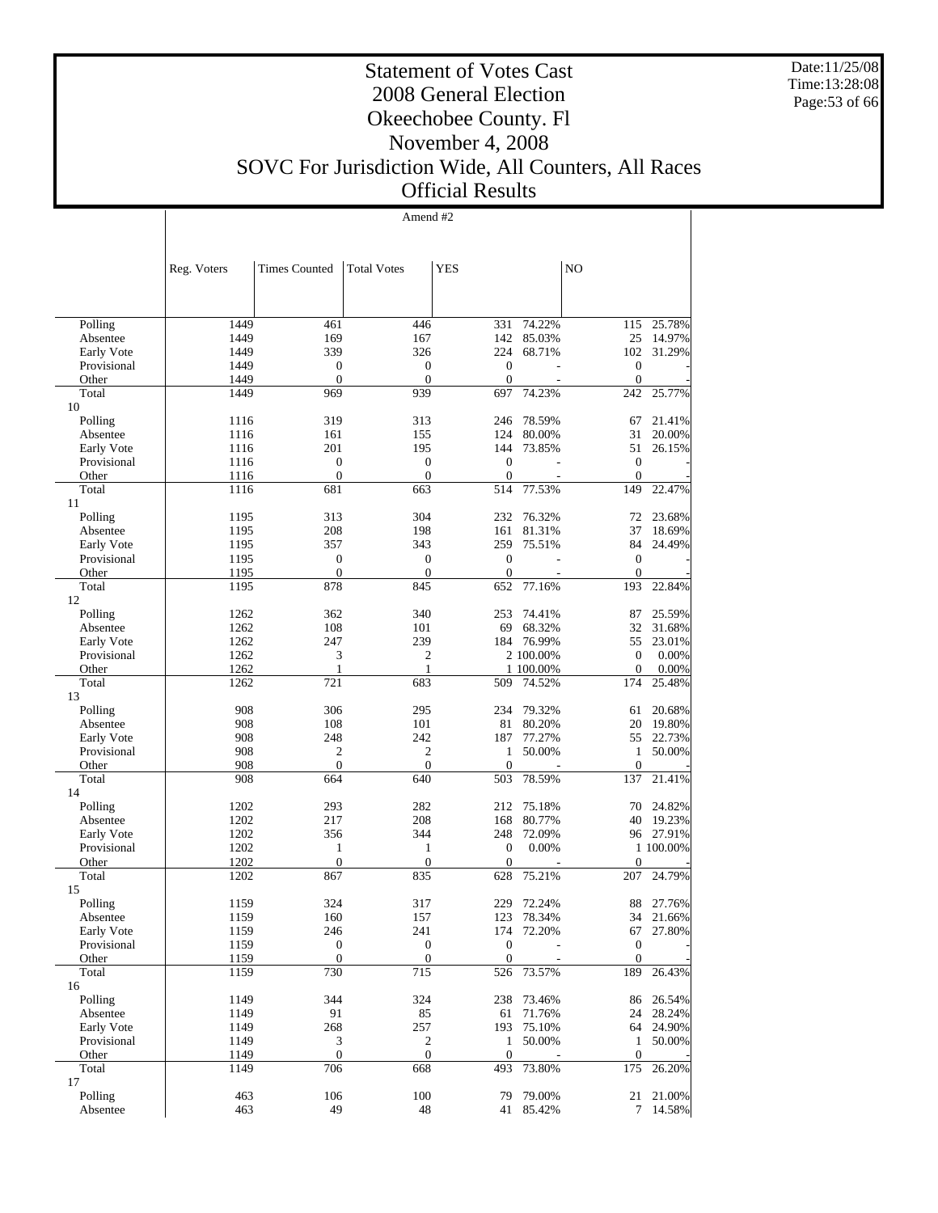# Statement of Votes Cast
## 2008 General Election
## Okeechobee County. Fl
## November 4, 2008
## SOVC For Jurisdiction Wide, All Counters, All Races
## Official Results

Amend #2

| | Reg. Voters | Times Counted | Total Votes | YES | | NO | |
|---|---|---|---|---|---|---|---|
| Polling | 1449 | 461 | 446 | 331 | 74.22% | 115 | 25.78% |
| Absentee | 1449 | 169 | 167 | 142 | 85.03% | 25 | 14.97% |
| Early Vote | 1449 | 339 | 326 | 224 | 68.71% | 102 | 31.29% |
| Provisional | 1449 | 0 | 0 | 0 | - | 0 | - |
| Other | 1449 | 0 | 0 | 0 | - | 0 | - |
| Total | 1449 | 969 | 939 | 697 | 74.23% | 242 | 25.77% |
| 10 | | | | | | | |
| Polling | 1116 | 319 | 313 | 246 | 78.59% | 67 | 21.41% |
| Absentee | 1116 | 161 | 155 | 124 | 80.00% | 31 | 20.00% |
| Early Vote | 1116 | 201 | 195 | 144 | 73.85% | 51 | 26.15% |
| Provisional | 1116 | 0 | 0 | 0 | - | 0 | - |
| Other | 1116 | 0 | 0 | 0 | - | 0 | - |
| Total | 1116 | 681 | 663 | 514 | 77.53% | 149 | 22.47% |
| 11 | | | | | | | |
| Polling | 1195 | 313 | 304 | 232 | 76.32% | 72 | 23.68% |
| Absentee | 1195 | 208 | 198 | 161 | 81.31% | 37 | 18.69% |
| Early Vote | 1195 | 357 | 343 | 259 | 75.51% | 84 | 24.49% |
| Provisional | 1195 | 0 | 0 | 0 | - | 0 | - |
| Other | 1195 | 0 | 0 | 0 | - | 0 | - |
| Total | 1195 | 878 | 845 | 652 | 77.16% | 193 | 22.84% |
| 12 | | | | | | | |
| Polling | 1262 | 362 | 340 | 253 | 74.41% | 87 | 25.59% |
| Absentee | 1262 | 108 | 101 | 69 | 68.32% | 32 | 31.68% |
| Early Vote | 1262 | 247 | 239 | 184 | 76.99% | 55 | 23.01% |
| Provisional | 1262 | 3 | 2 | 2 | 100.00% | 0 | 0.00% |
| Other | 1262 | 1 | 1 | 1 | 100.00% | 0 | 0.00% |
| Total | 1262 | 721 | 683 | 509 | 74.52% | 174 | 25.48% |
| 13 | | | | | | | |
| Polling | 908 | 306 | 295 | 234 | 79.32% | 61 | 20.68% |
| Absentee | 908 | 108 | 101 | 81 | 80.20% | 20 | 19.80% |
| Early Vote | 908 | 248 | 242 | 187 | 77.27% | 55 | 22.73% |
| Provisional | 908 | 2 | 2 | 1 | 50.00% | 1 | 50.00% |
| Other | 908 | 0 | 0 | 0 | - | 0 | - |
| Total | 908 | 664 | 640 | 503 | 78.59% | 137 | 21.41% |
| 14 | | | | | | | |
| Polling | 1202 | 293 | 282 | 212 | 75.18% | 70 | 24.82% |
| Absentee | 1202 | 217 | 208 | 168 | 80.77% | 40 | 19.23% |
| Early Vote | 1202 | 356 | 344 | 248 | 72.09% | 96 | 27.91% |
| Provisional | 1202 | 1 | 1 | 0 | 0.00% | 1 | 100.00% |
| Other | 1202 | 0 | 0 | 0 | - | 0 | - |
| Total | 1202 | 867 | 835 | 628 | 75.21% | 207 | 24.79% |
| 15 | | | | | | | |
| Polling | 1159 | 324 | 317 | 229 | 72.24% | 88 | 27.76% |
| Absentee | 1159 | 160 | 157 | 123 | 78.34% | 34 | 21.66% |
| Early Vote | 1159 | 246 | 241 | 174 | 72.20% | 67 | 27.80% |
| Provisional | 1159 | 0 | 0 | 0 | - | 0 | - |
| Other | 1159 | 0 | 0 | 0 | - | 0 | - |
| Total | 1159 | 730 | 715 | 526 | 73.57% | 189 | 26.43% |
| 16 | | | | | | | |
| Polling | 1149 | 344 | 324 | 238 | 73.46% | 86 | 26.54% |
| Absentee | 1149 | 91 | 85 | 61 | 71.76% | 24 | 28.24% |
| Early Vote | 1149 | 268 | 257 | 193 | 75.10% | 64 | 24.90% |
| Provisional | 1149 | 3 | 2 | 1 | 50.00% | 1 | 50.00% |
| Other | 1149 | 0 | 0 | 0 | - | 0 | - |
| Total | 1149 | 706 | 668 | 493 | 73.80% | 175 | 26.20% |
| 17 | | | | | | | |
| Polling | 463 | 106 | 100 | 79 | 79.00% | 21 | 21.00% |
| Absentee | 463 | 49 | 48 | 41 | 85.42% | 7 | 14.58% |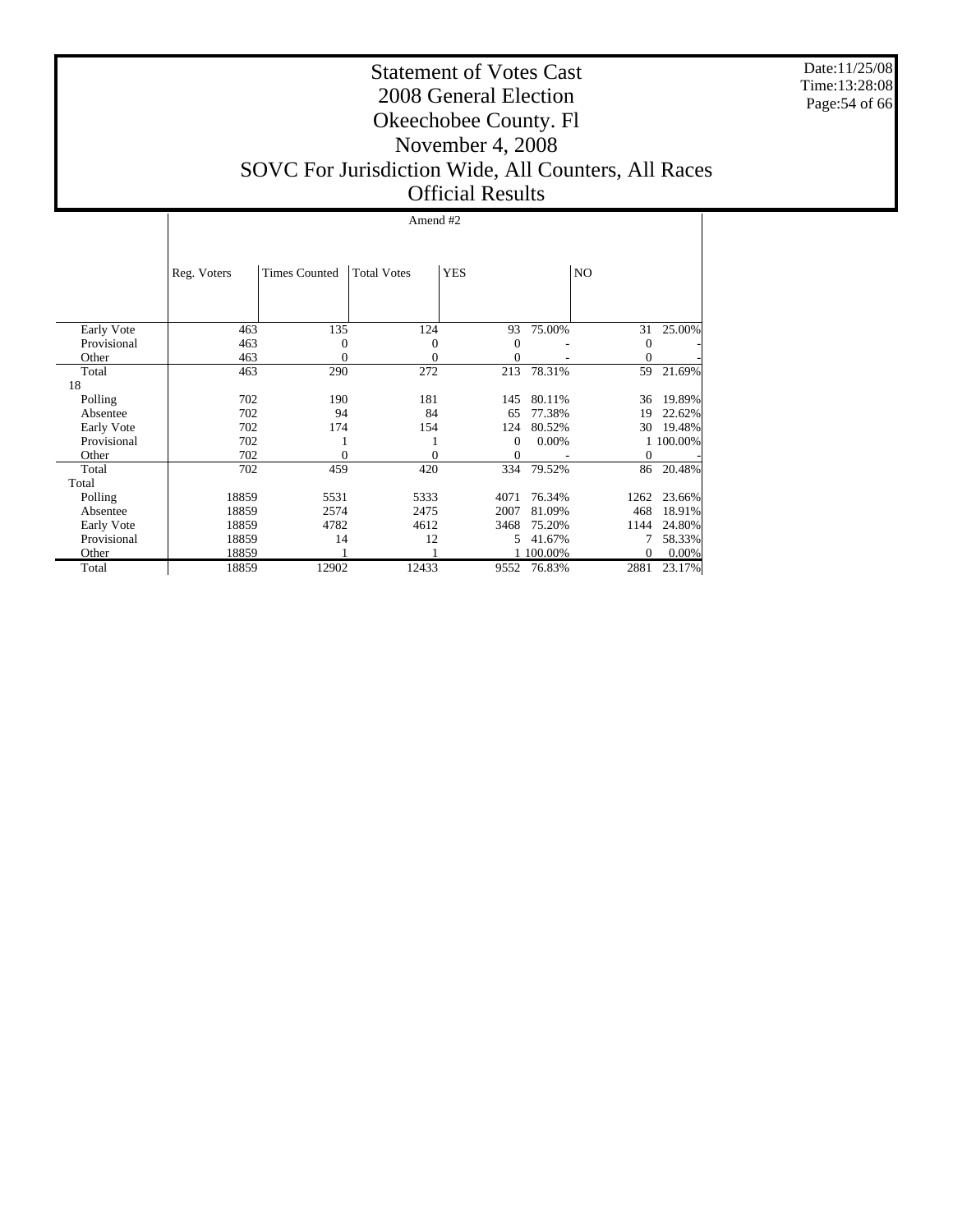# Statement of Votes Cast
# 2008 General Election
# Okeechobee County. Fl
# November 4, 2008
# SOVC For Jurisdiction Wide, All Counters, All Races
# Official Results

Date:11/25/08
Time:13:28:08

Amend #2

| | Reg. Voters | Times Counted | Total Votes | YES | | NO | |
|---|---|---|---|---|---|---|---|
| Early Vote | 463 | 135 | 124 | 93 | 75.00% | 31 | 25.00% |
| Provisional | 463 | 0 | 0 | 0 | - | 0 | - |
| Other | 463 | 0 | 0 | 0 | - | 0 | - |
| Total | 463 | 290 | 272 | 213 | 78.31% | 59 | 21.69% |
| 18 | | | | | | | |
| Polling | 702 | 190 | 181 | 145 | 80.11% | 36 | 19.89% |
| Absentee | 702 | 94 | 84 | 65 | 77.38% | 19 | 22.62% |
| Early Vote | 702 | 174 | 154 | 124 | 80.52% | 30 | 19.48% |
| Provisional | 702 | 1 | 1 | 0 | 0.00% | 1 | 100.00% |
| Other | 702 | 0 | 0 | 0 | - | 0 | - |
| Total | 702 | 459 | 420 | 334 | 79.52% | 86 | 20.48% |
| Total | | | | | | | |
| Polling | 18859 | 5531 | 5333 | 4071 | 76.34% | 1262 | 23.66% |
| Absentee | 18859 | 2574 | 2475 | 2007 | 81.09% | 468 | 18.91% |
| Early Vote | 18859 | 4782 | 4612 | 3468 | 75.20% | 1144 | 24.80% |
| Provisional | 18859 | 14 | 12 | 5 | 41.67% | 7 | 58.33% |
| Other | 18859 | 1 | 1 | 1 | 100.00% | 0 | 0.00% |
| Total | 18859 | 12902 | 12433 | 9552 | 76.83% | 2881 | 23.17% |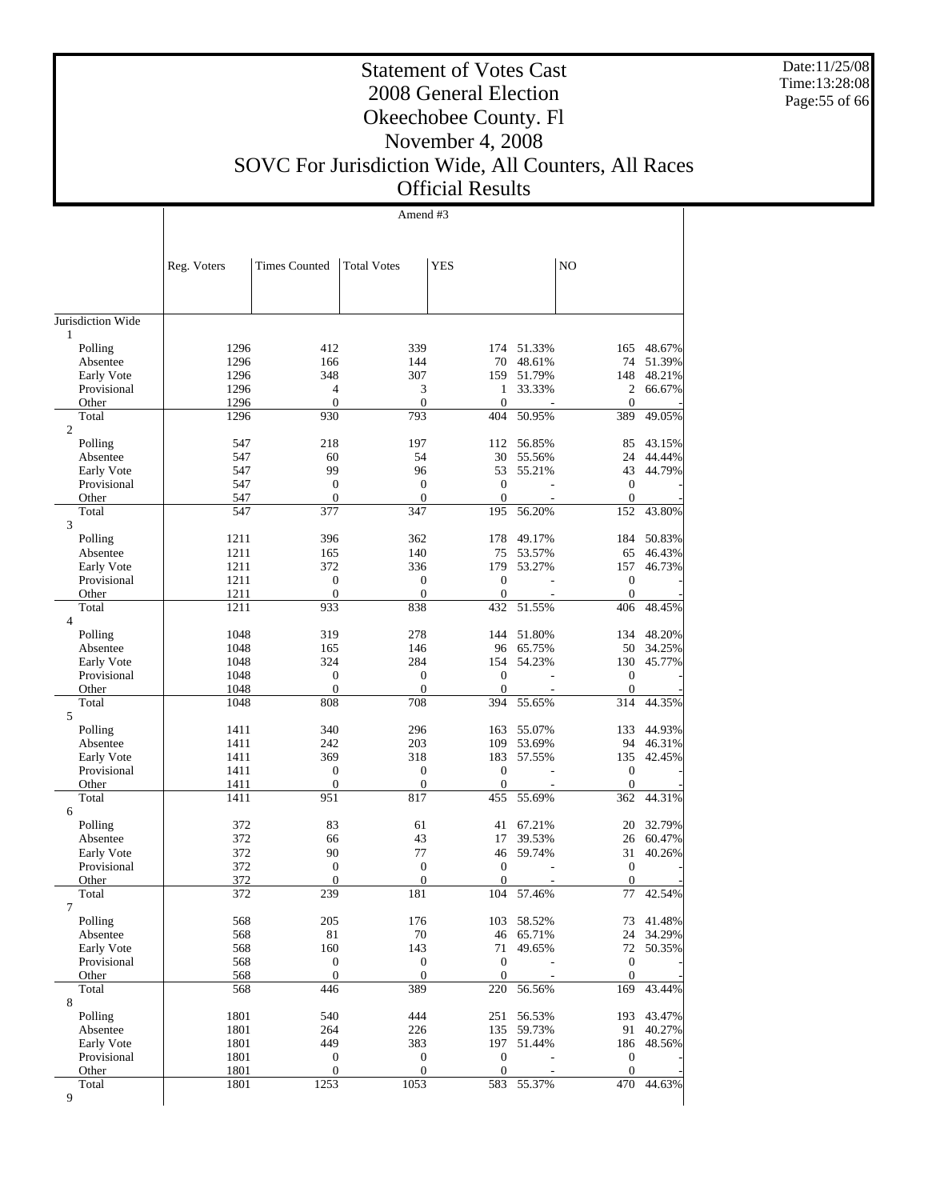# Statement of Votes Cast
## 2008 General Election
## Okeechobee County. Fl
## November 4, 2008
## SOVC For Jurisdiction Wide, All Counters, All Races
## Official Results

Date:11/25/08
Time:13:28:08

**Amend #3**

| | Reg. Voters | Times Counted | Total Votes | YES | | NO | |
|---|---|---|---|---|---|---|---|
| Jurisdiction Wide | | | | | | | |
| 1 | | | | | | | |
| Polling | 1296 | 412 | 339 | 174 | 51.33% | 165 | 48.67% |
| Absentee | 1296 | 166 | 144 | 70 | 48.61% | 74 | 51.39% |
| Early Vote | 1296 | 348 | 307 | 159 | 51.79% | 148 | 48.21% |
| Provisional | 1296 | 4 | 3 | 1 | 33.33% | 2 | 66.67% |
| Other | 1296 | 0 | 0 | 0 | - | 0 | - |
| Total | 1296 | 930 | 793 | 404 | 50.95% | 389 | 49.05% |
| 2 | | | | | | | |
| Polling | 547 | 218 | 197 | 112 | 56.85% | 85 | 43.15% |
| Absentee | 547 | 60 | 54 | 30 | 55.56% | 24 | 44.44% |
| Early Vote | 547 | 99 | 96 | 53 | 55.21% | 43 | 44.79% |
| Provisional | 547 | 0 | 0 | 0 | - | 0 | - |
| Other | 547 | 0 | 0 | 0 | - | 0 | - |
| Total | 547 | 377 | 347 | 195 | 56.20% | 152 | 43.80% |
| 3 | | | | | | | |
| Polling | 1211 | 396 | 362 | 178 | 49.17% | 184 | 50.83% |
| Absentee | 1211 | 165 | 140 | 75 | 53.57% | 65 | 46.43% |
| Early Vote | 1211 | 372 | 336 | 179 | 53.27% | 157 | 46.73% |
| Provisional | 1211 | 0 | 0 | 0 | - | 0 | - |
| Other | 1211 | 0 | 0 | 0 | - | 0 | - |
| Total | 1211 | 933 | 838 | 432 | 51.55% | 406 | 48.45% |
| 4 | | | | | | | |
| Polling | 1048 | 319 | 278 | 144 | 51.80% | 134 | 48.20% |
| Absentee | 1048 | 165 | 146 | 96 | 65.75% | 50 | 34.25% |
| Early Vote | 1048 | 324 | 284 | 154 | 54.23% | 130 | 45.77% |
| Provisional | 1048 | 0 | 0 | 0 | - | 0 | - |
| Other | 1048 | 0 | 0 | 0 | - | 0 | - |
| Total | 1048 | 808 | 708 | 394 | 55.65% | 314 | 44.35% |
| 5 | | | | | | | |
| Polling | 1411 | 340 | 296 | 163 | 55.07% | 133 | 44.93% |
| Absentee | 1411 | 242 | 203 | 109 | 53.69% | 94 | 46.31% |
| Early Vote | 1411 | 369 | 318 | 183 | 57.55% | 135 | 42.45% |
| Provisional | 1411 | 0 | 0 | 0 | - | 0 | - |
| Other | 1411 | 0 | 0 | 0 | - | 0 | - |
| Total | 1411 | 951 | 817 | 455 | 55.69% | 362 | 44.31% |
| 6 | | | | | | | |
| Polling | 372 | 83 | 61 | 41 | 67.21% | 20 | 32.79% |
| Absentee | 372 | 66 | 43 | 17 | 39.53% | 26 | 60.47% |
| Early Vote | 372 | 90 | 77 | 46 | 59.74% | 31 | 40.26% |
| Provisional | 372 | 0 | 0 | 0 | - | 0 | - |
| Other | 372 | 0 | 0 | 0 | - | 0 | - |
| Total | 372 | 239 | 181 | 104 | 57.46% | 77 | 42.54% |
| 7 | | | | | | | |
| Polling | 568 | 205 | 176 | 103 | 58.52% | 73 | 41.48% |
| Absentee | 568 | 81 | 70 | 46 | 65.71% | 24 | 34.29% |
| Early Vote | 568 | 160 | 143 | 71 | 49.65% | 72 | 50.35% |
| Provisional | 568 | 0 | 0 | 0 | - | 0 | - |
| Other | 568 | 0 | 0 | 0 | - | 0 | - |
| Total | 568 | 446 | 389 | 220 | 56.56% | 169 | 43.44% |
| 8 | | | | | | | |
| Polling | 1801 | 540 | 444 | 251 | 56.53% | 193 | 43.47% |
| Absentee | 1801 | 264 | 226 | 135 | 59.73% | 91 | 40.27% |
| Early Vote | 1801 | 449 | 383 | 197 | 51.44% | 186 | 48.56% |
| Provisional | 1801 | 0 | 0 | 0 | - | 0 | - |
| Other | 1801 | 0 | 0 | 0 | - | 0 | - |
| Total | 1801 | 1253 | 1053 | 583 | 55.37% | 470 | 44.63% |
| 9 | | | | | | | |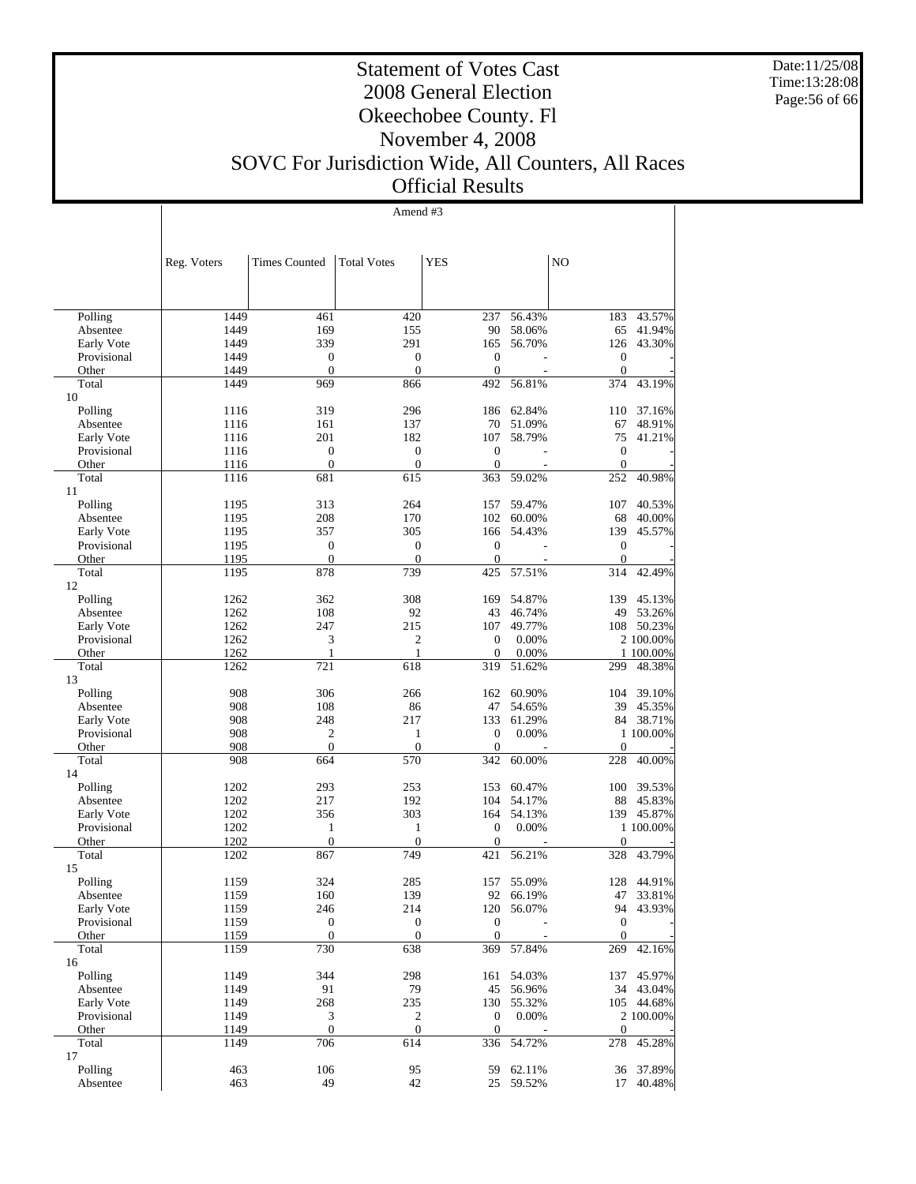# Statement of Votes Cast
# 2008 General Election
# Okeechobee County. Fl
# November 4, 2008
# SOVC For Jurisdiction Wide, All Counters, All Races
# Official Results

Amend #3

| | Reg. Voters | Times Counted | Total Votes | YES | | NO | |
|---|---|---|---|---|---|---|---|
| Polling | 1449 | 461 | 420 | 237 | 56.43% | 183 | 43.57% |
| Absentee | 1449 | 169 | 155 | 90 | 58.06% | 65 | 41.94% |
| Early Vote | 1449 | 339 | 291 | 165 | 56.70% | 126 | 43.30% |
| Provisional | 1449 | 0 | 0 | 0 | - | 0 | - |
| Other | 1449 | 0 | 0 | 0 | - | 0 | - |
| Total | 1449 | 969 | 866 | 492 | 56.81% | 374 | 43.19% |
| 10 | | | | | | | |
| Polling | 1116 | 319 | 296 | 186 | 62.84% | 110 | 37.16% |
| Absentee | 1116 | 161 | 137 | 70 | 51.09% | 67 | 48.91% |
| Early Vote | 1116 | 201 | 182 | 107 | 58.79% | 75 | 41.21% |
| Provisional | 1116 | 0 | 0 | 0 | - | 0 | - |
| Other | 1116 | 0 | 0 | 0 | - | 0 | - |
| Total | 1116 | 681 | 615 | 363 | 59.02% | 252 | 40.98% |
| 11 | | | | | | | |
| Polling | 1195 | 313 | 264 | 157 | 59.47% | 107 | 40.53% |
| Absentee | 1195 | 208 | 170 | 102 | 60.00% | 68 | 40.00% |
| Early Vote | 1195 | 357 | 305 | 166 | 54.43% | 139 | 45.57% |
| Provisional | 1195 | 0 | 0 | 0 | - | 0 | - |
| Other | 1195 | 0 | 0 | 0 | - | 0 | - |
| Total | 1195 | 878 | 739 | 425 | 57.51% | 314 | 42.49% |
| 12 | | | | | | | |
| Polling | 1262 | 362 | 308 | 169 | 54.87% | 139 | 45.13% |
| Absentee | 1262 | 108 | 92 | 43 | 46.74% | 49 | 53.26% |
| Early Vote | 1262 | 247 | 215 | 107 | 49.77% | 108 | 50.23% |
| Provisional | 1262 | 3 | 2 | 0 | 0.00% | 2 | 100.00% |
| Other | 1262 | 1 | 1 | 0 | 0.00% | 1 | 100.00% |
| Total | 1262 | 721 | 618 | 319 | 51.62% | 299 | 48.38% |
| 13 | | | | | | | |
| Polling | 908 | 306 | 266 | 162 | 60.90% | 104 | 39.10% |
| Absentee | 908 | 108 | 86 | 47 | 54.65% | 39 | 45.35% |
| Early Vote | 908 | 248 | 217 | 133 | 61.29% | 84 | 38.71% |
| Provisional | 908 | 2 | 1 | 0 | 0.00% | 1 | 100.00% |
| Other | 908 | 0 | 0 | 0 | - | 0 | - |
| Total | 908 | 664 | 570 | 342 | 60.00% | 228 | 40.00% |
| 14 | | | | | | | |
| Polling | 1202 | 293 | 253 | 153 | 60.47% | 100 | 39.53% |
| Absentee | 1202 | 217 | 192 | 104 | 54.17% | 88 | 45.83% |
| Early Vote | 1202 | 356 | 303 | 164 | 54.13% | 139 | 45.87% |
| Provisional | 1202 | 1 | 1 | 0 | 0.00% | 1 | 100.00% |
| Other | 1202 | 0 | 0 | 0 | - | 0 | - |
| Total | 1202 | 867 | 749 | 421 | 56.21% | 328 | 43.79% |
| 15 | | | | | | | |
| Polling | 1159 | 324 | 285 | 157 | 55.09% | 128 | 44.91% |
| Absentee | 1159 | 160 | 139 | 92 | 66.19% | 47 | 33.81% |
| Early Vote | 1159 | 246 | 214 | 120 | 56.07% | 94 | 43.93% |
| Provisional | 1159 | 0 | 0 | 0 | - | 0 | - |
| Other | 1159 | 0 | 0 | 0 | - | 0 | - |
| Total | 1159 | 730 | 638 | 369 | 57.84% | 269 | 42.16% |
| 16 | | | | | | | |
| Polling | 1149 | 344 | 298 | 161 | 54.03% | 137 | 45.97% |
| Absentee | 1149 | 91 | 79 | 45 | 56.96% | 34 | 43.04% |
| Early Vote | 1149 | 268 | 235 | 130 | 55.32% | 105 | 44.68% |
| Provisional | 1149 | 3 | 2 | 0 | 0.00% | 2 | 100.00% |
| Other | 1149 | 0 | 0 | 0 | - | 0 | - |
| Total | 1149 | 706 | 614 | 336 | 54.72% | 278 | 45.28% |
| 17 | | | | | | | |
| Polling | 463 | 106 | 95 | 59 | 62.11% | 36 | 37.89% |
| Absentee | 463 | 49 | 42 | 25 | 59.52% | 17 | 40.48% |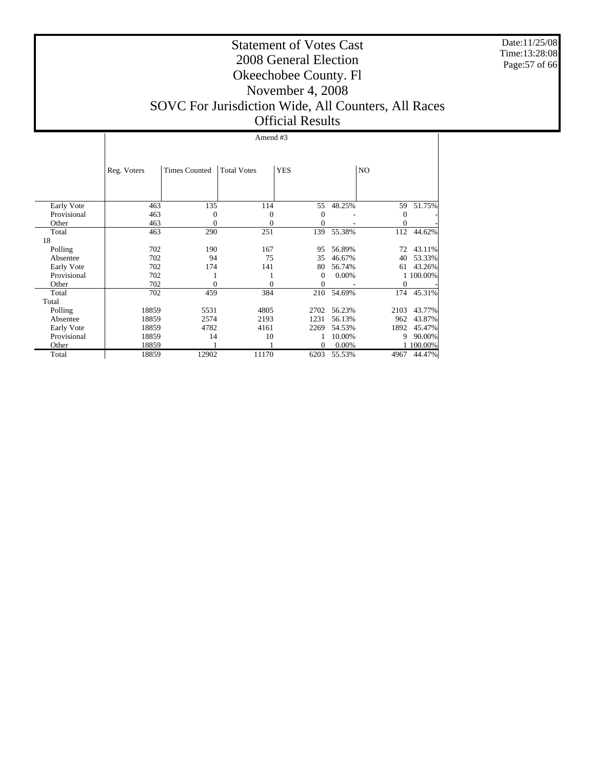# Statement of Votes Cast
## 2008 General Election
## Okeechobee County. Fl
## November 4, 2008
## SOVC For Jurisdiction Wide, All Counters, All Races
## Official Results

Date:11/25/08
Time:13:28:08

| | Amend #3 | | | | | | |
|---|---|---|---|---|---|---|---|
| | Reg. Voters | Times Counted | Total Votes | YES | | NO | |
| Early Vote | 463 | 135 | 114 | 55 | 48.25% | 59 | 51.75% |
| Provisional | 463 | 0 | 0 | 0 | - | 0 | - |
| Other | 463 | 0 | 0 | 0 | - | 0 | - |
| Total | 463 | 290 | 251 | 139 | 55.38% | 112 | 44.62% |
| 18 | | | | | | | |
| Polling | 702 | 190 | 167 | 95 | 56.89% | 72 | 43.11% |
| Absentee | 702 | 94 | 75 | 35 | 46.67% | 40 | 53.33% |
| Early Vote | 702 | 174 | 141 | 80 | 56.74% | 61 | 43.26% |
| Provisional | 702 | 1 | 1 | 0 | 0.00% | 1 | 100.00% |
| Other | 702 | 0 | 0 | 0 | - | 0 | - |
| Total | 702 | 459 | 384 | 210 | 54.69% | 174 | 45.31% |
| Total | | | | | | | |
| Polling | 18859 | 5531 | 4805 | 2702 | 56.23% | 2103 | 43.77% |
| Absentee | 18859 | 2574 | 2193 | 1231 | 56.13% | 962 | 43.87% |
| Early Vote | 18859 | 4782 | 4161 | 2269 | 54.53% | 1892 | 45.47% |
| Provisional | 18859 | 14 | 10 | 1 | 10.00% | 9 | 90.00% |
| Other | 18859 | 1 | 1 | 0 | 0.00% | 1 | 100.00% |
| Total | 18859 | 12902 | 11170 | 6203 | 55.53% | 4967 | 44.47% |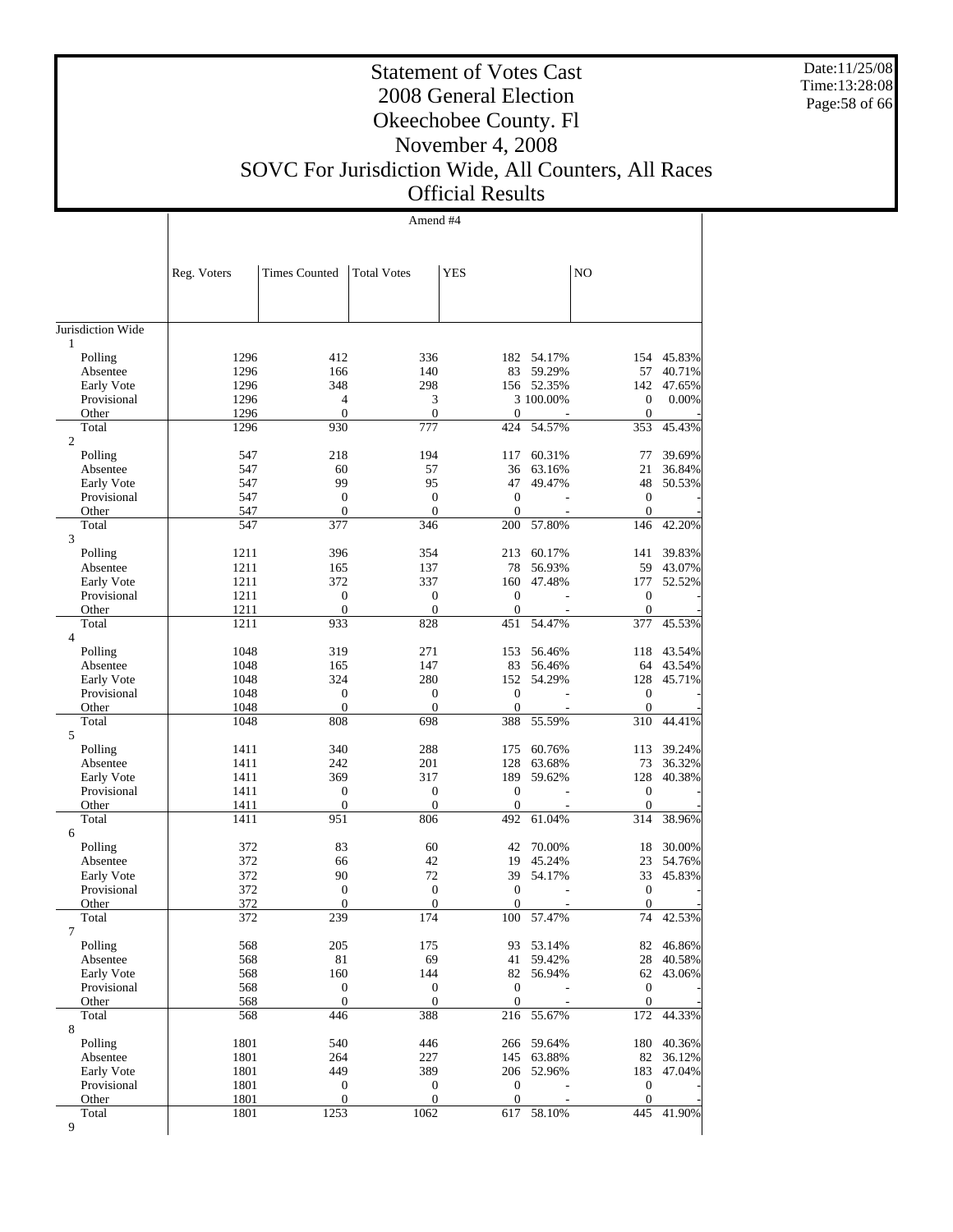# Statement of Votes Cast
# 2008 General Election
# Okeechobee County. Fl
# November 4, 2008
# SOVC For Jurisdiction Wide, All Counters, All Races
# Official Results

Amend #4

| | Reg. Voters | Times Counted | Total Votes | YES | | NO | |
|---|---|---|---|---|---|---|---|
| Jurisdiction Wide | | | | | | | |
| 1 | | | | | | | |
| Polling | 1296 | 412 | 336 | 182 | 54.17% | 154 | 45.83% |
| Absentee | 1296 | 166 | 140 | 83 | 59.29% | 57 | 40.71% |
| Early Vote | 1296 | 348 | 298 | 156 | 52.35% | 142 | 47.65% |
| Provisional | 1296 | 4 | 3 | 3 | 100.00% | 0 | 0.00% |
| Other | 1296 | 0 | 0 | 0 | - | 0 | - |
| Total | 1296 | 930 | 777 | 424 | 54.57% | 353 | 45.43% |
| 2 | | | | | | | |
| Polling | 547 | 218 | 194 | 117 | 60.31% | 77 | 39.69% |
| Absentee | 547 | 60 | 57 | 36 | 63.16% | 21 | 36.84% |
| Early Vote | 547 | 99 | 95 | 47 | 49.47% | 48 | 50.53% |
| Provisional | 547 | 0 | 0 | 0 | - | 0 | - |
| Other | 547 | 0 | 0 | 0 | - | 0 | - |
| Total | 547 | 377 | 346 | 200 | 57.80% | 146 | 42.20% |
| 3 | | | | | | | |
| Polling | 1211 | 396 | 354 | 213 | 60.17% | 141 | 39.83% |
| Absentee | 1211 | 165 | 137 | 78 | 56.93% | 59 | 43.07% |
| Early Vote | 1211 | 372 | 337 | 160 | 47.48% | 177 | 52.52% |
| Provisional | 1211 | 0 | 0 | 0 | - | 0 | - |
| Other | 1211 | 0 | 0 | 0 | - | 0 | - |
| Total | 1211 | 933 | 828 | 451 | 54.47% | 377 | 45.53% |
| 4 | | | | | | | |
| Polling | 1048 | 319 | 271 | 153 | 56.46% | 118 | 43.54% |
| Absentee | 1048 | 165 | 147 | 83 | 56.46% | 64 | 43.54% |
| Early Vote | 1048 | 324 | 280 | 152 | 54.29% | 128 | 45.71% |
| Provisional | 1048 | 0 | 0 | 0 | - | 0 | - |
| Other | 1048 | 0 | 0 | 0 | - | 0 | - |
| Total | 1048 | 808 | 698 | 388 | 55.59% | 310 | 44.41% |
| 5 | | | | | | | |
| Polling | 1411 | 340 | 288 | 175 | 60.76% | 113 | 39.24% |
| Absentee | 1411 | 242 | 201 | 128 | 63.68% | 73 | 36.32% |
| Early Vote | 1411 | 369 | 317 | 189 | 59.62% | 128 | 40.38% |
| Provisional | 1411 | 0 | 0 | 0 | - | 0 | - |
| Other | 1411 | 0 | 0 | 0 | - | 0 | - |
| Total | 1411 | 951 | 806 | 492 | 61.04% | 314 | 38.96% |
| 6 | | | | | | | |
| Polling | 372 | 83 | 60 | 42 | 70.00% | 18 | 30.00% |
| Absentee | 372 | 66 | 42 | 19 | 45.24% | 23 | 54.76% |
| Early Vote | 372 | 90 | 72 | 39 | 54.17% | 33 | 45.83% |
| Provisional | 372 | 0 | 0 | 0 | - | 0 | - |
| Other | 372 | 0 | 0 | 0 | - | 0 | - |
| Total | 372 | 239 | 174 | 100 | 57.47% | 74 | 42.53% |
| 7 | | | | | | | |
| Polling | 568 | 205 | 175 | 93 | 53.14% | 82 | 46.86% |
| Absentee | 568 | 81 | 69 | 41 | 59.42% | 28 | 40.58% |
| Early Vote | 568 | 160 | 144 | 82 | 56.94% | 62 | 43.06% |
| Provisional | 568 | 0 | 0 | 0 | - | 0 | - |
| Other | 568 | 0 | 0 | 0 | - | 0 | - |
| Total | 568 | 446 | 388 | 216 | 55.67% | 172 | 44.33% |
| 8 | | | | | | | |
| Polling | 1801 | 540 | 446 | 266 | 59.64% | 180 | 40.36% |
| Absentee | 1801 | 264 | 227 | 145 | 63.88% | 82 | 36.12% |
| Early Vote | 1801 | 449 | 389 | 206 | 52.96% | 183 | 47.04% |
| Provisional | 1801 | 0 | 0 | 0 | - | 0 | - |
| Other | 1801 | 0 | 0 | 0 | - | 0 | - |
| Total | 1801 | 1253 | 1062 | 617 | 58.10% | 445 | 41.90% |
| 9 | | | | | | | |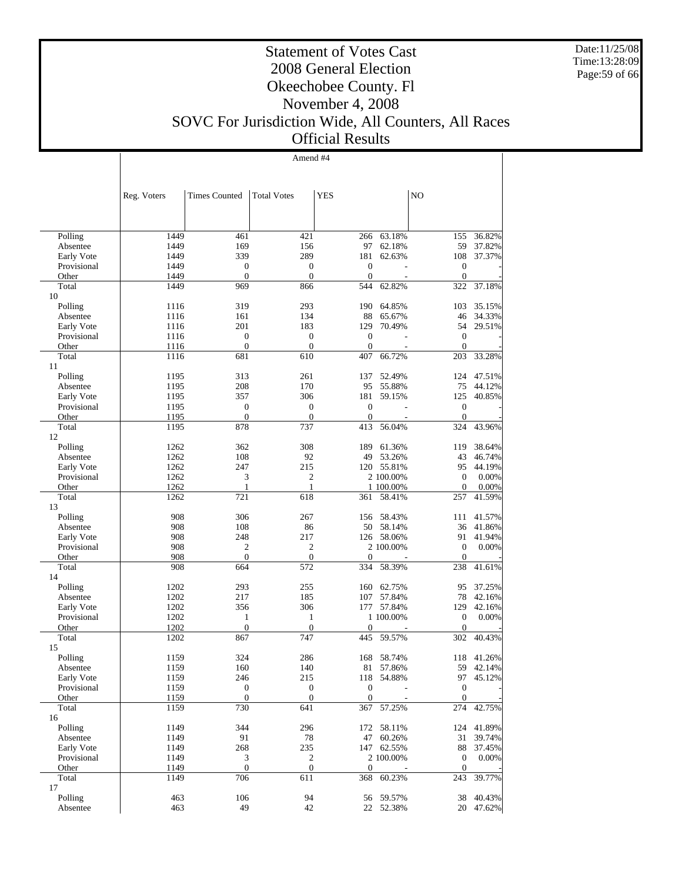# Statement of Votes Cast
# 2008 General Election
# Okeechobee County. Fl
# November 4, 2008
# SOVC For Jurisdiction Wide, All Counters, All Races
# Official Results

Date:11/25/08
Time:13:28:09

| | Amend #4 | | | | | | |
|---|---|---|---|---|---|---|---|
| | Reg. Voters | Times Counted | Total Votes | YES | | NO | |
| Polling | 1449 | 461 | 421 | 266 | 63.18% | 155 | 36.82% |
| Absentee | 1449 | 169 | 156 | 97 | 62.18% | 59 | 37.82% |
| Early Vote | 1449 | 339 | 289 | 181 | 62.63% | 108 | 37.37% |
| Provisional | 1449 | 0 | 0 | 0 | - | 0 | - |
| Other | 1449 | 0 | 0 | 0 | - | 0 | - |
| Total | 1449 | 969 | 866 | 544 | 62.82% | 322 | 37.18% |
| 10 | | | | | | | |
| Polling | 1116 | 319 | 293 | 190 | 64.85% | 103 | 35.15% |
| Absentee | 1116 | 161 | 134 | 88 | 65.67% | 46 | 34.33% |
| Early Vote | 1116 | 201 | 183 | 129 | 70.49% | 54 | 29.51% |
| Provisional | 1116 | 0 | 0 | 0 | - | 0 | - |
| Other | 1116 | 0 | 0 | 0 | - | 0 | - |
| Total | 1116 | 681 | 610 | 407 | 66.72% | 203 | 33.28% |
| 11 | | | | | | | |
| Polling | 1195 | 313 | 261 | 137 | 52.49% | 124 | 47.51% |
| Absentee | 1195 | 208 | 170 | 95 | 55.88% | 75 | 44.12% |
| Early Vote | 1195 | 357 | 306 | 181 | 59.15% | 125 | 40.85% |
| Provisional | 1195 | 0 | 0 | 0 | - | 0 | - |
| Other | 1195 | 0 | 0 | 0 | - | 0 | - |
| Total | 1195 | 878 | 737 | 413 | 56.04% | 324 | 43.96% |
| 12 | | | | | | | |
| Polling | 1262 | 362 | 308 | 189 | 61.36% | 119 | 38.64% |
| Absentee | 1262 | 108 | 92 | 49 | 53.26% | 43 | 46.74% |
| Early Vote | 1262 | 247 | 215 | 120 | 55.81% | 95 | 44.19% |
| Provisional | 1262 | 3 | 2 | 2 | 100.00% | 0 | 0.00% |
| Other | 1262 | 1 | 1 | 1 | 100.00% | 0 | 0.00% |
| Total | 1262 | 721 | 618 | 361 | 58.41% | 257 | 41.59% |
| 13 | | | | | | | |
| Polling | 908 | 306 | 267 | 156 | 58.43% | 111 | 41.57% |
| Absentee | 908 | 108 | 86 | 50 | 58.14% | 36 | 41.86% |
| Early Vote | 908 | 248 | 217 | 126 | 58.06% | 91 | 41.94% |
| Provisional | 908 | 2 | 2 | 2 | 100.00% | 0 | 0.00% |
| Other | 908 | 0 | 0 | 0 | - | 0 | - |
| Total | 908 | 664 | 572 | 334 | 58.39% | 238 | 41.61% |
| 14 | | | | | | | |
| Polling | 1202 | 293 | 255 | 160 | 62.75% | 95 | 37.25% |
| Absentee | 1202 | 217 | 185 | 107 | 57.84% | 78 | 42.16% |
| Early Vote | 1202 | 356 | 306 | 177 | 57.84% | 129 | 42.16% |
| Provisional | 1202 | 1 | 1 | 1 | 100.00% | 0 | 0.00% |
| Other | 1202 | 0 | 0 | 0 | - | 0 | - |
| Total | 1202 | 867 | 747 | 445 | 59.57% | 302 | 40.43% |
| 15 | | | | | | | |
| Polling | 1159 | 324 | 286 | 168 | 58.74% | 118 | 41.26% |
| Absentee | 1159 | 160 | 140 | 81 | 57.86% | 59 | 42.14% |
| Early Vote | 1159 | 246 | 215 | 118 | 54.88% | 97 | 45.12% |
| Provisional | 1159 | 0 | 0 | 0 | - | 0 | - |
| Other | 1159 | 0 | 0 | 0 | - | 0 | - |
| Total | 1159 | 730 | 641 | 367 | 57.25% | 274 | 42.75% |
| 16 | | | | | | | |
| Polling | 1149 | 344 | 296 | 172 | 58.11% | 124 | 41.89% |
| Absentee | 1149 | 91 | 78 | 47 | 60.26% | 31 | 39.74% |
| Early Vote | 1149 | 268 | 235 | 147 | 62.55% | 88 | 37.45% |
| Provisional | 1149 | 3 | 2 | 2 | 100.00% | 0 | 0.00% |
| Other | 1149 | 0 | 0 | 0 | - | 0 | - |
| Total | 1149 | 706 | 611 | 368 | 60.23% | 243 | 39.77% |
| 17 | | | | | | | |
| Polling | 463 | 106 | 94 | 56 | 59.57% | 38 | 40.43% |
| Absentee | 463 | 49 | 42 | 22 | 52.38% | 20 | 47.62% |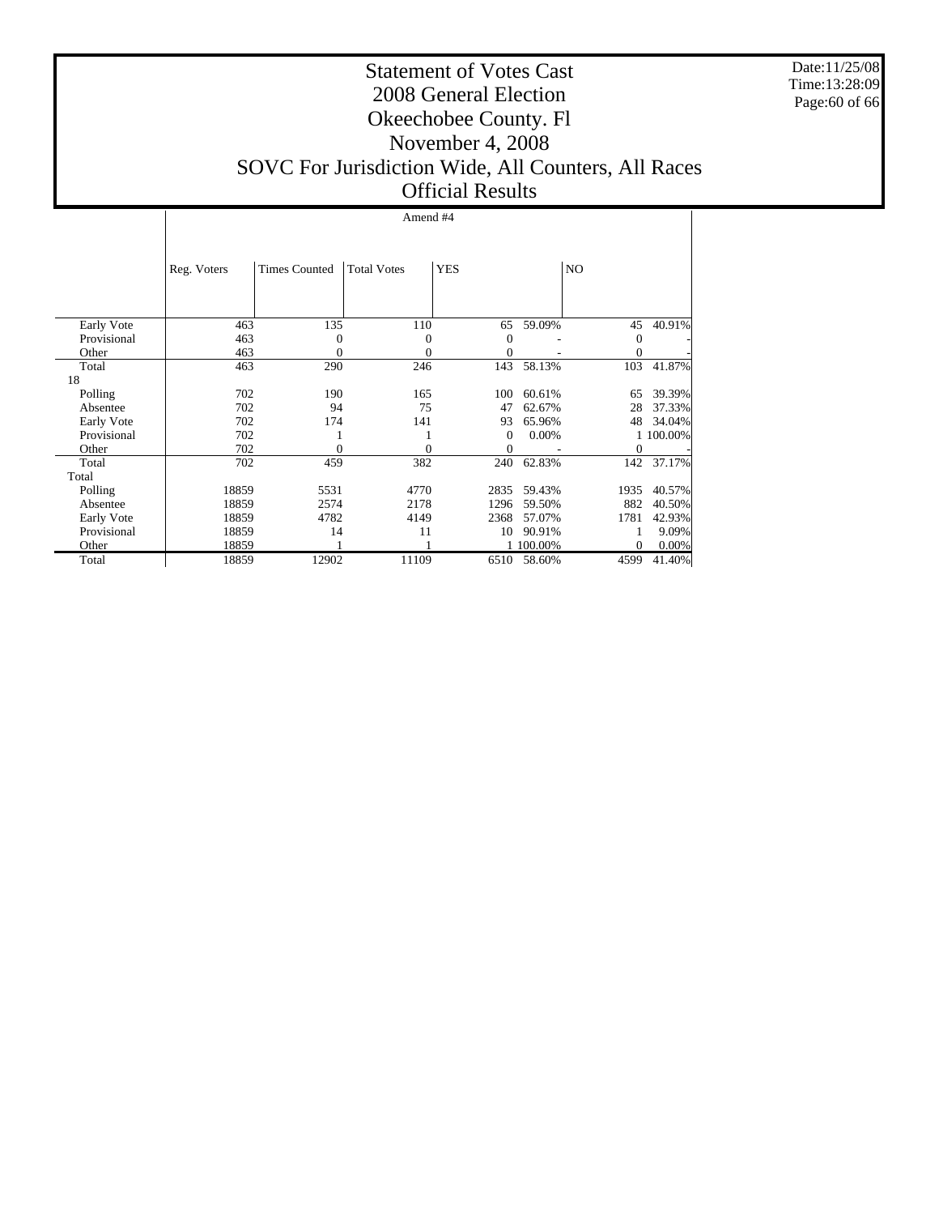# Statement of Votes Cast
## 2008 General Election
## Okeechobee County. Fl
## November 4, 2008
## SOVC For Jurisdiction Wide, All Counters, All Races
## Official Results

Date:11/25/08
Time:13:28:09

| | Amend #4 | | | | | | |
|---|---|---|---|---|---|---|---|
| | Reg. Voters | Times Counted | Total Votes | YES | | NO | |
| Early Vote | 463 | 135 | 110 | 65 | 59.09% | 45 | 40.91% |
| Provisional | 463 | 0 | 0 | 0 | - | 0 | - |
| Other | 463 | 0 | 0 | 0 | - | 0 | - |
| Total | 463 | 290 | 246 | 143 | 58.13% | 103 | 41.87% |
| 18 | | | | | | | |
| Polling | 702 | 190 | 165 | 100 | 60.61% | 65 | 39.39% |
| Absentee | 702 | 94 | 75 | 47 | 62.67% | 28 | 37.33% |
| Early Vote | 702 | 174 | 141 | 93 | 65.96% | 48 | 34.04% |
| Provisional | 702 | 1 | 1 | 0 | 0.00% | 1 | 100.00% |
| Other | 702 | 0 | 0 | 0 | - | 0 | - |
| Total | 702 | 459 | 382 | 240 | 62.83% | 142 | 37.17% |
| Total | | | | | | | |
| Polling | 18859 | 5531 | 4770 | 2835 | 59.43% | 1935 | 40.57% |
| Absentee | 18859 | 2574 | 2178 | 1296 | 59.50% | 882 | 40.50% |
| Early Vote | 18859 | 4782 | 4149 | 2368 | 57.07% | 1781 | 42.93% |
| Provisional | 18859 | 14 | 11 | 10 | 90.91% | 1 | 9.09% |
| Other | 18859 | 1 | 1 | 1 | 100.00% | 0 | 0.00% |
| Total | 18859 | 12902 | 11109 | 6510 | 58.60% | 4599 | 41.40% |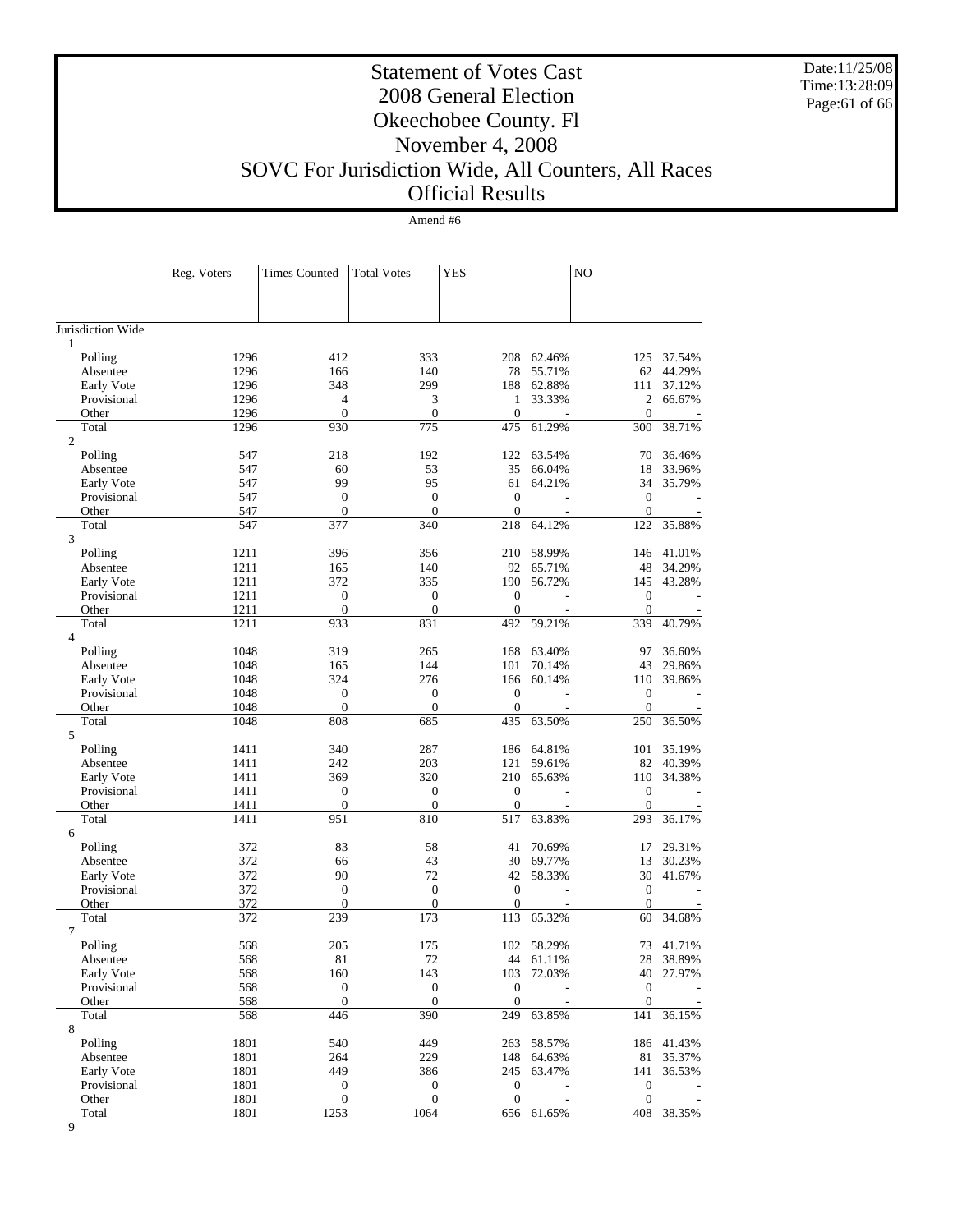# Statement of Votes Cast
# 2008 General Election
# Okeechobee County. Fl
# November 4, 2008
# SOVC For Jurisdiction Wide, All Counters, All Races
# Official Results

Date:11/25/08
Time:13:28:09

## Amend #6

| | Reg. Voters | Times Counted | Total Votes | YES | | NO | |
|---|---|---|---|---|---|---|---|
| Jurisdiction Wide | | | | | | | |
| 1 | | | | | | | |
| Polling | 1296 | 412 | 333 | 208 | 62.46% | 125 | 37.54% |
| Absentee | 1296 | 166 | 140 | 78 | 55.71% | 62 | 44.29% |
| Early Vote | 1296 | 348 | 299 | 188 | 62.88% | 111 | 37.12% |
| Provisional | 1296 | 4 | 3 | 1 | 33.33% | 2 | 66.67% |
| Other | 1296 | 0 | 0 | 0 | - | 0 | - |
| Total | 1296 | 930 | 775 | 475 | 61.29% | 300 | 38.71% |
| 2 | | | | | | | |
| Polling | 547 | 218 | 192 | 122 | 63.54% | 70 | 36.46% |
| Absentee | 547 | 60 | 53 | 35 | 66.04% | 18 | 33.96% |
| Early Vote | 547 | 99 | 95 | 61 | 64.21% | 34 | 35.79% |
| Provisional | 547 | 0 | 0 | 0 | - | 0 | - |
| Other | 547 | 0 | 0 | 0 | - | 0 | - |
| Total | 547 | 377 | 340 | 218 | 64.12% | 122 | 35.88% |
| 3 | | | | | | | |
| Polling | 1211 | 396 | 356 | 210 | 58.99% | 146 | 41.01% |
| Absentee | 1211 | 165 | 140 | 92 | 65.71% | 48 | 34.29% |
| Early Vote | 1211 | 372 | 335 | 190 | 56.72% | 145 | 43.28% |
| Provisional | 1211 | 0 | 0 | 0 | - | 0 | - |
| Other | 1211 | 0 | 0 | 0 | - | 0 | - |
| Total | 1211 | 933 | 831 | 492 | 59.21% | 339 | 40.79% |
| 4 | | | | | | | |
| Polling | 1048 | 319 | 265 | 168 | 63.40% | 97 | 36.60% |
| Absentee | 1048 | 165 | 144 | 101 | 70.14% | 43 | 29.86% |
| Early Vote | 1048 | 324 | 276 | 166 | 60.14% | 110 | 39.86% |
| Provisional | 1048 | 0 | 0 | 0 | - | 0 | - |
| Other | 1048 | 0 | 0 | 0 | - | 0 | - |
| Total | 1048 | 808 | 685 | 435 | 63.50% | 250 | 36.50% |
| 5 | | | | | | | |
| Polling | 1411 | 340 | 287 | 186 | 64.81% | 101 | 35.19% |
| Absentee | 1411 | 242 | 203 | 121 | 59.61% | 82 | 40.39% |
| Early Vote | 1411 | 369 | 320 | 210 | 65.63% | 110 | 34.38% |
| Provisional | 1411 | 0 | 0 | 0 | - | 0 | - |
| Other | 1411 | 0 | 0 | 0 | - | 0 | - |
| Total | 1411 | 951 | 810 | 517 | 63.83% | 293 | 36.17% |
| 6 | | | | | | | |
| Polling | 372 | 83 | 58 | 41 | 70.69% | 17 | 29.31% |
| Absentee | 372 | 66 | 43 | 30 | 69.77% | 13 | 30.23% |
| Early Vote | 372 | 90 | 72 | 42 | 58.33% | 30 | 41.67% |
| Provisional | 372 | 0 | 0 | 0 | - | 0 | - |
| Other | 372 | 0 | 0 | 0 | - | 0 | - |
| Total | 372 | 239 | 173 | 113 | 65.32% | 60 | 34.68% |
| 7 | | | | | | | |
| Polling | 568 | 205 | 175 | 102 | 58.29% | 73 | 41.71% |
| Absentee | 568 | 81 | 72 | 44 | 61.11% | 28 | 38.89% |
| Early Vote | 568 | 160 | 143 | 103 | 72.03% | 40 | 27.97% |
| Provisional | 568 | 0 | 0 | 0 | - | 0 | - |
| Other | 568 | 0 | 0 | 0 | - | 0 | - |
| Total | 568 | 446 | 390 | 249 | 63.85% | 141 | 36.15% |
| 8 | | | | | | | |
| Polling | 1801 | 540 | 449 | 263 | 58.57% | 186 | 41.43% |
| Absentee | 1801 | 264 | 229 | 148 | 64.63% | 81 | 35.37% |
| Early Vote | 1801 | 449 | 386 | 245 | 63.47% | 141 | 36.53% |
| Provisional | 1801 | 0 | 0 | 0 | - | 0 | - |
| Other | 1801 | 0 | 0 | 0 | - | 0 | - |
| Total | 1801 | 1253 | 1064 | 656 | 61.65% | 408 | 38.35% |
| 9 | | | | | | | |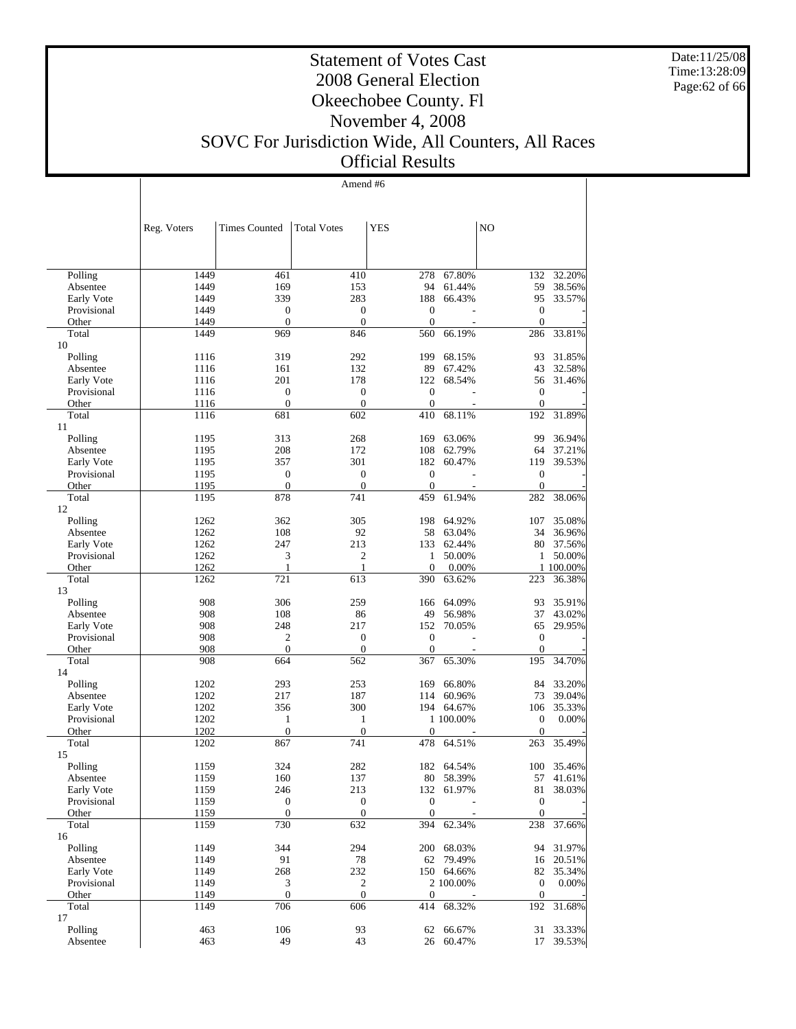# Statement of Votes Cast
# 2008 General Election
# Okeechobee County. Fl
# November 4, 2008
# SOVC For Jurisdiction Wide, All Counters, All Races
# Official Results

Date:11/25/08
Time:13:28:09

Amend #6

| | Reg. Voters | Times Counted | Total Votes | YES | | NO | |
|---|---|---|---|---|---|---|---|
| Polling | 1449 | 461 | 410 | 278 | 67.80% | 132 | 32.20% |
| Absentee | 1449 | 169 | 153 | 94 | 61.44% | 59 | 38.56% |
| Early Vote | 1449 | 339 | 283 | 188 | 66.43% | 95 | 33.57% |
| Provisional | 1449 | 0 | 0 | 0 | - | 0 | - |
| Other | 1449 | 0 | 0 | 0 | - | 0 | - |
| Total | 1449 | 969 | 846 | 560 | 66.19% | 286 | 33.81% |
| 10 | | | | | | | |
| Polling | 1116 | 319 | 292 | 199 | 68.15% | 93 | 31.85% |
| Absentee | 1116 | 161 | 132 | 89 | 67.42% | 43 | 32.58% |
| Early Vote | 1116 | 201 | 178 | 122 | 68.54% | 56 | 31.46% |
| Provisional | 1116 | 0 | 0 | 0 | - | 0 | - |
| Other | 1116 | 0 | 0 | 0 | - | 0 | - |
| Total | 1116 | 681 | 602 | 410 | 68.11% | 192 | 31.89% |
| 11 | | | | | | | |
| Polling | 1195 | 313 | 268 | 169 | 63.06% | 99 | 36.94% |
| Absentee | 1195 | 208 | 172 | 108 | 62.79% | 64 | 37.21% |
| Early Vote | 1195 | 357 | 301 | 182 | 60.47% | 119 | 39.53% |
| Provisional | 1195 | 0 | 0 | 0 | - | 0 | - |
| Other | 1195 | 0 | 0 | 0 | - | 0 | - |
| Total | 1195 | 878 | 741 | 459 | 61.94% | 282 | 38.06% |
| 12 | | | | | | | |
| Polling | 1262 | 362 | 305 | 198 | 64.92% | 107 | 35.08% |
| Absentee | 1262 | 108 | 92 | 58 | 63.04% | 34 | 36.96% |
| Early Vote | 1262 | 247 | 213 | 133 | 62.44% | 80 | 37.56% |
| Provisional | 1262 | 3 | 2 | 1 | 50.00% | 1 | 50.00% |
| Other | 1262 | 1 | 1 | 0 | 0.00% | 1 | 100.00% |
| Total | 1262 | 721 | 613 | 390 | 63.62% | 223 | 36.38% |
| 13 | | | | | | | |
| Polling | 908 | 306 | 259 | 166 | 64.09% | 93 | 35.91% |
| Absentee | 908 | 108 | 86 | 49 | 56.98% | 37 | 43.02% |
| Early Vote | 908 | 248 | 217 | 152 | 70.05% | 65 | 29.95% |
| Provisional | 908 | 2 | 0 | 0 | - | 0 | - |
| Other | 908 | 0 | 0 | 0 | - | 0 | - |
| Total | 908 | 664 | 562 | 367 | 65.30% | 195 | 34.70% |
| 14 | | | | | | | |
| Polling | 1202 | 293 | 253 | 169 | 66.80% | 84 | 33.20% |
| Absentee | 1202 | 217 | 187 | 114 | 60.96% | 73 | 39.04% |
| Early Vote | 1202 | 356 | 300 | 194 | 64.67% | 106 | 35.33% |
| Provisional | 1202 | 1 | 1 | 1 | 100.00% | 0 | 0.00% |
| Other | 1202 | 0 | 0 | 0 | - | 0 | - |
| Total | 1202 | 867 | 741 | 478 | 64.51% | 263 | 35.49% |
| 15 | | | | | | | |
| Polling | 1159 | 324 | 282 | 182 | 64.54% | 100 | 35.46% |
| Absentee | 1159 | 160 | 137 | 80 | 58.39% | 57 | 41.61% |
| Early Vote | 1159 | 246 | 213 | 132 | 61.97% | 81 | 38.03% |
| Provisional | 1159 | 0 | 0 | 0 | - | 0 | - |
| Other | 1159 | 0 | 0 | 0 | - | 0 | - |
| Total | 1159 | 730 | 632 | 394 | 62.34% | 238 | 37.66% |
| 16 | | | | | | | |
| Polling | 1149 | 344 | 294 | 200 | 68.03% | 94 | 31.97% |
| Absentee | 1149 | 91 | 78 | 62 | 79.49% | 16 | 20.51% |
| Early Vote | 1149 | 268 | 232 | 150 | 64.66% | 82 | 35.34% |
| Provisional | 1149 | 3 | 2 | 2 | 100.00% | 0 | 0.00% |
| Other | 1149 | 0 | 0 | 0 | - | 0 | - |
| Total | 1149 | 706 | 606 | 414 | 68.32% | 192 | 31.68% |
| 17 | | | | | | | |
| Polling | 463 | 106 | 93 | 62 | 66.67% | 31 | 33.33% |
| Absentee | 463 | 49 | 43 | 26 | 60.47% | 17 | 39.53% |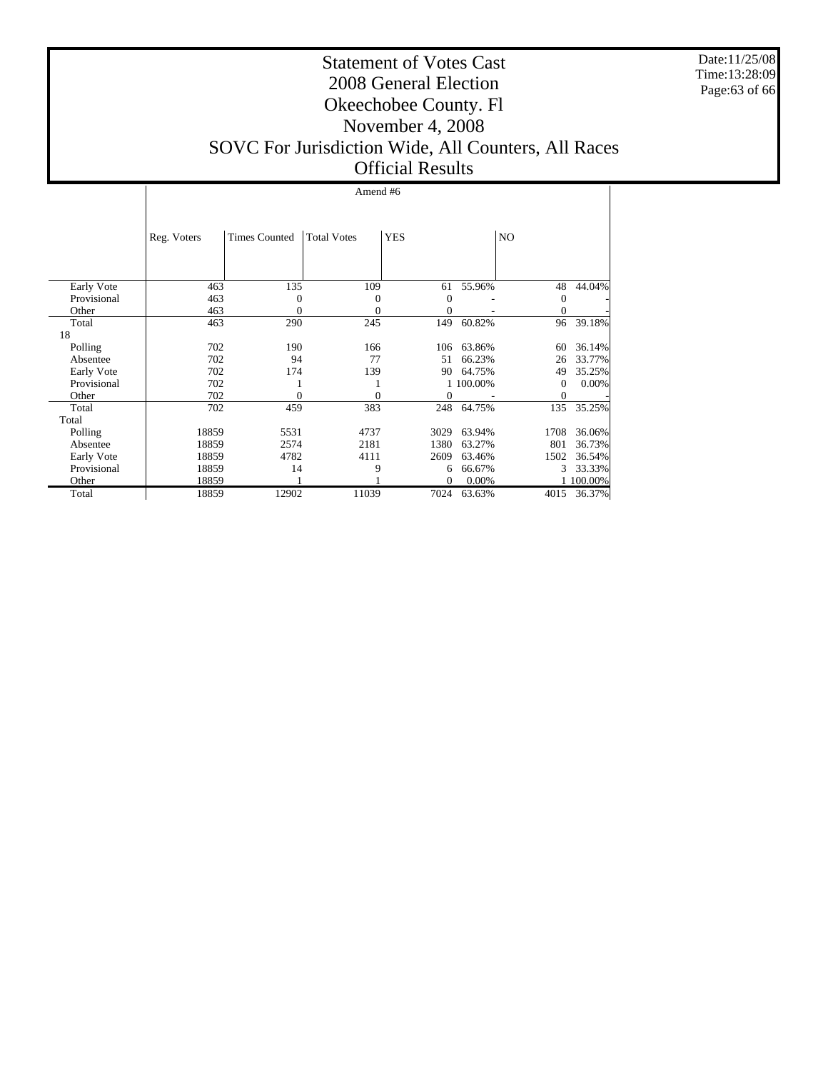# Statement of Votes Cast
## 2008 General Election
## Okeechobee County. Fl
## November 4, 2008
## SOVC For Jurisdiction Wide, All Counters, All Races
## Official Results

Date:11/25/08
Time:13:28:09

| | Amend #6 | | | | | | |
|---|---|---|---|---|---|---|---|
| | Reg. Voters | Times Counted | Total Votes | YES | | NO | |
| Early Vote | 463 | 135 | 109 | 61 | 55.96% | 48 | 44.04% |
| Provisional | 463 | 0 | 0 | 0 | - | 0 | - |
| Other | 463 | 0 | 0 | 0 | - | 0 | - |
| Total | 463 | 290 | 245 | 149 | 60.82% | 96 | 39.18% |
| 18 | | | | | | | |
| Polling | 702 | 190 | 166 | 106 | 63.86% | 60 | 36.14% |
| Absentee | 702 | 94 | 77 | 51 | 66.23% | 26 | 33.77% |
| Early Vote | 702 | 174 | 139 | 90 | 64.75% | 49 | 35.25% |
| Provisional | 702 | 1 | 1 | 1 | 100.00% | 0 | 0.00% |
| Other | 702 | 0 | 0 | 0 | - | 0 | - |
| Total | 702 | 459 | 383 | 248 | 64.75% | 135 | 35.25% |
| Total | | | | | | | |
| Polling | 18859 | 5531 | 4737 | 3029 | 63.94% | 1708 | 36.06% |
| Absentee | 18859 | 2574 | 2181 | 1380 | 63.27% | 801 | 36.73% |
| Early Vote | 18859 | 4782 | 4111 | 2609 | 63.46% | 1502 | 36.54% |
| Provisional | 18859 | 14 | 9 | 6 | 66.67% | 3 | 33.33% |
| Other | 18859 | 1 | 1 | 0 | 0.00% | 1 | 100.00% |
| Total | 18859 | 12902 | 11039 | 7024 | 63.63% | 4015 | 36.37% |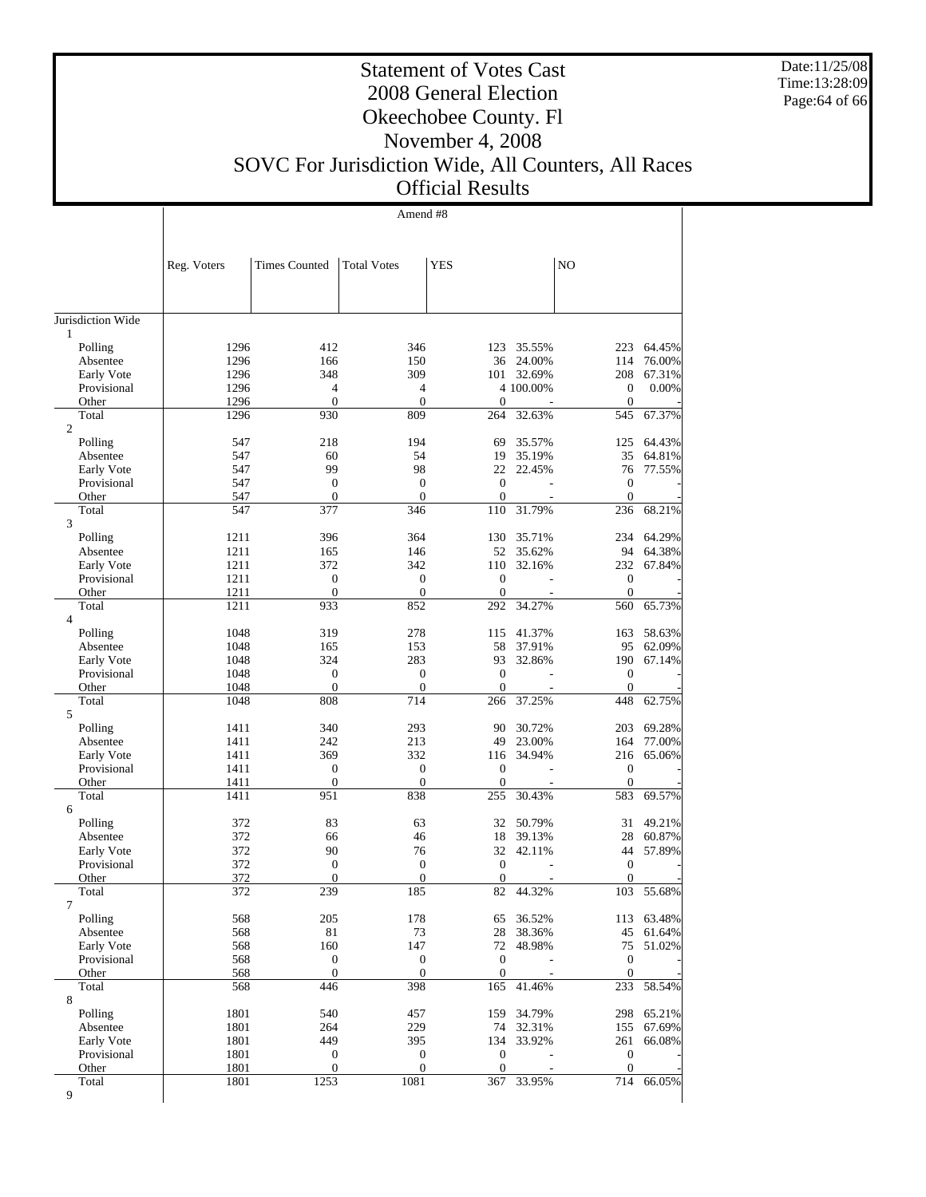# Statement of Votes Cast
## 2008 General Election
## Okeechobee County. Fl
## November 4, 2008
## SOVC For Jurisdiction Wide, All Counters, All Races
## Official Results

Amend #8

| | Reg. Voters | Times Counted | Total Votes | YES | | NO | |
|---|---|---|---|---|---|---|---|
| Jurisdiction Wide | | | | | | | |
| 1 | | | | | | | |
| Polling | 1296 | 412 | 346 | 123 | 35.55% | 223 | 64.45% |
| Absentee | 1296 | 166 | 150 | 36 | 24.00% | 114 | 76.00% |
| Early Vote | 1296 | 348 | 309 | 101 | 32.69% | 208 | 67.31% |
| Provisional | 1296 | 4 | 4 | 4 | 100.00% | 0 | 0.00% |
| Other | 1296 | 0 | 0 | 0 | - | 0 | - |
| Total | 1296 | 930 | 809 | 264 | 32.63% | 545 | 67.37% |
| 2 | | | | | | | |
| Polling | 547 | 218 | 194 | 69 | 35.57% | 125 | 64.43% |
| Absentee | 547 | 60 | 54 | 19 | 35.19% | 35 | 64.81% |
| Early Vote | 547 | 99 | 98 | 22 | 22.45% | 76 | 77.55% |
| Provisional | 547 | 0 | 0 | 0 | - | 0 | - |
| Other | 547 | 0 | 0 | 0 | - | 0 | - |
| Total | 547 | 377 | 346 | 110 | 31.79% | 236 | 68.21% |
| 3 | | | | | | | |
| Polling | 1211 | 396 | 364 | 130 | 35.71% | 234 | 64.29% |
| Absentee | 1211 | 165 | 146 | 52 | 35.62% | 94 | 64.38% |
| Early Vote | 1211 | 372 | 342 | 110 | 32.16% | 232 | 67.84% |
| Provisional | 1211 | 0 | 0 | 0 | - | 0 | - |
| Other | 1211 | 0 | 0 | 0 | - | 0 | - |
| Total | 1211 | 933 | 852 | 292 | 34.27% | 560 | 65.73% |
| 4 | | | | | | | |
| Polling | 1048 | 319 | 278 | 115 | 41.37% | 163 | 58.63% |
| Absentee | 1048 | 165 | 153 | 58 | 37.91% | 95 | 62.09% |
| Early Vote | 1048 | 324 | 283 | 93 | 32.86% | 190 | 67.14% |
| Provisional | 1048 | 0 | 0 | 0 | - | 0 | - |
| Other | 1048 | 0 | 0 | 0 | - | 0 | - |
| Total | 1048 | 808 | 714 | 266 | 37.25% | 448 | 62.75% |
| 5 | | | | | | | |
| Polling | 1411 | 340 | 293 | 90 | 30.72% | 203 | 69.28% |
| Absentee | 1411 | 242 | 213 | 49 | 23.00% | 164 | 77.00% |
| Early Vote | 1411 | 369 | 332 | 116 | 34.94% | 216 | 65.06% |
| Provisional | 1411 | 0 | 0 | 0 | - | 0 | - |
| Other | 1411 | 0 | 0 | 0 | - | 0 | - |
| Total | 1411 | 951 | 838 | 255 | 30.43% | 583 | 69.57% |
| 6 | | | | | | | |
| Polling | 372 | 83 | 63 | 32 | 50.79% | 31 | 49.21% |
| Absentee | 372 | 66 | 46 | 18 | 39.13% | 28 | 60.87% |
| Early Vote | 372 | 90 | 76 | 32 | 42.11% | 44 | 57.89% |
| Provisional | 372 | 0 | 0 | 0 | - | 0 | - |
| Other | 372 | 0 | 0 | 0 | - | 0 | - |
| Total | 372 | 239 | 185 | 82 | 44.32% | 103 | 55.68% |
| 7 | | | | | | | |
| Polling | 568 | 205 | 178 | 65 | 36.52% | 113 | 63.48% |
| Absentee | 568 | 81 | 73 | 28 | 38.36% | 45 | 61.64% |
| Early Vote | 568 | 160 | 147 | 72 | 48.98% | 75 | 51.02% |
| Provisional | 568 | 0 | 0 | 0 | - | 0 | - |
| Other | 568 | 0 | 0 | 0 | - | 0 | - |
| Total | 568 | 446 | 398 | 165 | 41.46% | 233 | 58.54% |
| 8 | | | | | | | |
| Polling | 1801 | 540 | 457 | 159 | 34.79% | 298 | 65.21% |
| Absentee | 1801 | 264 | 229 | 74 | 32.31% | 155 | 67.69% |
| Early Vote | 1801 | 449 | 395 | 134 | 33.92% | 261 | 66.08% |
| Provisional | 1801 | 0 | 0 | 0 | - | 0 | - |
| Other | 1801 | 0 | 0 | 0 | - | 0 | - |
| Total | 1801 | 1253 | 1081 | 367 | 33.95% | 714 | 66.05% |
| 9 | | | | | | | |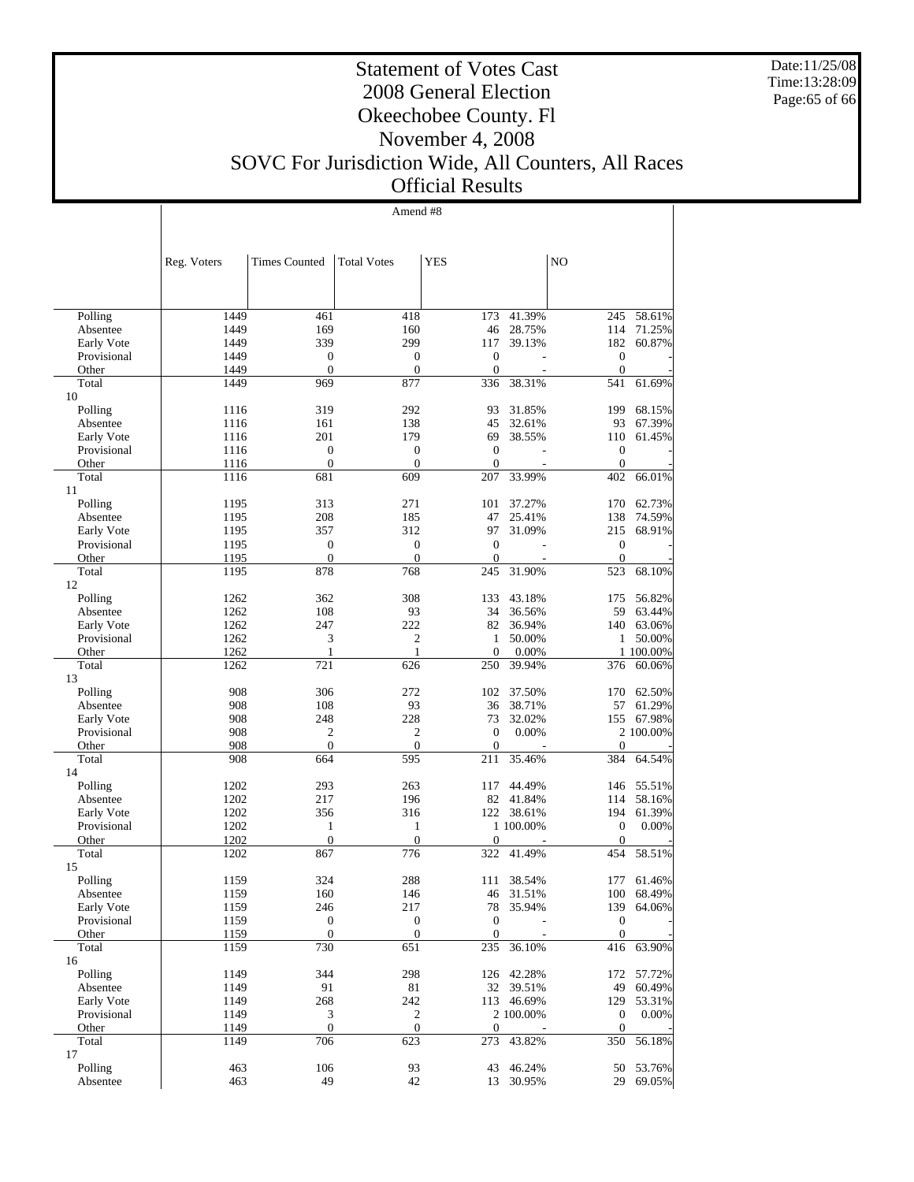# Statement of Votes Cast
## 2008 General Election
## Okeechobee County. Fl
## November 4, 2008
## SOVC For Jurisdiction Wide, All Counters, All Races
## Official Results

Date:11/25/08
Time:13:28:09

Amend #8

| | Reg. Voters | Times Counted | Total Votes | YES | | NO | |
|---|---|---|---|---|---|---|---|
| Polling | 1449 | 461 | 418 | 173 | 41.39% | 245 | 58.61% |
| Absentee | 1449 | 169 | 160 | 46 | 28.75% | 114 | 71.25% |
| Early Vote | 1449 | 339 | 299 | 117 | 39.13% | 182 | 60.87% |
| Provisional | 1449 | 0 | 0 | 0 | - | 0 | - |
| Other | 1449 | 0 | 0 | 0 | - | 0 | - |
| Total | 1449 | 969 | 877 | 336 | 38.31% | 541 | 61.69% |
| 10 | | | | | | | |
| Polling | 1116 | 319 | 292 | 93 | 31.85% | 199 | 68.15% |
| Absentee | 1116 | 161 | 138 | 45 | 32.61% | 93 | 67.39% |
| Early Vote | 1116 | 201 | 179 | 69 | 38.55% | 110 | 61.45% |
| Provisional | 1116 | 0 | 0 | 0 | - | 0 | - |
| Other | 1116 | 0 | 0 | 0 | - | 0 | - |
| Total | 1116 | 681 | 609 | 207 | 33.99% | 402 | 66.01% |
| 11 | | | | | | | |
| Polling | 1195 | 313 | 271 | 101 | 37.27% | 170 | 62.73% |
| Absentee | 1195 | 208 | 185 | 47 | 25.41% | 138 | 74.59% |
| Early Vote | 1195 | 357 | 312 | 97 | 31.09% | 215 | 68.91% |
| Provisional | 1195 | 0 | 0 | 0 | - | 0 | - |
| Other | 1195 | 0 | 0 | 0 | - | 0 | - |
| Total | 1195 | 878 | 768 | 245 | 31.90% | 523 | 68.10% |
| 12 | | | | | | | |
| Polling | 1262 | 362 | 308 | 133 | 43.18% | 175 | 56.82% |
| Absentee | 1262 | 108 | 93 | 34 | 36.56% | 59 | 63.44% |
| Early Vote | 1262 | 247 | 222 | 82 | 36.94% | 140 | 63.06% |
| Provisional | 1262 | 3 | 2 | 1 | 50.00% | 1 | 50.00% |
| Other | 1262 | 1 | 1 | 0 | 0.00% | 1 | 100.00% |
| Total | 1262 | 721 | 626 | 250 | 39.94% | 376 | 60.06% |
| 13 | | | | | | | |
| Polling | 908 | 306 | 272 | 102 | 37.50% | 170 | 62.50% |
| Absentee | 908 | 108 | 93 | 36 | 38.71% | 57 | 61.29% |
| Early Vote | 908 | 248 | 228 | 73 | 32.02% | 155 | 67.98% |
| Provisional | 908 | 2 | 2 | 0 | 0.00% | 2 | 100.00% |
| Other | 908 | 0 | 0 | 0 | - | 0 | - |
| Total | 908 | 664 | 595 | 211 | 35.46% | 384 | 64.54% |
| 14 | | | | | | | |
| Polling | 1202 | 293 | 263 | 117 | 44.49% | 146 | 55.51% |
| Absentee | 1202 | 217 | 196 | 82 | 41.84% | 114 | 58.16% |
| Early Vote | 1202 | 356 | 316 | 122 | 38.61% | 194 | 61.39% |
| Provisional | 1202 | 1 | 1 | 1 | 100.00% | 0 | 0.00% |
| Other | 1202 | 0 | 0 | 0 | - | 0 | - |
| Total | 1202 | 867 | 776 | 322 | 41.49% | 454 | 58.51% |
| 15 | | | | | | | |
| Polling | 1159 | 324 | 288 | 111 | 38.54% | 177 | 61.46% |
| Absentee | 1159 | 160 | 146 | 46 | 31.51% | 100 | 68.49% |
| Early Vote | 1159 | 246 | 217 | 78 | 35.94% | 139 | 64.06% |
| Provisional | 1159 | 0 | 0 | 0 | - | 0 | - |
| Other | 1159 | 0 | 0 | 0 | - | 0 | - |
| Total | 1159 | 730 | 651 | 235 | 36.10% | 416 | 63.90% |
| 16 | | | | | | | |
| Polling | 1149 | 344 | 298 | 126 | 42.28% | 172 | 57.72% |
| Absentee | 1149 | 91 | 81 | 32 | 39.51% | 49 | 60.49% |
| Early Vote | 1149 | 268 | 242 | 113 | 46.69% | 129 | 53.31% |
| Provisional | 1149 | 3 | 2 | 2 | 100.00% | 0 | 0.00% |
| Other | 1149 | 0 | 0 | 0 | - | 0 | - |
| Total | 1149 | 706 | 623 | 273 | 43.82% | 350 | 56.18% |
| 17 | | | | | | | |
| Polling | 463 | 106 | 93 | 43 | 46.24% | 50 | 53.76% |
| Absentee | 463 | 49 | 42 | 13 | 30.95% | 29 | 69.05% |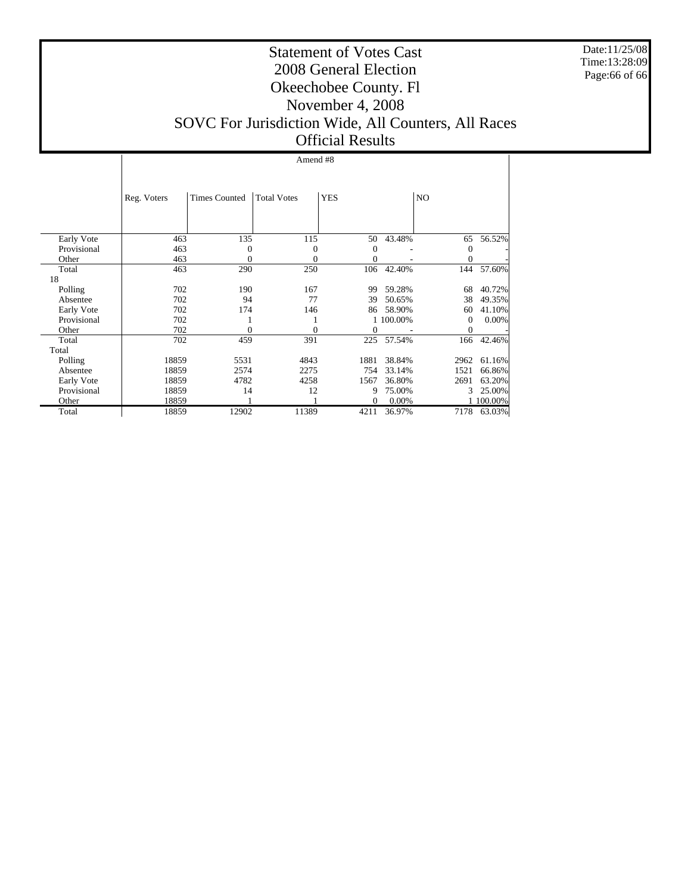# Statement of Votes Cast
# 2008 General Election
# Okeechobee County. Fl
# November 4, 2008
# SOVC For Jurisdiction Wide, All Counters, All Races
# Official Results

Date:11/25/08
Time:13:28:09

| | Amend #8 | | | | | | |
|---|---|---|---|---|---|---|---|
| | Reg. Voters | Times Counted | Total Votes | YES | | NO | |
| Early Vote | 463 | 135 | 115 | 50 | 43.48% | 65 | 56.52% |
| Provisional | 463 | 0 | 0 | 0 | - | 0 | - |
| Other | 463 | 0 | 0 | 0 | - | 0 | - |
| Total | 463 | 290 | 250 | 106 | 42.40% | 144 | 57.60% |
| 18 | | | | | | | |
| Polling | 702 | 190 | 167 | 99 | 59.28% | 68 | 40.72% |
| Absentee | 702 | 94 | 77 | 39 | 50.65% | 38 | 49.35% |
| Early Vote | 702 | 174 | 146 | 86 | 58.90% | 60 | 41.10% |
| Provisional | 702 | 1 | 1 | 1 | 100.00% | 0 | 0.00% |
| Other | 702 | 0 | 0 | 0 | - | 0 | - |
| Total | 702 | 459 | 391 | 225 | 57.54% | 166 | 42.46% |
| Total | | | | | | | |
| Polling | 18859 | 5531 | 4843 | 1881 | 38.84% | 2962 | 61.16% |
| Absentee | 18859 | 2574 | 2275 | 754 | 33.14% | 1521 | 66.86% |
| Early Vote | 18859 | 4782 | 4258 | 1567 | 36.80% | 2691 | 63.20% |
| Provisional | 18859 | 14 | 12 | 9 | 75.00% | 3 | 25.00% |
| Other | 18859 | 1 | 1 | 0 | 0.00% | 1 | 100.00% |
| Total | 18859 | 12902 | 11389 | 4211 | 36.97% | 7178 | 63.03% |